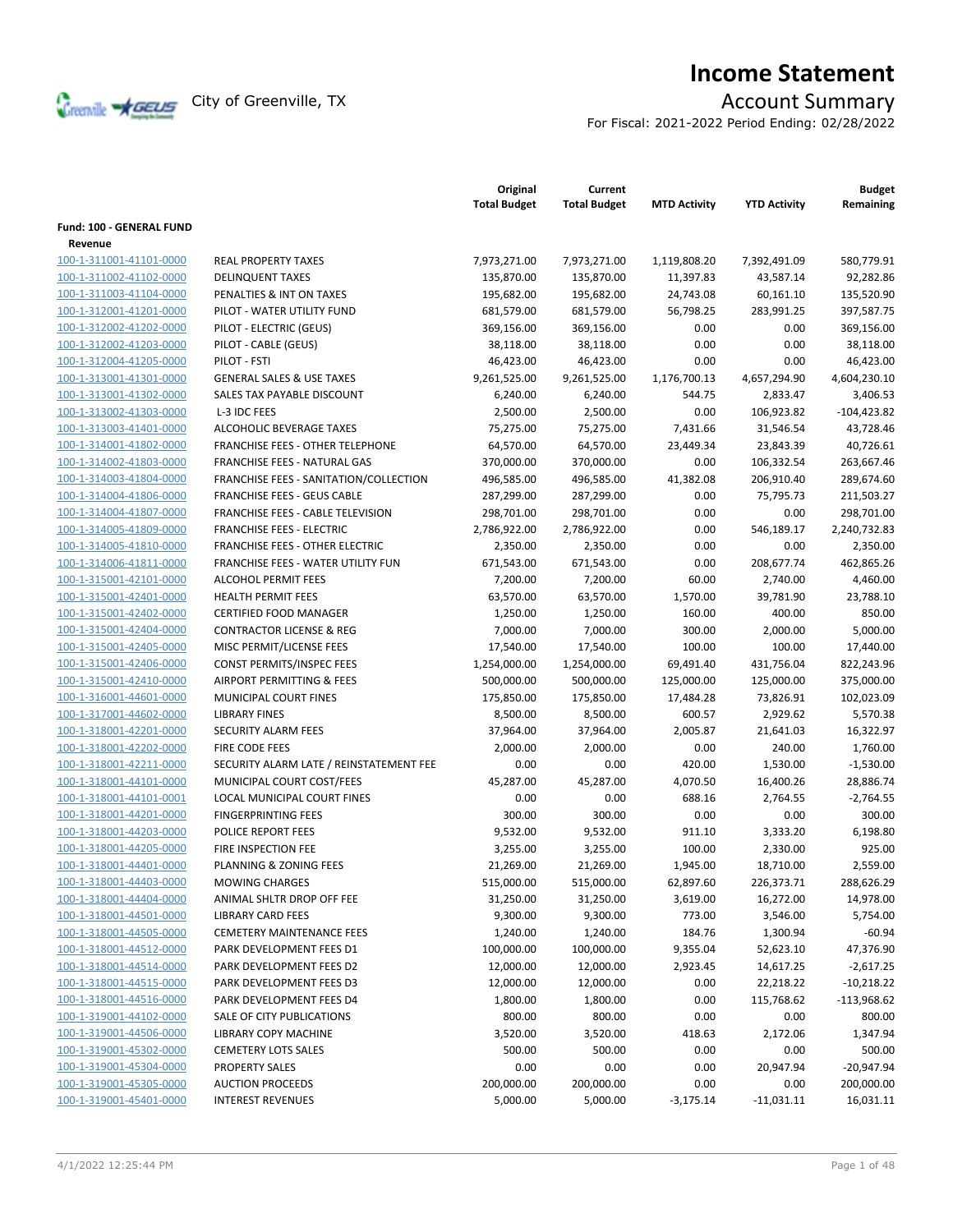# Income Statement

City of Greenville, TX

## Account Summary

For Fiscal: 2021-2022 Period Ending: 02/28/2022

| | | Original Total Budget | Current Total Budget | MTD Activity | YTD Activity | Budget Remaining |
|---|---|---|---|---|---|---|
| **Fund: 100 - GENERAL FUND** | | | | | | |
| **Revenue** | | | | | | |
| 100-1-311001-41101-0000 | REAL PROPERTY TAXES | 7,973,271.00 | 7,973,271.00 | 1,119,808.20 | 7,392,491.09 | 580,779.91 |
| 100-1-311002-41102-0000 | DELINQUENT TAXES | 135,870.00 | 135,870.00 | 11,397.83 | 43,587.14 | 92,282.86 |
| 100-1-311003-41104-0000 | PENALTIES & INT ON TAXES | 195,682.00 | 195,682.00 | 24,743.08 | 60,161.10 | 135,520.90 |
| 100-1-312001-41201-0000 | PILOT - WATER UTILITY FUND | 681,579.00 | 681,579.00 | 56,798.25 | 283,991.25 | 397,587.75 |
| 100-1-312002-41202-0000 | PILOT - ELECTRIC (GEUS) | 369,156.00 | 369,156.00 | 0.00 | 0.00 | 369,156.00 |
| 100-1-312002-41203-0000 | PILOT - CABLE (GEUS) | 38,118.00 | 38,118.00 | 0.00 | 0.00 | 38,118.00 |
| 100-1-312004-41205-0000 | PILOT - FSTI | 46,423.00 | 46,423.00 | 0.00 | 0.00 | 46,423.00 |
| 100-1-313001-41301-0000 | GENERAL SALES & USE TAXES | 9,261,525.00 | 9,261,525.00 | 1,176,700.13 | 4,657,294.90 | 4,604,230.10 |
| 100-1-313001-41302-0000 | SALES TAX PAYABLE DISCOUNT | 6,240.00 | 6,240.00 | 544.75 | 2,833.47 | 3,406.53 |
| 100-1-313002-41303-0000 | L-3 IDC FEES | 2,500.00 | 2,500.00 | 0.00 | 106,923.82 | -104,423.82 |
| 100-1-313003-41401-0000 | ALCOHOLIC BEVERAGE TAXES | 75,275.00 | 75,275.00 | 7,431.66 | 31,546.54 | 43,728.46 |
| 100-1-314001-41802-0000 | FRANCHISE FEES - OTHER TELEPHONE | 64,570.00 | 64,570.00 | 23,449.34 | 23,843.39 | 40,726.61 |
| 100-1-314002-41803-0000 | FRANCHISE FEES - NATURAL GAS | 370,000.00 | 370,000.00 | 0.00 | 106,332.54 | 263,667.46 |
| 100-1-314003-41804-0000 | FRANCHISE FEES - SANITATION/COLLECTION | 496,585.00 | 496,585.00 | 41,382.08 | 206,910.40 | 289,674.60 |
| 100-1-314004-41806-0000 | FRANCHISE FEES - GEUS CABLE | 287,299.00 | 287,299.00 | 0.00 | 75,795.73 | 211,503.27 |
| 100-1-314004-41807-0000 | FRANCHISE FEES - CABLE TELEVISION | 298,701.00 | 298,701.00 | 0.00 | 0.00 | 298,701.00 |
| 100-1-314005-41809-0000 | FRANCHISE FEES - ELECTRIC | 2,786,922.00 | 2,786,922.00 | 0.00 | 546,189.17 | 2,240,732.83 |
| 100-1-314005-41810-0000 | FRANCHISE FEES - OTHER ELECTRIC | 2,350.00 | 2,350.00 | 0.00 | 0.00 | 2,350.00 |
| 100-1-314006-41811-0000 | FRANCHISE FEES - WATER UTILITY FUN | 671,543.00 | 671,543.00 | 0.00 | 208,677.74 | 462,865.26 |
| 100-1-315001-42101-0000 | ALCOHOL PERMIT FEES | 7,200.00 | 7,200.00 | 60.00 | 2,740.00 | 4,460.00 |
| 100-1-315001-42401-0000 | HEALTH PERMIT FEES | 63,570.00 | 63,570.00 | 1,570.00 | 39,781.90 | 23,788.10 |
| 100-1-315001-42402-0000 | CERTIFIED FOOD MANAGER | 1,250.00 | 1,250.00 | 160.00 | 400.00 | 850.00 |
| 100-1-315001-42404-0000 | CONTRACTOR LICENSE & REG | 7,000.00 | 7,000.00 | 300.00 | 2,000.00 | 5,000.00 |
| 100-1-315001-42405-0000 | MISC PERMIT/LICENSE FEES | 17,540.00 | 17,540.00 | 100.00 | 100.00 | 17,440.00 |
| 100-1-315001-42406-0000 | CONST PERMITS/INSPEC FEES | 1,254,000.00 | 1,254,000.00 | 69,491.40 | 431,756.04 | 822,243.96 |
| 100-1-315001-42410-0000 | AIRPORT PERMITTING & FEES | 500,000.00 | 500,000.00 | 125,000.00 | 125,000.00 | 375,000.00 |
| 100-1-316001-44601-0000 | MUNICIPAL COURT FINES | 175,850.00 | 175,850.00 | 17,484.28 | 73,826.91 | 102,023.09 |
| 100-1-317001-44602-0000 | LIBRARY FINES | 8,500.00 | 8,500.00 | 600.57 | 2,929.62 | 5,570.38 |
| 100-1-318001-42201-0000 | SECURITY ALARM FEES | 37,964.00 | 37,964.00 | 2,005.87 | 21,641.03 | 16,322.97 |
| 100-1-318001-42202-0000 | FIRE CODE FEES | 2,000.00 | 2,000.00 | 0.00 | 240.00 | 1,760.00 |
| 100-1-318001-42211-0000 | SECURITY ALARM LATE / REINSTATEMENT FEE | 0.00 | 0.00 | 420.00 | 1,530.00 | -1,530.00 |
| 100-1-318001-44101-0000 | MUNICIPAL COURT COST/FEES | 45,287.00 | 45,287.00 | 4,070.50 | 16,400.26 | 28,886.74 |
| 100-1-318001-44101-0001 | LOCAL MUNICIPAL COURT FINES | 0.00 | 0.00 | 688.16 | 2,764.55 | -2,764.55 |
| 100-1-318001-44201-0000 | FINGERPRINTING FEES | 300.00 | 300.00 | 0.00 | 0.00 | 300.00 |
| 100-1-318001-44203-0000 | POLICE REPORT FEES | 9,532.00 | 9,532.00 | 911.10 | 3,333.20 | 6,198.80 |
| 100-1-318001-44205-0000 | FIRE INSPECTION FEE | 3,255.00 | 3,255.00 | 100.00 | 2,330.00 | 925.00 |
| 100-1-318001-44401-0000 | PLANNING & ZONING FEES | 21,269.00 | 21,269.00 | 1,945.00 | 18,710.00 | 2,559.00 |
| 100-1-318001-44403-0000 | MOWING CHARGES | 515,000.00 | 515,000.00 | 62,897.60 | 226,373.71 | 288,626.29 |
| 100-1-318001-44404-0000 | ANIMAL SHLTR DROP OFF FEE | 31,250.00 | 31,250.00 | 3,619.00 | 16,272.00 | 14,978.00 |
| 100-1-318001-44501-0000 | LIBRARY CARD FEES | 9,300.00 | 9,300.00 | 773.00 | 3,546.00 | 5,754.00 |
| 100-1-318001-44505-0000 | CEMETERY MAINTENANCE FEES | 1,240.00 | 1,240.00 | 184.76 | 1,300.94 | -60.94 |
| 100-1-318001-44512-0000 | PARK DEVELOPMENT FEES D1 | 100,000.00 | 100,000.00 | 9,355.04 | 52,623.10 | 47,376.90 |
| 100-1-318001-44514-0000 | PARK DEVELOPMENT FEES D2 | 12,000.00 | 12,000.00 | 2,923.45 | 14,617.25 | -2,617.25 |
| 100-1-318001-44515-0000 | PARK DEVELOPMENT FEES D3 | 12,000.00 | 12,000.00 | 0.00 | 22,218.22 | -10,218.22 |
| 100-1-318001-44516-0000 | PARK DEVELOPMENT FEES D4 | 1,800.00 | 1,800.00 | 0.00 | 115,768.62 | -113,968.62 |
| 100-1-319001-44102-0000 | SALE OF CITY PUBLICATIONS | 800.00 | 800.00 | 0.00 | 0.00 | 800.00 |
| 100-1-319001-44506-0000 | LIBRARY COPY MACHINE | 3,520.00 | 3,520.00 | 418.63 | 2,172.06 | 1,347.94 |
| 100-1-319001-45302-0000 | CEMETERY LOTS SALES | 500.00 | 500.00 | 0.00 | 0.00 | 500.00 |
| 100-1-319001-45304-0000 | PROPERTY SALES | 0.00 | 0.00 | 0.00 | 20,947.94 | -20,947.94 |
| 100-1-319001-45305-0000 | AUCTION PROCEEDS | 200,000.00 | 200,000.00 | 0.00 | 0.00 | 200,000.00 |
| 100-1-319001-45401-0000 | INTEREST REVENUES | 5,000.00 | 5,000.00 | -3,175.14 | -11,031.11 | 16,031.11 |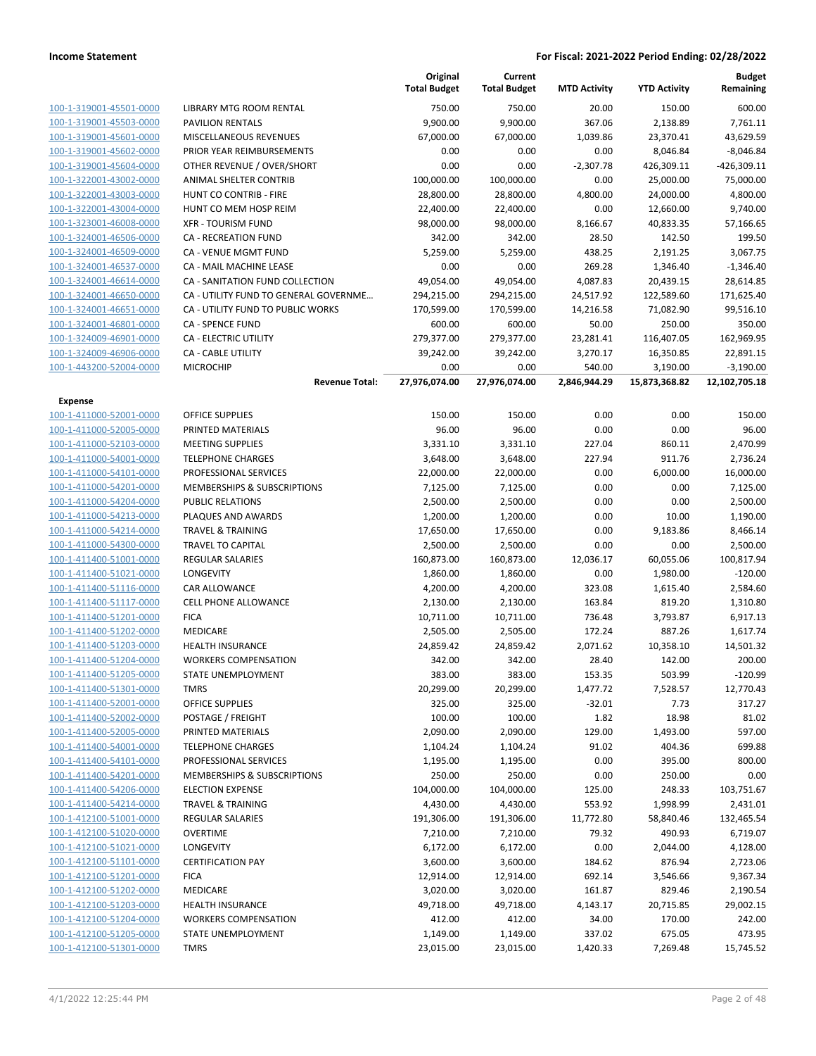**Income Statement** &nbsp;&nbsp;&nbsp;&nbsp; **For Fiscal: 2021-2022 Period Ending: 02/28/2022**

| | | Original Total Budget | Current Total Budget | MTD Activity | YTD Activity | Budget Remaining |
|---|---|---|---|---|---|---|
| 100-1-319001-45501-0000 | LIBRARY MTG ROOM RENTAL | 750.00 | 750.00 | 20.00 | 150.00 | 600.00 |
| 100-1-319001-45503-0000 | PAVILION RENTALS | 9,900.00 | 9,900.00 | 367.06 | 2,138.89 | 7,761.11 |
| 100-1-319001-45601-0000 | MISCELLANEOUS REVENUES | 67,000.00 | 67,000.00 | 1,039.86 | 23,370.41 | 43,629.59 |
| 100-1-319001-45602-0000 | PRIOR YEAR REIMBURSEMENTS | 0.00 | 0.00 | 0.00 | 8,046.84 | -8,046.84 |
| 100-1-319001-45604-0000 | OTHER REVENUE / OVER/SHORT | 0.00 | 0.00 | -2,307.78 | 426,309.11 | -426,309.11 |
| 100-1-322001-43002-0000 | ANIMAL SHELTER CONTRIB | 100,000.00 | 100,000.00 | 0.00 | 25,000.00 | 75,000.00 |
| 100-1-322001-43003-0000 | HUNT CO CONTRIB - FIRE | 28,800.00 | 28,800.00 | 4,800.00 | 24,000.00 | 4,800.00 |
| 100-1-322001-43004-0000 | HUNT CO MEM HOSP REIM | 22,400.00 | 22,400.00 | 0.00 | 12,660.00 | 9,740.00 |
| 100-1-323001-46008-0000 | XFR - TOURISM FUND | 98,000.00 | 98,000.00 | 8,166.67 | 40,833.35 | 57,166.65 |
| 100-1-324001-46506-0000 | CA - RECREATION FUND | 342.00 | 342.00 | 28.50 | 142.50 | 199.50 |
| 100-1-324001-46509-0000 | CA - VENUE MGMT FUND | 5,259.00 | 5,259.00 | 438.25 | 2,191.25 | 3,067.75 |
| 100-1-324001-46537-0000 | CA - MAIL MACHINE LEASE | 0.00 | 0.00 | 269.28 | 1,346.40 | -1,346.40 |
| 100-1-324001-46614-0000 | CA - SANITATION FUND COLLECTION | 49,054.00 | 49,054.00 | 4,087.83 | 20,439.15 | 28,614.85 |
| 100-1-324001-46650-0000 | CA - UTILITY FUND TO GENERAL GOVERNME... | 294,215.00 | 294,215.00 | 24,517.92 | 122,589.60 | 171,625.40 |
| 100-1-324001-46651-0000 | CA - UTILITY FUND TO PUBLIC WORKS | 170,599.00 | 170,599.00 | 14,216.58 | 71,082.90 | 99,516.10 |
| 100-1-324001-46801-0000 | CA - SPENCE FUND | 600.00 | 600.00 | 50.00 | 250.00 | 350.00 |
| 100-1-324009-46901-0000 | CA - ELECTRIC UTILITY | 279,377.00 | 279,377.00 | 23,281.41 | 116,407.05 | 162,969.95 |
| 100-1-324009-46906-0000 | CA - CABLE UTILITY | 39,242.00 | 39,242.00 | 3,270.17 | 16,350.85 | 22,891.15 |
| 100-1-443200-52004-0000 | MICROCHIP | 0.00 | 0.00 | 540.00 | 3,190.00 | -3,190.00 |
| | **Revenue Total:** | **27,976,074.00** | **27,976,074.00** | **2,846,944.29** | **15,873,368.82** | **12,102,705.18** |
| **Expense** | | | | | | |
| 100-1-411000-52001-0000 | OFFICE SUPPLIES | 150.00 | 150.00 | 0.00 | 0.00 | 150.00 |
| 100-1-411000-52005-0000 | PRINTED MATERIALS | 96.00 | 96.00 | 0.00 | 0.00 | 96.00 |
| 100-1-411000-52103-0000 | MEETING SUPPLIES | 3,331.10 | 3,331.10 | 227.04 | 860.11 | 2,470.99 |
| 100-1-411000-54001-0000 | TELEPHONE CHARGES | 3,648.00 | 3,648.00 | 227.94 | 911.76 | 2,736.24 |
| 100-1-411000-54101-0000 | PROFESSIONAL SERVICES | 22,000.00 | 22,000.00 | 0.00 | 6,000.00 | 16,000.00 |
| 100-1-411000-54201-0000 | MEMBERSHIPS & SUBSCRIPTIONS | 7,125.00 | 7,125.00 | 0.00 | 0.00 | 7,125.00 |
| 100-1-411000-54204-0000 | PUBLIC RELATIONS | 2,500.00 | 2,500.00 | 0.00 | 0.00 | 2,500.00 |
| 100-1-411000-54213-0000 | PLAQUES AND AWARDS | 1,200.00 | 1,200.00 | 0.00 | 10.00 | 1,190.00 |
| 100-1-411000-54214-0000 | TRAVEL & TRAINING | 17,650.00 | 17,650.00 | 0.00 | 9,183.86 | 8,466.14 |
| 100-1-411000-54300-0000 | TRAVEL TO CAPITAL | 2,500.00 | 2,500.00 | 0.00 | 0.00 | 2,500.00 |
| 100-1-411400-51001-0000 | REGULAR SALARIES | 160,873.00 | 160,873.00 | 12,036.17 | 60,055.06 | 100,817.94 |
| 100-1-411400-51021-0000 | LONGEVITY | 1,860.00 | 1,860.00 | 0.00 | 1,980.00 | -120.00 |
| 100-1-411400-51116-0000 | CAR ALLOWANCE | 4,200.00 | 4,200.00 | 323.08 | 1,615.40 | 2,584.60 |
| 100-1-411400-51117-0000 | CELL PHONE ALLOWANCE | 2,130.00 | 2,130.00 | 163.84 | 819.20 | 1,310.80 |
| 100-1-411400-51201-0000 | FICA | 10,711.00 | 10,711.00 | 736.48 | 3,793.87 | 6,917.13 |
| 100-1-411400-51202-0000 | MEDICARE | 2,505.00 | 2,505.00 | 172.24 | 887.26 | 1,617.74 |
| 100-1-411400-51203-0000 | HEALTH INSURANCE | 24,859.42 | 24,859.42 | 2,071.62 | 10,358.10 | 14,501.32 |
| 100-1-411400-51204-0000 | WORKERS COMPENSATION | 342.00 | 342.00 | 28.40 | 142.00 | 200.00 |
| 100-1-411400-51205-0000 | STATE UNEMPLOYMENT | 383.00 | 383.00 | 153.35 | 503.99 | -120.99 |
| 100-1-411400-51301-0000 | TMRS | 20,299.00 | 20,299.00 | 1,477.72 | 7,528.57 | 12,770.43 |
| 100-1-411400-52001-0000 | OFFICE SUPPLIES | 325.00 | 325.00 | -32.01 | 7.73 | 317.27 |
| 100-1-411400-52002-0000 | POSTAGE / FREIGHT | 100.00 | 100.00 | 1.82 | 18.98 | 81.02 |
| 100-1-411400-52005-0000 | PRINTED MATERIALS | 2,090.00 | 2,090.00 | 129.00 | 1,493.00 | 597.00 |
| 100-1-411400-54001-0000 | TELEPHONE CHARGES | 1,104.24 | 1,104.24 | 91.02 | 404.36 | 699.88 |
| 100-1-411400-54101-0000 | PROFESSIONAL SERVICES | 1,195.00 | 1,195.00 | 0.00 | 395.00 | 800.00 |
| 100-1-411400-54201-0000 | MEMBERSHIPS & SUBSCRIPTIONS | 250.00 | 250.00 | 0.00 | 250.00 | 0.00 |
| 100-1-411400-54206-0000 | ELECTION EXPENSE | 104,000.00 | 104,000.00 | 125.00 | 248.33 | 103,751.67 |
| 100-1-411400-54214-0000 | TRAVEL & TRAINING | 4,430.00 | 4,430.00 | 553.92 | 1,998.99 | 2,431.01 |
| 100-1-412100-51001-0000 | REGULAR SALARIES | 191,306.00 | 191,306.00 | 11,772.80 | 58,840.46 | 132,465.54 |
| 100-1-412100-51020-0000 | OVERTIME | 7,210.00 | 7,210.00 | 79.32 | 490.93 | 6,719.07 |
| 100-1-412100-51021-0000 | LONGEVITY | 6,172.00 | 6,172.00 | 0.00 | 2,044.00 | 4,128.00 |
| 100-1-412100-51101-0000 | CERTIFICATION PAY | 3,600.00 | 3,600.00 | 184.62 | 876.94 | 2,723.06 |
| 100-1-412100-51201-0000 | FICA | 12,914.00 | 12,914.00 | 692.14 | 3,546.66 | 9,367.34 |
| 100-1-412100-51202-0000 | MEDICARE | 3,020.00 | 3,020.00 | 161.87 | 829.46 | 2,190.54 |
| 100-1-412100-51203-0000 | HEALTH INSURANCE | 49,718.00 | 49,718.00 | 4,143.17 | 20,715.85 | 29,002.15 |
| 100-1-412100-51204-0000 | WORKERS COMPENSATION | 412.00 | 412.00 | 34.00 | 170.00 | 242.00 |
| 100-1-412100-51205-0000 | STATE UNEMPLOYMENT | 1,149.00 | 1,149.00 | 337.02 | 675.05 | 473.95 |
| 100-1-412100-51301-0000 | TMRS | 23,015.00 | 23,015.00 | 1,420.33 | 7,269.48 | 15,745.52 |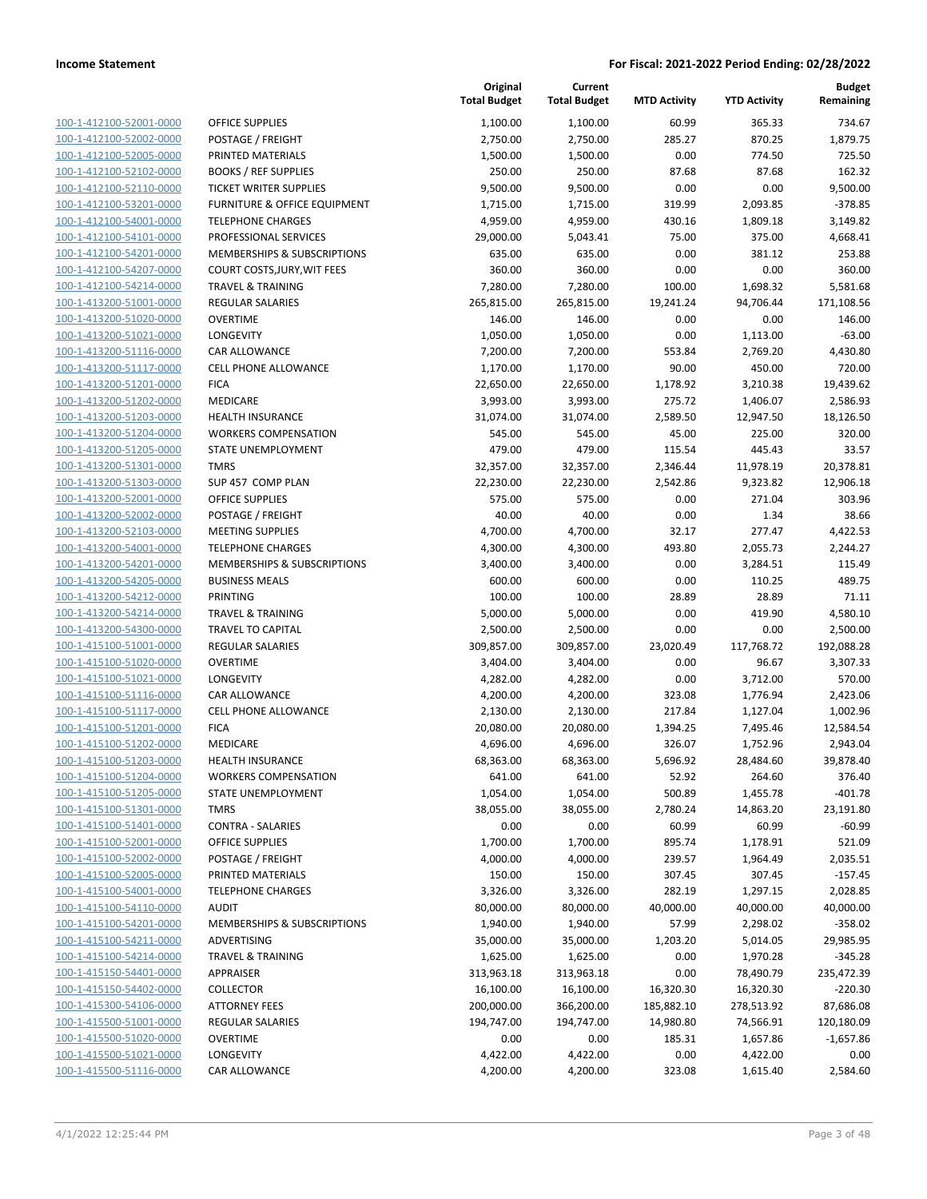**Income Statement** — **For Fiscal: 2021-2022 Period Ending: 02/28/2022**

| | | Original Total Budget | Current Total Budget | MTD Activity | YTD Activity | Budget Remaining |
|---|---|---|---|---|---|---|
| 100-1-412100-52001-0000 | OFFICE SUPPLIES | 1,100.00 | 1,100.00 | 60.99 | 365.33 | 734.67 |
| 100-1-412100-52002-0000 | POSTAGE / FREIGHT | 2,750.00 | 2,750.00 | 285.27 | 870.25 | 1,879.75 |
| 100-1-412100-52005-0000 | PRINTED MATERIALS | 1,500.00 | 1,500.00 | 0.00 | 774.50 | 725.50 |
| 100-1-412100-52102-0000 | BOOKS / REF SUPPLIES | 250.00 | 250.00 | 87.68 | 87.68 | 162.32 |
| 100-1-412100-52110-0000 | TICKET WRITER SUPPLIES | 9,500.00 | 9,500.00 | 0.00 | 0.00 | 9,500.00 |
| 100-1-412100-53201-0000 | FURNITURE & OFFICE EQUIPMENT | 1,715.00 | 1,715.00 | 319.99 | 2,093.85 | -378.85 |
| 100-1-412100-54001-0000 | TELEPHONE CHARGES | 4,959.00 | 4,959.00 | 430.16 | 1,809.18 | 3,149.82 |
| 100-1-412100-54101-0000 | PROFESSIONAL SERVICES | 29,000.00 | 5,043.41 | 75.00 | 375.00 | 4,668.41 |
| 100-1-412100-54201-0000 | MEMBERSHIPS & SUBSCRIPTIONS | 635.00 | 635.00 | 0.00 | 381.12 | 253.88 |
| 100-1-412100-54207-0000 | COURT COSTS,JURY,WIT FEES | 360.00 | 360.00 | 0.00 | 0.00 | 360.00 |
| 100-1-412100-54214-0000 | TRAVEL & TRAINING | 7,280.00 | 7,280.00 | 100.00 | 1,698.32 | 5,581.68 |
| 100-1-413200-51001-0000 | REGULAR SALARIES | 265,815.00 | 265,815.00 | 19,241.24 | 94,706.44 | 171,108.56 |
| 100-1-413200-51020-0000 | OVERTIME | 146.00 | 146.00 | 0.00 | 0.00 | 146.00 |
| 100-1-413200-51021-0000 | LONGEVITY | 1,050.00 | 1,050.00 | 0.00 | 1,113.00 | -63.00 |
| 100-1-413200-51116-0000 | CAR ALLOWANCE | 7,200.00 | 7,200.00 | 553.84 | 2,769.20 | 4,430.80 |
| 100-1-413200-51117-0000 | CELL PHONE ALLOWANCE | 1,170.00 | 1,170.00 | 90.00 | 450.00 | 720.00 |
| 100-1-413200-51201-0000 | FICA | 22,650.00 | 22,650.00 | 1,178.92 | 3,210.38 | 19,439.62 |
| 100-1-413200-51202-0000 | MEDICARE | 3,993.00 | 3,993.00 | 275.72 | 1,406.07 | 2,586.93 |
| 100-1-413200-51203-0000 | HEALTH INSURANCE | 31,074.00 | 31,074.00 | 2,589.50 | 12,947.50 | 18,126.50 |
| 100-1-413200-51204-0000 | WORKERS COMPENSATION | 545.00 | 545.00 | 45.00 | 225.00 | 320.00 |
| 100-1-413200-51205-0000 | STATE UNEMPLOYMENT | 479.00 | 479.00 | 115.54 | 445.43 | 33.57 |
| 100-1-413200-51301-0000 | TMRS | 32,357.00 | 32,357.00 | 2,346.44 | 11,978.19 | 20,378.81 |
| 100-1-413200-51303-0000 | SUP 457 COMP PLAN | 22,230.00 | 22,230.00 | 2,542.86 | 9,323.82 | 12,906.18 |
| 100-1-413200-52001-0000 | OFFICE SUPPLIES | 575.00 | 575.00 | 0.00 | 271.04 | 303.96 |
| 100-1-413200-52002-0000 | POSTAGE / FREIGHT | 40.00 | 40.00 | 0.00 | 1.34 | 38.66 |
| 100-1-413200-52103-0000 | MEETING SUPPLIES | 4,700.00 | 4,700.00 | 32.17 | 277.47 | 4,422.53 |
| 100-1-413200-54001-0000 | TELEPHONE CHARGES | 4,300.00 | 4,300.00 | 493.80 | 2,055.73 | 2,244.27 |
| 100-1-413200-54201-0000 | MEMBERSHIPS & SUBSCRIPTIONS | 3,400.00 | 3,400.00 | 0.00 | 3,284.51 | 115.49 |
| 100-1-413200-54205-0000 | BUSINESS MEALS | 600.00 | 600.00 | 0.00 | 110.25 | 489.75 |
| 100-1-413200-54212-0000 | PRINTING | 100.00 | 100.00 | 28.89 | 28.89 | 71.11 |
| 100-1-413200-54214-0000 | TRAVEL & TRAINING | 5,000.00 | 5,000.00 | 0.00 | 419.90 | 4,580.10 |
| 100-1-413200-54300-0000 | TRAVEL TO CAPITAL | 2,500.00 | 2,500.00 | 0.00 | 0.00 | 2,500.00 |
| 100-1-415100-51001-0000 | REGULAR SALARIES | 309,857.00 | 309,857.00 | 23,020.49 | 117,768.72 | 192,088.28 |
| 100-1-415100-51020-0000 | OVERTIME | 3,404.00 | 3,404.00 | 0.00 | 96.67 | 3,307.33 |
| 100-1-415100-51021-0000 | LONGEVITY | 4,282.00 | 4,282.00 | 0.00 | 3,712.00 | 570.00 |
| 100-1-415100-51116-0000 | CAR ALLOWANCE | 4,200.00 | 4,200.00 | 323.08 | 1,776.94 | 2,423.06 |
| 100-1-415100-51117-0000 | CELL PHONE ALLOWANCE | 2,130.00 | 2,130.00 | 217.84 | 1,127.04 | 1,002.96 |
| 100-1-415100-51201-0000 | FICA | 20,080.00 | 20,080.00 | 1,394.25 | 7,495.46 | 12,584.54 |
| 100-1-415100-51202-0000 | MEDICARE | 4,696.00 | 4,696.00 | 326.07 | 1,752.96 | 2,943.04 |
| 100-1-415100-51203-0000 | HEALTH INSURANCE | 68,363.00 | 68,363.00 | 5,696.92 | 28,484.60 | 39,878.40 |
| 100-1-415100-51204-0000 | WORKERS COMPENSATION | 641.00 | 641.00 | 52.92 | 264.60 | 376.40 |
| 100-1-415100-51205-0000 | STATE UNEMPLOYMENT | 1,054.00 | 1,054.00 | 500.89 | 1,455.78 | -401.78 |
| 100-1-415100-51301-0000 | TMRS | 38,055.00 | 38,055.00 | 2,780.24 | 14,863.20 | 23,191.80 |
| 100-1-415100-51401-0000 | CONTRA - SALARIES | 0.00 | 0.00 | 60.99 | 60.99 | -60.99 |
| 100-1-415100-52001-0000 | OFFICE SUPPLIES | 1,700.00 | 1,700.00 | 895.74 | 1,178.91 | 521.09 |
| 100-1-415100-52002-0000 | POSTAGE / FREIGHT | 4,000.00 | 4,000.00 | 239.57 | 1,964.49 | 2,035.51 |
| 100-1-415100-52005-0000 | PRINTED MATERIALS | 150.00 | 150.00 | 307.45 | 307.45 | -157.45 |
| 100-1-415100-54001-0000 | TELEPHONE CHARGES | 3,326.00 | 3,326.00 | 282.19 | 1,297.15 | 2,028.85 |
| 100-1-415100-54110-0000 | AUDIT | 80,000.00 | 80,000.00 | 40,000.00 | 40,000.00 | 40,000.00 |
| 100-1-415100-54201-0000 | MEMBERSHIPS & SUBSCRIPTIONS | 1,940.00 | 1,940.00 | 57.99 | 2,298.02 | -358.02 |
| 100-1-415100-54211-0000 | ADVERTISING | 35,000.00 | 35,000.00 | 1,203.20 | 5,014.05 | 29,985.95 |
| 100-1-415100-54214-0000 | TRAVEL & TRAINING | 1,625.00 | 1,625.00 | 0.00 | 1,970.28 | -345.28 |
| 100-1-415150-54401-0000 | APPRAISER | 313,963.18 | 313,963.18 | 0.00 | 78,490.79 | 235,472.39 |
| 100-1-415150-54402-0000 | COLLECTOR | 16,100.00 | 16,100.00 | 16,320.30 | 16,320.30 | -220.30 |
| 100-1-415300-54106-0000 | ATTORNEY FEES | 200,000.00 | 366,200.00 | 185,882.10 | 278,513.92 | 87,686.08 |
| 100-1-415500-51001-0000 | REGULAR SALARIES | 194,747.00 | 194,747.00 | 14,980.80 | 74,566.91 | 120,180.09 |
| 100-1-415500-51020-0000 | OVERTIME | 0.00 | 0.00 | 185.31 | 1,657.86 | -1,657.86 |
| 100-1-415500-51021-0000 | LONGEVITY | 4,422.00 | 4,422.00 | 0.00 | 4,422.00 | 0.00 |
| 100-1-415500-51116-0000 | CAR ALLOWANCE | 4,200.00 | 4,200.00 | 323.08 | 1,615.40 | 2,584.60 |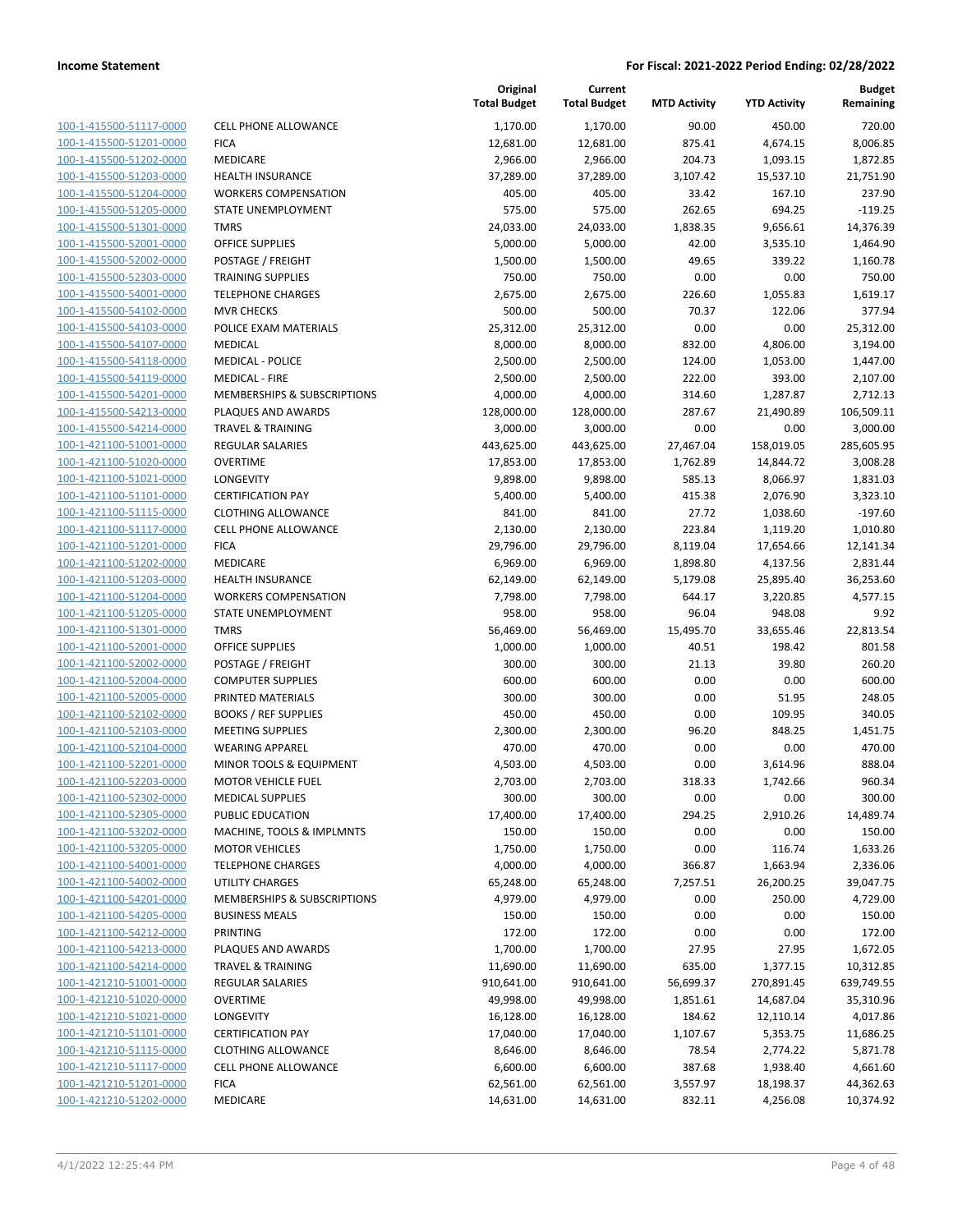**Income Statement** — **For Fiscal: 2021-2022 Period Ending: 02/28/2022**

| | | Original Total Budget | Current Total Budget | MTD Activity | YTD Activity | Budget Remaining |
|---|---|---|---|---|---|---|
| 100-1-415500-51117-0000 | CELL PHONE ALLOWANCE | 1,170.00 | 1,170.00 | 90.00 | 450.00 | 720.00 |
| 100-1-415500-51201-0000 | FICA | 12,681.00 | 12,681.00 | 875.41 | 4,674.15 | 8,006.85 |
| 100-1-415500-51202-0000 | MEDICARE | 2,966.00 | 2,966.00 | 204.73 | 1,093.15 | 1,872.85 |
| 100-1-415500-51203-0000 | HEALTH INSURANCE | 37,289.00 | 37,289.00 | 3,107.42 | 15,537.10 | 21,751.90 |
| 100-1-415500-51204-0000 | WORKERS COMPENSATION | 405.00 | 405.00 | 33.42 | 167.10 | 237.90 |
| 100-1-415500-51205-0000 | STATE UNEMPLOYMENT | 575.00 | 575.00 | 262.65 | 694.25 | -119.25 |
| 100-1-415500-51301-0000 | TMRS | 24,033.00 | 24,033.00 | 1,838.35 | 9,656.61 | 14,376.39 |
| 100-1-415500-52001-0000 | OFFICE SUPPLIES | 5,000.00 | 5,000.00 | 42.00 | 3,535.10 | 1,464.90 |
| 100-1-415500-52002-0000 | POSTAGE / FREIGHT | 1,500.00 | 1,500.00 | 49.65 | 339.22 | 1,160.78 |
| 100-1-415500-52303-0000 | TRAINING SUPPLIES | 750.00 | 750.00 | 0.00 | 0.00 | 750.00 |
| 100-1-415500-54001-0000 | TELEPHONE CHARGES | 2,675.00 | 2,675.00 | 226.60 | 1,055.83 | 1,619.17 |
| 100-1-415500-54102-0000 | MVR CHECKS | 500.00 | 500.00 | 70.37 | 122.06 | 377.94 |
| 100-1-415500-54103-0000 | POLICE EXAM MATERIALS | 25,312.00 | 25,312.00 | 0.00 | 0.00 | 25,312.00 |
| 100-1-415500-54107-0000 | MEDICAL | 8,000.00 | 8,000.00 | 832.00 | 4,806.00 | 3,194.00 |
| 100-1-415500-54118-0000 | MEDICAL - POLICE | 2,500.00 | 2,500.00 | 124.00 | 1,053.00 | 1,447.00 |
| 100-1-415500-54119-0000 | MEDICAL - FIRE | 2,500.00 | 2,500.00 | 222.00 | 393.00 | 2,107.00 |
| 100-1-415500-54201-0000 | MEMBERSHIPS & SUBSCRIPTIONS | 4,000.00 | 4,000.00 | 314.60 | 1,287.87 | 2,712.13 |
| 100-1-415500-54213-0000 | PLAQUES AND AWARDS | 128,000.00 | 128,000.00 | 287.67 | 21,490.89 | 106,509.11 |
| 100-1-415500-54214-0000 | TRAVEL & TRAINING | 3,000.00 | 3,000.00 | 0.00 | 0.00 | 3,000.00 |
| 100-1-421100-51001-0000 | REGULAR SALARIES | 443,625.00 | 443,625.00 | 27,467.04 | 158,019.05 | 285,605.95 |
| 100-1-421100-51020-0000 | OVERTIME | 17,853.00 | 17,853.00 | 1,762.89 | 14,844.72 | 3,008.28 |
| 100-1-421100-51021-0000 | LONGEVITY | 9,898.00 | 9,898.00 | 585.13 | 8,066.97 | 1,831.03 |
| 100-1-421100-51101-0000 | CERTIFICATION PAY | 5,400.00 | 5,400.00 | 415.38 | 2,076.90 | 3,323.10 |
| 100-1-421100-51115-0000 | CLOTHING ALLOWANCE | 841.00 | 841.00 | 27.72 | 1,038.60 | -197.60 |
| 100-1-421100-51117-0000 | CELL PHONE ALLOWANCE | 2,130.00 | 2,130.00 | 223.84 | 1,119.20 | 1,010.80 |
| 100-1-421100-51201-0000 | FICA | 29,796.00 | 29,796.00 | 8,119.04 | 17,654.66 | 12,141.34 |
| 100-1-421100-51202-0000 | MEDICARE | 6,969.00 | 6,969.00 | 1,898.80 | 4,137.56 | 2,831.44 |
| 100-1-421100-51203-0000 | HEALTH INSURANCE | 62,149.00 | 62,149.00 | 5,179.08 | 25,895.40 | 36,253.60 |
| 100-1-421100-51204-0000 | WORKERS COMPENSATION | 7,798.00 | 7,798.00 | 644.17 | 3,220.85 | 4,577.15 |
| 100-1-421100-51205-0000 | STATE UNEMPLOYMENT | 958.00 | 958.00 | 96.04 | 948.08 | 9.92 |
| 100-1-421100-51301-0000 | TMRS | 56,469.00 | 56,469.00 | 15,495.70 | 33,655.46 | 22,813.54 |
| 100-1-421100-52001-0000 | OFFICE SUPPLIES | 1,000.00 | 1,000.00 | 40.51 | 198.42 | 801.58 |
| 100-1-421100-52002-0000 | POSTAGE / FREIGHT | 300.00 | 300.00 | 21.13 | 39.80 | 260.20 |
| 100-1-421100-52004-0000 | COMPUTER SUPPLIES | 600.00 | 600.00 | 0.00 | 0.00 | 600.00 |
| 100-1-421100-52005-0000 | PRINTED MATERIALS | 300.00 | 300.00 | 0.00 | 51.95 | 248.05 |
| 100-1-421100-52102-0000 | BOOKS / REF SUPPLIES | 450.00 | 450.00 | 0.00 | 109.95 | 340.05 |
| 100-1-421100-52103-0000 | MEETING SUPPLIES | 2,300.00 | 2,300.00 | 96.20 | 848.25 | 1,451.75 |
| 100-1-421100-52104-0000 | WEARING APPAREL | 470.00 | 470.00 | 0.00 | 0.00 | 470.00 |
| 100-1-421100-52201-0000 | MINOR TOOLS & EQUIPMENT | 4,503.00 | 4,503.00 | 0.00 | 3,614.96 | 888.04 |
| 100-1-421100-52203-0000 | MOTOR VEHICLE FUEL | 2,703.00 | 2,703.00 | 318.33 | 1,742.66 | 960.34 |
| 100-1-421100-52302-0000 | MEDICAL SUPPLIES | 300.00 | 300.00 | 0.00 | 0.00 | 300.00 |
| 100-1-421100-52305-0000 | PUBLIC EDUCATION | 17,400.00 | 17,400.00 | 294.25 | 2,910.26 | 14,489.74 |
| 100-1-421100-53202-0000 | MACHINE, TOOLS & IMPLMNTS | 150.00 | 150.00 | 0.00 | 0.00 | 150.00 |
| 100-1-421100-53205-0000 | MOTOR VEHICLES | 1,750.00 | 1,750.00 | 0.00 | 116.74 | 1,633.26 |
| 100-1-421100-54001-0000 | TELEPHONE CHARGES | 4,000.00 | 4,000.00 | 366.87 | 1,663.94 | 2,336.06 |
| 100-1-421100-54002-0000 | UTILITY CHARGES | 65,248.00 | 65,248.00 | 7,257.51 | 26,200.25 | 39,047.75 |
| 100-1-421100-54201-0000 | MEMBERSHIPS & SUBSCRIPTIONS | 4,979.00 | 4,979.00 | 0.00 | 250.00 | 4,729.00 |
| 100-1-421100-54205-0000 | BUSINESS MEALS | 150.00 | 150.00 | 0.00 | 0.00 | 150.00 |
| 100-1-421100-54212-0000 | PRINTING | 172.00 | 172.00 | 0.00 | 0.00 | 172.00 |
| 100-1-421100-54213-0000 | PLAQUES AND AWARDS | 1,700.00 | 1,700.00 | 27.95 | 27.95 | 1,672.05 |
| 100-1-421100-54214-0000 | TRAVEL & TRAINING | 11,690.00 | 11,690.00 | 635.00 | 1,377.15 | 10,312.85 |
| 100-1-421210-51001-0000 | REGULAR SALARIES | 910,641.00 | 910,641.00 | 56,699.37 | 270,891.45 | 639,749.55 |
| 100-1-421210-51020-0000 | OVERTIME | 49,998.00 | 49,998.00 | 1,851.61 | 14,687.04 | 35,310.96 |
| 100-1-421210-51021-0000 | LONGEVITY | 16,128.00 | 16,128.00 | 184.62 | 12,110.14 | 4,017.86 |
| 100-1-421210-51101-0000 | CERTIFICATION PAY | 17,040.00 | 17,040.00 | 1,107.67 | 5,353.75 | 11,686.25 |
| 100-1-421210-51115-0000 | CLOTHING ALLOWANCE | 8,646.00 | 8,646.00 | 78.54 | 2,774.22 | 5,871.78 |
| 100-1-421210-51117-0000 | CELL PHONE ALLOWANCE | 6,600.00 | 6,600.00 | 387.68 | 1,938.40 | 4,661.60 |
| 100-1-421210-51201-0000 | FICA | 62,561.00 | 62,561.00 | 3,557.97 | 18,198.37 | 44,362.63 |
| 100-1-421210-51202-0000 | MEDICARE | 14,631.00 | 14,631.00 | 832.11 | 4,256.08 | 10,374.92 |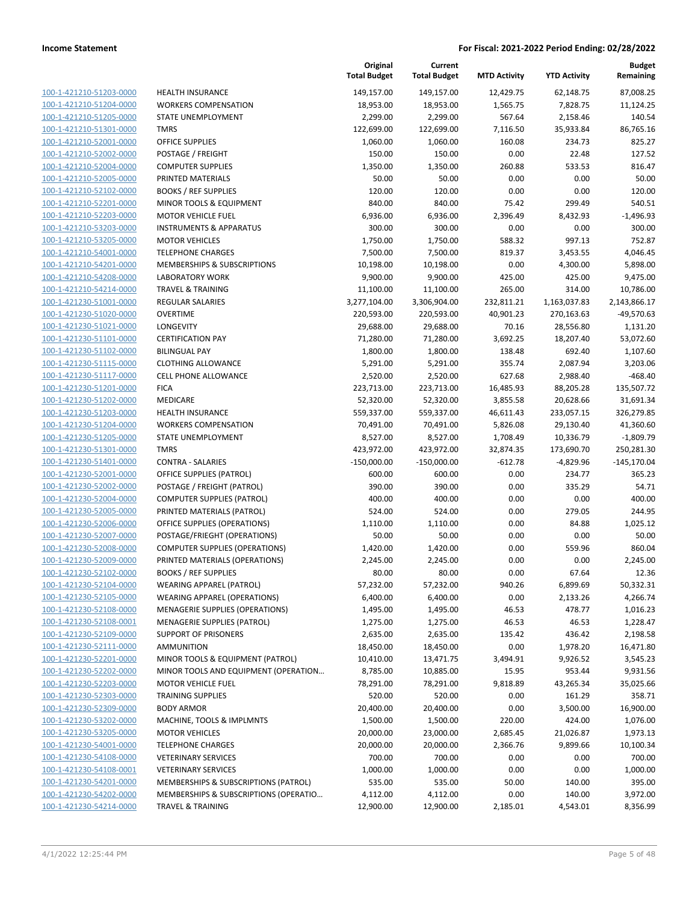| | | Original Total Budget | Current Total Budget | MTD Activity | YTD Activity | Budget Remaining |
|---|---|---|---|---|---|---|
| 100-1-421210-51203-0000 | HEALTH INSURANCE | 149,157.00 | 149,157.00 | 12,429.75 | 62,148.75 | 87,008.25 |
| 100-1-421210-51204-0000 | WORKERS COMPENSATION | 18,953.00 | 18,953.00 | 1,565.75 | 7,828.75 | 11,124.25 |
| 100-1-421210-51205-0000 | STATE UNEMPLOYMENT | 2,299.00 | 2,299.00 | 567.64 | 2,158.46 | 140.54 |
| 100-1-421210-51301-0000 | TMRS | 122,699.00 | 122,699.00 | 7,116.50 | 35,933.84 | 86,765.16 |
| 100-1-421210-52001-0000 | OFFICE SUPPLIES | 1,060.00 | 1,060.00 | 160.08 | 234.73 | 825.27 |
| 100-1-421210-52002-0000 | POSTAGE / FREIGHT | 150.00 | 150.00 | 0.00 | 22.48 | 127.52 |
| 100-1-421210-52004-0000 | COMPUTER SUPPLIES | 1,350.00 | 1,350.00 | 260.88 | 533.53 | 816.47 |
| 100-1-421210-52005-0000 | PRINTED MATERIALS | 50.00 | 50.00 | 0.00 | 0.00 | 50.00 |
| 100-1-421210-52102-0000 | BOOKS / REF SUPPLIES | 120.00 | 120.00 | 0.00 | 0.00 | 120.00 |
| 100-1-421210-52201-0000 | MINOR TOOLS & EQUIPMENT | 840.00 | 840.00 | 75.42 | 299.49 | 540.51 |
| 100-1-421210-52203-0000 | MOTOR VEHICLE FUEL | 6,936.00 | 6,936.00 | 2,396.49 | 8,432.93 | -1,496.93 |
| 100-1-421210-53203-0000 | INSTRUMENTS & APPARATUS | 300.00 | 300.00 | 0.00 | 0.00 | 300.00 |
| 100-1-421210-53205-0000 | MOTOR VEHICLES | 1,750.00 | 1,750.00 | 588.32 | 997.13 | 752.87 |
| 100-1-421210-54001-0000 | TELEPHONE CHARGES | 7,500.00 | 7,500.00 | 819.37 | 3,453.55 | 4,046.45 |
| 100-1-421210-54201-0000 | MEMBERSHIPS & SUBSCRIPTIONS | 10,198.00 | 10,198.00 | 0.00 | 4,300.00 | 5,898.00 |
| 100-1-421210-54208-0000 | LABORATORY WORK | 9,900.00 | 9,900.00 | 425.00 | 425.00 | 9,475.00 |
| 100-1-421210-54214-0000 | TRAVEL & TRAINING | 11,100.00 | 11,100.00 | 265.00 | 314.00 | 10,786.00 |
| 100-1-421230-51001-0000 | REGULAR SALARIES | 3,277,104.00 | 3,306,904.00 | 232,811.21 | 1,163,037.83 | 2,143,866.17 |
| 100-1-421230-51020-0000 | OVERTIME | 220,593.00 | 220,593.00 | 40,901.23 | 270,163.63 | -49,570.63 |
| 100-1-421230-51021-0000 | LONGEVITY | 29,688.00 | 29,688.00 | 70.16 | 28,556.80 | 1,131.20 |
| 100-1-421230-51101-0000 | CERTIFICATION PAY | 71,280.00 | 71,280.00 | 3,692.25 | 18,207.40 | 53,072.60 |
| 100-1-421230-51102-0000 | BILINGUAL PAY | 1,800.00 | 1,800.00 | 138.48 | 692.40 | 1,107.60 |
| 100-1-421230-51115-0000 | CLOTHING ALLOWANCE | 5,291.00 | 5,291.00 | 355.74 | 2,087.94 | 3,203.06 |
| 100-1-421230-51117-0000 | CELL PHONE ALLOWANCE | 2,520.00 | 2,520.00 | 627.68 | 2,988.40 | -468.40 |
| 100-1-421230-51201-0000 | FICA | 223,713.00 | 223,713.00 | 16,485.93 | 88,205.28 | 135,507.72 |
| 100-1-421230-51202-0000 | MEDICARE | 52,320.00 | 52,320.00 | 3,855.58 | 20,628.66 | 31,691.34 |
| 100-1-421230-51203-0000 | HEALTH INSURANCE | 559,337.00 | 559,337.00 | 46,611.43 | 233,057.15 | 326,279.85 |
| 100-1-421230-51204-0000 | WORKERS COMPENSATION | 70,491.00 | 70,491.00 | 5,826.08 | 29,130.40 | 41,360.60 |
| 100-1-421230-51205-0000 | STATE UNEMPLOYMENT | 8,527.00 | 8,527.00 | 1,708.49 | 10,336.79 | -1,809.79 |
| 100-1-421230-51301-0000 | TMRS | 423,972.00 | 423,972.00 | 32,874.35 | 173,690.70 | 250,281.30 |
| 100-1-421230-51401-0000 | CONTRA - SALARIES | -150,000.00 | -150,000.00 | -612.78 | -4,829.96 | -145,170.04 |
| 100-1-421230-52001-0000 | OFFICE SUPPLIES (PATROL) | 600.00 | 600.00 | 0.00 | 234.77 | 365.23 |
| 100-1-421230-52002-0000 | POSTAGE / FREIGHT (PATROL) | 390.00 | 390.00 | 0.00 | 335.29 | 54.71 |
| 100-1-421230-52004-0000 | COMPUTER SUPPLIES (PATROL) | 400.00 | 400.00 | 0.00 | 0.00 | 400.00 |
| 100-1-421230-52005-0000 | PRINTED MATERIALS (PATROL) | 524.00 | 524.00 | 0.00 | 279.05 | 244.95 |
| 100-1-421230-52006-0000 | OFFICE SUPPLIES (OPERATIONS) | 1,110.00 | 1,110.00 | 0.00 | 84.88 | 1,025.12 |
| 100-1-421230-52007-0000 | POSTAGE/FRIEGHT (OPERATIONS) | 50.00 | 50.00 | 0.00 | 0.00 | 50.00 |
| 100-1-421230-52008-0000 | COMPUTER SUPPLIES (OPERATIONS) | 1,420.00 | 1,420.00 | 0.00 | 559.96 | 860.04 |
| 100-1-421230-52009-0000 | PRINTED MATERIALS (OPERATIONS) | 2,245.00 | 2,245.00 | 0.00 | 0.00 | 2,245.00 |
| 100-1-421230-52102-0000 | BOOKS / REF SUPPLIES | 80.00 | 80.00 | 0.00 | 67.64 | 12.36 |
| 100-1-421230-52104-0000 | WEARING APPAREL (PATROL) | 57,232.00 | 57,232.00 | 940.26 | 6,899.69 | 50,332.31 |
| 100-1-421230-52105-0000 | WEARING APPAREL (OPERATIONS) | 6,400.00 | 6,400.00 | 0.00 | 2,133.26 | 4,266.74 |
| 100-1-421230-52108-0000 | MENAGERIE SUPPLIES (OPERATIONS) | 1,495.00 | 1,495.00 | 46.53 | 478.77 | 1,016.23 |
| 100-1-421230-52108-0001 | MENAGERIE SUPPLIES (PATROL) | 1,275.00 | 1,275.00 | 46.53 | 46.53 | 1,228.47 |
| 100-1-421230-52109-0000 | SUPPORT OF PRISONERS | 2,635.00 | 2,635.00 | 135.42 | 436.42 | 2,198.58 |
| 100-1-421230-52111-0000 | AMMUNITION | 18,450.00 | 18,450.00 | 0.00 | 1,978.20 | 16,471.80 |
| 100-1-421230-52201-0000 | MINOR TOOLS & EQUIPMENT (PATROL) | 10,410.00 | 13,471.75 | 3,494.91 | 9,926.52 | 3,545.23 |
| 100-1-421230-52202-0000 | MINOR TOOLS AND EQUIPMENT (OPERATION… | 8,785.00 | 10,885.00 | 15.95 | 953.44 | 9,931.56 |
| 100-1-421230-52203-0000 | MOTOR VEHICLE FUEL | 78,291.00 | 78,291.00 | 9,818.89 | 43,265.34 | 35,025.66 |
| 100-1-421230-52303-0000 | TRAINING SUPPLIES | 520.00 | 520.00 | 0.00 | 161.29 | 358.71 |
| 100-1-421230-52309-0000 | BODY ARMOR | 20,400.00 | 20,400.00 | 0.00 | 3,500.00 | 16,900.00 |
| 100-1-421230-53202-0000 | MACHINE, TOOLS & IMPLMNTS | 1,500.00 | 1,500.00 | 220.00 | 424.00 | 1,076.00 |
| 100-1-421230-53205-0000 | MOTOR VEHICLES | 20,000.00 | 23,000.00 | 2,685.45 | 21,026.87 | 1,973.13 |
| 100-1-421230-54001-0000 | TELEPHONE CHARGES | 20,000.00 | 20,000.00 | 2,366.76 | 9,899.66 | 10,100.34 |
| 100-1-421230-54108-0000 | VETERINARY SERVICES | 700.00 | 700.00 | 0.00 | 0.00 | 700.00 |
| 100-1-421230-54108-0001 | VETERINARY SERVICES | 1,000.00 | 1,000.00 | 0.00 | 0.00 | 1,000.00 |
| 100-1-421230-54201-0000 | MEMBERSHIPS & SUBSCRIPTIONS (PATROL) | 535.00 | 535.00 | 50.00 | 140.00 | 395.00 |
| 100-1-421230-54202-0000 | MEMBERSHIPS & SUBSCRIPTIONS (OPERATIO… | 4,112.00 | 4,112.00 | 0.00 | 140.00 | 3,972.00 |
| 100-1-421230-54214-0000 | TRAVEL & TRAINING | 12,900.00 | 12,900.00 | 2,185.01 | 4,543.01 | 8,356.99 |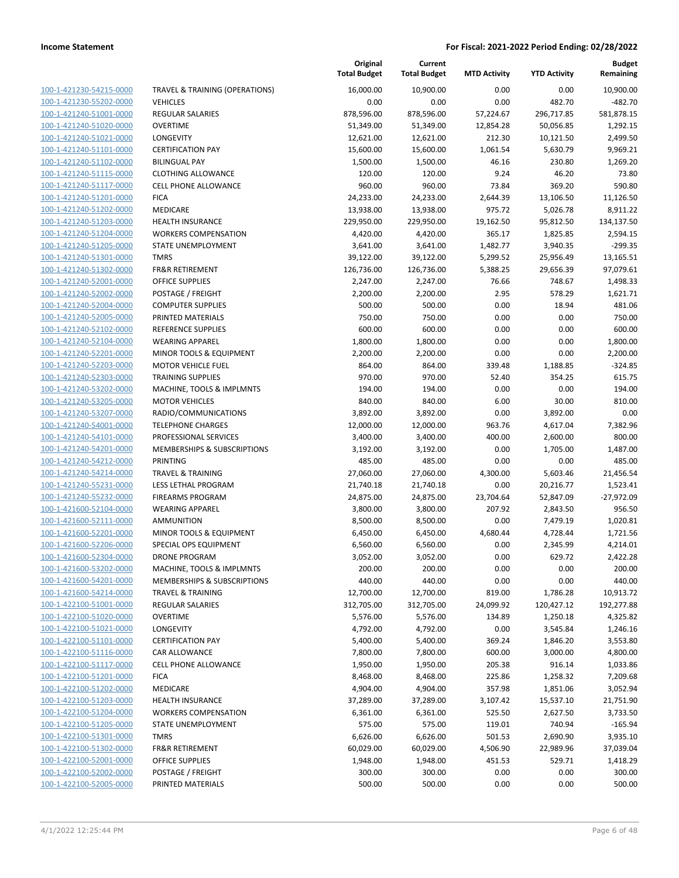**Income Statement** | **For Fiscal: 2021-2022 Period Ending: 02/28/2022**

| | | Original Total Budget | Current Total Budget | MTD Activity | YTD Activity | Budget Remaining |
|---|---|---|---|---|---|---|
| 100-1-421230-54215-0000 | TRAVEL & TRAINING (OPERATIONS) | 16,000.00 | 10,900.00 | 0.00 | 0.00 | 10,900.00 |
| 100-1-421230-55202-0000 | VEHICLES | 0.00 | 0.00 | 0.00 | 482.70 | -482.70 |
| 100-1-421240-51001-0000 | REGULAR SALARIES | 878,596.00 | 878,596.00 | 57,224.67 | 296,717.85 | 581,878.15 |
| 100-1-421240-51020-0000 | OVERTIME | 51,349.00 | 51,349.00 | 12,854.28 | 50,056.85 | 1,292.15 |
| 100-1-421240-51021-0000 | LONGEVITY | 12,621.00 | 12,621.00 | 212.30 | 10,121.50 | 2,499.50 |
| 100-1-421240-51101-0000 | CERTIFICATION PAY | 15,600.00 | 15,600.00 | 1,061.54 | 5,630.79 | 9,969.21 |
| 100-1-421240-51102-0000 | BILINGUAL PAY | 1,500.00 | 1,500.00 | 46.16 | 230.80 | 1,269.20 |
| 100-1-421240-51115-0000 | CLOTHING ALLOWANCE | 120.00 | 120.00 | 9.24 | 46.20 | 73.80 |
| 100-1-421240-51117-0000 | CELL PHONE ALLOWANCE | 960.00 | 960.00 | 73.84 | 369.20 | 590.80 |
| 100-1-421240-51201-0000 | FICA | 24,233.00 | 24,233.00 | 2,644.39 | 13,106.50 | 11,126.50 |
| 100-1-421240-51202-0000 | MEDICARE | 13,938.00 | 13,938.00 | 975.72 | 5,026.78 | 8,911.22 |
| 100-1-421240-51203-0000 | HEALTH INSURANCE | 229,950.00 | 229,950.00 | 19,162.50 | 95,812.50 | 134,137.50 |
| 100-1-421240-51204-0000 | WORKERS COMPENSATION | 4,420.00 | 4,420.00 | 365.17 | 1,825.85 | 2,594.15 |
| 100-1-421240-51205-0000 | STATE UNEMPLOYMENT | 3,641.00 | 3,641.00 | 1,482.77 | 3,940.35 | -299.35 |
| 100-1-421240-51301-0000 | TMRS | 39,122.00 | 39,122.00 | 5,299.52 | 25,956.49 | 13,165.51 |
| 100-1-421240-51302-0000 | FR&R RETIREMENT | 126,736.00 | 126,736.00 | 5,388.25 | 29,656.39 | 97,079.61 |
| 100-1-421240-52001-0000 | OFFICE SUPPLIES | 2,247.00 | 2,247.00 | 76.66 | 748.67 | 1,498.33 |
| 100-1-421240-52002-0000 | POSTAGE / FREIGHT | 2,200.00 | 2,200.00 | 2.95 | 578.29 | 1,621.71 |
| 100-1-421240-52004-0000 | COMPUTER SUPPLIES | 500.00 | 500.00 | 0.00 | 18.94 | 481.06 |
| 100-1-421240-52005-0000 | PRINTED MATERIALS | 750.00 | 750.00 | 0.00 | 0.00 | 750.00 |
| 100-1-421240-52102-0000 | REFERENCE SUPPLIES | 600.00 | 600.00 | 0.00 | 0.00 | 600.00 |
| 100-1-421240-52104-0000 | WEARING APPAREL | 1,800.00 | 1,800.00 | 0.00 | 0.00 | 1,800.00 |
| 100-1-421240-52201-0000 | MINOR TOOLS & EQUIPMENT | 2,200.00 | 2,200.00 | 0.00 | 0.00 | 2,200.00 |
| 100-1-421240-52203-0000 | MOTOR VEHICLE FUEL | 864.00 | 864.00 | 339.48 | 1,188.85 | -324.85 |
| 100-1-421240-52303-0000 | TRAINING SUPPLIES | 970.00 | 970.00 | 52.40 | 354.25 | 615.75 |
| 100-1-421240-53202-0000 | MACHINE, TOOLS & IMPLMNTS | 194.00 | 194.00 | 0.00 | 0.00 | 194.00 |
| 100-1-421240-53205-0000 | MOTOR VEHICLES | 840.00 | 840.00 | 6.00 | 30.00 | 810.00 |
| 100-1-421240-53207-0000 | RADIO/COMMUNICATIONS | 3,892.00 | 3,892.00 | 0.00 | 3,892.00 | 0.00 |
| 100-1-421240-54001-0000 | TELEPHONE CHARGES | 12,000.00 | 12,000.00 | 963.76 | 4,617.04 | 7,382.96 |
| 100-1-421240-54101-0000 | PROFESSIONAL SERVICES | 3,400.00 | 3,400.00 | 400.00 | 2,600.00 | 800.00 |
| 100-1-421240-54201-0000 | MEMBERSHIPS & SUBSCRIPTIONS | 3,192.00 | 3,192.00 | 0.00 | 1,705.00 | 1,487.00 |
| 100-1-421240-54212-0000 | PRINTING | 485.00 | 485.00 | 0.00 | 0.00 | 485.00 |
| 100-1-421240-54214-0000 | TRAVEL & TRAINING | 27,060.00 | 27,060.00 | 4,300.00 | 5,603.46 | 21,456.54 |
| 100-1-421240-55231-0000 | LESS LETHAL PROGRAM | 21,740.18 | 21,740.18 | 0.00 | 20,216.77 | 1,523.41 |
| 100-1-421240-55232-0000 | FIREARMS PROGRAM | 24,875.00 | 24,875.00 | 23,704.64 | 52,847.09 | -27,972.09 |
| 100-1-421600-52104-0000 | WEARING APPAREL | 3,800.00 | 3,800.00 | 207.92 | 2,843.50 | 956.50 |
| 100-1-421600-52111-0000 | AMMUNITION | 8,500.00 | 8,500.00 | 0.00 | 7,479.19 | 1,020.81 |
| 100-1-421600-52201-0000 | MINOR TOOLS & EQUIPMENT | 6,450.00 | 6,450.00 | 4,680.44 | 4,728.44 | 1,721.56 |
| 100-1-421600-52206-0000 | SPECIAL OPS EQUIPMENT | 6,560.00 | 6,560.00 | 0.00 | 2,345.99 | 4,214.01 |
| 100-1-421600-52304-0000 | DRONE PROGRAM | 3,052.00 | 3,052.00 | 0.00 | 629.72 | 2,422.28 |
| 100-1-421600-53202-0000 | MACHINE, TOOLS & IMPLMNTS | 200.00 | 200.00 | 0.00 | 0.00 | 200.00 |
| 100-1-421600-54201-0000 | MEMBERSHIPS & SUBSCRIPTIONS | 440.00 | 440.00 | 0.00 | 0.00 | 440.00 |
| 100-1-421600-54214-0000 | TRAVEL & TRAINING | 12,700.00 | 12,700.00 | 819.00 | 1,786.28 | 10,913.72 |
| 100-1-422100-51001-0000 | REGULAR SALARIES | 312,705.00 | 312,705.00 | 24,099.92 | 120,427.12 | 192,277.88 |
| 100-1-422100-51020-0000 | OVERTIME | 5,576.00 | 5,576.00 | 134.89 | 1,250.18 | 4,325.82 |
| 100-1-422100-51021-0000 | LONGEVITY | 4,792.00 | 4,792.00 | 0.00 | 3,545.84 | 1,246.16 |
| 100-1-422100-51101-0000 | CERTIFICATION PAY | 5,400.00 | 5,400.00 | 369.24 | 1,846.20 | 3,553.80 |
| 100-1-422100-51116-0000 | CAR ALLOWANCE | 7,800.00 | 7,800.00 | 600.00 | 3,000.00 | 4,800.00 |
| 100-1-422100-51117-0000 | CELL PHONE ALLOWANCE | 1,950.00 | 1,950.00 | 205.38 | 916.14 | 1,033.86 |
| 100-1-422100-51201-0000 | FICA | 8,468.00 | 8,468.00 | 225.86 | 1,258.32 | 7,209.68 |
| 100-1-422100-51202-0000 | MEDICARE | 4,904.00 | 4,904.00 | 357.98 | 1,851.06 | 3,052.94 |
| 100-1-422100-51203-0000 | HEALTH INSURANCE | 37,289.00 | 37,289.00 | 3,107.42 | 15,537.10 | 21,751.90 |
| 100-1-422100-51204-0000 | WORKERS COMPENSATION | 6,361.00 | 6,361.00 | 525.50 | 2,627.50 | 3,733.50 |
| 100-1-422100-51205-0000 | STATE UNEMPLOYMENT | 575.00 | 575.00 | 119.01 | 740.94 | -165.94 |
| 100-1-422100-51301-0000 | TMRS | 6,626.00 | 6,626.00 | 501.53 | 2,690.90 | 3,935.10 |
| 100-1-422100-51302-0000 | FR&R RETIREMENT | 60,029.00 | 60,029.00 | 4,506.90 | 22,989.96 | 37,039.04 |
| 100-1-422100-52001-0000 | OFFICE SUPPLIES | 1,948.00 | 1,948.00 | 451.53 | 529.71 | 1,418.29 |
| 100-1-422100-52002-0000 | POSTAGE / FREIGHT | 300.00 | 300.00 | 0.00 | 0.00 | 300.00 |
| 100-1-422100-52005-0000 | PRINTED MATERIALS | 500.00 | 500.00 | 0.00 | 0.00 | 500.00 |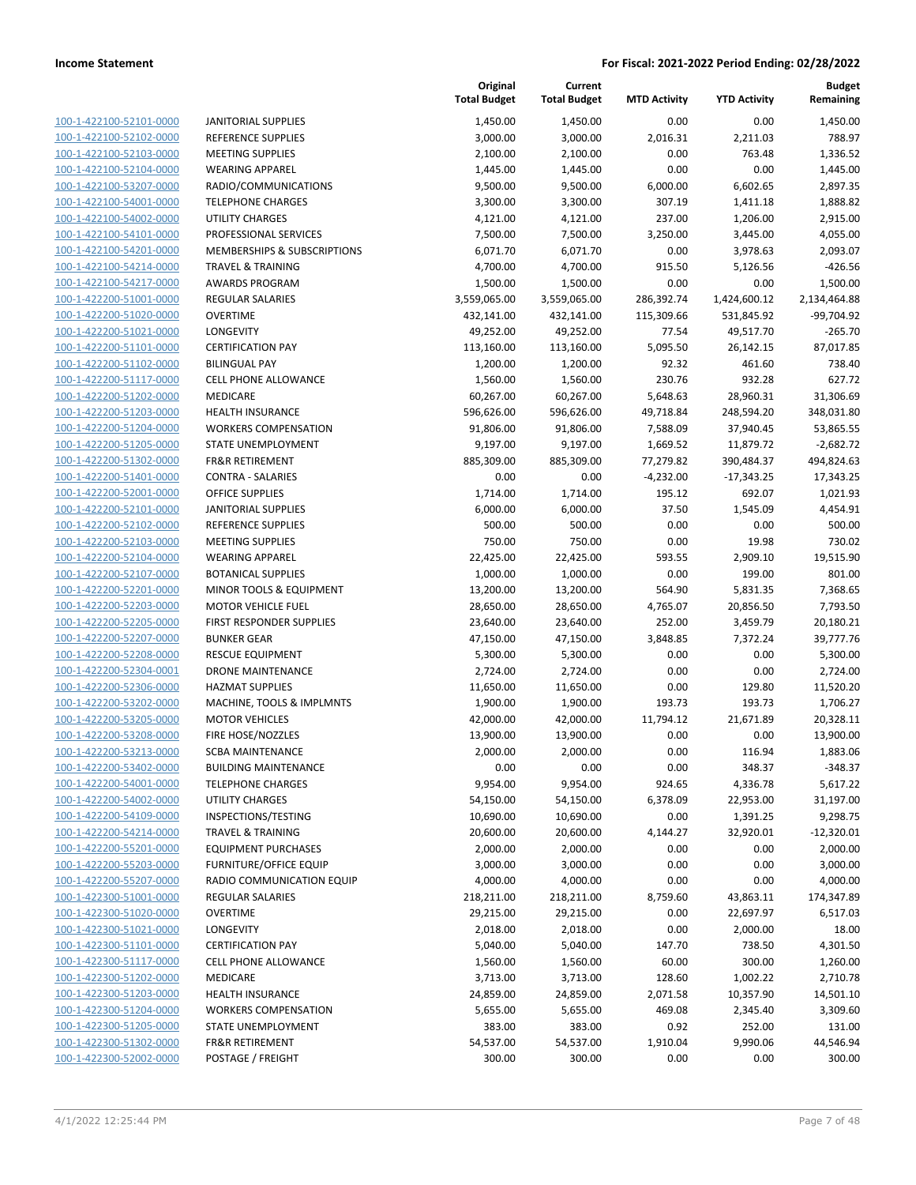| | | Original Total Budget | Current Total Budget | MTD Activity | YTD Activity | Budget Remaining |
|---|---|---|---|---|---|---|
| 100-1-422100-52101-0000 | JANITORIAL SUPPLIES | 1,450.00 | 1,450.00 | 0.00 | 0.00 | 1,450.00 |
| 100-1-422100-52102-0000 | REFERENCE SUPPLIES | 3,000.00 | 3,000.00 | 2,016.31 | 2,211.03 | 788.97 |
| 100-1-422100-52103-0000 | MEETING SUPPLIES | 2,100.00 | 2,100.00 | 0.00 | 763.48 | 1,336.52 |
| 100-1-422100-52104-0000 | WEARING APPAREL | 1,445.00 | 1,445.00 | 0.00 | 0.00 | 1,445.00 |
| 100-1-422100-53207-0000 | RADIO/COMMUNICATIONS | 9,500.00 | 9,500.00 | 6,000.00 | 6,602.65 | 2,897.35 |
| 100-1-422100-54001-0000 | TELEPHONE CHARGES | 3,300.00 | 3,300.00 | 307.19 | 1,411.18 | 1,888.82 |
| 100-1-422100-54002-0000 | UTILITY CHARGES | 4,121.00 | 4,121.00 | 237.00 | 1,206.00 | 2,915.00 |
| 100-1-422100-54101-0000 | PROFESSIONAL SERVICES | 7,500.00 | 7,500.00 | 3,250.00 | 3,445.00 | 4,055.00 |
| 100-1-422100-54201-0000 | MEMBERSHIPS & SUBSCRIPTIONS | 6,071.70 | 6,071.70 | 0.00 | 3,978.63 | 2,093.07 |
| 100-1-422100-54214-0000 | TRAVEL & TRAINING | 4,700.00 | 4,700.00 | 915.50 | 5,126.56 | -426.56 |
| 100-1-422100-54217-0000 | AWARDS PROGRAM | 1,500.00 | 1,500.00 | 0.00 | 0.00 | 1,500.00 |
| 100-1-422200-51001-0000 | REGULAR SALARIES | 3,559,065.00 | 3,559,065.00 | 286,392.74 | 1,424,600.12 | 2,134,464.88 |
| 100-1-422200-51020-0000 | OVERTIME | 432,141.00 | 432,141.00 | 115,309.66 | 531,845.92 | -99,704.92 |
| 100-1-422200-51021-0000 | LONGEVITY | 49,252.00 | 49,252.00 | 77.54 | 49,517.70 | -265.70 |
| 100-1-422200-51101-0000 | CERTIFICATION PAY | 113,160.00 | 113,160.00 | 5,095.50 | 26,142.15 | 87,017.85 |
| 100-1-422200-51102-0000 | BILINGUAL PAY | 1,200.00 | 1,200.00 | 92.32 | 461.60 | 738.40 |
| 100-1-422200-51117-0000 | CELL PHONE ALLOWANCE | 1,560.00 | 1,560.00 | 230.76 | 932.28 | 627.72 |
| 100-1-422200-51202-0000 | MEDICARE | 60,267.00 | 60,267.00 | 5,648.63 | 28,960.31 | 31,306.69 |
| 100-1-422200-51203-0000 | HEALTH INSURANCE | 596,626.00 | 596,626.00 | 49,718.84 | 248,594.20 | 348,031.80 |
| 100-1-422200-51204-0000 | WORKERS COMPENSATION | 91,806.00 | 91,806.00 | 7,588.09 | 37,940.45 | 53,865.55 |
| 100-1-422200-51205-0000 | STATE UNEMPLOYMENT | 9,197.00 | 9,197.00 | 1,669.52 | 11,879.72 | -2,682.72 |
| 100-1-422200-51302-0000 | FR&R RETIREMENT | 885,309.00 | 885,309.00 | 77,279.82 | 390,484.37 | 494,824.63 |
| 100-1-422200-51401-0000 | CONTRA - SALARIES | 0.00 | 0.00 | -4,232.00 | -17,343.25 | 17,343.25 |
| 100-1-422200-52001-0000 | OFFICE SUPPLIES | 1,714.00 | 1,714.00 | 195.12 | 692.07 | 1,021.93 |
| 100-1-422200-52101-0000 | JANITORIAL SUPPLIES | 6,000.00 | 6,000.00 | 37.50 | 1,545.09 | 4,454.91 |
| 100-1-422200-52102-0000 | REFERENCE SUPPLIES | 500.00 | 500.00 | 0.00 | 0.00 | 500.00 |
| 100-1-422200-52103-0000 | MEETING SUPPLIES | 750.00 | 750.00 | 0.00 | 19.98 | 730.02 |
| 100-1-422200-52104-0000 | WEARING APPAREL | 22,425.00 | 22,425.00 | 593.55 | 2,909.10 | 19,515.90 |
| 100-1-422200-52107-0000 | BOTANICAL SUPPLIES | 1,000.00 | 1,000.00 | 0.00 | 199.00 | 801.00 |
| 100-1-422200-52201-0000 | MINOR TOOLS & EQUIPMENT | 13,200.00 | 13,200.00 | 564.90 | 5,831.35 | 7,368.65 |
| 100-1-422200-52203-0000 | MOTOR VEHICLE FUEL | 28,650.00 | 28,650.00 | 4,765.07 | 20,856.50 | 7,793.50 |
| 100-1-422200-52205-0000 | FIRST RESPONDER SUPPLIES | 23,640.00 | 23,640.00 | 252.00 | 3,459.79 | 20,180.21 |
| 100-1-422200-52207-0000 | BUNKER GEAR | 47,150.00 | 47,150.00 | 3,848.85 | 7,372.24 | 39,777.76 |
| 100-1-422200-52208-0000 | RESCUE EQUIPMENT | 5,300.00 | 5,300.00 | 0.00 | 0.00 | 5,300.00 |
| 100-1-422200-52304-0001 | DRONE MAINTENANCE | 2,724.00 | 2,724.00 | 0.00 | 0.00 | 2,724.00 |
| 100-1-422200-52306-0000 | HAZMAT SUPPLIES | 11,650.00 | 11,650.00 | 0.00 | 129.80 | 11,520.20 |
| 100-1-422200-53202-0000 | MACHINE, TOOLS & IMPLMNTS | 1,900.00 | 1,900.00 | 193.73 | 193.73 | 1,706.27 |
| 100-1-422200-53205-0000 | MOTOR VEHICLES | 42,000.00 | 42,000.00 | 11,794.12 | 21,671.89 | 20,328.11 |
| 100-1-422200-53208-0000 | FIRE HOSE/NOZZLES | 13,900.00 | 13,900.00 | 0.00 | 0.00 | 13,900.00 |
| 100-1-422200-53213-0000 | SCBA MAINTENANCE | 2,000.00 | 2,000.00 | 0.00 | 116.94 | 1,883.06 |
| 100-1-422200-53402-0000 | BUILDING MAINTENANCE | 0.00 | 0.00 | 0.00 | 348.37 | -348.37 |
| 100-1-422200-54001-0000 | TELEPHONE CHARGES | 9,954.00 | 9,954.00 | 924.65 | 4,336.78 | 5,617.22 |
| 100-1-422200-54002-0000 | UTILITY CHARGES | 54,150.00 | 54,150.00 | 6,378.09 | 22,953.00 | 31,197.00 |
| 100-1-422200-54109-0000 | INSPECTIONS/TESTING | 10,690.00 | 10,690.00 | 0.00 | 1,391.25 | 9,298.75 |
| 100-1-422200-54214-0000 | TRAVEL & TRAINING | 20,600.00 | 20,600.00 | 4,144.27 | 32,920.01 | -12,320.01 |
| 100-1-422200-55201-0000 | EQUIPMENT PURCHASES | 2,000.00 | 2,000.00 | 0.00 | 0.00 | 2,000.00 |
| 100-1-422200-55203-0000 | FURNITURE/OFFICE EQUIP | 3,000.00 | 3,000.00 | 0.00 | 0.00 | 3,000.00 |
| 100-1-422200-55207-0000 | RADIO COMMUNICATION EQUIP | 4,000.00 | 4,000.00 | 0.00 | 0.00 | 4,000.00 |
| 100-1-422300-51001-0000 | REGULAR SALARIES | 218,211.00 | 218,211.00 | 8,759.60 | 43,863.11 | 174,347.89 |
| 100-1-422300-51020-0000 | OVERTIME | 29,215.00 | 29,215.00 | 0.00 | 22,697.97 | 6,517.03 |
| 100-1-422300-51021-0000 | LONGEVITY | 2,018.00 | 2,018.00 | 0.00 | 2,000.00 | 18.00 |
| 100-1-422300-51101-0000 | CERTIFICATION PAY | 5,040.00 | 5,040.00 | 147.70 | 738.50 | 4,301.50 |
| 100-1-422300-51117-0000 | CELL PHONE ALLOWANCE | 1,560.00 | 1,560.00 | 60.00 | 300.00 | 1,260.00 |
| 100-1-422300-51202-0000 | MEDICARE | 3,713.00 | 3,713.00 | 128.60 | 1,002.22 | 2,710.78 |
| 100-1-422300-51203-0000 | HEALTH INSURANCE | 24,859.00 | 24,859.00 | 2,071.58 | 10,357.90 | 14,501.10 |
| 100-1-422300-51204-0000 | WORKERS COMPENSATION | 5,655.00 | 5,655.00 | 469.08 | 2,345.40 | 3,309.60 |
| 100-1-422300-51205-0000 | STATE UNEMPLOYMENT | 383.00 | 383.00 | 0.92 | 252.00 | 131.00 |
| 100-1-422300-51302-0000 | FR&R RETIREMENT | 54,537.00 | 54,537.00 | 1,910.04 | 9,990.06 | 44,546.94 |
| 100-1-422300-52002-0000 | POSTAGE / FREIGHT | 300.00 | 300.00 | 0.00 | 0.00 | 300.00 |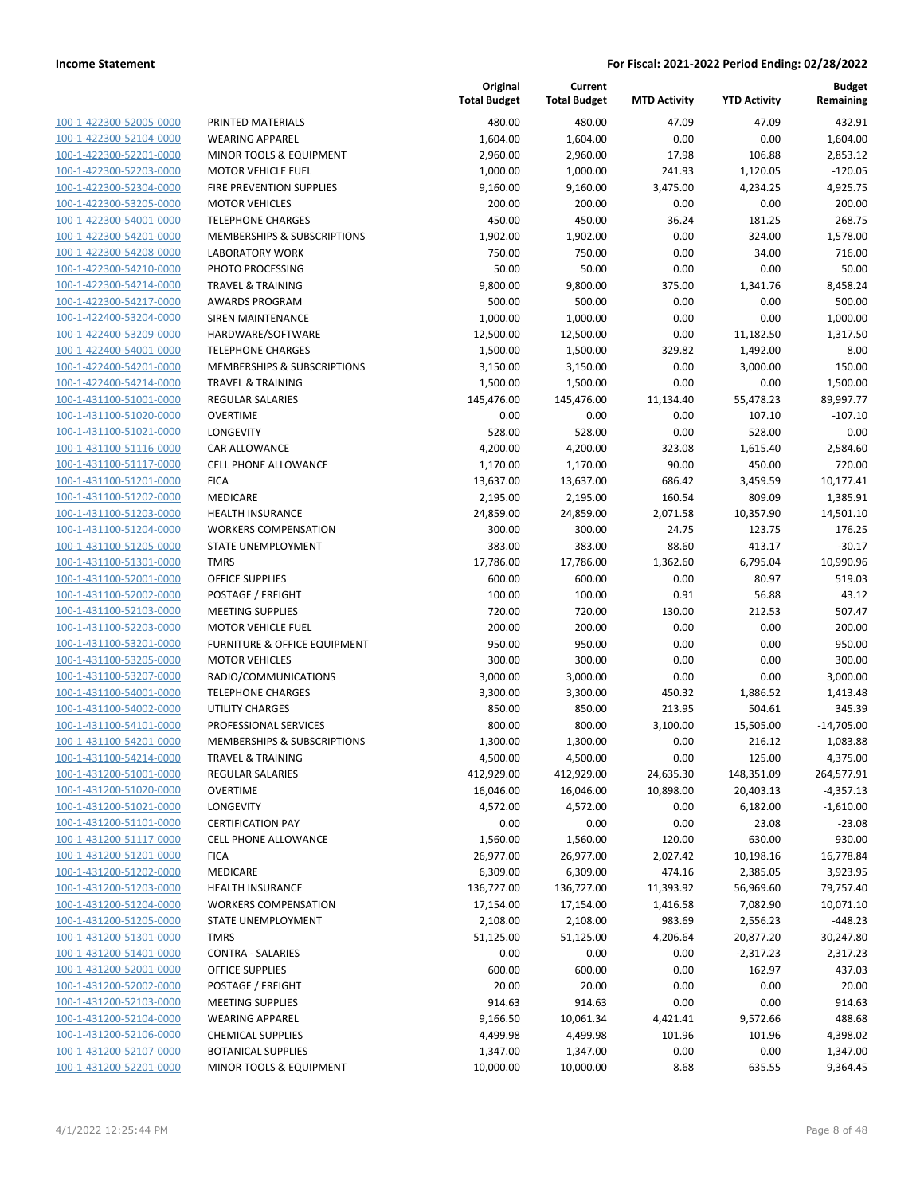| | | Original Total Budget | Current Total Budget | MTD Activity | YTD Activity | Budget Remaining |
|---|---|---|---|---|---|---|
| 100-1-422300-52005-0000 | PRINTED MATERIALS | 480.00 | 480.00 | 47.09 | 47.09 | 432.91 |
| 100-1-422300-52104-0000 | WEARING APPAREL | 1,604.00 | 1,604.00 | 0.00 | 0.00 | 1,604.00 |
| 100-1-422300-52201-0000 | MINOR TOOLS & EQUIPMENT | 2,960.00 | 2,960.00 | 17.98 | 106.88 | 2,853.12 |
| 100-1-422300-52203-0000 | MOTOR VEHICLE FUEL | 1,000.00 | 1,000.00 | 241.93 | 1,120.05 | -120.05 |
| 100-1-422300-52304-0000 | FIRE PREVENTION SUPPLIES | 9,160.00 | 9,160.00 | 3,475.00 | 4,234.25 | 4,925.75 |
| 100-1-422300-53205-0000 | MOTOR VEHICLES | 200.00 | 200.00 | 0.00 | 0.00 | 200.00 |
| 100-1-422300-54001-0000 | TELEPHONE CHARGES | 450.00 | 450.00 | 36.24 | 181.25 | 268.75 |
| 100-1-422300-54201-0000 | MEMBERSHIPS & SUBSCRIPTIONS | 1,902.00 | 1,902.00 | 0.00 | 324.00 | 1,578.00 |
| 100-1-422300-54208-0000 | LABORATORY WORK | 750.00 | 750.00 | 0.00 | 34.00 | 716.00 |
| 100-1-422300-54210-0000 | PHOTO PROCESSING | 50.00 | 50.00 | 0.00 | 0.00 | 50.00 |
| 100-1-422300-54214-0000 | TRAVEL & TRAINING | 9,800.00 | 9,800.00 | 375.00 | 1,341.76 | 8,458.24 |
| 100-1-422300-54217-0000 | AWARDS PROGRAM | 500.00 | 500.00 | 0.00 | 0.00 | 500.00 |
| 100-1-422400-53204-0000 | SIREN MAINTENANCE | 1,000.00 | 1,000.00 | 0.00 | 0.00 | 1,000.00 |
| 100-1-422400-53209-0000 | HARDWARE/SOFTWARE | 12,500.00 | 12,500.00 | 0.00 | 11,182.50 | 1,317.50 |
| 100-1-422400-54001-0000 | TELEPHONE CHARGES | 1,500.00 | 1,500.00 | 329.82 | 1,492.00 | 8.00 |
| 100-1-422400-54201-0000 | MEMBERSHIPS & SUBSCRIPTIONS | 3,150.00 | 3,150.00 | 0.00 | 3,000.00 | 150.00 |
| 100-1-422400-54214-0000 | TRAVEL & TRAINING | 1,500.00 | 1,500.00 | 0.00 | 0.00 | 1,500.00 |
| 100-1-431100-51001-0000 | REGULAR SALARIES | 145,476.00 | 145,476.00 | 11,134.40 | 55,478.23 | 89,997.77 |
| 100-1-431100-51020-0000 | OVERTIME | 0.00 | 0.00 | 0.00 | 107.10 | -107.10 |
| 100-1-431100-51021-0000 | LONGEVITY | 528.00 | 528.00 | 0.00 | 528.00 | 0.00 |
| 100-1-431100-51116-0000 | CAR ALLOWANCE | 4,200.00 | 4,200.00 | 323.08 | 1,615.40 | 2,584.60 |
| 100-1-431100-51117-0000 | CELL PHONE ALLOWANCE | 1,170.00 | 1,170.00 | 90.00 | 450.00 | 720.00 |
| 100-1-431100-51201-0000 | FICA | 13,637.00 | 13,637.00 | 686.42 | 3,459.59 | 10,177.41 |
| 100-1-431100-51202-0000 | MEDICARE | 2,195.00 | 2,195.00 | 160.54 | 809.09 | 1,385.91 |
| 100-1-431100-51203-0000 | HEALTH INSURANCE | 24,859.00 | 24,859.00 | 2,071.58 | 10,357.90 | 14,501.10 |
| 100-1-431100-51204-0000 | WORKERS COMPENSATION | 300.00 | 300.00 | 24.75 | 123.75 | 176.25 |
| 100-1-431100-51205-0000 | STATE UNEMPLOYMENT | 383.00 | 383.00 | 88.60 | 413.17 | -30.17 |
| 100-1-431100-51301-0000 | TMRS | 17,786.00 | 17,786.00 | 1,362.60 | 6,795.04 | 10,990.96 |
| 100-1-431100-52001-0000 | OFFICE SUPPLIES | 600.00 | 600.00 | 0.00 | 80.97 | 519.03 |
| 100-1-431100-52002-0000 | POSTAGE / FREIGHT | 100.00 | 100.00 | 0.91 | 56.88 | 43.12 |
| 100-1-431100-52103-0000 | MEETING SUPPLIES | 720.00 | 720.00 | 130.00 | 212.53 | 507.47 |
| 100-1-431100-52203-0000 | MOTOR VEHICLE FUEL | 200.00 | 200.00 | 0.00 | 0.00 | 200.00 |
| 100-1-431100-53201-0000 | FURNITURE & OFFICE EQUIPMENT | 950.00 | 950.00 | 0.00 | 0.00 | 950.00 |
| 100-1-431100-53205-0000 | MOTOR VEHICLES | 300.00 | 300.00 | 0.00 | 0.00 | 300.00 |
| 100-1-431100-53207-0000 | RADIO/COMMUNICATIONS | 3,000.00 | 3,000.00 | 0.00 | 0.00 | 3,000.00 |
| 100-1-431100-54001-0000 | TELEPHONE CHARGES | 3,300.00 | 3,300.00 | 450.32 | 1,886.52 | 1,413.48 |
| 100-1-431100-54002-0000 | UTILITY CHARGES | 850.00 | 850.00 | 213.95 | 504.61 | 345.39 |
| 100-1-431100-54101-0000 | PROFESSIONAL SERVICES | 800.00 | 800.00 | 3,100.00 | 15,505.00 | -14,705.00 |
| 100-1-431100-54201-0000 | MEMBERSHIPS & SUBSCRIPTIONS | 1,300.00 | 1,300.00 | 0.00 | 216.12 | 1,083.88 |
| 100-1-431100-54214-0000 | TRAVEL & TRAINING | 4,500.00 | 4,500.00 | 0.00 | 125.00 | 4,375.00 |
| 100-1-431200-51001-0000 | REGULAR SALARIES | 412,929.00 | 412,929.00 | 24,635.30 | 148,351.09 | 264,577.91 |
| 100-1-431200-51020-0000 | OVERTIME | 16,046.00 | 16,046.00 | 10,898.00 | 20,403.13 | -4,357.13 |
| 100-1-431200-51021-0000 | LONGEVITY | 4,572.00 | 4,572.00 | 0.00 | 6,182.00 | -1,610.00 |
| 100-1-431200-51101-0000 | CERTIFICATION PAY | 0.00 | 0.00 | 0.00 | 23.08 | -23.08 |
| 100-1-431200-51117-0000 | CELL PHONE ALLOWANCE | 1,560.00 | 1,560.00 | 120.00 | 630.00 | 930.00 |
| 100-1-431200-51201-0000 | FICA | 26,977.00 | 26,977.00 | 2,027.42 | 10,198.16 | 16,778.84 |
| 100-1-431200-51202-0000 | MEDICARE | 6,309.00 | 6,309.00 | 474.16 | 2,385.05 | 3,923.95 |
| 100-1-431200-51203-0000 | HEALTH INSURANCE | 136,727.00 | 136,727.00 | 11,393.92 | 56,969.60 | 79,757.40 |
| 100-1-431200-51204-0000 | WORKERS COMPENSATION | 17,154.00 | 17,154.00 | 1,416.58 | 7,082.90 | 10,071.10 |
| 100-1-431200-51205-0000 | STATE UNEMPLOYMENT | 2,108.00 | 2,108.00 | 983.69 | 2,556.23 | -448.23 |
| 100-1-431200-51301-0000 | TMRS | 51,125.00 | 51,125.00 | 4,206.64 | 20,877.20 | 30,247.80 |
| 100-1-431200-51401-0000 | CONTRA - SALARIES | 0.00 | 0.00 | 0.00 | -2,317.23 | 2,317.23 |
| 100-1-431200-52001-0000 | OFFICE SUPPLIES | 600.00 | 600.00 | 0.00 | 162.97 | 437.03 |
| 100-1-431200-52002-0000 | POSTAGE / FREIGHT | 20.00 | 20.00 | 0.00 | 0.00 | 20.00 |
| 100-1-431200-52103-0000 | MEETING SUPPLIES | 914.63 | 914.63 | 0.00 | 0.00 | 914.63 |
| 100-1-431200-52104-0000 | WEARING APPAREL | 9,166.50 | 10,061.34 | 4,421.41 | 9,572.66 | 488.68 |
| 100-1-431200-52106-0000 | CHEMICAL SUPPLIES | 4,499.98 | 4,499.98 | 101.96 | 101.96 | 4,398.02 |
| 100-1-431200-52107-0000 | BOTANICAL SUPPLIES | 1,347.00 | 1,347.00 | 0.00 | 0.00 | 1,347.00 |
| 100-1-431200-52201-0000 | MINOR TOOLS & EQUIPMENT | 10,000.00 | 10,000.00 | 8.68 | 635.55 | 9,364.45 |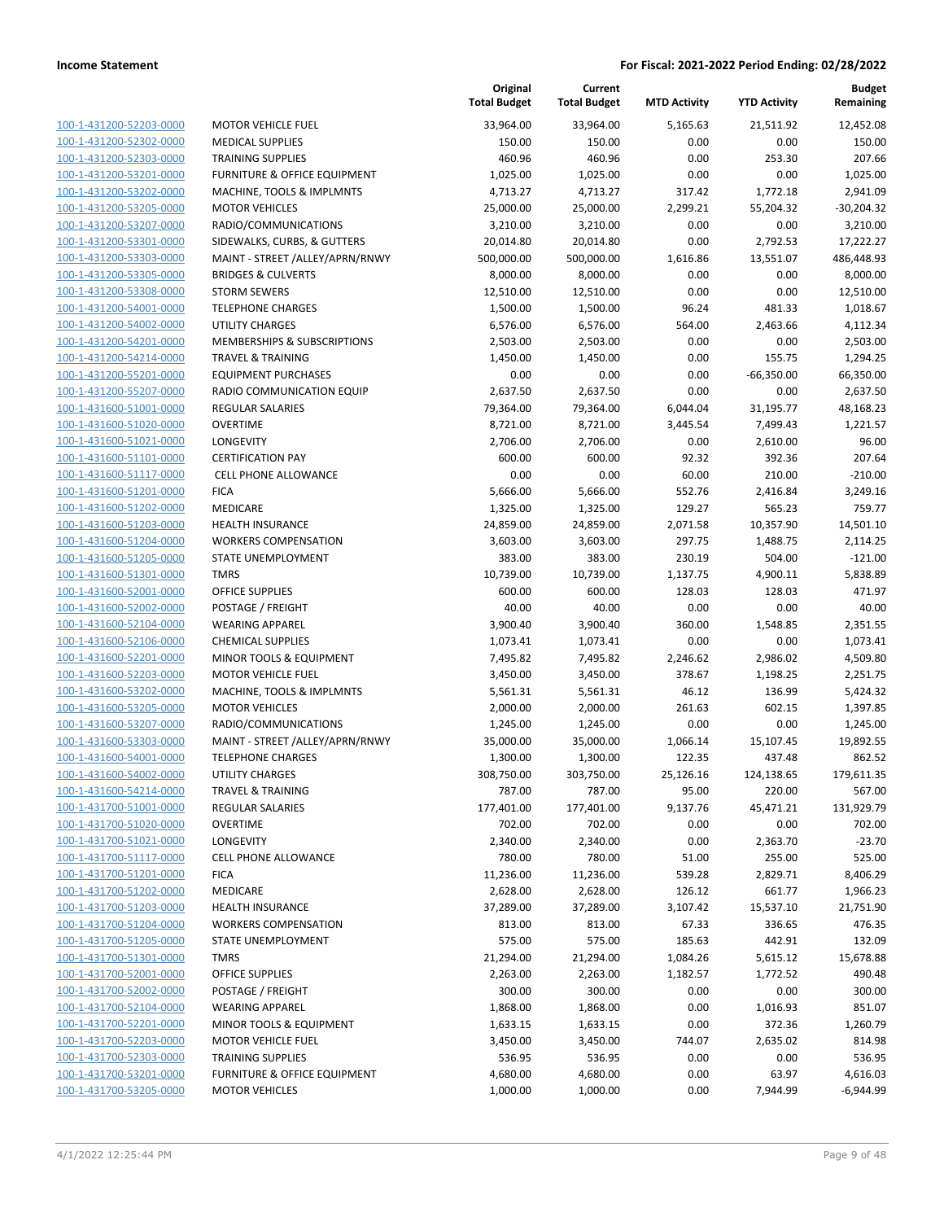| | | Original Total Budget | Current Total Budget | MTD Activity | YTD Activity | Budget Remaining |
|---|---|---|---|---|---|---|
| 100-1-431200-52203-0000 | MOTOR VEHICLE FUEL | 33,964.00 | 33,964.00 | 5,165.63 | 21,511.92 | 12,452.08 |
| 100-1-431200-52302-0000 | MEDICAL SUPPLIES | 150.00 | 150.00 | 0.00 | 0.00 | 150.00 |
| 100-1-431200-52303-0000 | TRAINING SUPPLIES | 460.96 | 460.96 | 0.00 | 253.30 | 207.66 |
| 100-1-431200-53201-0000 | FURNITURE & OFFICE EQUIPMENT | 1,025.00 | 1,025.00 | 0.00 | 0.00 | 1,025.00 |
| 100-1-431200-53202-0000 | MACHINE, TOOLS & IMPLMNTS | 4,713.27 | 4,713.27 | 317.42 | 1,772.18 | 2,941.09 |
| 100-1-431200-53205-0000 | MOTOR VEHICLES | 25,000.00 | 25,000.00 | 2,299.21 | 55,204.32 | -30,204.32 |
| 100-1-431200-53207-0000 | RADIO/COMMUNICATIONS | 3,210.00 | 3,210.00 | 0.00 | 0.00 | 3,210.00 |
| 100-1-431200-53301-0000 | SIDEWALKS, CURBS, & GUTTERS | 20,014.80 | 20,014.80 | 0.00 | 2,792.53 | 17,222.27 |
| 100-1-431200-53303-0000 | MAINT - STREET /ALLEY/APRN/RNWY | 500,000.00 | 500,000.00 | 1,616.86 | 13,551.07 | 486,448.93 |
| 100-1-431200-53305-0000 | BRIDGES & CULVERTS | 8,000.00 | 8,000.00 | 0.00 | 0.00 | 8,000.00 |
| 100-1-431200-53308-0000 | STORM SEWERS | 12,510.00 | 12,510.00 | 0.00 | 0.00 | 12,510.00 |
| 100-1-431200-54001-0000 | TELEPHONE CHARGES | 1,500.00 | 1,500.00 | 96.24 | 481.33 | 1,018.67 |
| 100-1-431200-54002-0000 | UTILITY CHARGES | 6,576.00 | 6,576.00 | 564.00 | 2,463.66 | 4,112.34 |
| 100-1-431200-54201-0000 | MEMBERSHIPS & SUBSCRIPTIONS | 2,503.00 | 2,503.00 | 0.00 | 0.00 | 2,503.00 |
| 100-1-431200-54214-0000 | TRAVEL & TRAINING | 1,450.00 | 1,450.00 | 0.00 | 155.75 | 1,294.25 |
| 100-1-431200-55201-0000 | EQUIPMENT PURCHASES | 0.00 | 0.00 | 0.00 | -66,350.00 | 66,350.00 |
| 100-1-431200-55207-0000 | RADIO COMMUNICATION EQUIP | 2,637.50 | 2,637.50 | 0.00 | 0.00 | 2,637.50 |
| 100-1-431600-51001-0000 | REGULAR SALARIES | 79,364.00 | 79,364.00 | 6,044.04 | 31,195.77 | 48,168.23 |
| 100-1-431600-51020-0000 | OVERTIME | 8,721.00 | 8,721.00 | 3,445.54 | 7,499.43 | 1,221.57 |
| 100-1-431600-51021-0000 | LONGEVITY | 2,706.00 | 2,706.00 | 0.00 | 2,610.00 | 96.00 |
| 100-1-431600-51101-0000 | CERTIFICATION PAY | 600.00 | 600.00 | 92.32 | 392.36 | 207.64 |
| 100-1-431600-51117-0000 | CELL PHONE ALLOWANCE | 0.00 | 0.00 | 60.00 | 210.00 | -210.00 |
| 100-1-431600-51201-0000 | FICA | 5,666.00 | 5,666.00 | 552.76 | 2,416.84 | 3,249.16 |
| 100-1-431600-51202-0000 | MEDICARE | 1,325.00 | 1,325.00 | 129.27 | 565.23 | 759.77 |
| 100-1-431600-51203-0000 | HEALTH INSURANCE | 24,859.00 | 24,859.00 | 2,071.58 | 10,357.90 | 14,501.10 |
| 100-1-431600-51204-0000 | WORKERS COMPENSATION | 3,603.00 | 3,603.00 | 297.75 | 1,488.75 | 2,114.25 |
| 100-1-431600-51205-0000 | STATE UNEMPLOYMENT | 383.00 | 383.00 | 230.19 | 504.00 | -121.00 |
| 100-1-431600-51301-0000 | TMRS | 10,739.00 | 10,739.00 | 1,137.75 | 4,900.11 | 5,838.89 |
| 100-1-431600-52001-0000 | OFFICE SUPPLIES | 600.00 | 600.00 | 128.03 | 128.03 | 471.97 |
| 100-1-431600-52002-0000 | POSTAGE / FREIGHT | 40.00 | 40.00 | 0.00 | 0.00 | 40.00 |
| 100-1-431600-52104-0000 | WEARING APPAREL | 3,900.40 | 3,900.40 | 360.00 | 1,548.85 | 2,351.55 |
| 100-1-431600-52106-0000 | CHEMICAL SUPPLIES | 1,073.41 | 1,073.41 | 0.00 | 0.00 | 1,073.41 |
| 100-1-431600-52201-0000 | MINOR TOOLS & EQUIPMENT | 7,495.82 | 7,495.82 | 2,246.62 | 2,986.02 | 4,509.80 |
| 100-1-431600-52203-0000 | MOTOR VEHICLE FUEL | 3,450.00 | 3,450.00 | 378.67 | 1,198.25 | 2,251.75 |
| 100-1-431600-53202-0000 | MACHINE, TOOLS & IMPLMNTS | 5,561.31 | 5,561.31 | 46.12 | 136.99 | 5,424.32 |
| 100-1-431600-53205-0000 | MOTOR VEHICLES | 2,000.00 | 2,000.00 | 261.63 | 602.15 | 1,397.85 |
| 100-1-431600-53207-0000 | RADIO/COMMUNICATIONS | 1,245.00 | 1,245.00 | 0.00 | 0.00 | 1,245.00 |
| 100-1-431600-53303-0000 | MAINT - STREET /ALLEY/APRN/RNWY | 35,000.00 | 35,000.00 | 1,066.14 | 15,107.45 | 19,892.55 |
| 100-1-431600-54001-0000 | TELEPHONE CHARGES | 1,300.00 | 1,300.00 | 122.35 | 437.48 | 862.52 |
| 100-1-431600-54002-0000 | UTILITY CHARGES | 308,750.00 | 303,750.00 | 25,126.16 | 124,138.65 | 179,611.35 |
| 100-1-431600-54214-0000 | TRAVEL & TRAINING | 787.00 | 787.00 | 95.00 | 220.00 | 567.00 |
| 100-1-431700-51001-0000 | REGULAR SALARIES | 177,401.00 | 177,401.00 | 9,137.76 | 45,471.21 | 131,929.79 |
| 100-1-431700-51020-0000 | OVERTIME | 702.00 | 702.00 | 0.00 | 0.00 | 702.00 |
| 100-1-431700-51021-0000 | LONGEVITY | 2,340.00 | 2,340.00 | 0.00 | 2,363.70 | -23.70 |
| 100-1-431700-51117-0000 | CELL PHONE ALLOWANCE | 780.00 | 780.00 | 51.00 | 255.00 | 525.00 |
| 100-1-431700-51201-0000 | FICA | 11,236.00 | 11,236.00 | 539.28 | 2,829.71 | 8,406.29 |
| 100-1-431700-51202-0000 | MEDICARE | 2,628.00 | 2,628.00 | 126.12 | 661.77 | 1,966.23 |
| 100-1-431700-51203-0000 | HEALTH INSURANCE | 37,289.00 | 37,289.00 | 3,107.42 | 15,537.10 | 21,751.90 |
| 100-1-431700-51204-0000 | WORKERS COMPENSATION | 813.00 | 813.00 | 67.33 | 336.65 | 476.35 |
| 100-1-431700-51205-0000 | STATE UNEMPLOYMENT | 575.00 | 575.00 | 185.63 | 442.91 | 132.09 |
| 100-1-431700-51301-0000 | TMRS | 21,294.00 | 21,294.00 | 1,084.26 | 5,615.12 | 15,678.88 |
| 100-1-431700-52001-0000 | OFFICE SUPPLIES | 2,263.00 | 2,263.00 | 1,182.57 | 1,772.52 | 490.48 |
| 100-1-431700-52002-0000 | POSTAGE / FREIGHT | 300.00 | 300.00 | 0.00 | 0.00 | 300.00 |
| 100-1-431700-52104-0000 | WEARING APPAREL | 1,868.00 | 1,868.00 | 0.00 | 1,016.93 | 851.07 |
| 100-1-431700-52201-0000 | MINOR TOOLS & EQUIPMENT | 1,633.15 | 1,633.15 | 0.00 | 372.36 | 1,260.79 |
| 100-1-431700-52203-0000 | MOTOR VEHICLE FUEL | 3,450.00 | 3,450.00 | 744.07 | 2,635.02 | 814.98 |
| 100-1-431700-52303-0000 | TRAINING SUPPLIES | 536.95 | 536.95 | 0.00 | 0.00 | 536.95 |
| 100-1-431700-53201-0000 | FURNITURE & OFFICE EQUIPMENT | 4,680.00 | 4,680.00 | 0.00 | 63.97 | 4,616.03 |
| 100-1-431700-53205-0000 | MOTOR VEHICLES | 1,000.00 | 1,000.00 | 0.00 | 7,944.99 | -6,944.99 |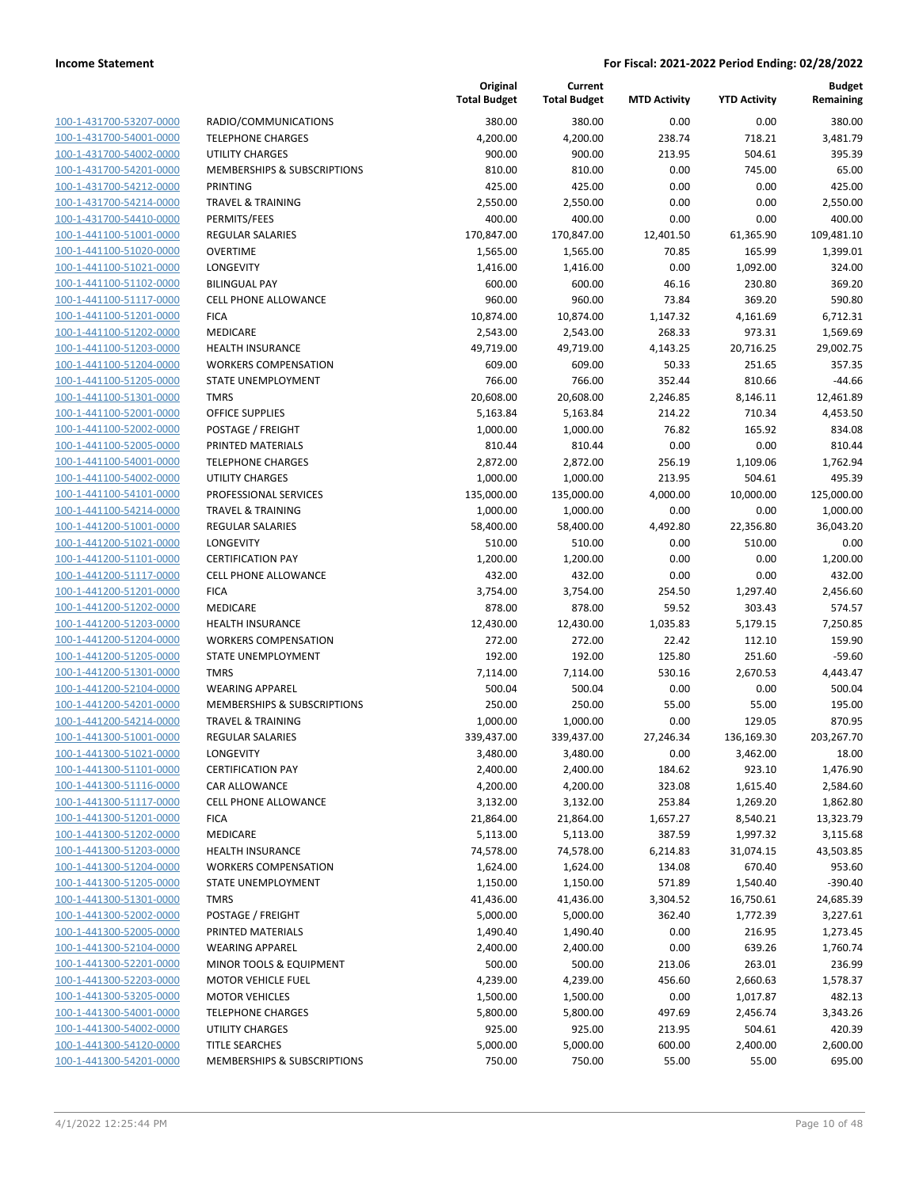**Income Statement** | **For Fiscal: 2021-2022 Period Ending: 02/28/2022**

| | | Original Total Budget | Current Total Budget | MTD Activity | YTD Activity | Budget Remaining |
|---|---|---|---|---|---|---|
| 100-1-431700-53207-0000 | RADIO/COMMUNICATIONS | 380.00 | 380.00 | 0.00 | 0.00 | 380.00 |
| 100-1-431700-54001-0000 | TELEPHONE CHARGES | 4,200.00 | 4,200.00 | 238.74 | 718.21 | 3,481.79 |
| 100-1-431700-54002-0000 | UTILITY CHARGES | 900.00 | 900.00 | 213.95 | 504.61 | 395.39 |
| 100-1-431700-54201-0000 | MEMBERSHIPS & SUBSCRIPTIONS | 810.00 | 810.00 | 0.00 | 745.00 | 65.00 |
| 100-1-431700-54212-0000 | PRINTING | 425.00 | 425.00 | 0.00 | 0.00 | 425.00 |
| 100-1-431700-54214-0000 | TRAVEL & TRAINING | 2,550.00 | 2,550.00 | 0.00 | 0.00 | 2,550.00 |
| 100-1-431700-54410-0000 | PERMITS/FEES | 400.00 | 400.00 | 0.00 | 0.00 | 400.00 |
| 100-1-441100-51001-0000 | REGULAR SALARIES | 170,847.00 | 170,847.00 | 12,401.50 | 61,365.90 | 109,481.10 |
| 100-1-441100-51020-0000 | OVERTIME | 1,565.00 | 1,565.00 | 70.85 | 165.99 | 1,399.01 |
| 100-1-441100-51021-0000 | LONGEVITY | 1,416.00 | 1,416.00 | 0.00 | 1,092.00 | 324.00 |
| 100-1-441100-51102-0000 | BILINGUAL PAY | 600.00 | 600.00 | 46.16 | 230.80 | 369.20 |
| 100-1-441100-51117-0000 | CELL PHONE ALLOWANCE | 960.00 | 960.00 | 73.84 | 369.20 | 590.80 |
| 100-1-441100-51201-0000 | FICA | 10,874.00 | 10,874.00 | 1,147.32 | 4,161.69 | 6,712.31 |
| 100-1-441100-51202-0000 | MEDICARE | 2,543.00 | 2,543.00 | 268.33 | 973.31 | 1,569.69 |
| 100-1-441100-51203-0000 | HEALTH INSURANCE | 49,719.00 | 49,719.00 | 4,143.25 | 20,716.25 | 29,002.75 |
| 100-1-441100-51204-0000 | WORKERS COMPENSATION | 609.00 | 609.00 | 50.33 | 251.65 | 357.35 |
| 100-1-441100-51205-0000 | STATE UNEMPLOYMENT | 766.00 | 766.00 | 352.44 | 810.66 | -44.66 |
| 100-1-441100-51301-0000 | TMRS | 20,608.00 | 20,608.00 | 2,246.85 | 8,146.11 | 12,461.89 |
| 100-1-441100-52001-0000 | OFFICE SUPPLIES | 5,163.84 | 5,163.84 | 214.22 | 710.34 | 4,453.50 |
| 100-1-441100-52002-0000 | POSTAGE / FREIGHT | 1,000.00 | 1,000.00 | 76.82 | 165.92 | 834.08 |
| 100-1-441100-52005-0000 | PRINTED MATERIALS | 810.44 | 810.44 | 0.00 | 0.00 | 810.44 |
| 100-1-441100-54001-0000 | TELEPHONE CHARGES | 2,872.00 | 2,872.00 | 256.19 | 1,109.06 | 1,762.94 |
| 100-1-441100-54002-0000 | UTILITY CHARGES | 1,000.00 | 1,000.00 | 213.95 | 504.61 | 495.39 |
| 100-1-441100-54101-0000 | PROFESSIONAL SERVICES | 135,000.00 | 135,000.00 | 4,000.00 | 10,000.00 | 125,000.00 |
| 100-1-441100-54214-0000 | TRAVEL & TRAINING | 1,000.00 | 1,000.00 | 0.00 | 0.00 | 1,000.00 |
| 100-1-441200-51001-0000 | REGULAR SALARIES | 58,400.00 | 58,400.00 | 4,492.80 | 22,356.80 | 36,043.20 |
| 100-1-441200-51021-0000 | LONGEVITY | 510.00 | 510.00 | 0.00 | 510.00 | 0.00 |
| 100-1-441200-51101-0000 | CERTIFICATION PAY | 1,200.00 | 1,200.00 | 0.00 | 0.00 | 1,200.00 |
| 100-1-441200-51117-0000 | CELL PHONE ALLOWANCE | 432.00 | 432.00 | 0.00 | 0.00 | 432.00 |
| 100-1-441200-51201-0000 | FICA | 3,754.00 | 3,754.00 | 254.50 | 1,297.40 | 2,456.60 |
| 100-1-441200-51202-0000 | MEDICARE | 878.00 | 878.00 | 59.52 | 303.43 | 574.57 |
| 100-1-441200-51203-0000 | HEALTH INSURANCE | 12,430.00 | 12,430.00 | 1,035.83 | 5,179.15 | 7,250.85 |
| 100-1-441200-51204-0000 | WORKERS COMPENSATION | 272.00 | 272.00 | 22.42 | 112.10 | 159.90 |
| 100-1-441200-51205-0000 | STATE UNEMPLOYMENT | 192.00 | 192.00 | 125.80 | 251.60 | -59.60 |
| 100-1-441200-51301-0000 | TMRS | 7,114.00 | 7,114.00 | 530.16 | 2,670.53 | 4,443.47 |
| 100-1-441200-52104-0000 | WEARING APPAREL | 500.04 | 500.04 | 0.00 | 0.00 | 500.04 |
| 100-1-441200-54201-0000 | MEMBERSHIPS & SUBSCRIPTIONS | 250.00 | 250.00 | 55.00 | 55.00 | 195.00 |
| 100-1-441200-54214-0000 | TRAVEL & TRAINING | 1,000.00 | 1,000.00 | 0.00 | 129.05 | 870.95 |
| 100-1-441300-51001-0000 | REGULAR SALARIES | 339,437.00 | 339,437.00 | 27,246.34 | 136,169.30 | 203,267.70 |
| 100-1-441300-51021-0000 | LONGEVITY | 3,480.00 | 3,480.00 | 0.00 | 3,462.00 | 18.00 |
| 100-1-441300-51101-0000 | CERTIFICATION PAY | 2,400.00 | 2,400.00 | 184.62 | 923.10 | 1,476.90 |
| 100-1-441300-51116-0000 | CAR ALLOWANCE | 4,200.00 | 4,200.00 | 323.08 | 1,615.40 | 2,584.60 |
| 100-1-441300-51117-0000 | CELL PHONE ALLOWANCE | 3,132.00 | 3,132.00 | 253.84 | 1,269.20 | 1,862.80 |
| 100-1-441300-51201-0000 | FICA | 21,864.00 | 21,864.00 | 1,657.27 | 8,540.21 | 13,323.79 |
| 100-1-441300-51202-0000 | MEDICARE | 5,113.00 | 5,113.00 | 387.59 | 1,997.32 | 3,115.68 |
| 100-1-441300-51203-0000 | HEALTH INSURANCE | 74,578.00 | 74,578.00 | 6,214.83 | 31,074.15 | 43,503.85 |
| 100-1-441300-51204-0000 | WORKERS COMPENSATION | 1,624.00 | 1,624.00 | 134.08 | 670.40 | 953.60 |
| 100-1-441300-51205-0000 | STATE UNEMPLOYMENT | 1,150.00 | 1,150.00 | 571.89 | 1,540.40 | -390.40 |
| 100-1-441300-51301-0000 | TMRS | 41,436.00 | 41,436.00 | 3,304.52 | 16,750.61 | 24,685.39 |
| 100-1-441300-52002-0000 | POSTAGE / FREIGHT | 5,000.00 | 5,000.00 | 362.40 | 1,772.39 | 3,227.61 |
| 100-1-441300-52005-0000 | PRINTED MATERIALS | 1,490.40 | 1,490.40 | 0.00 | 216.95 | 1,273.45 |
| 100-1-441300-52104-0000 | WEARING APPAREL | 2,400.00 | 2,400.00 | 0.00 | 639.26 | 1,760.74 |
| 100-1-441300-52201-0000 | MINOR TOOLS & EQUIPMENT | 500.00 | 500.00 | 213.06 | 263.01 | 236.99 |
| 100-1-441300-52203-0000 | MOTOR VEHICLE FUEL | 4,239.00 | 4,239.00 | 456.60 | 2,660.63 | 1,578.37 |
| 100-1-441300-53205-0000 | MOTOR VEHICLES | 1,500.00 | 1,500.00 | 0.00 | 1,017.87 | 482.13 |
| 100-1-441300-54001-0000 | TELEPHONE CHARGES | 5,800.00 | 5,800.00 | 497.69 | 2,456.74 | 3,343.26 |
| 100-1-441300-54002-0000 | UTILITY CHARGES | 925.00 | 925.00 | 213.95 | 504.61 | 420.39 |
| 100-1-441300-54120-0000 | TITLE SEARCHES | 5,000.00 | 5,000.00 | 600.00 | 2,400.00 | 2,600.00 |
| 100-1-441300-54201-0000 | MEMBERSHIPS & SUBSCRIPTIONS | 750.00 | 750.00 | 55.00 | 55.00 | 695.00 |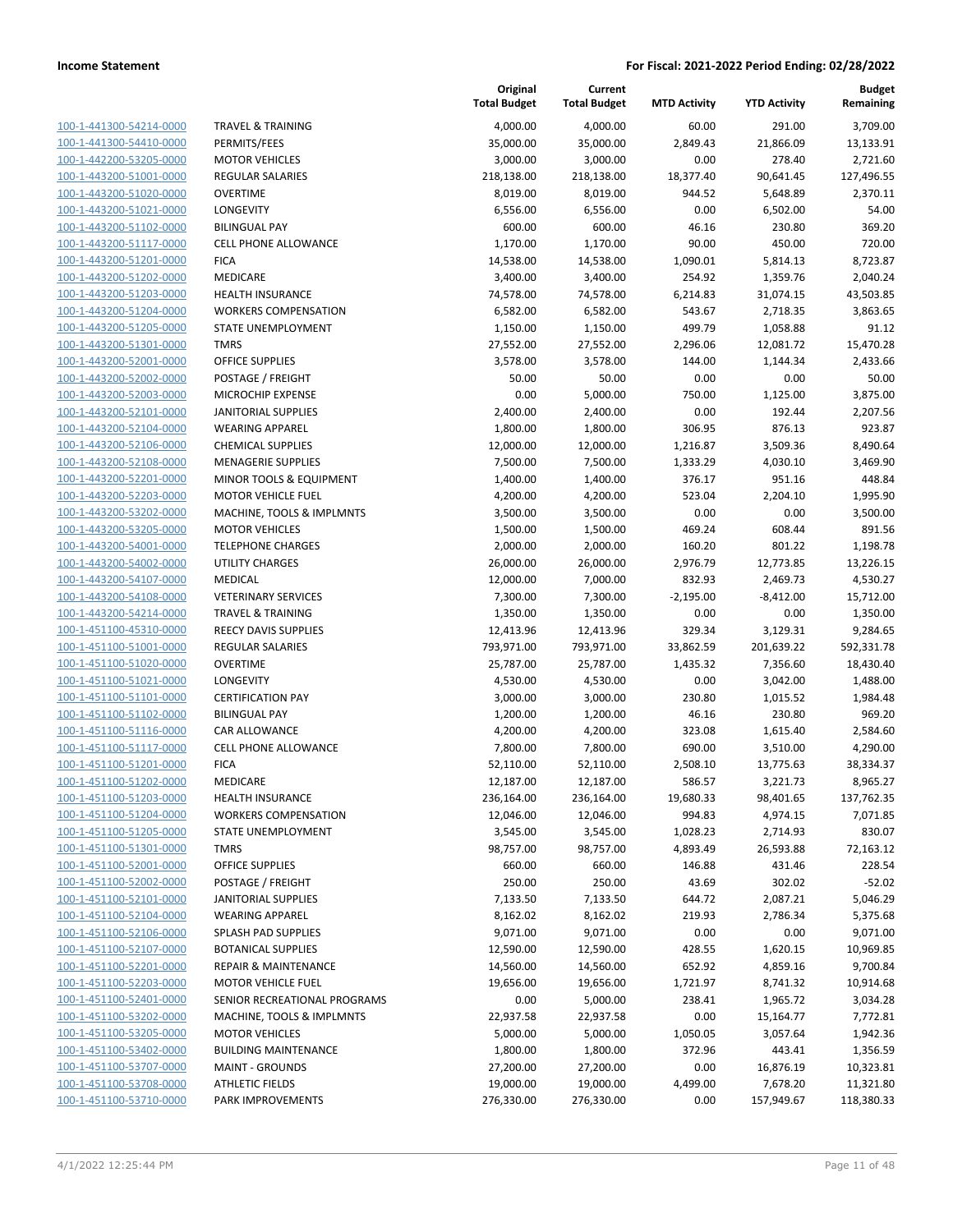**Income Statement** — For Fiscal: 2021-2022 Period Ending: 02/28/2022

| | | Original Total Budget | Current Total Budget | MTD Activity | YTD Activity | Budget Remaining |
|---|---|---|---|---|---|---|
| 100-1-441300-54214-0000 | TRAVEL & TRAINING | 4,000.00 | 4,000.00 | 60.00 | 291.00 | 3,709.00 |
| 100-1-441300-54410-0000 | PERMITS/FEES | 35,000.00 | 35,000.00 | 2,849.43 | 21,866.09 | 13,133.91 |
| 100-1-442200-53205-0000 | MOTOR VEHICLES | 3,000.00 | 3,000.00 | 0.00 | 278.40 | 2,721.60 |
| 100-1-443200-51001-0000 | REGULAR SALARIES | 218,138.00 | 218,138.00 | 18,377.40 | 90,641.45 | 127,496.55 |
| 100-1-443200-51020-0000 | OVERTIME | 8,019.00 | 8,019.00 | 944.52 | 5,648.89 | 2,370.11 |
| 100-1-443200-51021-0000 | LONGEVITY | 6,556.00 | 6,556.00 | 0.00 | 6,502.00 | 54.00 |
| 100-1-443200-51102-0000 | BILINGUAL PAY | 600.00 | 600.00 | 46.16 | 230.80 | 369.20 |
| 100-1-443200-51117-0000 | CELL PHONE ALLOWANCE | 1,170.00 | 1,170.00 | 90.00 | 450.00 | 720.00 |
| 100-1-443200-51201-0000 | FICA | 14,538.00 | 14,538.00 | 1,090.01 | 5,814.13 | 8,723.87 |
| 100-1-443200-51202-0000 | MEDICARE | 3,400.00 | 3,400.00 | 254.92 | 1,359.76 | 2,040.24 |
| 100-1-443200-51203-0000 | HEALTH INSURANCE | 74,578.00 | 74,578.00 | 6,214.83 | 31,074.15 | 43,503.85 |
| 100-1-443200-51204-0000 | WORKERS COMPENSATION | 6,582.00 | 6,582.00 | 543.67 | 2,718.35 | 3,863.65 |
| 100-1-443200-51205-0000 | STATE UNEMPLOYMENT | 1,150.00 | 1,150.00 | 499.79 | 1,058.88 | 91.12 |
| 100-1-443200-51301-0000 | TMRS | 27,552.00 | 27,552.00 | 2,296.06 | 12,081.72 | 15,470.28 |
| 100-1-443200-52001-0000 | OFFICE SUPPLIES | 3,578.00 | 3,578.00 | 144.00 | 1,144.34 | 2,433.66 |
| 100-1-443200-52002-0000 | POSTAGE / FREIGHT | 50.00 | 50.00 | 0.00 | 0.00 | 50.00 |
| 100-1-443200-52003-0000 | MICROCHIP EXPENSE | 0.00 | 5,000.00 | 750.00 | 1,125.00 | 3,875.00 |
| 100-1-443200-52101-0000 | JANITORIAL SUPPLIES | 2,400.00 | 2,400.00 | 0.00 | 192.44 | 2,207.56 |
| 100-1-443200-52104-0000 | WEARING APPAREL | 1,800.00 | 1,800.00 | 306.95 | 876.13 | 923.87 |
| 100-1-443200-52106-0000 | CHEMICAL SUPPLIES | 12,000.00 | 12,000.00 | 1,216.87 | 3,509.36 | 8,490.64 |
| 100-1-443200-52108-0000 | MENAGERIE SUPPLIES | 7,500.00 | 7,500.00 | 1,333.29 | 4,030.10 | 3,469.90 |
| 100-1-443200-52201-0000 | MINOR TOOLS & EQUIPMENT | 1,400.00 | 1,400.00 | 376.17 | 951.16 | 448.84 |
| 100-1-443200-52203-0000 | MOTOR VEHICLE FUEL | 4,200.00 | 4,200.00 | 523.04 | 2,204.10 | 1,995.90 |
| 100-1-443200-53202-0000 | MACHINE, TOOLS & IMPLMNTS | 3,500.00 | 3,500.00 | 0.00 | 0.00 | 3,500.00 |
| 100-1-443200-53205-0000 | MOTOR VEHICLES | 1,500.00 | 1,500.00 | 469.24 | 608.44 | 891.56 |
| 100-1-443200-54001-0000 | TELEPHONE CHARGES | 2,000.00 | 2,000.00 | 160.20 | 801.22 | 1,198.78 |
| 100-1-443200-54002-0000 | UTILITY CHARGES | 26,000.00 | 26,000.00 | 2,976.79 | 12,773.85 | 13,226.15 |
| 100-1-443200-54107-0000 | MEDICAL | 12,000.00 | 7,000.00 | 832.93 | 2,469.73 | 4,530.27 |
| 100-1-443200-54108-0000 | VETERINARY SERVICES | 7,300.00 | 7,300.00 | -2,195.00 | -8,412.00 | 15,712.00 |
| 100-1-443200-54214-0000 | TRAVEL & TRAINING | 1,350.00 | 1,350.00 | 0.00 | 0.00 | 1,350.00 |
| 100-1-451100-45310-0000 | REECY DAVIS SUPPLIES | 12,413.96 | 12,413.96 | 329.34 | 3,129.31 | 9,284.65 |
| 100-1-451100-51001-0000 | REGULAR SALARIES | 793,971.00 | 793,971.00 | 33,862.59 | 201,639.22 | 592,331.78 |
| 100-1-451100-51020-0000 | OVERTIME | 25,787.00 | 25,787.00 | 1,435.32 | 7,356.60 | 18,430.40 |
| 100-1-451100-51021-0000 | LONGEVITY | 4,530.00 | 4,530.00 | 0.00 | 3,042.00 | 1,488.00 |
| 100-1-451100-51101-0000 | CERTIFICATION PAY | 3,000.00 | 3,000.00 | 230.80 | 1,015.52 | 1,984.48 |
| 100-1-451100-51102-0000 | BILINGUAL PAY | 1,200.00 | 1,200.00 | 46.16 | 230.80 | 969.20 |
| 100-1-451100-51116-0000 | CAR ALLOWANCE | 4,200.00 | 4,200.00 | 323.08 | 1,615.40 | 2,584.60 |
| 100-1-451100-51117-0000 | CELL PHONE ALLOWANCE | 7,800.00 | 7,800.00 | 690.00 | 3,510.00 | 4,290.00 |
| 100-1-451100-51201-0000 | FICA | 52,110.00 | 52,110.00 | 2,508.10 | 13,775.63 | 38,334.37 |
| 100-1-451100-51202-0000 | MEDICARE | 12,187.00 | 12,187.00 | 586.57 | 3,221.73 | 8,965.27 |
| 100-1-451100-51203-0000 | HEALTH INSURANCE | 236,164.00 | 236,164.00 | 19,680.33 | 98,401.65 | 137,762.35 |
| 100-1-451100-51204-0000 | WORKERS COMPENSATION | 12,046.00 | 12,046.00 | 994.83 | 4,974.15 | 7,071.85 |
| 100-1-451100-51205-0000 | STATE UNEMPLOYMENT | 3,545.00 | 3,545.00 | 1,028.23 | 2,714.93 | 830.07 |
| 100-1-451100-51301-0000 | TMRS | 98,757.00 | 98,757.00 | 4,893.49 | 26,593.88 | 72,163.12 |
| 100-1-451100-52001-0000 | OFFICE SUPPLIES | 660.00 | 660.00 | 146.88 | 431.46 | 228.54 |
| 100-1-451100-52002-0000 | POSTAGE / FREIGHT | 250.00 | 250.00 | 43.69 | 302.02 | -52.02 |
| 100-1-451100-52101-0000 | JANITORIAL SUPPLIES | 7,133.50 | 7,133.50 | 644.72 | 2,087.21 | 5,046.29 |
| 100-1-451100-52104-0000 | WEARING APPAREL | 8,162.02 | 8,162.02 | 219.93 | 2,786.34 | 5,375.68 |
| 100-1-451100-52106-0000 | SPLASH PAD SUPPLIES | 9,071.00 | 9,071.00 | 0.00 | 0.00 | 9,071.00 |
| 100-1-451100-52107-0000 | BOTANICAL SUPPLIES | 12,590.00 | 12,590.00 | 428.55 | 1,620.15 | 10,969.85 |
| 100-1-451100-52201-0000 | REPAIR & MAINTENANCE | 14,560.00 | 14,560.00 | 652.92 | 4,859.16 | 9,700.84 |
| 100-1-451100-52203-0000 | MOTOR VEHICLE FUEL | 19,656.00 | 19,656.00 | 1,721.97 | 8,741.32 | 10,914.68 |
| 100-1-451100-52401-0000 | SENIOR RECREATIONAL PROGRAMS | 0.00 | 5,000.00 | 238.41 | 1,965.72 | 3,034.28 |
| 100-1-451100-53202-0000 | MACHINE, TOOLS & IMPLMNTS | 22,937.58 | 22,937.58 | 0.00 | 15,164.77 | 7,772.81 |
| 100-1-451100-53205-0000 | MOTOR VEHICLES | 5,000.00 | 5,000.00 | 1,050.05 | 3,057.64 | 1,942.36 |
| 100-1-451100-53402-0000 | BUILDING MAINTENANCE | 1,800.00 | 1,800.00 | 372.96 | 443.41 | 1,356.59 |
| 100-1-451100-53707-0000 | MAINT - GROUNDS | 27,200.00 | 27,200.00 | 0.00 | 16,876.19 | 10,323.81 |
| 100-1-451100-53708-0000 | ATHLETIC FIELDS | 19,000.00 | 19,000.00 | 4,499.00 | 7,678.20 | 11,321.80 |
| 100-1-451100-53710-0000 | PARK IMPROVEMENTS | 276,330.00 | 276,330.00 | 0.00 | 157,949.67 | 118,380.33 |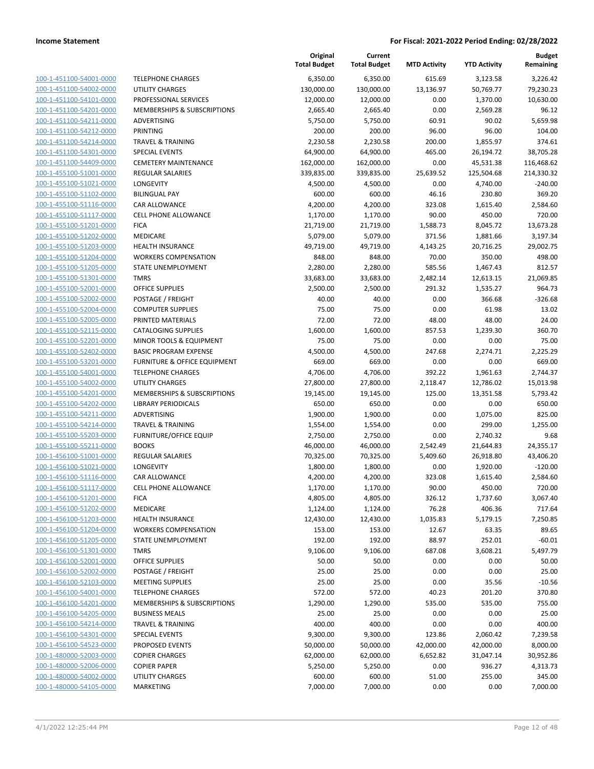**Income Statement** | **For Fiscal: 2021-2022 Period Ending: 02/28/2022**

| | | Original Total Budget | Current Total Budget | MTD Activity | YTD Activity | Budget Remaining |
|---|---|---|---|---|---|---|
| 100-1-451100-54001-0000 | TELEPHONE CHARGES | 6,350.00 | 6,350.00 | 615.69 | 3,123.58 | 3,226.42 |
| 100-1-451100-54002-0000 | UTILITY CHARGES | 130,000.00 | 130,000.00 | 13,136.97 | 50,769.77 | 79,230.23 |
| 100-1-451100-54101-0000 | PROFESSIONAL SERVICES | 12,000.00 | 12,000.00 | 0.00 | 1,370.00 | 10,630.00 |
| 100-1-451100-54201-0000 | MEMBERSHIPS & SUBSCRIPTIONS | 2,665.40 | 2,665.40 | 0.00 | 2,569.28 | 96.12 |
| 100-1-451100-54211-0000 | ADVERTISING | 5,750.00 | 5,750.00 | 60.91 | 90.02 | 5,659.98 |
| 100-1-451100-54212-0000 | PRINTING | 200.00 | 200.00 | 96.00 | 96.00 | 104.00 |
| 100-1-451100-54214-0000 | TRAVEL & TRAINING | 2,230.58 | 2,230.58 | 200.00 | 1,855.97 | 374.61 |
| 100-1-451100-54301-0000 | SPECIAL EVENTS | 64,900.00 | 64,900.00 | 465.00 | 26,194.72 | 38,705.28 |
| 100-1-451100-54409-0000 | CEMETERY MAINTENANCE | 162,000.00 | 162,000.00 | 0.00 | 45,531.38 | 116,468.62 |
| 100-1-455100-51001-0000 | REGULAR SALARIES | 339,835.00 | 339,835.00 | 25,639.52 | 125,504.68 | 214,330.32 |
| 100-1-455100-51021-0000 | LONGEVITY | 4,500.00 | 4,500.00 | 0.00 | 4,740.00 | -240.00 |
| 100-1-455100-51102-0000 | BILINGUAL PAY | 600.00 | 600.00 | 46.16 | 230.80 | 369.20 |
| 100-1-455100-51116-0000 | CAR ALLOWANCE | 4,200.00 | 4,200.00 | 323.08 | 1,615.40 | 2,584.60 |
| 100-1-455100-51117-0000 | CELL PHONE ALLOWANCE | 1,170.00 | 1,170.00 | 90.00 | 450.00 | 720.00 |
| 100-1-455100-51201-0000 | FICA | 21,719.00 | 21,719.00 | 1,588.73 | 8,045.72 | 13,673.28 |
| 100-1-455100-51202-0000 | MEDICARE | 5,079.00 | 5,079.00 | 371.56 | 1,881.66 | 3,197.34 |
| 100-1-455100-51203-0000 | HEALTH INSURANCE | 49,719.00 | 49,719.00 | 4,143.25 | 20,716.25 | 29,002.75 |
| 100-1-455100-51204-0000 | WORKERS COMPENSATION | 848.00 | 848.00 | 70.00 | 350.00 | 498.00 |
| 100-1-455100-51205-0000 | STATE UNEMPLOYMENT | 2,280.00 | 2,280.00 | 585.56 | 1,467.43 | 812.57 |
| 100-1-455100-51301-0000 | TMRS | 33,683.00 | 33,683.00 | 2,482.14 | 12,613.15 | 21,069.85 |
| 100-1-455100-52001-0000 | OFFICE SUPPLIES | 2,500.00 | 2,500.00 | 291.32 | 1,535.27 | 964.73 |
| 100-1-455100-52002-0000 | POSTAGE / FREIGHT | 40.00 | 40.00 | 0.00 | 366.68 | -326.68 |
| 100-1-455100-52004-0000 | COMPUTER SUPPLIES | 75.00 | 75.00 | 0.00 | 61.98 | 13.02 |
| 100-1-455100-52005-0000 | PRINTED MATERIALS | 72.00 | 72.00 | 48.00 | 48.00 | 24.00 |
| 100-1-455100-52115-0000 | CATALOGING SUPPLIES | 1,600.00 | 1,600.00 | 857.53 | 1,239.30 | 360.70 |
| 100-1-455100-52201-0000 | MINOR TOOLS & EQUIPMENT | 75.00 | 75.00 | 0.00 | 0.00 | 75.00 |
| 100-1-455100-52402-0000 | BASIC PROGRAM EXPENSE | 4,500.00 | 4,500.00 | 247.68 | 2,274.71 | 2,225.29 |
| 100-1-455100-53201-0000 | FURNITURE & OFFICE EQUIPMENT | 669.00 | 669.00 | 0.00 | 0.00 | 669.00 |
| 100-1-455100-54001-0000 | TELEPHONE CHARGES | 4,706.00 | 4,706.00 | 392.22 | 1,961.63 | 2,744.37 |
| 100-1-455100-54002-0000 | UTILITY CHARGES | 27,800.00 | 27,800.00 | 2,118.47 | 12,786.02 | 15,013.98 |
| 100-1-455100-54201-0000 | MEMBERSHIPS & SUBSCRIPTIONS | 19,145.00 | 19,145.00 | 125.00 | 13,351.58 | 5,793.42 |
| 100-1-455100-54202-0000 | LIBRARY PERIODICALS | 650.00 | 650.00 | 0.00 | 0.00 | 650.00 |
| 100-1-455100-54211-0000 | ADVERTISING | 1,900.00 | 1,900.00 | 0.00 | 1,075.00 | 825.00 |
| 100-1-455100-54214-0000 | TRAVEL & TRAINING | 1,554.00 | 1,554.00 | 0.00 | 299.00 | 1,255.00 |
| 100-1-455100-55203-0000 | FURNITURE/OFFICE EQUIP | 2,750.00 | 2,750.00 | 0.00 | 2,740.32 | 9.68 |
| 100-1-455100-55211-0000 | BOOKS | 46,000.00 | 46,000.00 | 2,542.49 | 21,644.83 | 24,355.17 |
| 100-1-456100-51001-0000 | REGULAR SALARIES | 70,325.00 | 70,325.00 | 5,409.60 | 26,918.80 | 43,406.20 |
| 100-1-456100-51021-0000 | LONGEVITY | 1,800.00 | 1,800.00 | 0.00 | 1,920.00 | -120.00 |
| 100-1-456100-51116-0000 | CAR ALLOWANCE | 4,200.00 | 4,200.00 | 323.08 | 1,615.40 | 2,584.60 |
| 100-1-456100-51117-0000 | CELL PHONE ALLOWANCE | 1,170.00 | 1,170.00 | 90.00 | 450.00 | 720.00 |
| 100-1-456100-51201-0000 | FICA | 4,805.00 | 4,805.00 | 326.12 | 1,737.60 | 3,067.40 |
| 100-1-456100-51202-0000 | MEDICARE | 1,124.00 | 1,124.00 | 76.28 | 406.36 | 717.64 |
| 100-1-456100-51203-0000 | HEALTH INSURANCE | 12,430.00 | 12,430.00 | 1,035.83 | 5,179.15 | 7,250.85 |
| 100-1-456100-51204-0000 | WORKERS COMPENSATION | 153.00 | 153.00 | 12.67 | 63.35 | 89.65 |
| 100-1-456100-51205-0000 | STATE UNEMPLOYMENT | 192.00 | 192.00 | 88.97 | 252.01 | -60.01 |
| 100-1-456100-51301-0000 | TMRS | 9,106.00 | 9,106.00 | 687.08 | 3,608.21 | 5,497.79 |
| 100-1-456100-52001-0000 | OFFICE SUPPLIES | 50.00 | 50.00 | 0.00 | 0.00 | 50.00 |
| 100-1-456100-52002-0000 | POSTAGE / FREIGHT | 25.00 | 25.00 | 0.00 | 0.00 | 25.00 |
| 100-1-456100-52103-0000 | MEETING SUPPLIES | 25.00 | 25.00 | 0.00 | 35.56 | -10.56 |
| 100-1-456100-54001-0000 | TELEPHONE CHARGES | 572.00 | 572.00 | 40.23 | 201.20 | 370.80 |
| 100-1-456100-54201-0000 | MEMBERSHIPS & SUBSCRIPTIONS | 1,290.00 | 1,290.00 | 535.00 | 535.00 | 755.00 |
| 100-1-456100-54205-0000 | BUSINESS MEALS | 25.00 | 25.00 | 0.00 | 0.00 | 25.00 |
| 100-1-456100-54214-0000 | TRAVEL & TRAINING | 400.00 | 400.00 | 0.00 | 0.00 | 400.00 |
| 100-1-456100-54301-0000 | SPECIAL EVENTS | 9,300.00 | 9,300.00 | 123.86 | 2,060.42 | 7,239.58 |
| 100-1-456100-54523-0000 | PROPOSED EVENTS | 50,000.00 | 50,000.00 | 42,000.00 | 42,000.00 | 8,000.00 |
| 100-1-480000-52003-0000 | COPIER CHARGES | 62,000.00 | 62,000.00 | 6,652.82 | 31,047.14 | 30,952.86 |
| 100-1-480000-52006-0000 | COPIER PAPER | 5,250.00 | 5,250.00 | 0.00 | 936.27 | 4,313.73 |
| 100-1-480000-54002-0000 | UTILITY CHARGES | 600.00 | 600.00 | 51.00 | 255.00 | 345.00 |
| 100-1-480000-54105-0000 | MARKETING | 7,000.00 | 7,000.00 | 0.00 | 0.00 | 7,000.00 |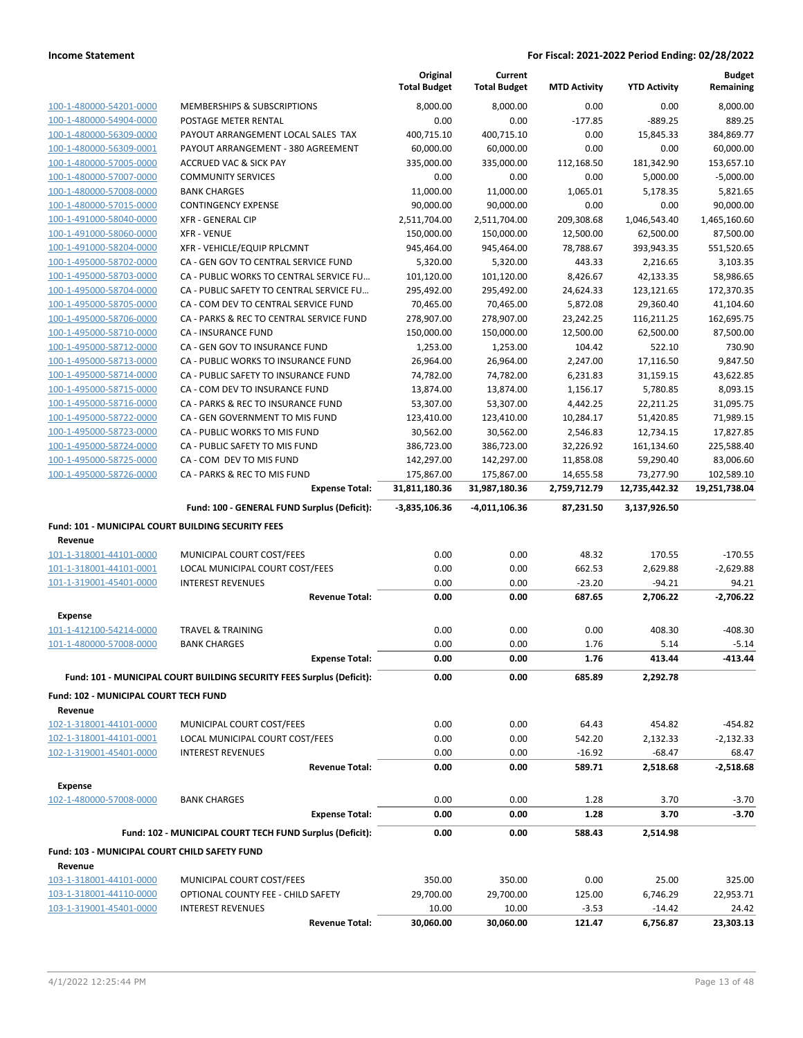**Income Statement** — **For Fiscal: 2021-2022 Period Ending: 02/28/2022**

| | | Original Total Budget | Current Total Budget | MTD Activity | YTD Activity | Budget Remaining |
|---|---|---|---|---|---|---|
| 100-1-480000-54201-0000 | MEMBERSHIPS & SUBSCRIPTIONS | 8,000.00 | 8,000.00 | 0.00 | 0.00 | 8,000.00 |
| 100-1-480000-54904-0000 | POSTAGE METER RENTAL | 0.00 | 0.00 | -177.85 | -889.25 | 889.25 |
| 100-1-480000-56309-0000 | PAYOUT ARRANGEMENT LOCAL SALES TAX | 400,715.10 | 400,715.10 | 0.00 | 15,845.33 | 384,869.77 |
| 100-1-480000-56309-0001 | PAYOUT ARRANGEMENT - 380 AGREEMENT | 60,000.00 | 60,000.00 | 0.00 | 0.00 | 60,000.00 |
| 100-1-480000-57005-0000 | ACCRUED VAC & SICK PAY | 335,000.00 | 335,000.00 | 112,168.50 | 181,342.90 | 153,657.10 |
| 100-1-480000-57007-0000 | COMMUNITY SERVICES | 0.00 | 0.00 | 0.00 | 5,000.00 | -5,000.00 |
| 100-1-480000-57008-0000 | BANK CHARGES | 11,000.00 | 11,000.00 | 1,065.01 | 5,178.35 | 5,821.65 |
| 100-1-480000-57015-0000 | CONTINGENCY EXPENSE | 90,000.00 | 90,000.00 | 0.00 | 0.00 | 90,000.00 |
| 100-1-491000-58040-0000 | XFR - GENERAL CIP | 2,511,704.00 | 2,511,704.00 | 209,308.68 | 1,046,543.40 | 1,465,160.60 |
| 100-1-491000-58060-0000 | XFR - VENUE | 150,000.00 | 150,000.00 | 12,500.00 | 62,500.00 | 87,500.00 |
| 100-1-491000-58204-0000 | XFR - VEHICLE/EQUIP RPLCMNT | 945,464.00 | 945,464.00 | 78,788.67 | 393,943.35 | 551,520.65 |
| 100-1-495000-58702-0000 | CA - GEN GOV TO CENTRAL SERVICE FUND | 5,320.00 | 5,320.00 | 443.33 | 2,216.65 | 3,103.35 |
| 100-1-495000-58703-0000 | CA - PUBLIC WORKS TO CENTRAL SERVICE FU… | 101,120.00 | 101,120.00 | 8,426.67 | 42,133.35 | 58,986.65 |
| 100-1-495000-58704-0000 | CA - PUBLIC SAFETY TO CENTRAL SERVICE FU… | 295,492.00 | 295,492.00 | 24,624.33 | 123,121.65 | 172,370.35 |
| 100-1-495000-58705-0000 | CA - COM DEV TO CENTRAL SERVICE FUND | 70,465.00 | 70,465.00 | 5,872.08 | 29,360.40 | 41,104.60 |
| 100-1-495000-58706-0000 | CA - PARKS & REC TO CENTRAL SERVICE FUND | 278,907.00 | 278,907.00 | 23,242.25 | 116,211.25 | 162,695.75 |
| 100-1-495000-58710-0000 | CA - INSURANCE FUND | 150,000.00 | 150,000.00 | 12,500.00 | 62,500.00 | 87,500.00 |
| 100-1-495000-58712-0000 | CA - GEN GOV TO INSURANCE FUND | 1,253.00 | 1,253.00 | 104.42 | 522.10 | 730.90 |
| 100-1-495000-58713-0000 | CA - PUBLIC WORKS TO INSURANCE FUND | 26,964.00 | 26,964.00 | 2,247.00 | 17,116.50 | 9,847.50 |
| 100-1-495000-58714-0000 | CA - PUBLIC SAFETY TO INSURANCE FUND | 74,782.00 | 74,782.00 | 6,231.83 | 31,159.15 | 43,622.85 |
| 100-1-495000-58715-0000 | CA - COM DEV TO INSURANCE FUND | 13,874.00 | 13,874.00 | 1,156.17 | 5,780.85 | 8,093.15 |
| 100-1-495000-58716-0000 | CA - PARKS & REC TO INSURANCE FUND | 53,307.00 | 53,307.00 | 4,442.25 | 22,211.25 | 31,095.75 |
| 100-1-495000-58722-0000 | CA - GEN GOVERNMENT TO MIS FUND | 123,410.00 | 123,410.00 | 10,284.17 | 51,420.85 | 71,989.15 |
| 100-1-495000-58723-0000 | CA - PUBLIC WORKS TO MIS FUND | 30,562.00 | 30,562.00 | 2,546.83 | 12,734.15 | 17,827.85 |
| 100-1-495000-58724-0000 | CA - PUBLIC SAFETY TO MIS FUND | 386,723.00 | 386,723.00 | 32,226.92 | 161,134.60 | 225,588.40 |
| 100-1-495000-58725-0000 | CA - COM DEV TO MIS FUND | 142,297.00 | 142,297.00 | 11,858.08 | 59,290.40 | 83,006.60 |
| 100-1-495000-58726-0000 | CA - PARKS & REC TO MIS FUND | 175,867.00 | 175,867.00 | 14,655.58 | 73,277.90 | 102,589.10 |
| | **Expense Total:** | **31,811,180.36** | **31,987,180.36** | **2,759,712.79** | **12,735,442.32** | **19,251,738.04** |
| | **Fund: 100 - GENERAL FUND Surplus (Deficit):** | **-3,835,106.36** | **-4,011,106.36** | **87,231.50** | **3,137,926.50** | |
| **Fund: 101 - MUNICIPAL COURT BUILDING SECURITY FEES** | | | | | | |
| **Revenue** | | | | | | |
| 101-1-318001-44101-0000 | MUNICIPAL COURT COST/FEES | 0.00 | 0.00 | 48.32 | 170.55 | -170.55 |
| 101-1-318001-44101-0001 | LOCAL MUNICIPAL COURT COST/FEES | 0.00 | 0.00 | 662.53 | 2,629.88 | -2,629.88 |
| 101-1-319001-45401-0000 | INTEREST REVENUES | 0.00 | 0.00 | -23.20 | -94.21 | 94.21 |
| | **Revenue Total:** | **0.00** | **0.00** | **687.65** | **2,706.22** | **-2,706.22** |
| **Expense** | | | | | | |
| 101-1-412100-54214-0000 | TRAVEL & TRAINING | 0.00 | 0.00 | 0.00 | 408.30 | -408.30 |
| 101-1-480000-57008-0000 | BANK CHARGES | 0.00 | 0.00 | 1.76 | 5.14 | -5.14 |
| | **Expense Total:** | **0.00** | **0.00** | **1.76** | **413.44** | **-413.44** |
| | **Fund: 101 - MUNICIPAL COURT BUILDING SECURITY FEES Surplus (Deficit):** | **0.00** | **0.00** | **685.89** | **2,292.78** | |
| **Fund: 102 - MUNICIPAL COURT TECH FUND** | | | | | | |
| **Revenue** | | | | | | |
| 102-1-318001-44101-0000 | MUNICIPAL COURT COST/FEES | 0.00 | 0.00 | 64.43 | 454.82 | -454.82 |
| 102-1-318001-44101-0001 | LOCAL MUNICIPAL COURT COST/FEES | 0.00 | 0.00 | 542.20 | 2,132.33 | -2,132.33 |
| 102-1-319001-45401-0000 | INTEREST REVENUES | 0.00 | 0.00 | -16.92 | -68.47 | 68.47 |
| | **Revenue Total:** | **0.00** | **0.00** | **589.71** | **2,518.68** | **-2,518.68** |
| **Expense** | | | | | | |
| 102-1-480000-57008-0000 | BANK CHARGES | 0.00 | 0.00 | 1.28 | 3.70 | -3.70 |
| | **Expense Total:** | **0.00** | **0.00** | **1.28** | **3.70** | **-3.70** |
| | **Fund: 102 - MUNICIPAL COURT TECH FUND Surplus (Deficit):** | **0.00** | **0.00** | **588.43** | **2,514.98** | |
| **Fund: 103 - MUNICIPAL COURT CHILD SAFETY FUND** | | | | | | |
| **Revenue** | | | | | | |
| 103-1-318001-44101-0000 | MUNICIPAL COURT COST/FEES | 350.00 | 350.00 | 0.00 | 25.00 | 325.00 |
| 103-1-318001-44110-0000 | OPTIONAL COUNTY FEE - CHILD SAFETY | 29,700.00 | 29,700.00 | 125.00 | 6,746.29 | 22,953.71 |
| 103-1-319001-45401-0000 | INTEREST REVENUES | 10.00 | 10.00 | -3.53 | -14.42 | 24.42 |
| | **Revenue Total:** | **30,060.00** | **30,060.00** | **121.47** | **6,756.87** | **23,303.13** |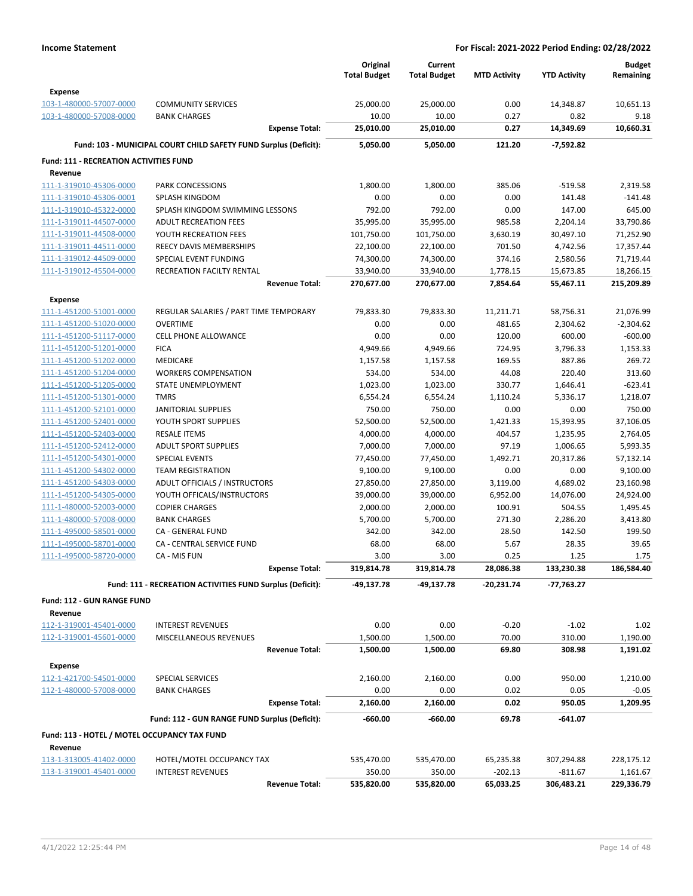**Income Statement** — For Fiscal: 2021-2022 Period Ending: 02/28/2022

| | | Original Total Budget | Current Total Budget | MTD Activity | YTD Activity | Budget Remaining |
|---|---|---|---|---|---|---|
| **Expense** | | | | | | |
| 103-1-480000-57007-0000 | COMMUNITY SERVICES | 25,000.00 | 25,000.00 | 0.00 | 14,348.87 | 10,651.13 |
| 103-1-480000-57008-0000 | BANK CHARGES | 10.00 | 10.00 | 0.27 | 0.82 | 9.18 |
| | **Expense Total:** | **25,010.00** | **25,010.00** | **0.27** | **14,349.69** | **10,660.31** |
| | **Fund: 103 - MUNICIPAL COURT CHILD SAFETY FUND Surplus (Deficit):** | **5,050.00** | **5,050.00** | **121.20** | **-7,592.82** | |
| **Fund: 111 - RECREATION ACTIVITIES FUND** | | | | | | |
| **Revenue** | | | | | | |
| 111-1-319010-45306-0000 | PARK CONCESSIONS | 1,800.00 | 1,800.00 | 385.06 | -519.58 | 2,319.58 |
| 111-1-319010-45306-0001 | SPLASH KINGDOM | 0.00 | 0.00 | 0.00 | 141.48 | -141.48 |
| 111-1-319010-45322-0000 | SPLASH KINGDOM SWIMMING LESSONS | 792.00 | 792.00 | 0.00 | 147.00 | 645.00 |
| 111-1-319011-44507-0000 | ADULT RECREATION FEES | 35,995.00 | 35,995.00 | 985.58 | 2,204.14 | 33,790.86 |
| 111-1-319011-44508-0000 | YOUTH RECREATION FEES | 101,750.00 | 101,750.00 | 3,630.19 | 30,497.10 | 71,252.90 |
| 111-1-319011-44511-0000 | REECY DAVIS MEMBERSHIPS | 22,100.00 | 22,100.00 | 701.50 | 4,742.56 | 17,357.44 |
| 111-1-319012-44509-0000 | SPECIAL EVENT FUNDING | 74,300.00 | 74,300.00 | 374.16 | 2,580.56 | 71,719.44 |
| 111-1-319012-45504-0000 | RECREATION FACILTY RENTAL | 33,940.00 | 33,940.00 | 1,778.15 | 15,673.85 | 18,266.15 |
| | **Revenue Total:** | **270,677.00** | **270,677.00** | **7,854.64** | **55,467.11** | **215,209.89** |
| **Expense** | | | | | | |
| 111-1-451200-51001-0000 | REGULAR SALARIES / PART TIME TEMPORARY | 79,833.30 | 79,833.30 | 11,211.71 | 58,756.31 | 21,076.99 |
| 111-1-451200-51020-0000 | OVERTIME | 0.00 | 0.00 | 481.65 | 2,304.62 | -2,304.62 |
| 111-1-451200-51117-0000 | CELL PHONE ALLOWANCE | 0.00 | 0.00 | 120.00 | 600.00 | -600.00 |
| 111-1-451200-51201-0000 | FICA | 4,949.66 | 4,949.66 | 724.95 | 3,796.33 | 1,153.33 |
| 111-1-451200-51202-0000 | MEDICARE | 1,157.58 | 1,157.58 | 169.55 | 887.86 | 269.72 |
| 111-1-451200-51204-0000 | WORKERS COMPENSATION | 534.00 | 534.00 | 44.08 | 220.40 | 313.60 |
| 111-1-451200-51205-0000 | STATE UNEMPLOYMENT | 1,023.00 | 1,023.00 | 330.77 | 1,646.41 | -623.41 |
| 111-1-451200-51301-0000 | TMRS | 6,554.24 | 6,554.24 | 1,110.24 | 5,336.17 | 1,218.07 |
| 111-1-451200-52101-0000 | JANITORIAL SUPPLIES | 750.00 | 750.00 | 0.00 | 0.00 | 750.00 |
| 111-1-451200-52401-0000 | YOUTH SPORT SUPPLIES | 52,500.00 | 52,500.00 | 1,421.33 | 15,393.95 | 37,106.05 |
| 111-1-451200-52403-0000 | RESALE ITEMS | 4,000.00 | 4,000.00 | 404.57 | 1,235.95 | 2,764.05 |
| 111-1-451200-52412-0000 | ADULT SPORT SUPPLIES | 7,000.00 | 7,000.00 | 97.19 | 1,006.65 | 5,993.35 |
| 111-1-451200-54301-0000 | SPECIAL EVENTS | 77,450.00 | 77,450.00 | 1,492.71 | 20,317.86 | 57,132.14 |
| 111-1-451200-54302-0000 | TEAM REGISTRATION | 9,100.00 | 9,100.00 | 0.00 | 0.00 | 9,100.00 |
| 111-1-451200-54303-0000 | ADULT OFFICIALS / INSTRUCTORS | 27,850.00 | 27,850.00 | 3,119.00 | 4,689.02 | 23,160.98 |
| 111-1-451200-54305-0000 | YOUTH OFFICALS/INSTRUCTORS | 39,000.00 | 39,000.00 | 6,952.00 | 14,076.00 | 24,924.00 |
| 111-1-480000-52003-0000 | COPIER CHARGES | 2,000.00 | 2,000.00 | 100.91 | 504.55 | 1,495.45 |
| 111-1-480000-57008-0000 | BANK CHARGES | 5,700.00 | 5,700.00 | 271.30 | 2,286.20 | 3,413.80 |
| 111-1-495000-58501-0000 | CA - GENERAL FUND | 342.00 | 342.00 | 28.50 | 142.50 | 199.50 |
| 111-1-495000-58701-0000 | CA - CENTRAL SERVICE FUND | 68.00 | 68.00 | 5.67 | 28.35 | 39.65 |
| 111-1-495000-58720-0000 | CA - MIS FUN | 3.00 | 3.00 | 0.25 | 1.25 | 1.75 |
| | **Expense Total:** | **319,814.78** | **319,814.78** | **28,086.38** | **133,230.38** | **186,584.40** |
| | **Fund: 111 - RECREATION ACTIVITIES FUND Surplus (Deficit):** | **-49,137.78** | **-49,137.78** | **-20,231.74** | **-77,763.27** | |
| **Fund: 112 - GUN RANGE FUND** | | | | | | |
| **Revenue** | | | | | | |
| 112-1-319001-45401-0000 | INTEREST REVENUES | 0.00 | 0.00 | -0.20 | -1.02 | 1.02 |
| 112-1-319001-45601-0000 | MISCELLANEOUS REVENUES | 1,500.00 | 1,500.00 | 70.00 | 310.00 | 1,190.00 |
| | **Revenue Total:** | **1,500.00** | **1,500.00** | **69.80** | **308.98** | **1,191.02** |
| **Expense** | | | | | | |
| 112-1-421700-54501-0000 | SPECIAL SERVICES | 2,160.00 | 2,160.00 | 0.00 | 950.00 | 1,210.00 |
| 112-1-480000-57008-0000 | BANK CHARGES | 0.00 | 0.00 | 0.02 | 0.05 | -0.05 |
| | **Expense Total:** | **2,160.00** | **2,160.00** | **0.02** | **950.05** | **1,209.95** |
| | **Fund: 112 - GUN RANGE FUND Surplus (Deficit):** | **-660.00** | **-660.00** | **69.78** | **-641.07** | |
| **Fund: 113 - HOTEL / MOTEL OCCUPANCY TAX FUND** | | | | | | |
| **Revenue** | | | | | | |
| 113-1-313005-41402-0000 | HOTEL/MOTEL OCCUPANCY TAX | 535,470.00 | 535,470.00 | 65,235.38 | 307,294.88 | 228,175.12 |
| 113-1-319001-45401-0000 | INTEREST REVENUES | 350.00 | 350.00 | -202.13 | -811.67 | 1,161.67 |
| | **Revenue Total:** | **535,820.00** | **535,820.00** | **65,033.25** | **306,483.21** | **229,336.79** |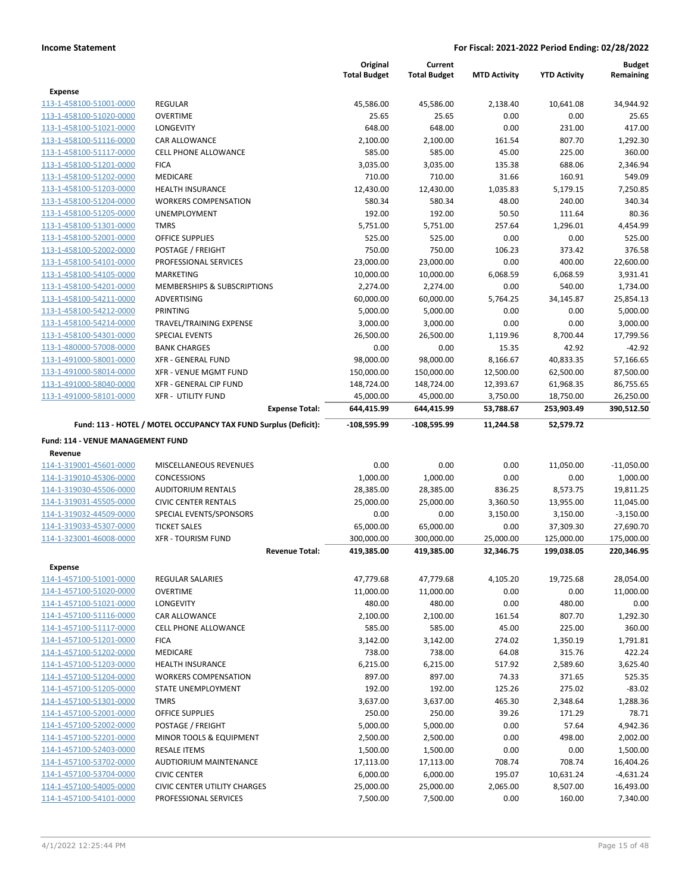**Income Statement** **For Fiscal: 2021-2022 Period Ending: 02/28/2022**

| | | Original Total Budget | Current Total Budget | MTD Activity | YTD Activity | Budget Remaining |
|---|---|---|---|---|---|---|
| **Expense** | | | | | | |
| 113-1-458100-51001-0000 | REGULAR | 45,586.00 | 45,586.00 | 2,138.40 | 10,641.08 | 34,944.92 |
| 113-1-458100-51020-0000 | OVERTIME | 25.65 | 25.65 | 0.00 | 0.00 | 25.65 |
| 113-1-458100-51021-0000 | LONGEVITY | 648.00 | 648.00 | 0.00 | 231.00 | 417.00 |
| 113-1-458100-51116-0000 | CAR ALLOWANCE | 2,100.00 | 2,100.00 | 161.54 | 807.70 | 1,292.30 |
| 113-1-458100-51117-0000 | CELL PHONE ALLOWANCE | 585.00 | 585.00 | 45.00 | 225.00 | 360.00 |
| 113-1-458100-51201-0000 | FICA | 3,035.00 | 3,035.00 | 135.38 | 688.06 | 2,346.94 |
| 113-1-458100-51202-0000 | MEDICARE | 710.00 | 710.00 | 31.66 | 160.91 | 549.09 |
| 113-1-458100-51203-0000 | HEALTH INSURANCE | 12,430.00 | 12,430.00 | 1,035.83 | 5,179.15 | 7,250.85 |
| 113-1-458100-51204-0000 | WORKERS COMPENSATION | 580.34 | 580.34 | 48.00 | 240.00 | 340.34 |
| 113-1-458100-51205-0000 | UNEMPLOYMENT | 192.00 | 192.00 | 50.50 | 111.64 | 80.36 |
| 113-1-458100-51301-0000 | TMRS | 5,751.00 | 5,751.00 | 257.64 | 1,296.01 | 4,454.99 |
| 113-1-458100-52001-0000 | OFFICE SUPPLIES | 525.00 | 525.00 | 0.00 | 0.00 | 525.00 |
| 113-1-458100-52002-0000 | POSTAGE / FREIGHT | 750.00 | 750.00 | 106.23 | 373.42 | 376.58 |
| 113-1-458100-54101-0000 | PROFESSIONAL SERVICES | 23,000.00 | 23,000.00 | 0.00 | 400.00 | 22,600.00 |
| 113-1-458100-54105-0000 | MARKETING | 10,000.00 | 10,000.00 | 6,068.59 | 6,068.59 | 3,931.41 |
| 113-1-458100-54201-0000 | MEMBERSHIPS & SUBSCRIPTIONS | 2,274.00 | 2,274.00 | 0.00 | 540.00 | 1,734.00 |
| 113-1-458100-54211-0000 | ADVERTISING | 60,000.00 | 60,000.00 | 5,764.25 | 34,145.87 | 25,854.13 |
| 113-1-458100-54212-0000 | PRINTING | 5,000.00 | 5,000.00 | 0.00 | 0.00 | 5,000.00 |
| 113-1-458100-54214-0000 | TRAVEL/TRAINING EXPENSE | 3,000.00 | 3,000.00 | 0.00 | 0.00 | 3,000.00 |
| 113-1-458100-54301-0000 | SPECIAL EVENTS | 26,500.00 | 26,500.00 | 1,119.96 | 8,700.44 | 17,799.56 |
| 113-1-480000-57008-0000 | BANK CHARGES | 0.00 | 0.00 | 15.35 | 42.92 | -42.92 |
| 113-1-491000-58001-0000 | XFR - GENERAL FUND | 98,000.00 | 98,000.00 | 8,166.67 | 40,833.35 | 57,166.65 |
| 113-1-491000-58014-0000 | XFR - VENUE MGMT FUND | 150,000.00 | 150,000.00 | 12,500.00 | 62,500.00 | 87,500.00 |
| 113-1-491000-58040-0000 | XFR - GENERAL CIP FUND | 148,724.00 | 148,724.00 | 12,393.67 | 61,968.35 | 86,755.65 |
| 113-1-491000-58101-0000 | XFR - UTILITY FUND | 45,000.00 | 45,000.00 | 3,750.00 | 18,750.00 | 26,250.00 |
| | **Expense Total:** | **644,415.99** | **644,415.99** | **53,788.67** | **253,903.49** | **390,512.50** |
| | **Fund: 113 - HOTEL / MOTEL OCCUPANCY TAX FUND Surplus (Deficit):** | **-108,595.99** | **-108,595.99** | **11,244.58** | **52,579.72** | |

**Fund: 114 - VENUE MANAGEMENT FUND**

| | | Original Total Budget | Current Total Budget | MTD Activity | YTD Activity | Budget Remaining |
|---|---|---|---|---|---|---|
| **Revenue** | | | | | | |
| 114-1-319001-45601-0000 | MISCELLANEOUS REVENUES | 0.00 | 0.00 | 0.00 | 11,050.00 | -11,050.00 |
| 114-1-319010-45306-0000 | CONCESSIONS | 1,000.00 | 1,000.00 | 0.00 | 0.00 | 1,000.00 |
| 114-1-319030-45506-0000 | AUDITORIUM RENTALS | 28,385.00 | 28,385.00 | 836.25 | 8,573.75 | 19,811.25 |
| 114-1-319031-45505-0000 | CIVIC CENTER RENTALS | 25,000.00 | 25,000.00 | 3,360.50 | 13,955.00 | 11,045.00 |
| 114-1-319032-44509-0000 | SPECIAL EVENTS/SPONSORS | 0.00 | 0.00 | 3,150.00 | 3,150.00 | -3,150.00 |
| 114-1-319033-45307-0000 | TICKET SALES | 65,000.00 | 65,000.00 | 0.00 | 37,309.30 | 27,690.70 |
| 114-1-323001-46008-0000 | XFR - TOURISM FUND | 300,000.00 | 300,000.00 | 25,000.00 | 125,000.00 | 175,000.00 |
| | **Revenue Total:** | **419,385.00** | **419,385.00** | **32,346.75** | **199,038.05** | **220,346.95** |
| **Expense** | | | | | | |
| 114-1-457100-51001-0000 | REGULAR SALARIES | 47,779.68 | 47,779.68 | 4,105.20 | 19,725.68 | 28,054.00 |
| 114-1-457100-51020-0000 | OVERTIME | 11,000.00 | 11,000.00 | 0.00 | 0.00 | 11,000.00 |
| 114-1-457100-51021-0000 | LONGEVITY | 480.00 | 480.00 | 0.00 | 480.00 | 0.00 |
| 114-1-457100-51116-0000 | CAR ALLOWANCE | 2,100.00 | 2,100.00 | 161.54 | 807.70 | 1,292.30 |
| 114-1-457100-51117-0000 | CELL PHONE ALLOWANCE | 585.00 | 585.00 | 45.00 | 225.00 | 360.00 |
| 114-1-457100-51201-0000 | FICA | 3,142.00 | 3,142.00 | 274.02 | 1,350.19 | 1,791.81 |
| 114-1-457100-51202-0000 | MEDICARE | 738.00 | 738.00 | 64.08 | 315.76 | 422.24 |
| 114-1-457100-51203-0000 | HEALTH INSURANCE | 6,215.00 | 6,215.00 | 517.92 | 2,589.60 | 3,625.40 |
| 114-1-457100-51204-0000 | WORKERS COMPENSATION | 897.00 | 897.00 | 74.33 | 371.65 | 525.35 |
| 114-1-457100-51205-0000 | STATE UNEMPLOYMENT | 192.00 | 192.00 | 125.26 | 275.02 | -83.02 |
| 114-1-457100-51301-0000 | TMRS | 3,637.00 | 3,637.00 | 465.30 | 2,348.64 | 1,288.36 |
| 114-1-457100-52001-0000 | OFFICE SUPPLIES | 250.00 | 250.00 | 39.26 | 171.29 | 78.71 |
| 114-1-457100-52002-0000 | POSTAGE / FREIGHT | 5,000.00 | 5,000.00 | 0.00 | 57.64 | 4,942.36 |
| 114-1-457100-52201-0000 | MINOR TOOLS & EQUIPMENT | 2,500.00 | 2,500.00 | 0.00 | 498.00 | 2,002.00 |
| 114-1-457100-52403-0000 | RESALE ITEMS | 1,500.00 | 1,500.00 | 0.00 | 0.00 | 1,500.00 |
| 114-1-457100-53702-0000 | AUDTIORIUM MAINTENANCE | 17,113.00 | 17,113.00 | 708.74 | 708.74 | 16,404.26 |
| 114-1-457100-53704-0000 | CIVIC CENTER | 6,000.00 | 6,000.00 | 195.07 | 10,631.24 | -4,631.24 |
| 114-1-457100-54005-0000 | CIVIC CENTER UTILITY CHARGES | 25,000.00 | 25,000.00 | 2,065.00 | 8,507.00 | 16,493.00 |
| 114-1-457100-54101-0000 | PROFESSIONAL SERVICES | 7,500.00 | 7,500.00 | 0.00 | 160.00 | 7,340.00 |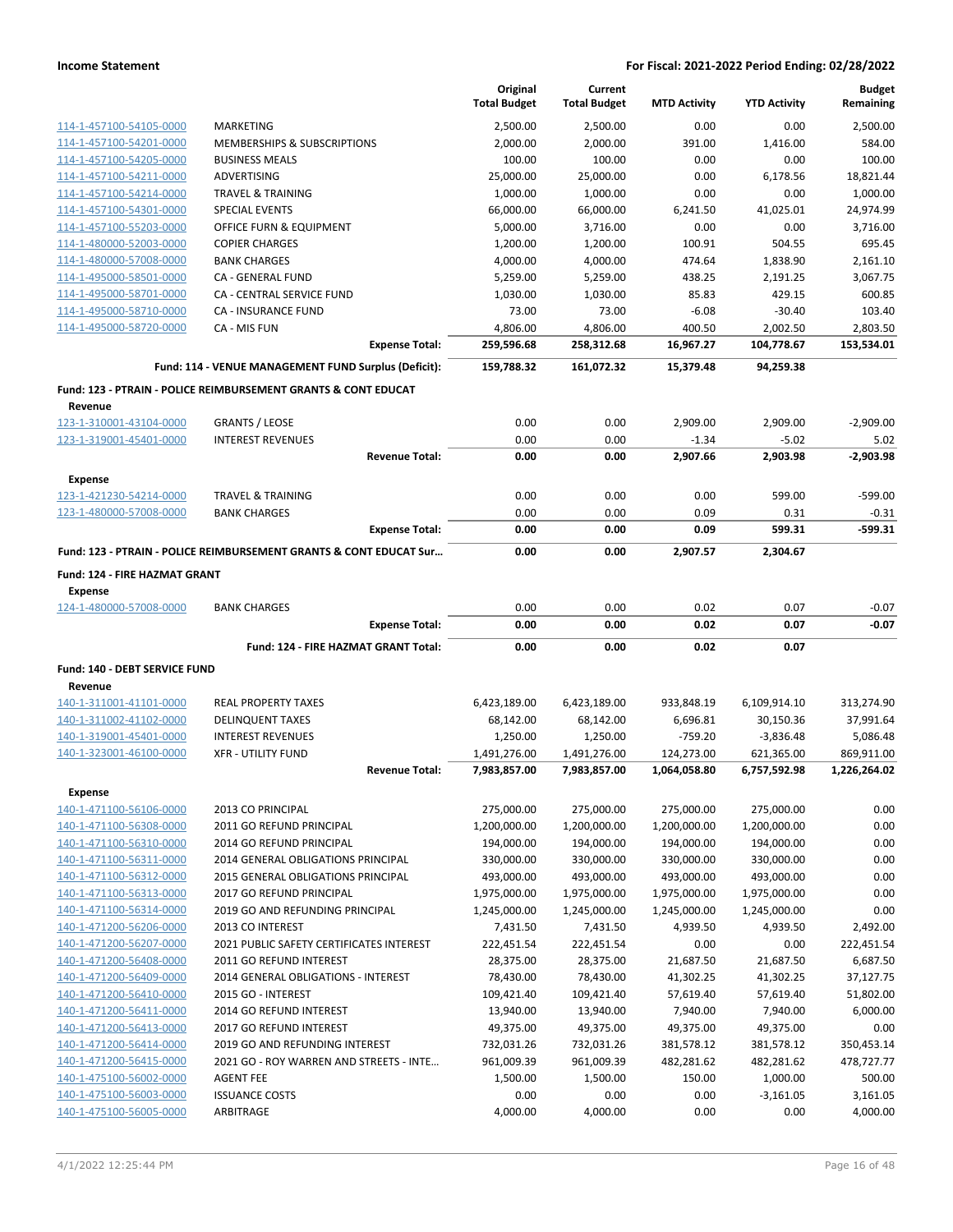| | | Original Total Budget | Current Total Budget | MTD Activity | YTD Activity | Budget Remaining |
|---|---|---|---|---|---|---|
| 114-1-457100-54105-0000 | MARKETING | 2,500.00 | 2,500.00 | 0.00 | 0.00 | 2,500.00 |
| 114-1-457100-54201-0000 | MEMBERSHIPS & SUBSCRIPTIONS | 2,000.00 | 2,000.00 | 391.00 | 1,416.00 | 584.00 |
| 114-1-457100-54205-0000 | BUSINESS MEALS | 100.00 | 100.00 | 0.00 | 0.00 | 100.00 |
| 114-1-457100-54211-0000 | ADVERTISING | 25,000.00 | 25,000.00 | 0.00 | 6,178.56 | 18,821.44 |
| 114-1-457100-54214-0000 | TRAVEL & TRAINING | 1,000.00 | 1,000.00 | 0.00 | 0.00 | 1,000.00 |
| 114-1-457100-54301-0000 | SPECIAL EVENTS | 66,000.00 | 66,000.00 | 6,241.50 | 41,025.01 | 24,974.99 |
| 114-1-457100-55203-0000 | OFFICE FURN & EQUIPMENT | 5,000.00 | 3,716.00 | 0.00 | 0.00 | 3,716.00 |
| 114-1-480000-52003-0000 | COPIER CHARGES | 1,200.00 | 1,200.00 | 100.91 | 504.55 | 695.45 |
| 114-1-480000-57008-0000 | BANK CHARGES | 4,000.00 | 4,000.00 | 474.64 | 1,838.90 | 2,161.10 |
| 114-1-495000-58501-0000 | CA - GENERAL FUND | 5,259.00 | 5,259.00 | 438.25 | 2,191.25 | 3,067.75 |
| 114-1-495000-58701-0000 | CA - CENTRAL SERVICE FUND | 1,030.00 | 1,030.00 | 85.83 | 429.15 | 600.85 |
| 114-1-495000-58710-0000 | CA - INSURANCE FUND | 73.00 | 73.00 | -6.08 | -30.40 | 103.40 |
| 114-1-495000-58720-0000 | CA - MIS FUN | 4,806.00 | 4,806.00 | 400.50 | 2,002.50 | 2,803.50 |
| | **Expense Total:** | **259,596.68** | **258,312.68** | **16,967.27** | **104,778.67** | **153,534.01** |
| | **Fund: 114 - VENUE MANAGEMENT FUND Surplus (Deficit):** | **159,788.32** | **161,072.32** | **15,379.48** | **94,259.38** | |
| **Fund: 123 - PTRAIN - POLICE REIMBURSEMENT GRANTS & CONT EDUCAT** | | | | | | |
| **Revenue** | | | | | | |
| 123-1-310001-43104-0000 | GRANTS / LEOSE | 0.00 | 0.00 | 2,909.00 | 2,909.00 | -2,909.00 |
| 123-1-319001-45401-0000 | INTEREST REVENUES | 0.00 | 0.00 | -1.34 | -5.02 | 5.02 |
| | **Revenue Total:** | **0.00** | **0.00** | **2,907.66** | **2,903.98** | **-2,903.98** |
| **Expense** | | | | | | |
| 123-1-421230-54214-0000 | TRAVEL & TRAINING | 0.00 | 0.00 | 0.00 | 599.00 | -599.00 |
| 123-1-480000-57008-0000 | BANK CHARGES | 0.00 | 0.00 | 0.09 | 0.31 | -0.31 |
| | **Expense Total:** | **0.00** | **0.00** | **0.09** | **599.31** | **-599.31** |
| | **Fund: 123 - PTRAIN - POLICE REIMBURSEMENT GRANTS & CONT EDUCAT Sur...** | **0.00** | **0.00** | **2,907.57** | **2,304.67** | |
| **Fund: 124 - FIRE HAZMAT GRANT** | | | | | | |
| **Expense** | | | | | | |
| 124-1-480000-57008-0000 | BANK CHARGES | 0.00 | 0.00 | 0.02 | 0.07 | -0.07 |
| | **Expense Total:** | **0.00** | **0.00** | **0.02** | **0.07** | **-0.07** |
| | **Fund: 124 - FIRE HAZMAT GRANT Total:** | **0.00** | **0.00** | **0.02** | **0.07** | |
| **Fund: 140 - DEBT SERVICE FUND** | | | | | | |
| **Revenue** | | | | | | |
| 140-1-311001-41101-0000 | REAL PROPERTY TAXES | 6,423,189.00 | 6,423,189.00 | 933,848.19 | 6,109,914.10 | 313,274.90 |
| 140-1-311002-41102-0000 | DELINQUENT TAXES | 68,142.00 | 68,142.00 | 6,696.81 | 30,150.36 | 37,991.64 |
| 140-1-319001-45401-0000 | INTEREST REVENUES | 1,250.00 | 1,250.00 | -759.20 | -3,836.48 | 5,086.48 |
| 140-1-323001-46100-0000 | XFR - UTILITY FUND | 1,491,276.00 | 1,491,276.00 | 124,273.00 | 621,365.00 | 869,911.00 |
| | **Revenue Total:** | **7,983,857.00** | **7,983,857.00** | **1,064,058.80** | **6,757,592.98** | **1,226,264.02** |
| **Expense** | | | | | | |
| 140-1-471100-56106-0000 | 2013 CO PRINCIPAL | 275,000.00 | 275,000.00 | 275,000.00 | 275,000.00 | 0.00 |
| 140-1-471100-56308-0000 | 2011 GO REFUND PRINCIPAL | 1,200,000.00 | 1,200,000.00 | 1,200,000.00 | 1,200,000.00 | 0.00 |
| 140-1-471100-56310-0000 | 2014 GO REFUND PRINCIPAL | 194,000.00 | 194,000.00 | 194,000.00 | 194,000.00 | 0.00 |
| 140-1-471100-56311-0000 | 2014 GENERAL OBLIGATIONS PRINCIPAL | 330,000.00 | 330,000.00 | 330,000.00 | 330,000.00 | 0.00 |
| 140-1-471100-56312-0000 | 2015 GENERAL OBLIGATIONS PRINCIPAL | 493,000.00 | 493,000.00 | 493,000.00 | 493,000.00 | 0.00 |
| 140-1-471100-56313-0000 | 2017 GO REFUND PRINCIPAL | 1,975,000.00 | 1,975,000.00 | 1,975,000.00 | 1,975,000.00 | 0.00 |
| 140-1-471100-56314-0000 | 2019 GO AND REFUNDING PRINCIPAL | 1,245,000.00 | 1,245,000.00 | 1,245,000.00 | 1,245,000.00 | 0.00 |
| 140-1-471200-56206-0000 | 2013 CO INTEREST | 7,431.50 | 7,431.50 | 4,939.50 | 4,939.50 | 2,492.00 |
| 140-1-471200-56207-0000 | 2021 PUBLIC SAFETY CERTIFICATES INTEREST | 222,451.54 | 222,451.54 | 0.00 | 0.00 | 222,451.54 |
| 140-1-471200-56408-0000 | 2011 GO REFUND INTEREST | 28,375.00 | 28,375.00 | 21,687.50 | 21,687.50 | 6,687.50 |
| 140-1-471200-56409-0000 | 2014 GENERAL OBLIGATIONS - INTEREST | 78,430.00 | 78,430.00 | 41,302.25 | 41,302.25 | 37,127.75 |
| 140-1-471200-56410-0000 | 2015 GO - INTEREST | 109,421.40 | 109,421.40 | 57,619.40 | 57,619.40 | 51,802.00 |
| 140-1-471200-56411-0000 | 2014 GO REFUND INTEREST | 13,940.00 | 13,940.00 | 7,940.00 | 7,940.00 | 6,000.00 |
| 140-1-471200-56413-0000 | 2017 GO REFUND INTEREST | 49,375.00 | 49,375.00 | 49,375.00 | 49,375.00 | 0.00 |
| 140-1-471200-56414-0000 | 2019 GO AND REFUNDING INTEREST | 732,031.26 | 732,031.26 | 381,578.12 | 381,578.12 | 350,453.14 |
| 140-1-471200-56415-0000 | 2021 GO - ROY WARREN AND STREETS - INTE... | 961,009.39 | 961,009.39 | 482,281.62 | 482,281.62 | 478,727.77 |
| 140-1-475100-56002-0000 | AGENT FEE | 1,500.00 | 1,500.00 | 150.00 | 1,000.00 | 500.00 |
| 140-1-475100-56003-0000 | ISSUANCE COSTS | 0.00 | 0.00 | 0.00 | -3,161.05 | 3,161.05 |
| 140-1-475100-56005-0000 | ARBITRAGE | 4,000.00 | 4,000.00 | 0.00 | 0.00 | 4,000.00 |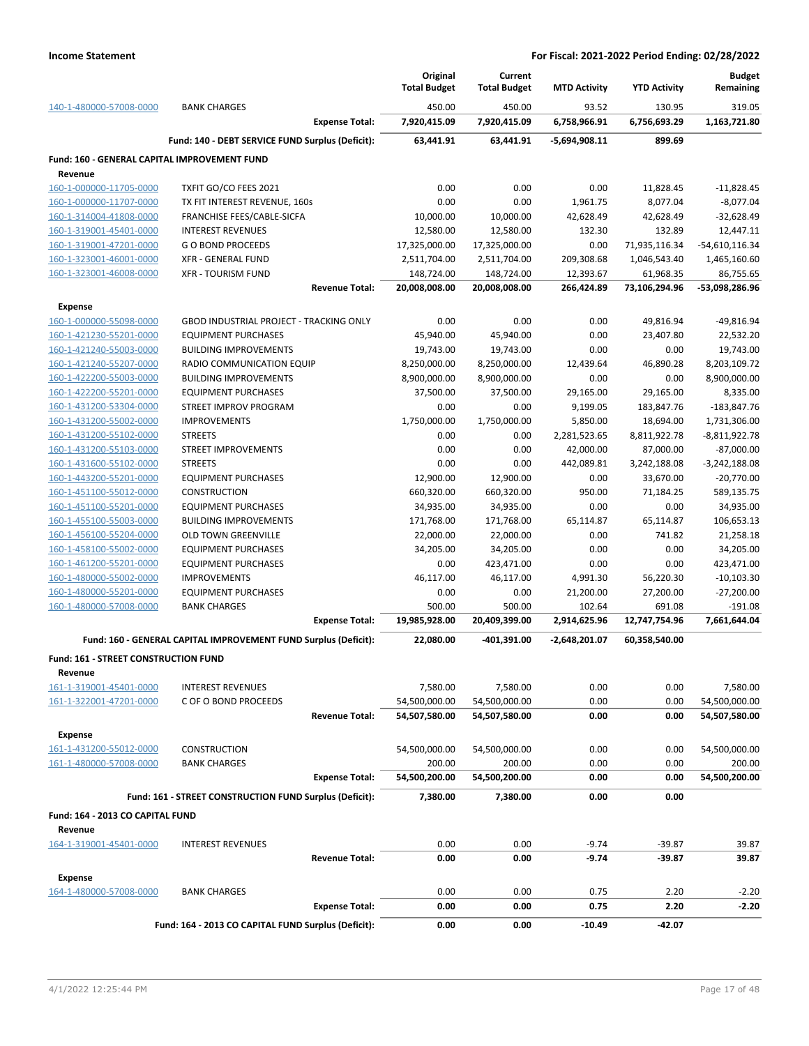| | | Original Total Budget | Current Total Budget | MTD Activity | YTD Activity | Budget Remaining |
|---|---|---|---|---|---|---|
| 140-1-480000-57008-0000 | BANK CHARGES | 450.00 | 450.00 | 93.52 | 130.95 | 319.05 |
| | **Expense Total:** | **7,920,415.09** | **7,920,415.09** | **6,758,966.91** | **6,756,693.29** | **1,163,721.80** |
| | **Fund: 140 - DEBT SERVICE FUND Surplus (Deficit):** | **63,441.91** | **63,441.91** | **-5,694,908.11** | **899.69** | |
| **Fund: 160 - GENERAL CAPITAL IMPROVEMENT FUND** | | | | | | |
| **Revenue** | | | | | | |
| 160-1-000000-11705-0000 | TXFIT GO/CO FEES 2021 | 0.00 | 0.00 | 0.00 | 11,828.45 | -11,828.45 |
| 160-1-000000-11707-0000 | TX FIT INTEREST REVENUE, 160s | 0.00 | 0.00 | 1,961.75 | 8,077.04 | -8,077.04 |
| 160-1-314004-41808-0000 | FRANCHISE FEES/CABLE-SICFA | 10,000.00 | 10,000.00 | 42,628.49 | 42,628.49 | -32,628.49 |
| 160-1-319001-45401-0000 | INTEREST REVENUES | 12,580.00 | 12,580.00 | 132.30 | 132.89 | 12,447.11 |
| 160-1-319001-47201-0000 | G O BOND PROCEEDS | 17,325,000.00 | 17,325,000.00 | 0.00 | 71,935,116.34 | -54,610,116.34 |
| 160-1-323001-46001-0000 | XFR - GENERAL FUND | 2,511,704.00 | 2,511,704.00 | 209,308.68 | 1,046,543.40 | 1,465,160.60 |
| 160-1-323001-46008-0000 | XFR - TOURISM FUND | 148,724.00 | 148,724.00 | 12,393.67 | 61,968.35 | 86,755.65 |
| | **Revenue Total:** | **20,008,008.00** | **20,008,008.00** | **266,424.89** | **73,106,294.96** | **-53,098,286.96** |
| **Expense** | | | | | | |
| 160-1-000000-55098-0000 | GBOD INDUSTRIAL PROJECT - TRACKING ONLY | 0.00 | 0.00 | 0.00 | 49,816.94 | -49,816.94 |
| 160-1-421230-55201-0000 | EQUIPMENT PURCHASES | 45,940.00 | 45,940.00 | 0.00 | 23,407.80 | 22,532.20 |
| 160-1-421240-55003-0000 | BUILDING IMPROVEMENTS | 19,743.00 | 19,743.00 | 0.00 | 0.00 | 19,743.00 |
| 160-1-421240-55207-0000 | RADIO COMMUNICATION EQUIP | 8,250,000.00 | 8,250,000.00 | 12,439.64 | 46,890.28 | 8,203,109.72 |
| 160-1-422200-55003-0000 | BUILDING IMPROVEMENTS | 8,900,000.00 | 8,900,000.00 | 0.00 | 0.00 | 8,900,000.00 |
| 160-1-422200-55201-0000 | EQUIPMENT PURCHASES | 37,500.00 | 37,500.00 | 29,165.00 | 29,165.00 | 8,335.00 |
| 160-1-431200-53304-0000 | STREET IMPROV PROGRAM | 0.00 | 0.00 | 9,199.05 | 183,847.76 | -183,847.76 |
| 160-1-431200-55002-0000 | IMPROVEMENTS | 1,750,000.00 | 1,750,000.00 | 5,850.00 | 18,694.00 | 1,731,306.00 |
| 160-1-431200-55102-0000 | STREETS | 0.00 | 0.00 | 2,281,523.65 | 8,811,922.78 | -8,811,922.78 |
| 160-1-431200-55103-0000 | STREET IMPROVEMENTS | 0.00 | 0.00 | 42,000.00 | 87,000.00 | -87,000.00 |
| 160-1-431600-55102-0000 | STREETS | 0.00 | 0.00 | 442,089.81 | 3,242,188.08 | -3,242,188.08 |
| 160-1-443200-55201-0000 | EQUIPMENT PURCHASES | 12,900.00 | 12,900.00 | 0.00 | 33,670.00 | -20,770.00 |
| 160-1-451100-55012-0000 | CONSTRUCTION | 660,320.00 | 660,320.00 | 950.00 | 71,184.25 | 589,135.75 |
| 160-1-451100-55201-0000 | EQUIPMENT PURCHASES | 34,935.00 | 34,935.00 | 0.00 | 0.00 | 34,935.00 |
| 160-1-455100-55003-0000 | BUILDING IMPROVEMENTS | 171,768.00 | 171,768.00 | 65,114.87 | 65,114.87 | 106,653.13 |
| 160-1-456100-55204-0000 | OLD TOWN GREENVILLE | 22,000.00 | 22,000.00 | 0.00 | 741.82 | 21,258.18 |
| 160-1-458100-55002-0000 | EQUIPMENT PURCHASES | 34,205.00 | 34,205.00 | 0.00 | 0.00 | 34,205.00 |
| 160-1-461200-55201-0000 | EQUIPMENT PURCHASES | 0.00 | 423,471.00 | 0.00 | 0.00 | 423,471.00 |
| 160-1-480000-55002-0000 | IMPROVEMENTS | 46,117.00 | 46,117.00 | 4,991.30 | 56,220.30 | -10,103.30 |
| 160-1-480000-55201-0000 | EQUIPMENT PURCHASES | 0.00 | 0.00 | 21,200.00 | 27,200.00 | -27,200.00 |
| 160-1-480000-57008-0000 | BANK CHARGES | 500.00 | 500.00 | 102.64 | 691.08 | -191.08 |
| | **Expense Total:** | **19,985,928.00** | **20,409,399.00** | **2,914,625.96** | **12,747,754.96** | **7,661,644.04** |
| | **Fund: 160 - GENERAL CAPITAL IMPROVEMENT FUND Surplus (Deficit):** | **22,080.00** | **-401,391.00** | **-2,648,201.07** | **60,358,540.00** | |
| **Fund: 161 - STREET CONSTRUCTION FUND** | | | | | | |
| **Revenue** | | | | | | |
| 161-1-319001-45401-0000 | INTEREST REVENUES | 7,580.00 | 7,580.00 | 0.00 | 0.00 | 7,580.00 |
| 161-1-322001-47201-0000 | C OF O BOND PROCEEDS | 54,500,000.00 | 54,500,000.00 | 0.00 | 0.00 | 54,500,000.00 |
| | **Revenue Total:** | **54,507,580.00** | **54,507,580.00** | **0.00** | **0.00** | **54,507,580.00** |
| **Expense** | | | | | | |
| 161-1-431200-55012-0000 | CONSTRUCTION | 54,500,000.00 | 54,500,000.00 | 0.00 | 0.00 | 54,500,000.00 |
| 161-1-480000-57008-0000 | BANK CHARGES | 200.00 | 200.00 | 0.00 | 0.00 | 200.00 |
| | **Expense Total:** | **54,500,200.00** | **54,500,200.00** | **0.00** | **0.00** | **54,500,200.00** |
| | **Fund: 161 - STREET CONSTRUCTION FUND Surplus (Deficit):** | **7,380.00** | **7,380.00** | **0.00** | **0.00** | |
| **Fund: 164 - 2013 CO CAPITAL FUND** | | | | | | |
| **Revenue** | | | | | | |
| 164-1-319001-45401-0000 | INTEREST REVENUES | 0.00 | 0.00 | -9.74 | -39.87 | 39.87 |
| | **Revenue Total:** | **0.00** | **0.00** | **-9.74** | **-39.87** | **39.87** |
| **Expense** | | | | | | |
| 164-1-480000-57008-0000 | BANK CHARGES | 0.00 | 0.00 | 0.75 | 2.20 | -2.20 |
| | **Expense Total:** | **0.00** | **0.00** | **0.75** | **2.20** | **-2.20** |
| | **Fund: 164 - 2013 CO CAPITAL FUND Surplus (Deficit):** | **0.00** | **0.00** | **-10.49** | **-42.07** | |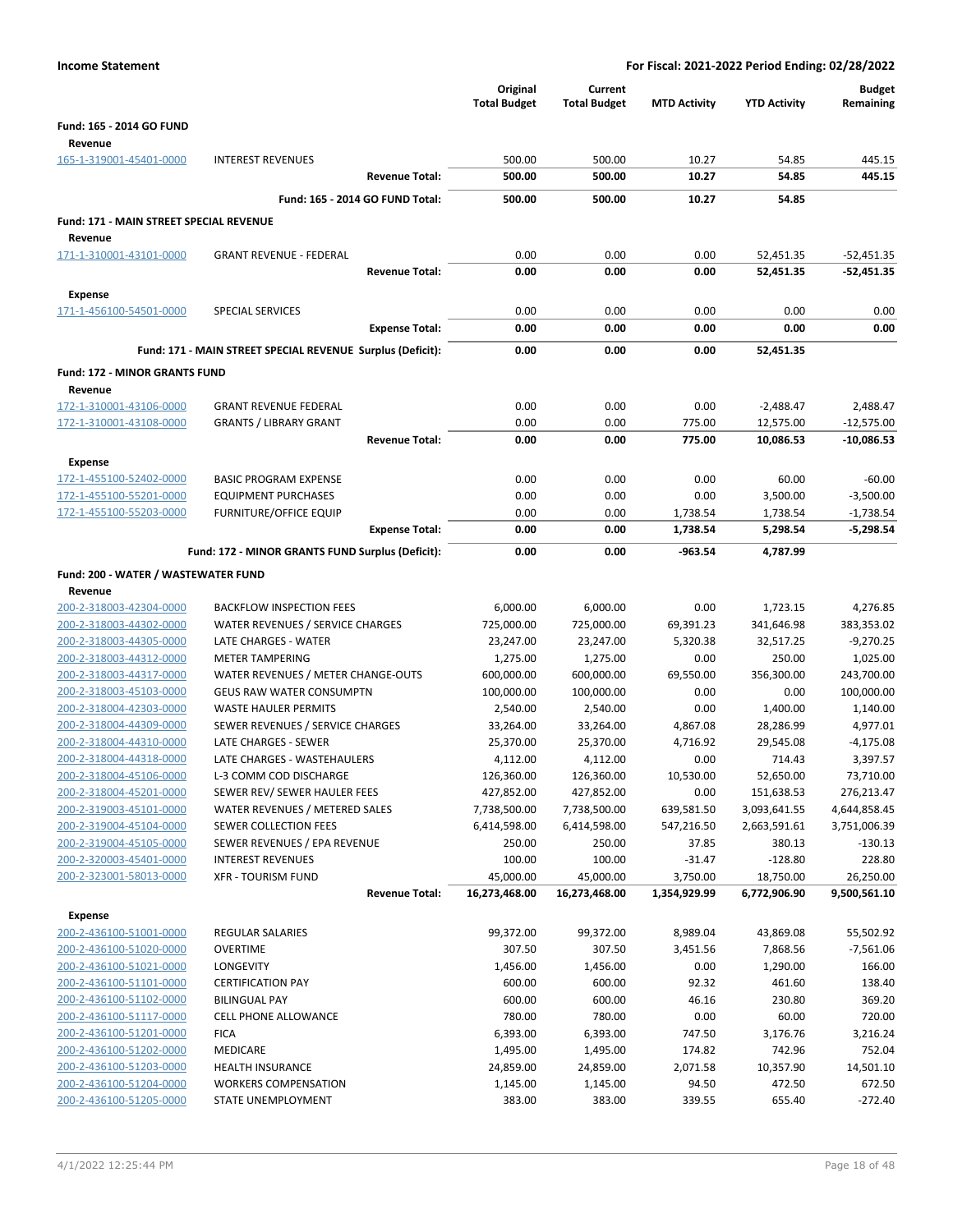**Income Statement** — **For Fiscal: 2021-2022 Period Ending: 02/28/2022**

| | | Original Total Budget | Current Total Budget | MTD Activity | YTD Activity | Budget Remaining |
|---|---|---|---|---|---|---|
| **Fund: 165 - 2014 GO FUND** | | | | | | |
| **Revenue** | | | | | | |
| 165-1-319001-45401-0000 | INTEREST REVENUES | 500.00 | 500.00 | 10.27 | 54.85 | 445.15 |
| | **Revenue Total:** | **500.00** | **500.00** | **10.27** | **54.85** | **445.15** |
| | **Fund: 165 - 2014 GO FUND Total:** | **500.00** | **500.00** | **10.27** | **54.85** | |
| **Fund: 171 - MAIN STREET SPECIAL REVENUE** | | | | | | |
| **Revenue** | | | | | | |
| 171-1-310001-43101-0000 | GRANT REVENUE - FEDERAL | 0.00 | 0.00 | 0.00 | 52,451.35 | -52,451.35 |
| | **Revenue Total:** | **0.00** | **0.00** | **0.00** | **52,451.35** | **-52,451.35** |
| **Expense** | | | | | | |
| 171-1-456100-54501-0000 | SPECIAL SERVICES | 0.00 | 0.00 | 0.00 | 0.00 | 0.00 |
| | **Expense Total:** | **0.00** | **0.00** | **0.00** | **0.00** | **0.00** |
| | **Fund: 171 - MAIN STREET SPECIAL REVENUE Surplus (Deficit):** | **0.00** | **0.00** | **0.00** | **52,451.35** | |
| **Fund: 172 - MINOR GRANTS FUND** | | | | | | |
| **Revenue** | | | | | | |
| 172-1-310001-43106-0000 | GRANT REVENUE FEDERAL | 0.00 | 0.00 | 0.00 | -2,488.47 | 2,488.47 |
| 172-1-310001-43108-0000 | GRANTS / LIBRARY GRANT | 0.00 | 0.00 | 775.00 | 12,575.00 | -12,575.00 |
| | **Revenue Total:** | **0.00** | **0.00** | **775.00** | **10,086.53** | **-10,086.53** |
| **Expense** | | | | | | |
| 172-1-455100-52402-0000 | BASIC PROGRAM EXPENSE | 0.00 | 0.00 | 0.00 | 60.00 | -60.00 |
| 172-1-455100-55201-0000 | EQUIPMENT PURCHASES | 0.00 | 0.00 | 0.00 | 3,500.00 | -3,500.00 |
| 172-1-455100-55203-0000 | FURNITURE/OFFICE EQUIP | 0.00 | 0.00 | 1,738.54 | 1,738.54 | -1,738.54 |
| | **Expense Total:** | **0.00** | **0.00** | **1,738.54** | **5,298.54** | **-5,298.54** |
| | **Fund: 172 - MINOR GRANTS FUND Surplus (Deficit):** | **0.00** | **0.00** | **-963.54** | **4,787.99** | |
| **Fund: 200 - WATER / WASTEWATER FUND** | | | | | | |
| **Revenue** | | | | | | |
| 200-2-318003-42304-0000 | BACKFLOW INSPECTION FEES | 6,000.00 | 6,000.00 | 0.00 | 1,723.15 | 4,276.85 |
| 200-2-318003-44302-0000 | WATER REVENUES / SERVICE CHARGES | 725,000.00 | 725,000.00 | 69,391.23 | 341,646.98 | 383,353.02 |
| 200-2-318003-44305-0000 | LATE CHARGES - WATER | 23,247.00 | 23,247.00 | 5,320.38 | 32,517.25 | -9,270.25 |
| 200-2-318003-44312-0000 | METER TAMPERING | 1,275.00 | 1,275.00 | 0.00 | 250.00 | 1,025.00 |
| 200-2-318003-44317-0000 | WATER REVENUES / METER CHANGE-OUTS | 600,000.00 | 600,000.00 | 69,550.00 | 356,300.00 | 243,700.00 |
| 200-2-318003-45103-0000 | GEUS RAW WATER CONSUMPTN | 100,000.00 | 100,000.00 | 0.00 | 0.00 | 100,000.00 |
| 200-2-318004-42303-0000 | WASTE HAULER PERMITS | 2,540.00 | 2,540.00 | 0.00 | 1,400.00 | 1,140.00 |
| 200-2-318004-44309-0000 | SEWER REVENUES / SERVICE CHARGES | 33,264.00 | 33,264.00 | 4,867.08 | 28,286.99 | 4,977.01 |
| 200-2-318004-44310-0000 | LATE CHARGES - SEWER | 25,370.00 | 25,370.00 | 4,716.92 | 29,545.08 | -4,175.08 |
| 200-2-318004-44318-0000 | LATE CHARGES - WASTEHAULERS | 4,112.00 | 4,112.00 | 0.00 | 714.43 | 3,397.57 |
| 200-2-318004-45106-0000 | L-3 COMM COD DISCHARGE | 126,360.00 | 126,360.00 | 10,530.00 | 52,650.00 | 73,710.00 |
| 200-2-318004-45201-0000 | SEWER REV/ SEWER HAULER FEES | 427,852.00 | 427,852.00 | 0.00 | 151,638.53 | 276,213.47 |
| 200-2-319003-45101-0000 | WATER REVENUES / METERED SALES | 7,738,500.00 | 7,738,500.00 | 639,581.50 | 3,093,641.55 | 4,644,858.45 |
| 200-2-319004-45104-0000 | SEWER COLLECTION FEES | 6,414,598.00 | 6,414,598.00 | 547,216.50 | 2,663,591.61 | 3,751,006.39 |
| 200-2-319004-45105-0000 | SEWER REVENUES / EPA REVENUE | 250.00 | 250.00 | 37.85 | 380.13 | -130.13 |
| 200-2-320003-45401-0000 | INTEREST REVENUES | 100.00 | 100.00 | -31.47 | -128.80 | 228.80 |
| 200-2-323001-58013-0000 | XFR - TOURISM FUND | 45,000.00 | 45,000.00 | 3,750.00 | 18,750.00 | 26,250.00 |
| | **Revenue Total:** | **16,273,468.00** | **16,273,468.00** | **1,354,929.99** | **6,772,906.90** | **9,500,561.10** |
| **Expense** | | | | | | |
| 200-2-436100-51001-0000 | REGULAR SALARIES | 99,372.00 | 99,372.00 | 8,989.04 | 43,869.08 | 55,502.92 |
| 200-2-436100-51020-0000 | OVERTIME | 307.50 | 307.50 | 3,451.56 | 7,868.56 | -7,561.06 |
| 200-2-436100-51021-0000 | LONGEVITY | 1,456.00 | 1,456.00 | 0.00 | 1,290.00 | 166.00 |
| 200-2-436100-51101-0000 | CERTIFICATION PAY | 600.00 | 600.00 | 92.32 | 461.60 | 138.40 |
| 200-2-436100-51102-0000 | BILINGUAL PAY | 600.00 | 600.00 | 46.16 | 230.80 | 369.20 |
| 200-2-436100-51117-0000 | CELL PHONE ALLOWANCE | 780.00 | 780.00 | 0.00 | 60.00 | 720.00 |
| 200-2-436100-51201-0000 | FICA | 6,393.00 | 6,393.00 | 747.50 | 3,176.76 | 3,216.24 |
| 200-2-436100-51202-0000 | MEDICARE | 1,495.00 | 1,495.00 | 174.82 | 742.96 | 752.04 |
| 200-2-436100-51203-0000 | HEALTH INSURANCE | 24,859.00 | 24,859.00 | 2,071.58 | 10,357.90 | 14,501.10 |
| 200-2-436100-51204-0000 | WORKERS COMPENSATION | 1,145.00 | 1,145.00 | 94.50 | 472.50 | 672.50 |
| 200-2-436100-51205-0000 | STATE UNEMPLOYMENT | 383.00 | 383.00 | 339.55 | 655.40 | -272.40 |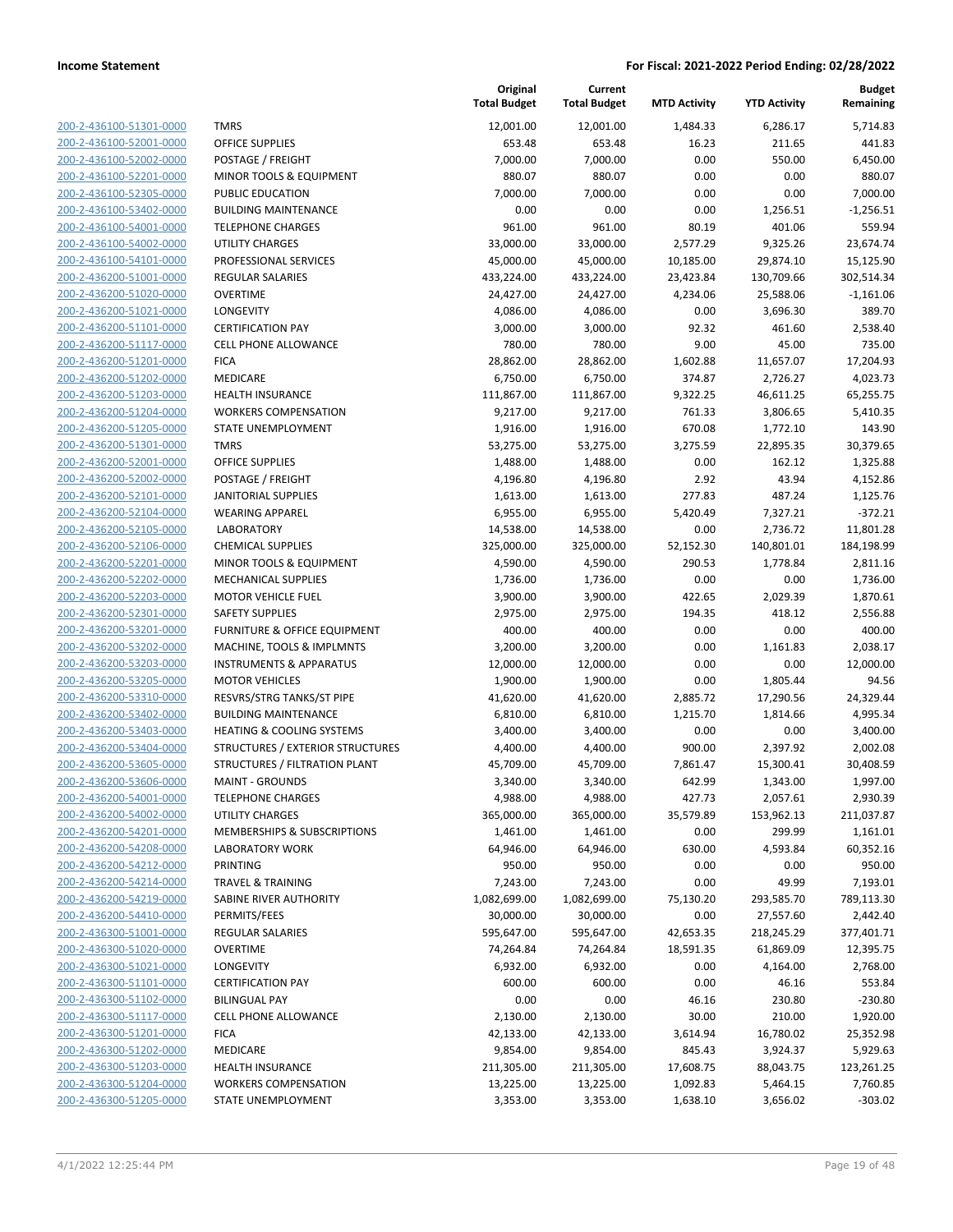**Income Statement** **For Fiscal: 2021-2022 Period Ending: 02/28/2022**

| | | Original Total Budget | Current Total Budget | MTD Activity | YTD Activity | Budget Remaining |
|---|---|---|---|---|---|---|
| 200-2-436100-51301-0000 | TMRS | 12,001.00 | 12,001.00 | 1,484.33 | 6,286.17 | 5,714.83 |
| 200-2-436100-52001-0000 | OFFICE SUPPLIES | 653.48 | 653.48 | 16.23 | 211.65 | 441.83 |
| 200-2-436100-52002-0000 | POSTAGE / FREIGHT | 7,000.00 | 7,000.00 | 0.00 | 550.00 | 6,450.00 |
| 200-2-436100-52201-0000 | MINOR TOOLS & EQUIPMENT | 880.07 | 880.07 | 0.00 | 0.00 | 880.07 |
| 200-2-436100-52305-0000 | PUBLIC EDUCATION | 7,000.00 | 7,000.00 | 0.00 | 0.00 | 7,000.00 |
| 200-2-436100-53402-0000 | BUILDING MAINTENANCE | 0.00 | 0.00 | 0.00 | 1,256.51 | -1,256.51 |
| 200-2-436100-54001-0000 | TELEPHONE CHARGES | 961.00 | 961.00 | 80.19 | 401.06 | 559.94 |
| 200-2-436100-54002-0000 | UTILITY CHARGES | 33,000.00 | 33,000.00 | 2,577.29 | 9,325.26 | 23,674.74 |
| 200-2-436100-54101-0000 | PROFESSIONAL SERVICES | 45,000.00 | 45,000.00 | 10,185.00 | 29,874.10 | 15,125.90 |
| 200-2-436200-51001-0000 | REGULAR SALARIES | 433,224.00 | 433,224.00 | 23,423.84 | 130,709.66 | 302,514.34 |
| 200-2-436200-51020-0000 | OVERTIME | 24,427.00 | 24,427.00 | 4,234.06 | 25,588.06 | -1,161.06 |
| 200-2-436200-51021-0000 | LONGEVITY | 4,086.00 | 4,086.00 | 0.00 | 3,696.30 | 389.70 |
| 200-2-436200-51101-0000 | CERTIFICATION PAY | 3,000.00 | 3,000.00 | 92.32 | 461.60 | 2,538.40 |
| 200-2-436200-51117-0000 | CELL PHONE ALLOWANCE | 780.00 | 780.00 | 9.00 | 45.00 | 735.00 |
| 200-2-436200-51201-0000 | FICA | 28,862.00 | 28,862.00 | 1,602.88 | 11,657.07 | 17,204.93 |
| 200-2-436200-51202-0000 | MEDICARE | 6,750.00 | 6,750.00 | 374.87 | 2,726.27 | 4,023.73 |
| 200-2-436200-51203-0000 | HEALTH INSURANCE | 111,867.00 | 111,867.00 | 9,322.25 | 46,611.25 | 65,255.75 |
| 200-2-436200-51204-0000 | WORKERS COMPENSATION | 9,217.00 | 9,217.00 | 761.33 | 3,806.65 | 5,410.35 |
| 200-2-436200-51205-0000 | STATE UNEMPLOYMENT | 1,916.00 | 1,916.00 | 670.08 | 1,772.10 | 143.90 |
| 200-2-436200-51301-0000 | TMRS | 53,275.00 | 53,275.00 | 3,275.59 | 22,895.35 | 30,379.65 |
| 200-2-436200-52001-0000 | OFFICE SUPPLIES | 1,488.00 | 1,488.00 | 0.00 | 162.12 | 1,325.88 |
| 200-2-436200-52002-0000 | POSTAGE / FREIGHT | 4,196.80 | 4,196.80 | 2.92 | 43.94 | 4,152.86 |
| 200-2-436200-52101-0000 | JANITORIAL SUPPLIES | 1,613.00 | 1,613.00 | 277.83 | 487.24 | 1,125.76 |
| 200-2-436200-52104-0000 | WEARING APPAREL | 6,955.00 | 6,955.00 | 5,420.49 | 7,327.21 | -372.21 |
| 200-2-436200-52105-0000 | LABORATORY | 14,538.00 | 14,538.00 | 0.00 | 2,736.72 | 11,801.28 |
| 200-2-436200-52106-0000 | CHEMICAL SUPPLIES | 325,000.00 | 325,000.00 | 52,152.30 | 140,801.01 | 184,198.99 |
| 200-2-436200-52201-0000 | MINOR TOOLS & EQUIPMENT | 4,590.00 | 4,590.00 | 290.53 | 1,778.84 | 2,811.16 |
| 200-2-436200-52202-0000 | MECHANICAL SUPPLIES | 1,736.00 | 1,736.00 | 0.00 | 0.00 | 1,736.00 |
| 200-2-436200-52203-0000 | MOTOR VEHICLE FUEL | 3,900.00 | 3,900.00 | 422.65 | 2,029.39 | 1,870.61 |
| 200-2-436200-52301-0000 | SAFETY SUPPLIES | 2,975.00 | 2,975.00 | 194.35 | 418.12 | 2,556.88 |
| 200-2-436200-53201-0000 | FURNITURE & OFFICE EQUIPMENT | 400.00 | 400.00 | 0.00 | 0.00 | 400.00 |
| 200-2-436200-53202-0000 | MACHINE, TOOLS & IMPLMNTS | 3,200.00 | 3,200.00 | 0.00 | 1,161.83 | 2,038.17 |
| 200-2-436200-53203-0000 | INSTRUMENTS & APPARATUS | 12,000.00 | 12,000.00 | 0.00 | 0.00 | 12,000.00 |
| 200-2-436200-53205-0000 | MOTOR VEHICLES | 1,900.00 | 1,900.00 | 0.00 | 1,805.44 | 94.56 |
| 200-2-436200-53310-0000 | RESVRS/STRG TANKS/ST PIPE | 41,620.00 | 41,620.00 | 2,885.72 | 17,290.56 | 24,329.44 |
| 200-2-436200-53402-0000 | BUILDING MAINTENANCE | 6,810.00 | 6,810.00 | 1,215.70 | 1,814.66 | 4,995.34 |
| 200-2-436200-53403-0000 | HEATING & COOLING SYSTEMS | 3,400.00 | 3,400.00 | 0.00 | 0.00 | 3,400.00 |
| 200-2-436200-53404-0000 | STRUCTURES / EXTERIOR STRUCTURES | 4,400.00 | 4,400.00 | 900.00 | 2,397.92 | 2,002.08 |
| 200-2-436200-53605-0000 | STRUCTURES / FILTRATION PLANT | 45,709.00 | 45,709.00 | 7,861.47 | 15,300.41 | 30,408.59 |
| 200-2-436200-53606-0000 | MAINT - GROUNDS | 3,340.00 | 3,340.00 | 642.99 | 1,343.00 | 1,997.00 |
| 200-2-436200-54001-0000 | TELEPHONE CHARGES | 4,988.00 | 4,988.00 | 427.73 | 2,057.61 | 2,930.39 |
| 200-2-436200-54002-0000 | UTILITY CHARGES | 365,000.00 | 365,000.00 | 35,579.89 | 153,962.13 | 211,037.87 |
| 200-2-436200-54201-0000 | MEMBERSHIPS & SUBSCRIPTIONS | 1,461.00 | 1,461.00 | 0.00 | 299.99 | 1,161.01 |
| 200-2-436200-54208-0000 | LABORATORY WORK | 64,946.00 | 64,946.00 | 630.00 | 4,593.84 | 60,352.16 |
| 200-2-436200-54212-0000 | PRINTING | 950.00 | 950.00 | 0.00 | 0.00 | 950.00 |
| 200-2-436200-54214-0000 | TRAVEL & TRAINING | 7,243.00 | 7,243.00 | 0.00 | 49.99 | 7,193.01 |
| 200-2-436200-54219-0000 | SABINE RIVER AUTHORITY | 1,082,699.00 | 1,082,699.00 | 75,130.20 | 293,585.70 | 789,113.30 |
| 200-2-436200-54410-0000 | PERMITS/FEES | 30,000.00 | 30,000.00 | 0.00 | 27,557.60 | 2,442.40 |
| 200-2-436300-51001-0000 | REGULAR SALARIES | 595,647.00 | 595,647.00 | 42,653.35 | 218,245.29 | 377,401.71 |
| 200-2-436300-51020-0000 | OVERTIME | 74,264.84 | 74,264.84 | 18,591.35 | 61,869.09 | 12,395.75 |
| 200-2-436300-51021-0000 | LONGEVITY | 6,932.00 | 6,932.00 | 0.00 | 4,164.00 | 2,768.00 |
| 200-2-436300-51101-0000 | CERTIFICATION PAY | 600.00 | 600.00 | 0.00 | 46.16 | 553.84 |
| 200-2-436300-51102-0000 | BILINGUAL PAY | 0.00 | 0.00 | 46.16 | 230.80 | -230.80 |
| 200-2-436300-51117-0000 | CELL PHONE ALLOWANCE | 2,130.00 | 2,130.00 | 30.00 | 210.00 | 1,920.00 |
| 200-2-436300-51201-0000 | FICA | 42,133.00 | 42,133.00 | 3,614.94 | 16,780.02 | 25,352.98 |
| 200-2-436300-51202-0000 | MEDICARE | 9,854.00 | 9,854.00 | 845.43 | 3,924.37 | 5,929.63 |
| 200-2-436300-51203-0000 | HEALTH INSURANCE | 211,305.00 | 211,305.00 | 17,608.75 | 88,043.75 | 123,261.25 |
| 200-2-436300-51204-0000 | WORKERS COMPENSATION | 13,225.00 | 13,225.00 | 1,092.83 | 5,464.15 | 7,760.85 |
| 200-2-436300-51205-0000 | STATE UNEMPLOYMENT | 3,353.00 | 3,353.00 | 1,638.10 | 3,656.02 | -303.02 |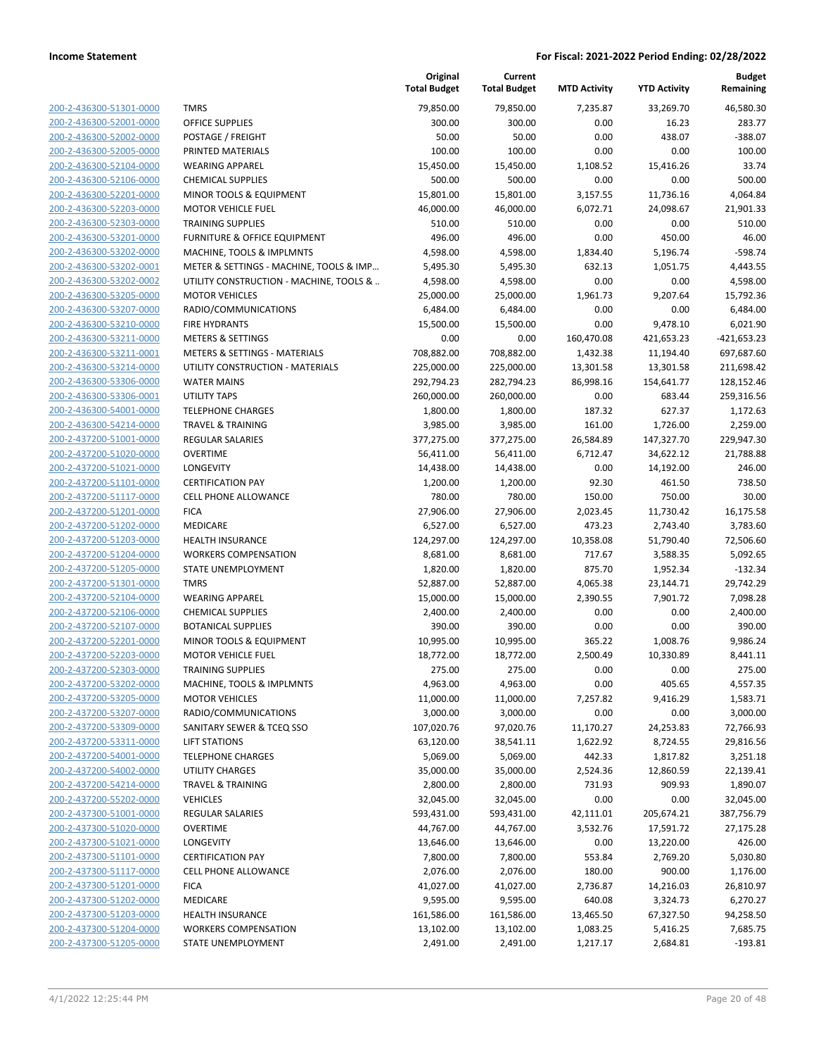**Income Statement** | **For Fiscal: 2021-2022 Period Ending: 02/28/2022**

| | | Original Total Budget | Current Total Budget | MTD Activity | YTD Activity | Budget Remaining |
|---|---|---|---|---|---|---|
| 200-2-436300-51301-0000 | TMRS | 79,850.00 | 79,850.00 | 7,235.87 | 33,269.70 | 46,580.30 |
| 200-2-436300-52001-0000 | OFFICE SUPPLIES | 300.00 | 300.00 | 0.00 | 16.23 | 283.77 |
| 200-2-436300-52002-0000 | POSTAGE / FREIGHT | 50.00 | 50.00 | 0.00 | 438.07 | -388.07 |
| 200-2-436300-52005-0000 | PRINTED MATERIALS | 100.00 | 100.00 | 0.00 | 0.00 | 100.00 |
| 200-2-436300-52104-0000 | WEARING APPAREL | 15,450.00 | 15,450.00 | 1,108.52 | 15,416.26 | 33.74 |
| 200-2-436300-52106-0000 | CHEMICAL SUPPLIES | 500.00 | 500.00 | 0.00 | 0.00 | 500.00 |
| 200-2-436300-52201-0000 | MINOR TOOLS & EQUIPMENT | 15,801.00 | 15,801.00 | 3,157.55 | 11,736.16 | 4,064.84 |
| 200-2-436300-52203-0000 | MOTOR VEHICLE FUEL | 46,000.00 | 46,000.00 | 6,072.71 | 24,098.67 | 21,901.33 |
| 200-2-436300-52303-0000 | TRAINING SUPPLIES | 510.00 | 510.00 | 0.00 | 0.00 | 510.00 |
| 200-2-436300-53201-0000 | FURNITURE & OFFICE EQUIPMENT | 496.00 | 496.00 | 0.00 | 450.00 | 46.00 |
| 200-2-436300-53202-0000 | MACHINE, TOOLS & IMPLMNTS | 4,598.00 | 4,598.00 | 1,834.40 | 5,196.74 | -598.74 |
| 200-2-436300-53202-0001 | METER & SETTINGS - MACHINE, TOOLS & IMP… | 5,495.30 | 5,495.30 | 632.13 | 1,051.75 | 4,443.55 |
| 200-2-436300-53202-0002 | UTILITY CONSTRUCTION - MACHINE, TOOLS & .. | 4,598.00 | 4,598.00 | 0.00 | 0.00 | 4,598.00 |
| 200-2-436300-53205-0000 | MOTOR VEHICLES | 25,000.00 | 25,000.00 | 1,961.73 | 9,207.64 | 15,792.36 |
| 200-2-436300-53207-0000 | RADIO/COMMUNICATIONS | 6,484.00 | 6,484.00 | 0.00 | 0.00 | 6,484.00 |
| 200-2-436300-53210-0000 | FIRE HYDRANTS | 15,500.00 | 15,500.00 | 0.00 | 9,478.10 | 6,021.90 |
| 200-2-436300-53211-0000 | METERS & SETTINGS | 0.00 | 0.00 | 160,470.08 | 421,653.23 | -421,653.23 |
| 200-2-436300-53211-0001 | METERS & SETTINGS - MATERIALS | 708,882.00 | 708,882.00 | 1,432.38 | 11,194.40 | 697,687.60 |
| 200-2-436300-53214-0000 | UTILITY CONSTRUCTION - MATERIALS | 225,000.00 | 225,000.00 | 13,301.58 | 13,301.58 | 211,698.42 |
| 200-2-436300-53306-0000 | WATER MAINS | 292,794.23 | 282,794.23 | 86,998.16 | 154,641.77 | 128,152.46 |
| 200-2-436300-53306-0001 | UTILITY TAPS | 260,000.00 | 260,000.00 | 0.00 | 683.44 | 259,316.56 |
| 200-2-436300-54001-0000 | TELEPHONE CHARGES | 1,800.00 | 1,800.00 | 187.32 | 627.37 | 1,172.63 |
| 200-2-436300-54214-0000 | TRAVEL & TRAINING | 3,985.00 | 3,985.00 | 161.00 | 1,726.00 | 2,259.00 |
| 200-2-437200-51001-0000 | REGULAR SALARIES | 377,275.00 | 377,275.00 | 26,584.89 | 147,327.70 | 229,947.30 |
| 200-2-437200-51020-0000 | OVERTIME | 56,411.00 | 56,411.00 | 6,712.47 | 34,622.12 | 21,788.88 |
| 200-2-437200-51021-0000 | LONGEVITY | 14,438.00 | 14,438.00 | 0.00 | 14,192.00 | 246.00 |
| 200-2-437200-51101-0000 | CERTIFICATION PAY | 1,200.00 | 1,200.00 | 92.30 | 461.50 | 738.50 |
| 200-2-437200-51117-0000 | CELL PHONE ALLOWANCE | 780.00 | 780.00 | 150.00 | 750.00 | 30.00 |
| 200-2-437200-51201-0000 | FICA | 27,906.00 | 27,906.00 | 2,023.45 | 11,730.42 | 16,175.58 |
| 200-2-437200-51202-0000 | MEDICARE | 6,527.00 | 6,527.00 | 473.23 | 2,743.40 | 3,783.60 |
| 200-2-437200-51203-0000 | HEALTH INSURANCE | 124,297.00 | 124,297.00 | 10,358.08 | 51,790.40 | 72,506.60 |
| 200-2-437200-51204-0000 | WORKERS COMPENSATION | 8,681.00 | 8,681.00 | 717.67 | 3,588.35 | 5,092.65 |
| 200-2-437200-51205-0000 | STATE UNEMPLOYMENT | 1,820.00 | 1,820.00 | 875.70 | 1,952.34 | -132.34 |
| 200-2-437200-51301-0000 | TMRS | 52,887.00 | 52,887.00 | 4,065.38 | 23,144.71 | 29,742.29 |
| 200-2-437200-52104-0000 | WEARING APPAREL | 15,000.00 | 15,000.00 | 2,390.55 | 7,901.72 | 7,098.28 |
| 200-2-437200-52106-0000 | CHEMICAL SUPPLIES | 2,400.00 | 2,400.00 | 0.00 | 0.00 | 2,400.00 |
| 200-2-437200-52107-0000 | BOTANICAL SUPPLIES | 390.00 | 390.00 | 0.00 | 0.00 | 390.00 |
| 200-2-437200-52201-0000 | MINOR TOOLS & EQUIPMENT | 10,995.00 | 10,995.00 | 365.22 | 1,008.76 | 9,986.24 |
| 200-2-437200-52203-0000 | MOTOR VEHICLE FUEL | 18,772.00 | 18,772.00 | 2,500.49 | 10,330.89 | 8,441.11 |
| 200-2-437200-52303-0000 | TRAINING SUPPLIES | 275.00 | 275.00 | 0.00 | 0.00 | 275.00 |
| 200-2-437200-53202-0000 | MACHINE, TOOLS & IMPLMNTS | 4,963.00 | 4,963.00 | 0.00 | 405.65 | 4,557.35 |
| 200-2-437200-53205-0000 | MOTOR VEHICLES | 11,000.00 | 11,000.00 | 7,257.82 | 9,416.29 | 1,583.71 |
| 200-2-437200-53207-0000 | RADIO/COMMUNICATIONS | 3,000.00 | 3,000.00 | 0.00 | 0.00 | 3,000.00 |
| 200-2-437200-53309-0000 | SANITARY SEWER & TCEQ SSO | 107,020.76 | 97,020.76 | 11,170.27 | 24,253.83 | 72,766.93 |
| 200-2-437200-53311-0000 | LIFT STATIONS | 63,120.00 | 38,541.11 | 1,622.92 | 8,724.55 | 29,816.56 |
| 200-2-437200-54001-0000 | TELEPHONE CHARGES | 5,069.00 | 5,069.00 | 442.33 | 1,817.82 | 3,251.18 |
| 200-2-437200-54002-0000 | UTILITY CHARGES | 35,000.00 | 35,000.00 | 2,524.36 | 12,860.59 | 22,139.41 |
| 200-2-437200-54214-0000 | TRAVEL & TRAINING | 2,800.00 | 2,800.00 | 731.93 | 909.93 | 1,890.07 |
| 200-2-437200-55202-0000 | VEHICLES | 32,045.00 | 32,045.00 | 0.00 | 0.00 | 32,045.00 |
| 200-2-437300-51001-0000 | REGULAR SALARIES | 593,431.00 | 593,431.00 | 42,111.01 | 205,674.21 | 387,756.79 |
| 200-2-437300-51020-0000 | OVERTIME | 44,767.00 | 44,767.00 | 3,532.76 | 17,591.72 | 27,175.28 |
| 200-2-437300-51021-0000 | LONGEVITY | 13,646.00 | 13,646.00 | 0.00 | 13,220.00 | 426.00 |
| 200-2-437300-51101-0000 | CERTIFICATION PAY | 7,800.00 | 7,800.00 | 553.84 | 2,769.20 | 5,030.80 |
| 200-2-437300-51117-0000 | CELL PHONE ALLOWANCE | 2,076.00 | 2,076.00 | 180.00 | 900.00 | 1,176.00 |
| 200-2-437300-51201-0000 | FICA | 41,027.00 | 41,027.00 | 2,736.87 | 14,216.03 | 26,810.97 |
| 200-2-437300-51202-0000 | MEDICARE | 9,595.00 | 9,595.00 | 640.08 | 3,324.73 | 6,270.27 |
| 200-2-437300-51203-0000 | HEALTH INSURANCE | 161,586.00 | 161,586.00 | 13,465.50 | 67,327.50 | 94,258.50 |
| 200-2-437300-51204-0000 | WORKERS COMPENSATION | 13,102.00 | 13,102.00 | 1,083.25 | 5,416.25 | 7,685.75 |
| 200-2-437300-51205-0000 | STATE UNEMPLOYMENT | 2,491.00 | 2,491.00 | 1,217.17 | 2,684.81 | -193.81 |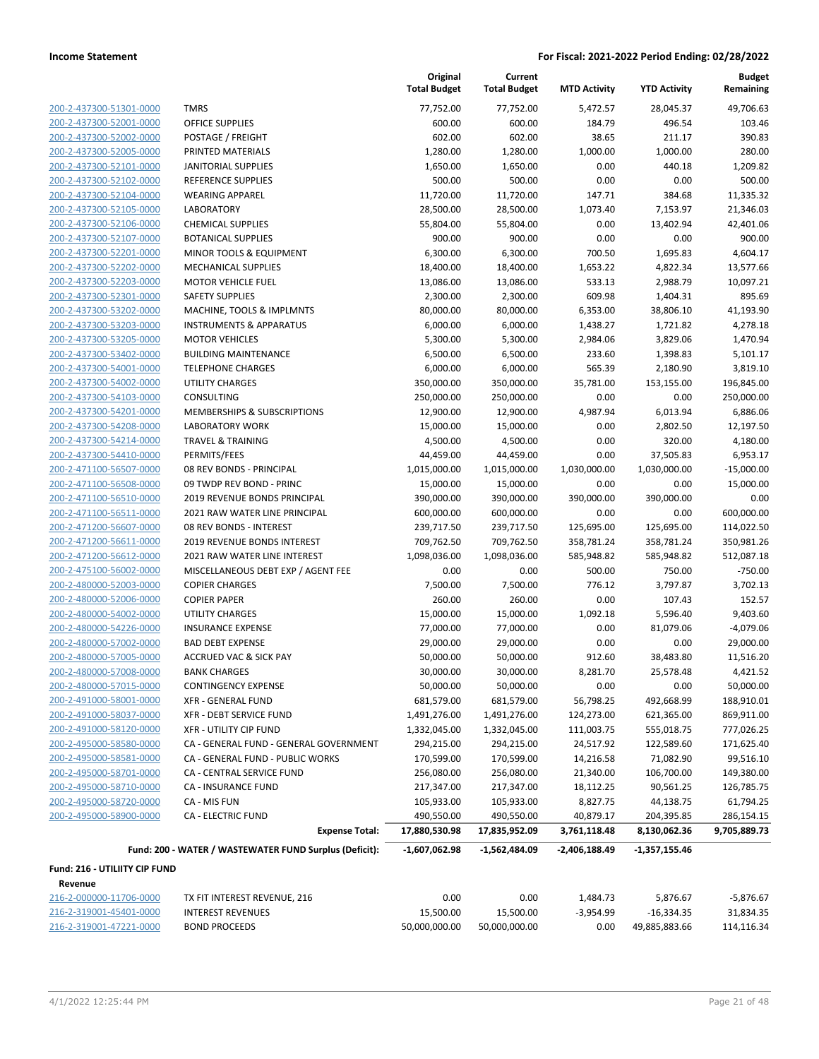**Income Statement** | **For Fiscal: 2021-2022 Period Ending: 02/28/2022**

| | | Original Total Budget | Current Total Budget | MTD Activity | YTD Activity | Budget Remaining |
|---|---|---|---|---|---|---|
| 200-2-437300-51301-0000 | TMRS | 77,752.00 | 77,752.00 | 5,472.57 | 28,045.37 | 49,706.63 |
| 200-2-437300-52001-0000 | OFFICE SUPPLIES | 600.00 | 600.00 | 184.79 | 496.54 | 103.46 |
| 200-2-437300-52002-0000 | POSTAGE / FREIGHT | 602.00 | 602.00 | 38.65 | 211.17 | 390.83 |
| 200-2-437300-52005-0000 | PRINTED MATERIALS | 1,280.00 | 1,280.00 | 1,000.00 | 1,000.00 | 280.00 |
| 200-2-437300-52101-0000 | JANITORIAL SUPPLIES | 1,650.00 | 1,650.00 | 0.00 | 440.18 | 1,209.82 |
| 200-2-437300-52102-0000 | REFERENCE SUPPLIES | 500.00 | 500.00 | 0.00 | 0.00 | 500.00 |
| 200-2-437300-52104-0000 | WEARING APPAREL | 11,720.00 | 11,720.00 | 147.71 | 384.68 | 11,335.32 |
| 200-2-437300-52105-0000 | LABORATORY | 28,500.00 | 28,500.00 | 1,073.40 | 7,153.97 | 21,346.03 |
| 200-2-437300-52106-0000 | CHEMICAL SUPPLIES | 55,804.00 | 55,804.00 | 0.00 | 13,402.94 | 42,401.06 |
| 200-2-437300-52107-0000 | BOTANICAL SUPPLIES | 900.00 | 900.00 | 0.00 | 0.00 | 900.00 |
| 200-2-437300-52201-0000 | MINOR TOOLS & EQUIPMENT | 6,300.00 | 6,300.00 | 700.50 | 1,695.83 | 4,604.17 |
| 200-2-437300-52202-0000 | MECHANICAL SUPPLIES | 18,400.00 | 18,400.00 | 1,653.22 | 4,822.34 | 13,577.66 |
| 200-2-437300-52203-0000 | MOTOR VEHICLE FUEL | 13,086.00 | 13,086.00 | 533.13 | 2,988.79 | 10,097.21 |
| 200-2-437300-52301-0000 | SAFETY SUPPLIES | 2,300.00 | 2,300.00 | 609.98 | 1,404.31 | 895.69 |
| 200-2-437300-53202-0000 | MACHINE, TOOLS & IMPLMNTS | 80,000.00 | 80,000.00 | 6,353.00 | 38,806.10 | 41,193.90 |
| 200-2-437300-53203-0000 | INSTRUMENTS & APPARATUS | 6,000.00 | 6,000.00 | 1,438.27 | 1,721.82 | 4,278.18 |
| 200-2-437300-53205-0000 | MOTOR VEHICLES | 5,300.00 | 5,300.00 | 2,984.06 | 3,829.06 | 1,470.94 |
| 200-2-437300-53402-0000 | BUILDING MAINTENANCE | 6,500.00 | 6,500.00 | 233.60 | 1,398.83 | 5,101.17 |
| 200-2-437300-54001-0000 | TELEPHONE CHARGES | 6,000.00 | 6,000.00 | 565.39 | 2,180.90 | 3,819.10 |
| 200-2-437300-54002-0000 | UTILITY CHARGES | 350,000.00 | 350,000.00 | 35,781.00 | 153,155.00 | 196,845.00 |
| 200-2-437300-54103-0000 | CONSULTING | 250,000.00 | 250,000.00 | 0.00 | 0.00 | 250,000.00 |
| 200-2-437300-54201-0000 | MEMBERSHIPS & SUBSCRIPTIONS | 12,900.00 | 12,900.00 | 4,987.94 | 6,013.94 | 6,886.06 |
| 200-2-437300-54208-0000 | LABORATORY WORK | 15,000.00 | 15,000.00 | 0.00 | 2,802.50 | 12,197.50 |
| 200-2-437300-54214-0000 | TRAVEL & TRAINING | 4,500.00 | 4,500.00 | 0.00 | 320.00 | 4,180.00 |
| 200-2-437300-54410-0000 | PERMITS/FEES | 44,459.00 | 44,459.00 | 0.00 | 37,505.83 | 6,953.17 |
| 200-2-471100-56507-0000 | 08 REV BONDS - PRINCIPAL | 1,015,000.00 | 1,015,000.00 | 1,030,000.00 | 1,030,000.00 | -15,000.00 |
| 200-2-471100-56508-0000 | 09 TWDP REV BOND - PRINC | 15,000.00 | 15,000.00 | 0.00 | 0.00 | 15,000.00 |
| 200-2-471100-56510-0000 | 2019 REVENUE BONDS PRINCIPAL | 390,000.00 | 390,000.00 | 390,000.00 | 390,000.00 | 0.00 |
| 200-2-471100-56511-0000 | 2021 RAW WATER LINE PRINCIPAL | 600,000.00 | 600,000.00 | 0.00 | 0.00 | 600,000.00 |
| 200-2-471200-56607-0000 | 08 REV BONDS - INTEREST | 239,717.50 | 239,717.50 | 125,695.00 | 125,695.00 | 114,022.50 |
| 200-2-471200-56611-0000 | 2019 REVENUE BONDS INTEREST | 709,762.50 | 709,762.50 | 358,781.24 | 358,781.24 | 350,981.26 |
| 200-2-471200-56612-0000 | 2021 RAW WATER LINE INTEREST | 1,098,036.00 | 1,098,036.00 | 585,948.82 | 585,948.82 | 512,087.18 |
| 200-2-475100-56002-0000 | MISCELLANEOUS DEBT EXP / AGENT FEE | 0.00 | 0.00 | 500.00 | 750.00 | -750.00 |
| 200-2-480000-52003-0000 | COPIER CHARGES | 7,500.00 | 7,500.00 | 776.12 | 3,797.87 | 3,702.13 |
| 200-2-480000-52006-0000 | COPIER PAPER | 260.00 | 260.00 | 0.00 | 107.43 | 152.57 |
| 200-2-480000-54002-0000 | UTILITY CHARGES | 15,000.00 | 15,000.00 | 1,092.18 | 5,596.40 | 9,403.60 |
| 200-2-480000-54226-0000 | INSURANCE EXPENSE | 77,000.00 | 77,000.00 | 0.00 | 81,079.06 | -4,079.06 |
| 200-2-480000-57002-0000 | BAD DEBT EXPENSE | 29,000.00 | 29,000.00 | 0.00 | 0.00 | 29,000.00 |
| 200-2-480000-57005-0000 | ACCRUED VAC & SICK PAY | 50,000.00 | 50,000.00 | 912.60 | 38,483.80 | 11,516.20 |
| 200-2-480000-57008-0000 | BANK CHARGES | 30,000.00 | 30,000.00 | 8,281.70 | 25,578.48 | 4,421.52 |
| 200-2-480000-57015-0000 | CONTINGENCY EXPENSE | 50,000.00 | 50,000.00 | 0.00 | 0.00 | 50,000.00 |
| 200-2-491000-58001-0000 | XFR - GENERAL FUND | 681,579.00 | 681,579.00 | 56,798.25 | 492,668.99 | 188,910.01 |
| 200-2-491000-58037-0000 | XFR - DEBT SERVICE FUND | 1,491,276.00 | 1,491,276.00 | 124,273.00 | 621,365.00 | 869,911.00 |
| 200-2-491000-58120-0000 | XFR - UTILITY CIP FUND | 1,332,045.00 | 1,332,045.00 | 111,003.75 | 555,018.75 | 777,026.25 |
| 200-2-495000-58580-0000 | CA - GENERAL FUND - GENERAL GOVERNMENT | 294,215.00 | 294,215.00 | 24,517.92 | 122,589.60 | 171,625.40 |
| 200-2-495000-58581-0000 | CA - GENERAL FUND - PUBLIC WORKS | 170,599.00 | 170,599.00 | 14,216.58 | 71,082.90 | 99,516.10 |
| 200-2-495000-58701-0000 | CA - CENTRAL SERVICE FUND | 256,080.00 | 256,080.00 | 21,340.00 | 106,700.00 | 149,380.00 |
| 200-2-495000-58710-0000 | CA - INSURANCE FUND | 217,347.00 | 217,347.00 | 18,112.25 | 90,561.25 | 126,785.75 |
| 200-2-495000-58720-0000 | CA - MIS FUN | 105,933.00 | 105,933.00 | 8,827.75 | 44,138.75 | 61,794.25 |
| 200-2-495000-58900-0000 | CA - ELECTRIC FUND | 490,550.00 | 490,550.00 | 40,879.17 | 204,395.85 | 286,154.15 |
| | **Expense Total:** | **17,880,530.98** | **17,835,952.09** | **3,761,118.48** | **8,130,062.36** | **9,705,889.73** |
| | **Fund: 200 - WATER / WASTEWATER FUND Surplus (Deficit):** | **-1,607,062.98** | **-1,562,484.09** | **-2,406,188.49** | **-1,357,155.46** | |

**Fund: 216 - UTILIITY CIP FUND**

**Revenue**

| | | Original Total Budget | Current Total Budget | MTD Activity | YTD Activity | Budget Remaining |
|---|---|---|---|---|---|---|
| 216-2-000000-11706-0000 | TX FIT INTEREST REVENUE, 216 | 0.00 | 0.00 | 1,484.73 | 5,876.67 | -5,876.67 |
| 216-2-319001-45401-0000 | INTEREST REVENUES | 15,500.00 | 15,500.00 | -3,954.99 | -16,334.35 | 31,834.35 |
| 216-2-319001-47221-0000 | BOND PROCEEDS | 50,000,000.00 | 50,000,000.00 | 0.00 | 49,885,883.66 | 114,116.34 |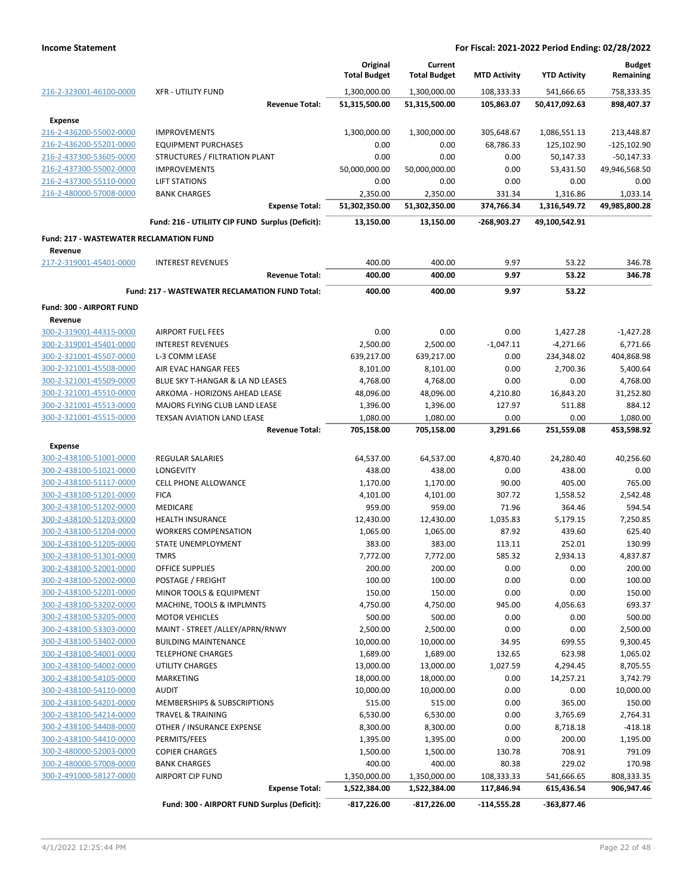**Income Statement** — **For Fiscal: 2021-2022 Period Ending: 02/28/2022**

| | | Original Total Budget | Current Total Budget | MTD Activity | YTD Activity | Budget Remaining |
|---|---|---|---|---|---|---|
| 216-2-323001-46100-0000 | XFR - UTILITY FUND | 1,300,000.00 | 1,300,000.00 | 108,333.33 | 541,666.65 | 758,333.35 |
| | **Revenue Total:** | **51,315,500.00** | **51,315,500.00** | **105,863.07** | **50,417,092.63** | **898,407.37** |
| **Expense** | | | | | | |
| 216-2-436200-55002-0000 | IMPROVEMENTS | 1,300,000.00 | 1,300,000.00 | 305,648.67 | 1,086,551.13 | 213,448.87 |
| 216-2-436200-55201-0000 | EQUIPMENT PURCHASES | 0.00 | 0.00 | 68,786.33 | 125,102.90 | -125,102.90 |
| 216-2-437300-53605-0000 | STRUCTURES / FILTRATION PLANT | 0.00 | 0.00 | 0.00 | 50,147.33 | -50,147.33 |
| 216-2-437300-55002-0000 | IMPROVEMENTS | 50,000,000.00 | 50,000,000.00 | 0.00 | 53,431.50 | 49,946,568.50 |
| 216-2-437300-55110-0000 | LIFT STATIONS | 0.00 | 0.00 | 0.00 | 0.00 | 0.00 |
| 216-2-480000-57008-0000 | BANK CHARGES | 2,350.00 | 2,350.00 | 331.34 | 1,316.86 | 1,033.14 |
| | **Expense Total:** | **51,302,350.00** | **51,302,350.00** | **374,766.34** | **1,316,549.72** | **49,985,800.28** |
| | **Fund: 216 - UTILIITY CIP FUND Surplus (Deficit):** | **13,150.00** | **13,150.00** | **-268,903.27** | **49,100,542.91** | |
| **Fund: 217 - WASTEWATER RECLAMATION FUND** | | | | | | |
| **Revenue** | | | | | | |
| 217-2-319001-45401-0000 | INTEREST REVENUES | 400.00 | 400.00 | 9.97 | 53.22 | 346.78 |
| | **Revenue Total:** | **400.00** | **400.00** | **9.97** | **53.22** | **346.78** |
| | **Fund: 217 - WASTEWATER RECLAMATION FUND Total:** | **400.00** | **400.00** | **9.97** | **53.22** | |
| **Fund: 300 - AIRPORT FUND** | | | | | | |
| **Revenue** | | | | | | |
| 300-2-319001-44315-0000 | AIRPORT FUEL FEES | 0.00 | 0.00 | 0.00 | 1,427.28 | -1,427.28 |
| 300-2-319001-45401-0000 | INTEREST REVENUES | 2,500.00 | 2,500.00 | -1,047.11 | -4,271.66 | 6,771.66 |
| 300-2-321001-45507-0000 | L-3 COMM LEASE | 639,217.00 | 639,217.00 | 0.00 | 234,348.02 | 404,868.98 |
| 300-2-321001-45508-0000 | AIR EVAC HANGAR FEES | 8,101.00 | 8,101.00 | 0.00 | 2,700.36 | 5,400.64 |
| 300-2-321001-45509-0000 | BLUE SKY T-HANGAR & LA ND LEASES | 4,768.00 | 4,768.00 | 0.00 | 0.00 | 4,768.00 |
| 300-2-321001-45510-0000 | ARKOMA - HORIZONS AHEAD LEASE | 48,096.00 | 48,096.00 | 4,210.80 | 16,843.20 | 31,252.80 |
| 300-2-321001-45513-0000 | MAJORS FLYING CLUB LAND LEASE | 1,396.00 | 1,396.00 | 127.97 | 511.88 | 884.12 |
| 300-2-321001-45515-0000 | TEXSAN AVIATION LAND LEASE | 1,080.00 | 1,080.00 | 0.00 | 0.00 | 1,080.00 |
| | **Revenue Total:** | **705,158.00** | **705,158.00** | **3,291.66** | **251,559.08** | **453,598.92** |
| **Expense** | | | | | | |
| 300-2-438100-51001-0000 | REGULAR SALARIES | 64,537.00 | 64,537.00 | 4,870.40 | 24,280.40 | 40,256.60 |
| 300-2-438100-51021-0000 | LONGEVITY | 438.00 | 438.00 | 0.00 | 438.00 | 0.00 |
| 300-2-438100-51117-0000 | CELL PHONE ALLOWANCE | 1,170.00 | 1,170.00 | 90.00 | 405.00 | 765.00 |
| 300-2-438100-51201-0000 | FICA | 4,101.00 | 4,101.00 | 307.72 | 1,558.52 | 2,542.48 |
| 300-2-438100-51202-0000 | MEDICARE | 959.00 | 959.00 | 71.96 | 364.46 | 594.54 |
| 300-2-438100-51203-0000 | HEALTH INSURANCE | 12,430.00 | 12,430.00 | 1,035.83 | 5,179.15 | 7,250.85 |
| 300-2-438100-51204-0000 | WORKERS COMPENSATION | 1,065.00 | 1,065.00 | 87.92 | 439.60 | 625.40 |
| 300-2-438100-51205-0000 | STATE UNEMPLOYMENT | 383.00 | 383.00 | 113.11 | 252.01 | 130.99 |
| 300-2-438100-51301-0000 | TMRS | 7,772.00 | 7,772.00 | 585.32 | 2,934.13 | 4,837.87 |
| 300-2-438100-52001-0000 | OFFICE SUPPLIES | 200.00 | 200.00 | 0.00 | 0.00 | 200.00 |
| 300-2-438100-52002-0000 | POSTAGE / FREIGHT | 100.00 | 100.00 | 0.00 | 0.00 | 100.00 |
| 300-2-438100-52201-0000 | MINOR TOOLS & EQUIPMENT | 150.00 | 150.00 | 0.00 | 0.00 | 150.00 |
| 300-2-438100-53202-0000 | MACHINE, TOOLS & IMPLMNTS | 4,750.00 | 4,750.00 | 945.00 | 4,056.63 | 693.37 |
| 300-2-438100-53205-0000 | MOTOR VEHICLES | 500.00 | 500.00 | 0.00 | 0.00 | 500.00 |
| 300-2-438100-53303-0000 | MAINT - STREET /ALLEY/APRN/RNWY | 2,500.00 | 2,500.00 | 0.00 | 0.00 | 2,500.00 |
| 300-2-438100-53402-0000 | BUILDING MAINTENANCE | 10,000.00 | 10,000.00 | 34.95 | 699.55 | 9,300.45 |
| 300-2-438100-54001-0000 | TELEPHONE CHARGES | 1,689.00 | 1,689.00 | 132.65 | 623.98 | 1,065.02 |
| 300-2-438100-54002-0000 | UTILITY CHARGES | 13,000.00 | 13,000.00 | 1,027.59 | 4,294.45 | 8,705.55 |
| 300-2-438100-54105-0000 | MARKETING | 18,000.00 | 18,000.00 | 0.00 | 14,257.21 | 3,742.79 |
| 300-2-438100-54110-0000 | AUDIT | 10,000.00 | 10,000.00 | 0.00 | 0.00 | 10,000.00 |
| 300-2-438100-54201-0000 | MEMBERSHIPS & SUBSCRIPTIONS | 515.00 | 515.00 | 0.00 | 365.00 | 150.00 |
| 300-2-438100-54214-0000 | TRAVEL & TRAINING | 6,530.00 | 6,530.00 | 0.00 | 3,765.69 | 2,764.31 |
| 300-2-438100-54408-0000 | OTHER / INSURANCE EXPENSE | 8,300.00 | 8,300.00 | 0.00 | 8,718.18 | -418.18 |
| 300-2-438100-54410-0000 | PERMITS/FEES | 1,395.00 | 1,395.00 | 0.00 | 200.00 | 1,195.00 |
| 300-2-480000-52003-0000 | COPIER CHARGES | 1,500.00 | 1,500.00 | 130.78 | 708.91 | 791.09 |
| 300-2-480000-57008-0000 | BANK CHARGES | 400.00 | 400.00 | 80.38 | 229.02 | 170.98 |
| 300-2-491000-58127-0000 | AIRPORT CIP FUND | 1,350,000.00 | 1,350,000.00 | 108,333.33 | 541,666.65 | 808,333.35 |
| | **Expense Total:** | **1,522,384.00** | **1,522,384.00** | **117,846.94** | **615,436.54** | **906,947.46** |
| | **Fund: 300 - AIRPORT FUND Surplus (Deficit):** | **-817,226.00** | **-817,226.00** | **-114,555.28** | **-363,877.46** | |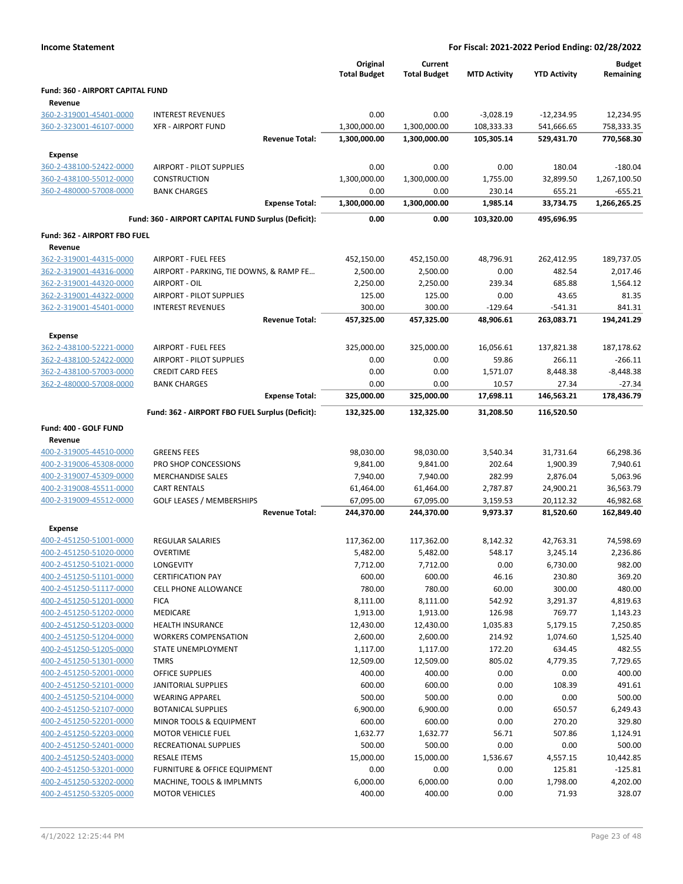**Income Statement** — **For Fiscal: 2021-2022 Period Ending: 02/28/2022**

| | | Original Total Budget | Current Total Budget | MTD Activity | YTD Activity | Budget Remaining |
|---|---|---|---|---|---|---|
| **Fund: 360 - AIRPORT CAPITAL FUND** | | | | | | |
| **Revenue** | | | | | | |
| 360-2-319001-45401-0000 | INTEREST REVENUES | 0.00 | 0.00 | -3,028.19 | -12,234.95 | 12,234.95 |
| 360-2-323001-46107-0000 | XFR - AIRPORT FUND | 1,300,000.00 | 1,300,000.00 | 108,333.33 | 541,666.65 | 758,333.35 |
| | **Revenue Total:** | **1,300,000.00** | **1,300,000.00** | **105,305.14** | **529,431.70** | **770,568.30** |
| **Expense** | | | | | | |
| 360-2-438100-52422-0000 | AIRPORT - PILOT SUPPLIES | 0.00 | 0.00 | 0.00 | 180.04 | -180.04 |
| 360-2-438100-55012-0000 | CONSTRUCTION | 1,300,000.00 | 1,300,000.00 | 1,755.00 | 32,899.50 | 1,267,100.50 |
| 360-2-480000-57008-0000 | BANK CHARGES | 0.00 | 0.00 | 230.14 | 655.21 | -655.21 |
| | **Expense Total:** | **1,300,000.00** | **1,300,000.00** | **1,985.14** | **33,734.75** | **1,266,265.25** |
| | **Fund: 360 - AIRPORT CAPITAL FUND Surplus (Deficit):** | **0.00** | **0.00** | **103,320.00** | **495,696.95** | |
| **Fund: 362 - AIRPORT FBO FUEL** | | | | | | |
| **Revenue** | | | | | | |
| 362-2-319001-44315-0000 | AIRPORT - FUEL FEES | 452,150.00 | 452,150.00 | 48,796.91 | 262,412.95 | 189,737.05 |
| 362-2-319001-44316-0000 | AIRPORT - PARKING, TIE DOWNS, & RAMP FE... | 2,500.00 | 2,500.00 | 0.00 | 482.54 | 2,017.46 |
| 362-2-319001-44320-0000 | AIRPORT - OIL | 2,250.00 | 2,250.00 | 239.34 | 685.88 | 1,564.12 |
| 362-2-319001-44322-0000 | AIRPORT - PILOT SUPPLIES | 125.00 | 125.00 | 0.00 | 43.65 | 81.35 |
| 362-2-319001-45401-0000 | INTEREST REVENUES | 300.00 | 300.00 | -129.64 | -541.31 | 841.31 |
| | **Revenue Total:** | **457,325.00** | **457,325.00** | **48,906.61** | **263,083.71** | **194,241.29** |
| **Expense** | | | | | | |
| 362-2-438100-52221-0000 | AIRPORT - FUEL FEES | 325,000.00 | 325,000.00 | 16,056.61 | 137,821.38 | 187,178.62 |
| 362-2-438100-52422-0000 | AIRPORT - PILOT SUPPLIES | 0.00 | 0.00 | 59.86 | 266.11 | -266.11 |
| 362-2-438100-57003-0000 | CREDIT CARD FEES | 0.00 | 0.00 | 1,571.07 | 8,448.38 | -8,448.38 |
| 362-2-480000-57008-0000 | BANK CHARGES | 0.00 | 0.00 | 10.57 | 27.34 | -27.34 |
| | **Expense Total:** | **325,000.00** | **325,000.00** | **17,698.11** | **146,563.21** | **178,436.79** |
| | **Fund: 362 - AIRPORT FBO FUEL Surplus (Deficit):** | **132,325.00** | **132,325.00** | **31,208.50** | **116,520.50** | |
| **Fund: 400 - GOLF FUND** | | | | | | |
| **Revenue** | | | | | | |
| 400-2-319005-44510-0000 | GREENS FEES | 98,030.00 | 98,030.00 | 3,540.34 | 31,731.64 | 66,298.36 |
| 400-2-319006-45308-0000 | PRO SHOP CONCESSIONS | 9,841.00 | 9,841.00 | 202.64 | 1,900.39 | 7,940.61 |
| 400-2-319007-45309-0000 | MERCHANDISE SALES | 7,940.00 | 7,940.00 | 282.99 | 2,876.04 | 5,063.96 |
| 400-2-319008-45511-0000 | CART RENTALS | 61,464.00 | 61,464.00 | 2,787.87 | 24,900.21 | 36,563.79 |
| 400-2-319009-45512-0000 | GOLF LEASES / MEMBERSHIPS | 67,095.00 | 67,095.00 | 3,159.53 | 20,112.32 | 46,982.68 |
| | **Revenue Total:** | **244,370.00** | **244,370.00** | **9,973.37** | **81,520.60** | **162,849.40** |
| **Expense** | | | | | | |
| 400-2-451250-51001-0000 | REGULAR SALARIES | 117,362.00 | 117,362.00 | 8,142.32 | 42,763.31 | 74,598.69 |
| 400-2-451250-51020-0000 | OVERTIME | 5,482.00 | 5,482.00 | 548.17 | 3,245.14 | 2,236.86 |
| 400-2-451250-51021-0000 | LONGEVITY | 7,712.00 | 7,712.00 | 0.00 | 6,730.00 | 982.00 |
| 400-2-451250-51101-0000 | CERTIFICATION PAY | 600.00 | 600.00 | 46.16 | 230.80 | 369.20 |
| 400-2-451250-51117-0000 | CELL PHONE ALLOWANCE | 780.00 | 780.00 | 60.00 | 300.00 | 480.00 |
| 400-2-451250-51201-0000 | FICA | 8,111.00 | 8,111.00 | 542.92 | 3,291.37 | 4,819.63 |
| 400-2-451250-51202-0000 | MEDICARE | 1,913.00 | 1,913.00 | 126.98 | 769.77 | 1,143.23 |
| 400-2-451250-51203-0000 | HEALTH INSURANCE | 12,430.00 | 12,430.00 | 1,035.83 | 5,179.15 | 7,250.85 |
| 400-2-451250-51204-0000 | WORKERS COMPENSATION | 2,600.00 | 2,600.00 | 214.92 | 1,074.60 | 1,525.40 |
| 400-2-451250-51205-0000 | STATE UNEMPLOYMENT | 1,117.00 | 1,117.00 | 172.20 | 634.45 | 482.55 |
| 400-2-451250-51301-0000 | TMRS | 12,509.00 | 12,509.00 | 805.02 | 4,779.35 | 7,729.65 |
| 400-2-451250-52001-0000 | OFFICE SUPPLIES | 400.00 | 400.00 | 0.00 | 0.00 | 400.00 |
| 400-2-451250-52101-0000 | JANITORIAL SUPPLIES | 600.00 | 600.00 | 0.00 | 108.39 | 491.61 |
| 400-2-451250-52104-0000 | WEARING APPAREL | 500.00 | 500.00 | 0.00 | 0.00 | 500.00 |
| 400-2-451250-52107-0000 | BOTANICAL SUPPLIES | 6,900.00 | 6,900.00 | 0.00 | 650.57 | 6,249.43 |
| 400-2-451250-52201-0000 | MINOR TOOLS & EQUIPMENT | 600.00 | 600.00 | 0.00 | 270.20 | 329.80 |
| 400-2-451250-52203-0000 | MOTOR VEHICLE FUEL | 1,632.77 | 1,632.77 | 56.71 | 507.86 | 1,124.91 |
| 400-2-451250-52401-0000 | RECREATIONAL SUPPLIES | 500.00 | 500.00 | 0.00 | 0.00 | 500.00 |
| 400-2-451250-52403-0000 | RESALE ITEMS | 15,000.00 | 15,000.00 | 1,536.67 | 4,557.15 | 10,442.85 |
| 400-2-451250-53201-0000 | FURNITURE & OFFICE EQUIPMENT | 0.00 | 0.00 | 0.00 | 125.81 | -125.81 |
| 400-2-451250-53202-0000 | MACHINE, TOOLS & IMPLMNTS | 6,000.00 | 6,000.00 | 0.00 | 1,798.00 | 4,202.00 |
| 400-2-451250-53205-0000 | MOTOR VEHICLES | 400.00 | 400.00 | 0.00 | 71.93 | 328.07 |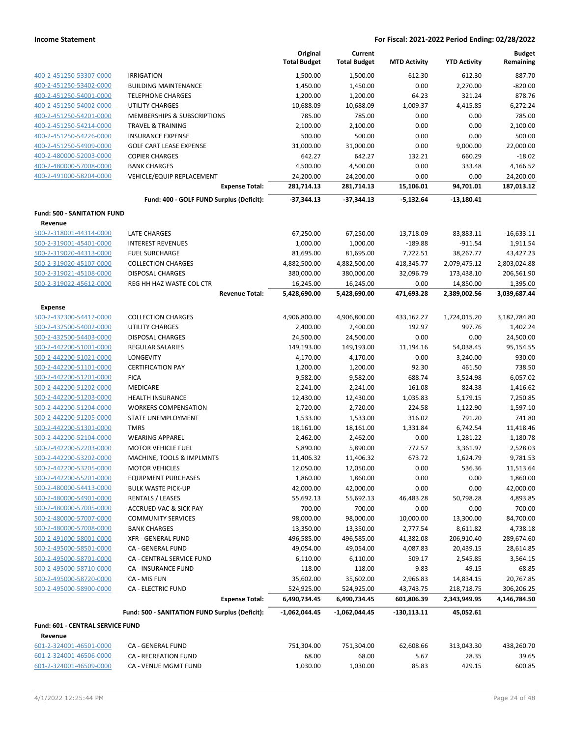| | | Original Total Budget | Current Total Budget | MTD Activity | YTD Activity | Budget Remaining |
|---|---|---|---|---|---|---|
| 400-2-451250-53307-0000 | IRRIGATION | 1,500.00 | 1,500.00 | 612.30 | 612.30 | 887.70 |
| 400-2-451250-53402-0000 | BUILDING MAINTENANCE | 1,450.00 | 1,450.00 | 0.00 | 2,270.00 | -820.00 |
| 400-2-451250-54001-0000 | TELEPHONE CHARGES | 1,200.00 | 1,200.00 | 64.23 | 321.24 | 878.76 |
| 400-2-451250-54002-0000 | UTILITY CHARGES | 10,688.09 | 10,688.09 | 1,009.37 | 4,415.85 | 6,272.24 |
| 400-2-451250-54201-0000 | MEMBERSHIPS & SUBSCRIPTIONS | 785.00 | 785.00 | 0.00 | 0.00 | 785.00 |
| 400-2-451250-54214-0000 | TRAVEL & TRAINING | 2,100.00 | 2,100.00 | 0.00 | 0.00 | 2,100.00 |
| 400-2-451250-54226-0000 | INSURANCE EXPENSE | 500.00 | 500.00 | 0.00 | 0.00 | 500.00 |
| 400-2-451250-54909-0000 | GOLF CART LEASE EXPENSE | 31,000.00 | 31,000.00 | 0.00 | 9,000.00 | 22,000.00 |
| 400-2-480000-52003-0000 | COPIER CHARGES | 642.27 | 642.27 | 132.21 | 660.29 | -18.02 |
| 400-2-480000-57008-0000 | BANK CHARGES | 4,500.00 | 4,500.00 | 0.00 | 333.48 | 4,166.52 |
| 400-2-491000-58204-0000 | VEHICLE/EQUIP REPLACEMENT | 24,200.00 | 24,200.00 | 0.00 | 0.00 | 24,200.00 |
| | **Expense Total:** | **281,714.13** | **281,714.13** | **15,106.01** | **94,701.01** | **187,013.12** |
| | **Fund: 400 - GOLF FUND Surplus (Deficit):** | **-37,344.13** | **-37,344.13** | **-5,132.64** | **-13,180.41** | |
| **Fund: 500 - SANITATION FUND** | | | | | | |
| **Revenue** | | | | | | |
| 500-2-318001-44314-0000 | LATE CHARGES | 67,250.00 | 67,250.00 | 13,718.09 | 83,883.11 | -16,633.11 |
| 500-2-319001-45401-0000 | INTEREST REVENUES | 1,000.00 | 1,000.00 | -189.88 | -911.54 | 1,911.54 |
| 500-2-319020-44313-0000 | FUEL SURCHARGE | 81,695.00 | 81,695.00 | 7,722.51 | 38,267.77 | 43,427.23 |
| 500-2-319020-45107-0000 | COLLECTION CHARGES | 4,882,500.00 | 4,882,500.00 | 418,345.77 | 2,079,475.12 | 2,803,024.88 |
| 500-2-319021-45108-0000 | DISPOSAL CHARGES | 380,000.00 | 380,000.00 | 32,096.79 | 173,438.10 | 206,561.90 |
| 500-2-319022-45612-0000 | REG HH HAZ WASTE COL CTR | 16,245.00 | 16,245.00 | 0.00 | 14,850.00 | 1,395.00 |
| | **Revenue Total:** | **5,428,690.00** | **5,428,690.00** | **471,693.28** | **2,389,002.56** | **3,039,687.44** |
| **Expense** | | | | | | |
| 500-2-432300-54412-0000 | COLLECTION CHARGES | 4,906,800.00 | 4,906,800.00 | 433,162.27 | 1,724,015.20 | 3,182,784.80 |
| 500-2-432500-54002-0000 | UTILITY CHARGES | 2,400.00 | 2,400.00 | 192.97 | 997.76 | 1,402.24 |
| 500-2-432500-54403-0000 | DISPOSAL CHARGES | 24,500.00 | 24,500.00 | 0.00 | 0.00 | 24,500.00 |
| 500-2-442200-51001-0000 | REGULAR SALARIES | 149,193.00 | 149,193.00 | 11,194.16 | 54,038.45 | 95,154.55 |
| 500-2-442200-51021-0000 | LONGEVITY | 4,170.00 | 4,170.00 | 0.00 | 3,240.00 | 930.00 |
| 500-2-442200-51101-0000 | CERTIFICATION PAY | 1,200.00 | 1,200.00 | 92.30 | 461.50 | 738.50 |
| 500-2-442200-51201-0000 | FICA | 9,582.00 | 9,582.00 | 688.74 | 3,524.98 | 6,057.02 |
| 500-2-442200-51202-0000 | MEDICARE | 2,241.00 | 2,241.00 | 161.08 | 824.38 | 1,416.62 |
| 500-2-442200-51203-0000 | HEALTH INSURANCE | 12,430.00 | 12,430.00 | 1,035.83 | 5,179.15 | 7,250.85 |
| 500-2-442200-51204-0000 | WORKERS COMPENSATION | 2,720.00 | 2,720.00 | 224.58 | 1,122.90 | 1,597.10 |
| 500-2-442200-51205-0000 | STATE UNEMPLOYMENT | 1,533.00 | 1,533.00 | 316.02 | 791.20 | 741.80 |
| 500-2-442200-51301-0000 | TMRS | 18,161.00 | 18,161.00 | 1,331.84 | 6,742.54 | 11,418.46 |
| 500-2-442200-52104-0000 | WEARING APPAREL | 2,462.00 | 2,462.00 | 0.00 | 1,281.22 | 1,180.78 |
| 500-2-442200-52203-0000 | MOTOR VEHICLE FUEL | 5,890.00 | 5,890.00 | 772.57 | 3,361.97 | 2,528.03 |
| 500-2-442200-53202-0000 | MACHINE, TOOLS & IMPLMNTS | 11,406.32 | 11,406.32 | 673.72 | 1,624.79 | 9,781.53 |
| 500-2-442200-53205-0000 | MOTOR VEHICLES | 12,050.00 | 12,050.00 | 0.00 | 536.36 | 11,513.64 |
| 500-2-442200-55201-0000 | EQUIPMENT PURCHASES | 1,860.00 | 1,860.00 | 0.00 | 0.00 | 1,860.00 |
| 500-2-480000-54413-0000 | BULK WASTE PICK-UP | 42,000.00 | 42,000.00 | 0.00 | 0.00 | 42,000.00 |
| 500-2-480000-54901-0000 | RENTALS / LEASES | 55,692.13 | 55,692.13 | 46,483.28 | 50,798.28 | 4,893.85 |
| 500-2-480000-57005-0000 | ACCRUED VAC & SICK PAY | 700.00 | 700.00 | 0.00 | 0.00 | 700.00 |
| 500-2-480000-57007-0000 | COMMUNITY SERVICES | 98,000.00 | 98,000.00 | 10,000.00 | 13,300.00 | 84,700.00 |
| 500-2-480000-57008-0000 | BANK CHARGES | 13,350.00 | 13,350.00 | 2,777.54 | 8,611.82 | 4,738.18 |
| 500-2-491000-58001-0000 | XFR - GENERAL FUND | 496,585.00 | 496,585.00 | 41,382.08 | 206,910.40 | 289,674.60 |
| 500-2-495000-58501-0000 | CA - GENERAL FUND | 49,054.00 | 49,054.00 | 4,087.83 | 20,439.15 | 28,614.85 |
| 500-2-495000-58701-0000 | CA - CENTRAL SERVICE FUND | 6,110.00 | 6,110.00 | 509.17 | 2,545.85 | 3,564.15 |
| 500-2-495000-58710-0000 | CA - INSURANCE FUND | 118.00 | 118.00 | 9.83 | 49.15 | 68.85 |
| 500-2-495000-58720-0000 | CA - MIS FUN | 35,602.00 | 35,602.00 | 2,966.83 | 14,834.15 | 20,767.85 |
| 500-2-495000-58900-0000 | CA - ELECTRIC FUND | 524,925.00 | 524,925.00 | 43,743.75 | 218,718.75 | 306,206.25 |
| | **Expense Total:** | **6,490,734.45** | **6,490,734.45** | **601,806.39** | **2,343,949.95** | **4,146,784.50** |
| | **Fund: 500 - SANITATION FUND Surplus (Deficit):** | **-1,062,044.45** | **-1,062,044.45** | **-130,113.11** | **45,052.61** | |
| **Fund: 601 - CENTRAL SERVICE FUND** | | | | | | |
| **Revenue** | | | | | | |
| 601-2-324001-46501-0000 | CA - GENERAL FUND | 751,304.00 | 751,304.00 | 62,608.66 | 313,043.30 | 438,260.70 |
| 601-2-324001-46506-0000 | CA - RECREATION FUND | 68.00 | 68.00 | 5.67 | 28.35 | 39.65 |
| 601-2-324001-46509-0000 | CA - VENUE MGMT FUND | 1,030.00 | 1,030.00 | 85.83 | 429.15 | 600.85 |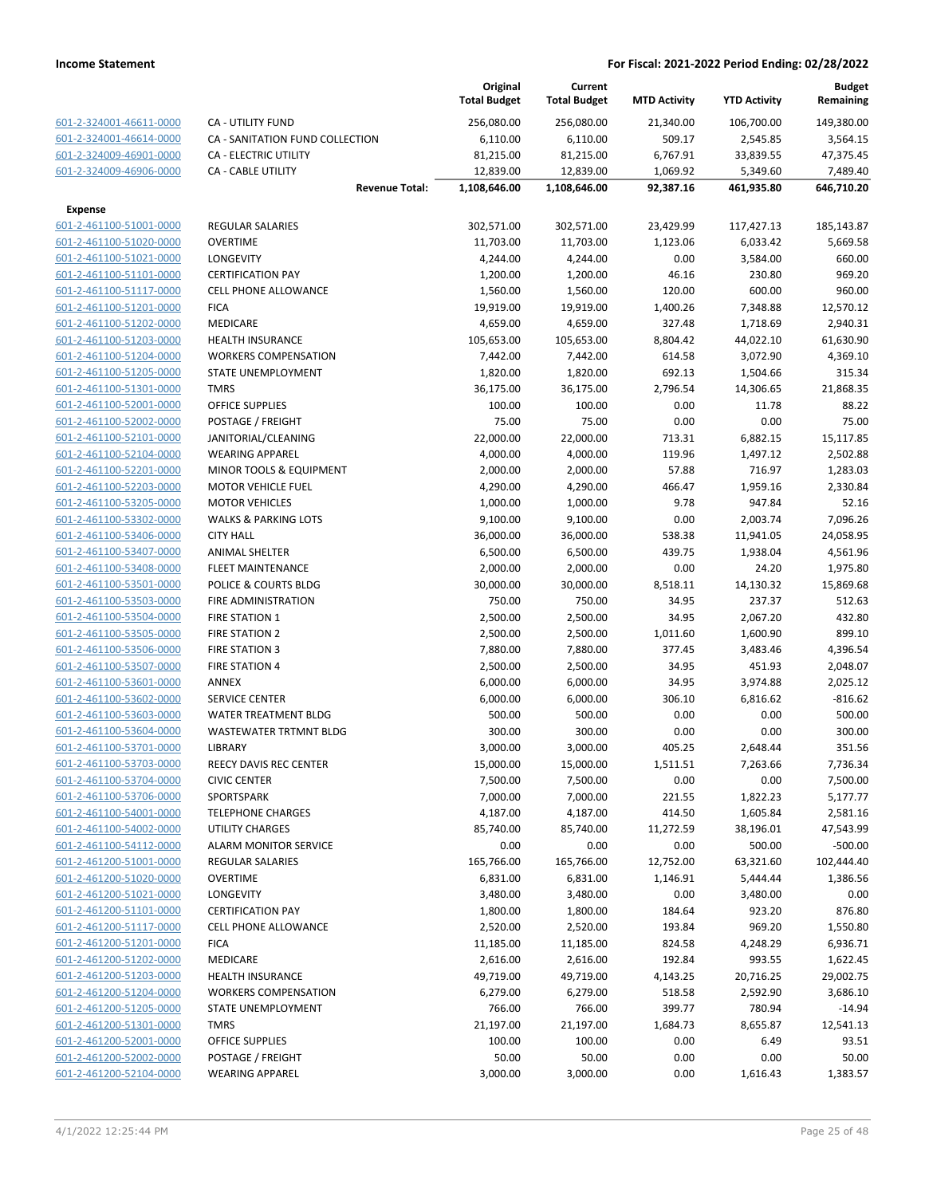**Income Statement** — **For Fiscal: 2021-2022 Period Ending: 02/28/2022**

| | | Original Total Budget | Current Total Budget | MTD Activity | YTD Activity | Budget Remaining |
|---|---|---|---|---|---|---|
| 601-2-324001-46611-0000 | CA - UTILITY FUND | 256,080.00 | 256,080.00 | 21,340.00 | 106,700.00 | 149,380.00 |
| 601-2-324001-46614-0000 | CA - SANITATION FUND COLLECTION | 6,110.00 | 6,110.00 | 509.17 | 2,545.85 | 3,564.15 |
| 601-2-324009-46901-0000 | CA - ELECTRIC UTILITY | 81,215.00 | 81,215.00 | 6,767.91 | 33,839.55 | 47,375.45 |
| 601-2-324009-46906-0000 | CA - CABLE UTILITY | 12,839.00 | 12,839.00 | 1,069.92 | 5,349.60 | 7,489.40 |
| | **Revenue Total:** | **1,108,646.00** | **1,108,646.00** | **92,387.16** | **461,935.80** | **646,710.20** |
| **Expense** | | | | | | |
| 601-2-461100-51001-0000 | REGULAR SALARIES | 302,571.00 | 302,571.00 | 23,429.99 | 117,427.13 | 185,143.87 |
| 601-2-461100-51020-0000 | OVERTIME | 11,703.00 | 11,703.00 | 1,123.06 | 6,033.42 | 5,669.58 |
| 601-2-461100-51021-0000 | LONGEVITY | 4,244.00 | 4,244.00 | 0.00 | 3,584.00 | 660.00 |
| 601-2-461100-51101-0000 | CERTIFICATION PAY | 1,200.00 | 1,200.00 | 46.16 | 230.80 | 969.20 |
| 601-2-461100-51117-0000 | CELL PHONE ALLOWANCE | 1,560.00 | 1,560.00 | 120.00 | 600.00 | 960.00 |
| 601-2-461100-51201-0000 | FICA | 19,919.00 | 19,919.00 | 1,400.26 | 7,348.88 | 12,570.12 |
| 601-2-461100-51202-0000 | MEDICARE | 4,659.00 | 4,659.00 | 327.48 | 1,718.69 | 2,940.31 |
| 601-2-461100-51203-0000 | HEALTH INSURANCE | 105,653.00 | 105,653.00 | 8,804.42 | 44,022.10 | 61,630.90 |
| 601-2-461100-51204-0000 | WORKERS COMPENSATION | 7,442.00 | 7,442.00 | 614.58 | 3,072.90 | 4,369.10 |
| 601-2-461100-51205-0000 | STATE UNEMPLOYMENT | 1,820.00 | 1,820.00 | 692.13 | 1,504.66 | 315.34 |
| 601-2-461100-51301-0000 | TMRS | 36,175.00 | 36,175.00 | 2,796.54 | 14,306.65 | 21,868.35 |
| 601-2-461100-52001-0000 | OFFICE SUPPLIES | 100.00 | 100.00 | 0.00 | 11.78 | 88.22 |
| 601-2-461100-52002-0000 | POSTAGE / FREIGHT | 75.00 | 75.00 | 0.00 | 0.00 | 75.00 |
| 601-2-461100-52101-0000 | JANITORIAL/CLEANING | 22,000.00 | 22,000.00 | 713.31 | 6,882.15 | 15,117.85 |
| 601-2-461100-52104-0000 | WEARING APPAREL | 4,000.00 | 4,000.00 | 119.96 | 1,497.12 | 2,502.88 |
| 601-2-461100-52201-0000 | MINOR TOOLS & EQUIPMENT | 2,000.00 | 2,000.00 | 57.88 | 716.97 | 1,283.03 |
| 601-2-461100-52203-0000 | MOTOR VEHICLE FUEL | 4,290.00 | 4,290.00 | 466.47 | 1,959.16 | 2,330.84 |
| 601-2-461100-53205-0000 | MOTOR VEHICLES | 1,000.00 | 1,000.00 | 9.78 | 947.84 | 52.16 |
| 601-2-461100-53302-0000 | WALKS & PARKING LOTS | 9,100.00 | 9,100.00 | 0.00 | 2,003.74 | 7,096.26 |
| 601-2-461100-53406-0000 | CITY HALL | 36,000.00 | 36,000.00 | 538.38 | 11,941.05 | 24,058.95 |
| 601-2-461100-53407-0000 | ANIMAL SHELTER | 6,500.00 | 6,500.00 | 439.75 | 1,938.04 | 4,561.96 |
| 601-2-461100-53408-0000 | FLEET MAINTENANCE | 2,000.00 | 2,000.00 | 0.00 | 24.20 | 1,975.80 |
| 601-2-461100-53501-0000 | POLICE & COURTS BLDG | 30,000.00 | 30,000.00 | 8,518.11 | 14,130.32 | 15,869.68 |
| 601-2-461100-53503-0000 | FIRE ADMINISTRATION | 750.00 | 750.00 | 34.95 | 237.37 | 512.63 |
| 601-2-461100-53504-0000 | FIRE STATION 1 | 2,500.00 | 2,500.00 | 34.95 | 2,067.20 | 432.80 |
| 601-2-461100-53505-0000 | FIRE STATION 2 | 2,500.00 | 2,500.00 | 1,011.60 | 1,600.90 | 899.10 |
| 601-2-461100-53506-0000 | FIRE STATION 3 | 7,880.00 | 7,880.00 | 377.45 | 3,483.46 | 4,396.54 |
| 601-2-461100-53507-0000 | FIRE STATION 4 | 2,500.00 | 2,500.00 | 34.95 | 451.93 | 2,048.07 |
| 601-2-461100-53601-0000 | ANNEX | 6,000.00 | 6,000.00 | 34.95 | 3,974.88 | 2,025.12 |
| 601-2-461100-53602-0000 | SERVICE CENTER | 6,000.00 | 6,000.00 | 306.10 | 6,816.62 | -816.62 |
| 601-2-461100-53603-0000 | WATER TREATMENT BLDG | 500.00 | 500.00 | 0.00 | 0.00 | 500.00 |
| 601-2-461100-53604-0000 | WASTEWATER TRTMNT BLDG | 300.00 | 300.00 | 0.00 | 0.00 | 300.00 |
| 601-2-461100-53701-0000 | LIBRARY | 3,000.00 | 3,000.00 | 405.25 | 2,648.44 | 351.56 |
| 601-2-461100-53703-0000 | REECY DAVIS REC CENTER | 15,000.00 | 15,000.00 | 1,511.51 | 7,263.66 | 7,736.34 |
| 601-2-461100-53704-0000 | CIVIC CENTER | 7,500.00 | 7,500.00 | 0.00 | 0.00 | 7,500.00 |
| 601-2-461100-53706-0000 | SPORTSPARK | 7,000.00 | 7,000.00 | 221.55 | 1,822.23 | 5,177.77 |
| 601-2-461100-54001-0000 | TELEPHONE CHARGES | 4,187.00 | 4,187.00 | 414.50 | 1,605.84 | 2,581.16 |
| 601-2-461100-54002-0000 | UTILITY CHARGES | 85,740.00 | 85,740.00 | 11,272.59 | 38,196.01 | 47,543.99 |
| 601-2-461100-54112-0000 | ALARM MONITOR SERVICE | 0.00 | 0.00 | 0.00 | 500.00 | -500.00 |
| 601-2-461200-51001-0000 | REGULAR SALARIES | 165,766.00 | 165,766.00 | 12,752.00 | 63,321.60 | 102,444.40 |
| 601-2-461200-51020-0000 | OVERTIME | 6,831.00 | 6,831.00 | 1,146.91 | 5,444.44 | 1,386.56 |
| 601-2-461200-51021-0000 | LONGEVITY | 3,480.00 | 3,480.00 | 0.00 | 3,480.00 | 0.00 |
| 601-2-461200-51101-0000 | CERTIFICATION PAY | 1,800.00 | 1,800.00 | 184.64 | 923.20 | 876.80 |
| 601-2-461200-51117-0000 | CELL PHONE ALLOWANCE | 2,520.00 | 2,520.00 | 193.84 | 969.20 | 1,550.80 |
| 601-2-461200-51201-0000 | FICA | 11,185.00 | 11,185.00 | 824.58 | 4,248.29 | 6,936.71 |
| 601-2-461200-51202-0000 | MEDICARE | 2,616.00 | 2,616.00 | 192.84 | 993.55 | 1,622.45 |
| 601-2-461200-51203-0000 | HEALTH INSURANCE | 49,719.00 | 49,719.00 | 4,143.25 | 20,716.25 | 29,002.75 |
| 601-2-461200-51204-0000 | WORKERS COMPENSATION | 6,279.00 | 6,279.00 | 518.58 | 2,592.90 | 3,686.10 |
| 601-2-461200-51205-0000 | STATE UNEMPLOYMENT | 766.00 | 766.00 | 399.77 | 780.94 | -14.94 |
| 601-2-461200-51301-0000 | TMRS | 21,197.00 | 21,197.00 | 1,684.73 | 8,655.87 | 12,541.13 |
| 601-2-461200-52001-0000 | OFFICE SUPPLIES | 100.00 | 100.00 | 0.00 | 6.49 | 93.51 |
| 601-2-461200-52002-0000 | POSTAGE / FREIGHT | 50.00 | 50.00 | 0.00 | 0.00 | 50.00 |
| 601-2-461200-52104-0000 | WEARING APPAREL | 3,000.00 | 3,000.00 | 0.00 | 1,616.43 | 1,383.57 |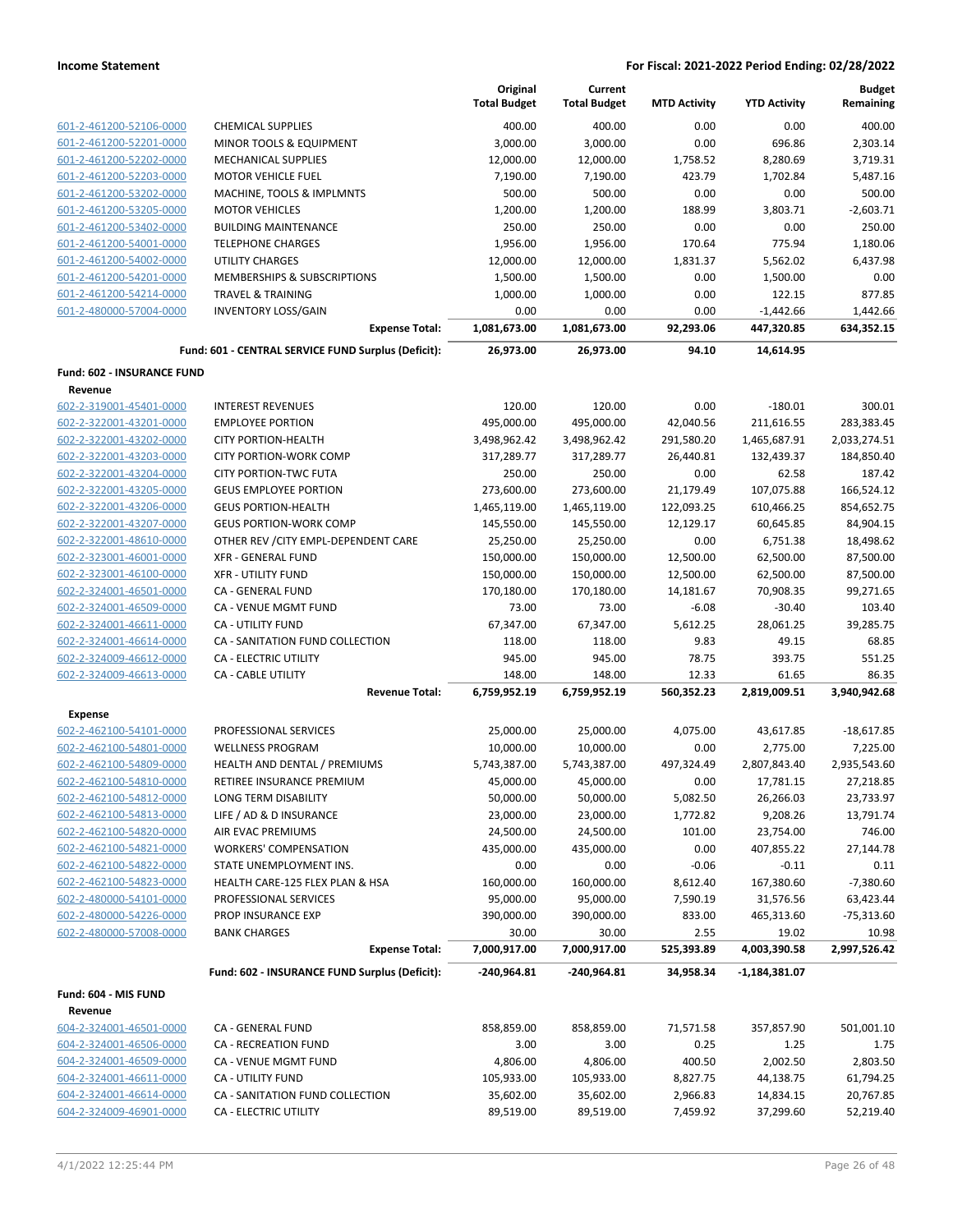**Income Statement** | **For Fiscal: 2021-2022 Period Ending: 02/28/2022**

| | | Original Total Budget | Current Total Budget | MTD Activity | YTD Activity | Budget Remaining |
|---|---|---|---|---|---|---|
| 601-2-461200-52106-0000 | CHEMICAL SUPPLIES | 400.00 | 400.00 | 0.00 | 0.00 | 400.00 |
| 601-2-461200-52201-0000 | MINOR TOOLS & EQUIPMENT | 3,000.00 | 3,000.00 | 0.00 | 696.86 | 2,303.14 |
| 601-2-461200-52202-0000 | MECHANICAL SUPPLIES | 12,000.00 | 12,000.00 | 1,758.52 | 8,280.69 | 3,719.31 |
| 601-2-461200-52203-0000 | MOTOR VEHICLE FUEL | 7,190.00 | 7,190.00 | 423.79 | 1,702.84 | 5,487.16 |
| 601-2-461200-53202-0000 | MACHINE, TOOLS & IMPLMNTS | 500.00 | 500.00 | 0.00 | 0.00 | 500.00 |
| 601-2-461200-53205-0000 | MOTOR VEHICLES | 1,200.00 | 1,200.00 | 188.99 | 3,803.71 | -2,603.71 |
| 601-2-461200-53402-0000 | BUILDING MAINTENANCE | 250.00 | 250.00 | 0.00 | 0.00 | 250.00 |
| 601-2-461200-54001-0000 | TELEPHONE CHARGES | 1,956.00 | 1,956.00 | 170.64 | 775.94 | 1,180.06 |
| 601-2-461200-54002-0000 | UTILITY CHARGES | 12,000.00 | 12,000.00 | 1,831.37 | 5,562.02 | 6,437.98 |
| 601-2-461200-54201-0000 | MEMBERSHIPS & SUBSCRIPTIONS | 1,500.00 | 1,500.00 | 0.00 | 1,500.00 | 0.00 |
| 601-2-461200-54214-0000 | TRAVEL & TRAINING | 1,000.00 | 1,000.00 | 0.00 | 122.15 | 877.85 |
| 601-2-480000-57004-0000 | INVENTORY LOSS/GAIN | 0.00 | 0.00 | 0.00 | -1,442.66 | 1,442.66 |
| | **Expense Total:** | **1,081,673.00** | **1,081,673.00** | **92,293.06** | **447,320.85** | **634,352.15** |
| | **Fund: 601 - CENTRAL SERVICE FUND Surplus (Deficit):** | **26,973.00** | **26,973.00** | **94.10** | **14,614.95** | |
| **Fund: 602 - INSURANCE FUND** | | | | | | |
| **Revenue** | | | | | | |
| 602-2-319001-45401-0000 | INTEREST REVENUES | 120.00 | 120.00 | 0.00 | -180.01 | 300.01 |
| 602-2-322001-43201-0000 | EMPLOYEE PORTION | 495,000.00 | 495,000.00 | 42,040.56 | 211,616.55 | 283,383.45 |
| 602-2-322001-43202-0000 | CITY PORTION-HEALTH | 3,498,962.42 | 3,498,962.42 | 291,580.20 | 1,465,687.91 | 2,033,274.51 |
| 602-2-322001-43203-0000 | CITY PORTION-WORK COMP | 317,289.77 | 317,289.77 | 26,440.81 | 132,439.37 | 184,850.40 |
| 602-2-322001-43204-0000 | CITY PORTION-TWC FUTA | 250.00 | 250.00 | 0.00 | 62.58 | 187.42 |
| 602-2-322001-43205-0000 | GEUS EMPLOYEE PORTION | 273,600.00 | 273,600.00 | 21,179.49 | 107,075.88 | 166,524.12 |
| 602-2-322001-43206-0000 | GEUS PORTION-HEALTH | 1,465,119.00 | 1,465,119.00 | 122,093.25 | 610,466.25 | 854,652.75 |
| 602-2-322001-43207-0000 | GEUS PORTION-WORK COMP | 145,550.00 | 145,550.00 | 12,129.17 | 60,645.85 | 84,904.15 |
| 602-2-322001-48610-0000 | OTHER REV /CITY EMPL-DEPENDENT CARE | 25,250.00 | 25,250.00 | 0.00 | 6,751.38 | 18,498.62 |
| 602-2-323001-46001-0000 | XFR - GENERAL FUND | 150,000.00 | 150,000.00 | 12,500.00 | 62,500.00 | 87,500.00 |
| 602-2-323001-46100-0000 | XFR - UTILITY FUND | 150,000.00 | 150,000.00 | 12,500.00 | 62,500.00 | 87,500.00 |
| 602-2-324001-46501-0000 | CA - GENERAL FUND | 170,180.00 | 170,180.00 | 14,181.67 | 70,908.35 | 99,271.65 |
| 602-2-324001-46509-0000 | CA - VENUE MGMT FUND | 73.00 | 73.00 | -6.08 | -30.40 | 103.40 |
| 602-2-324001-46611-0000 | CA - UTILITY FUND | 67,347.00 | 67,347.00 | 5,612.25 | 28,061.25 | 39,285.75 |
| 602-2-324001-46614-0000 | CA - SANITATION FUND COLLECTION | 118.00 | 118.00 | 9.83 | 49.15 | 68.85 |
| 602-2-324009-46612-0000 | CA - ELECTRIC UTILITY | 945.00 | 945.00 | 78.75 | 393.75 | 551.25 |
| 602-2-324009-46613-0000 | CA - CABLE UTILITY | 148.00 | 148.00 | 12.33 | 61.65 | 86.35 |
| | **Revenue Total:** | **6,759,952.19** | **6,759,952.19** | **560,352.23** | **2,819,009.51** | **3,940,942.68** |
| **Expense** | | | | | | |
| 602-2-462100-54101-0000 | PROFESSIONAL SERVICES | 25,000.00 | 25,000.00 | 4,075.00 | 43,617.85 | -18,617.85 |
| 602-2-462100-54801-0000 | WELLNESS PROGRAM | 10,000.00 | 10,000.00 | 0.00 | 2,775.00 | 7,225.00 |
| 602-2-462100-54809-0000 | HEALTH AND DENTAL / PREMIUMS | 5,743,387.00 | 5,743,387.00 | 497,324.49 | 2,807,843.40 | 2,935,543.60 |
| 602-2-462100-54810-0000 | RETIREE INSURANCE PREMIUM | 45,000.00 | 45,000.00 | 0.00 | 17,781.15 | 27,218.85 |
| 602-2-462100-54812-0000 | LONG TERM DISABILITY | 50,000.00 | 50,000.00 | 5,082.50 | 26,266.03 | 23,733.97 |
| 602-2-462100-54813-0000 | LIFE / AD & D INSURANCE | 23,000.00 | 23,000.00 | 1,772.82 | 9,208.26 | 13,791.74 |
| 602-2-462100-54820-0000 | AIR EVAC PREMIUMS | 24,500.00 | 24,500.00 | 101.00 | 23,754.00 | 746.00 |
| 602-2-462100-54821-0000 | WORKERS' COMPENSATION | 435,000.00 | 435,000.00 | 0.00 | 407,855.22 | 27,144.78 |
| 602-2-462100-54822-0000 | STATE UNEMPLOYMENT INS. | 0.00 | 0.00 | -0.06 | -0.11 | 0.11 |
| 602-2-462100-54823-0000 | HEALTH CARE-125 FLEX PLAN & HSA | 160,000.00 | 160,000.00 | 8,612.40 | 167,380.60 | -7,380.60 |
| 602-2-480000-54101-0000 | PROFESSIONAL SERVICES | 95,000.00 | 95,000.00 | 7,590.19 | 31,576.56 | 63,423.44 |
| 602-2-480000-54226-0000 | PROP INSURANCE EXP | 390,000.00 | 390,000.00 | 833.00 | 465,313.60 | -75,313.60 |
| 602-2-480000-57008-0000 | BANK CHARGES | 30.00 | 30.00 | 2.55 | 19.02 | 10.98 |
| | **Expense Total:** | **7,000,917.00** | **7,000,917.00** | **525,393.89** | **4,003,390.58** | **2,997,526.42** |
| | **Fund: 602 - INSURANCE FUND Surplus (Deficit):** | **-240,964.81** | **-240,964.81** | **34,958.34** | **-1,184,381.07** | |
| **Fund: 604 - MIS FUND** | | | | | | |
| **Revenue** | | | | | | |
| 604-2-324001-46501-0000 | CA - GENERAL FUND | 858,859.00 | 858,859.00 | 71,571.58 | 357,857.90 | 501,001.10 |
| 604-2-324001-46506-0000 | CA - RECREATION FUND | 3.00 | 3.00 | 0.25 | 1.25 | 1.75 |
| 604-2-324001-46509-0000 | CA - VENUE MGMT FUND | 4,806.00 | 4,806.00 | 400.50 | 2,002.50 | 2,803.50 |
| 604-2-324001-46611-0000 | CA - UTILITY FUND | 105,933.00 | 105,933.00 | 8,827.75 | 44,138.75 | 61,794.25 |
| 604-2-324001-46614-0000 | CA - SANITATION FUND COLLECTION | 35,602.00 | 35,602.00 | 2,966.83 | 14,834.15 | 20,767.85 |
| 604-2-324009-46901-0000 | CA - ELECTRIC UTILITY | 89,519.00 | 89,519.00 | 7,459.92 | 37,299.60 | 52,219.40 |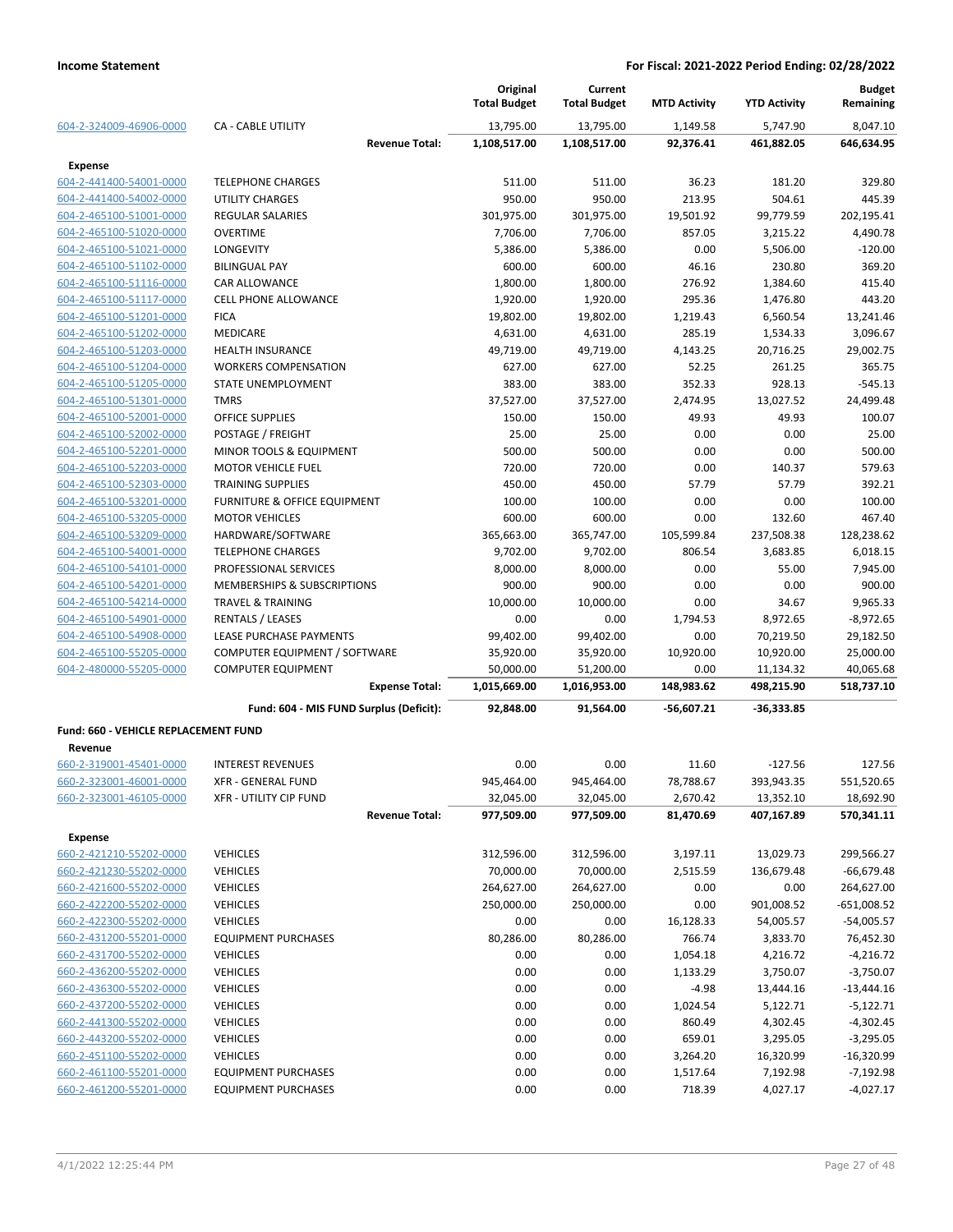| | | Original Total Budget | Current Total Budget | MTD Activity | YTD Activity | Budget Remaining |
|---|---|---|---|---|---|---|
| 604-2-324009-46906-0000 | CA - CABLE UTILITY | 13,795.00 | 13,795.00 | 1,149.58 | 5,747.90 | 8,047.10 |
| | **Revenue Total:** | **1,108,517.00** | **1,108,517.00** | **92,376.41** | **461,882.05** | **646,634.95** |
| **Expense** | | | | | | |
| 604-2-441400-54001-0000 | TELEPHONE CHARGES | 511.00 | 511.00 | 36.23 | 181.20 | 329.80 |
| 604-2-441400-54002-0000 | UTILITY CHARGES | 950.00 | 950.00 | 213.95 | 504.61 | 445.39 |
| 604-2-465100-51001-0000 | REGULAR SALARIES | 301,975.00 | 301,975.00 | 19,501.92 | 99,779.59 | 202,195.41 |
| 604-2-465100-51020-0000 | OVERTIME | 7,706.00 | 7,706.00 | 857.05 | 3,215.22 | 4,490.78 |
| 604-2-465100-51021-0000 | LONGEVITY | 5,386.00 | 5,386.00 | 0.00 | 5,506.00 | -120.00 |
| 604-2-465100-51102-0000 | BILINGUAL PAY | 600.00 | 600.00 | 46.16 | 230.80 | 369.20 |
| 604-2-465100-51116-0000 | CAR ALLOWANCE | 1,800.00 | 1,800.00 | 276.92 | 1,384.60 | 415.40 |
| 604-2-465100-51117-0000 | CELL PHONE ALLOWANCE | 1,920.00 | 1,920.00 | 295.36 | 1,476.80 | 443.20 |
| 604-2-465100-51201-0000 | FICA | 19,802.00 | 19,802.00 | 1,219.43 | 6,560.54 | 13,241.46 |
| 604-2-465100-51202-0000 | MEDICARE | 4,631.00 | 4,631.00 | 285.19 | 1,534.33 | 3,096.67 |
| 604-2-465100-51203-0000 | HEALTH INSURANCE | 49,719.00 | 49,719.00 | 4,143.25 | 20,716.25 | 29,002.75 |
| 604-2-465100-51204-0000 | WORKERS COMPENSATION | 627.00 | 627.00 | 52.25 | 261.25 | 365.75 |
| 604-2-465100-51205-0000 | STATE UNEMPLOYMENT | 383.00 | 383.00 | 352.33 | 928.13 | -545.13 |
| 604-2-465100-51301-0000 | TMRS | 37,527.00 | 37,527.00 | 2,474.95 | 13,027.52 | 24,499.48 |
| 604-2-465100-52001-0000 | OFFICE SUPPLIES | 150.00 | 150.00 | 49.93 | 49.93 | 100.07 |
| 604-2-465100-52002-0000 | POSTAGE / FREIGHT | 25.00 | 25.00 | 0.00 | 0.00 | 25.00 |
| 604-2-465100-52201-0000 | MINOR TOOLS & EQUIPMENT | 500.00 | 500.00 | 0.00 | 0.00 | 500.00 |
| 604-2-465100-52203-0000 | MOTOR VEHICLE FUEL | 720.00 | 720.00 | 0.00 | 140.37 | 579.63 |
| 604-2-465100-52303-0000 | TRAINING SUPPLIES | 450.00 | 450.00 | 57.79 | 57.79 | 392.21 |
| 604-2-465100-53201-0000 | FURNITURE & OFFICE EQUIPMENT | 100.00 | 100.00 | 0.00 | 0.00 | 100.00 |
| 604-2-465100-53205-0000 | MOTOR VEHICLES | 600.00 | 600.00 | 0.00 | 132.60 | 467.40 |
| 604-2-465100-53209-0000 | HARDWARE/SOFTWARE | 365,663.00 | 365,747.00 | 105,599.84 | 237,508.38 | 128,238.62 |
| 604-2-465100-54001-0000 | TELEPHONE CHARGES | 9,702.00 | 9,702.00 | 806.54 | 3,683.85 | 6,018.15 |
| 604-2-465100-54101-0000 | PROFESSIONAL SERVICES | 8,000.00 | 8,000.00 | 0.00 | 55.00 | 7,945.00 |
| 604-2-465100-54201-0000 | MEMBERSHIPS & SUBSCRIPTIONS | 900.00 | 900.00 | 0.00 | 0.00 | 900.00 |
| 604-2-465100-54214-0000 | TRAVEL & TRAINING | 10,000.00 | 10,000.00 | 0.00 | 34.67 | 9,965.33 |
| 604-2-465100-54901-0000 | RENTALS / LEASES | 0.00 | 0.00 | 1,794.53 | 8,972.65 | -8,972.65 |
| 604-2-465100-54908-0000 | LEASE PURCHASE PAYMENTS | 99,402.00 | 99,402.00 | 0.00 | 70,219.50 | 29,182.50 |
| 604-2-465100-55205-0000 | COMPUTER EQUIPMENT / SOFTWARE | 35,920.00 | 35,920.00 | 10,920.00 | 10,920.00 | 25,000.00 |
| 604-2-480000-55205-0000 | COMPUTER EQUIPMENT | 50,000.00 | 51,200.00 | 0.00 | 11,134.32 | 40,065.68 |
| | **Expense Total:** | **1,015,669.00** | **1,016,953.00** | **148,983.62** | **498,215.90** | **518,737.10** |
| | **Fund: 604 - MIS FUND Surplus (Deficit):** | **92,848.00** | **91,564.00** | **-56,607.21** | **-36,333.85** | |
| **Fund: 660 - VEHICLE REPLACEMENT FUND** | | | | | | |
| **Revenue** | | | | | | |
| 660-2-319001-45401-0000 | INTEREST REVENUES | 0.00 | 0.00 | 11.60 | -127.56 | 127.56 |
| 660-2-323001-46001-0000 | XFR - GENERAL FUND | 945,464.00 | 945,464.00 | 78,788.67 | 393,943.35 | 551,520.65 |
| 660-2-323001-46105-0000 | XFR - UTILITY CIP FUND | 32,045.00 | 32,045.00 | 2,670.42 | 13,352.10 | 18,692.90 |
| | **Revenue Total:** | **977,509.00** | **977,509.00** | **81,470.69** | **407,167.89** | **570,341.11** |
| **Expense** | | | | | | |
| 660-2-421210-55202-0000 | VEHICLES | 312,596.00 | 312,596.00 | 3,197.11 | 13,029.73 | 299,566.27 |
| 660-2-421230-55202-0000 | VEHICLES | 70,000.00 | 70,000.00 | 2,515.59 | 136,679.48 | -66,679.48 |
| 660-2-421600-55202-0000 | VEHICLES | 264,627.00 | 264,627.00 | 0.00 | 0.00 | 264,627.00 |
| 660-2-422200-55202-0000 | VEHICLES | 250,000.00 | 250,000.00 | 0.00 | 901,008.52 | -651,008.52 |
| 660-2-422300-55202-0000 | VEHICLES | 0.00 | 0.00 | 16,128.33 | 54,005.57 | -54,005.57 |
| 660-2-431200-55201-0000 | EQUIPMENT PURCHASES | 80,286.00 | 80,286.00 | 766.74 | 3,833.70 | 76,452.30 |
| 660-2-431700-55202-0000 | VEHICLES | 0.00 | 0.00 | 1,054.18 | 4,216.72 | -4,216.72 |
| 660-2-436200-55202-0000 | VEHICLES | 0.00 | 0.00 | 1,133.29 | 3,750.07 | -3,750.07 |
| 660-2-436300-55202-0000 | VEHICLES | 0.00 | 0.00 | -4.98 | 13,444.16 | -13,444.16 |
| 660-2-437200-55202-0000 | VEHICLES | 0.00 | 0.00 | 1,024.54 | 5,122.71 | -5,122.71 |
| 660-2-441300-55202-0000 | VEHICLES | 0.00 | 0.00 | 860.49 | 4,302.45 | -4,302.45 |
| 660-2-443200-55202-0000 | VEHICLES | 0.00 | 0.00 | 659.01 | 3,295.05 | -3,295.05 |
| 660-2-451100-55202-0000 | VEHICLES | 0.00 | 0.00 | 3,264.20 | 16,320.99 | -16,320.99 |
| 660-2-461100-55201-0000 | EQUIPMENT PURCHASES | 0.00 | 0.00 | 1,517.64 | 7,192.98 | -7,192.98 |
| 660-2-461200-55201-0000 | EQUIPMENT PURCHASES | 0.00 | 0.00 | 718.39 | 4,027.17 | -4,027.17 |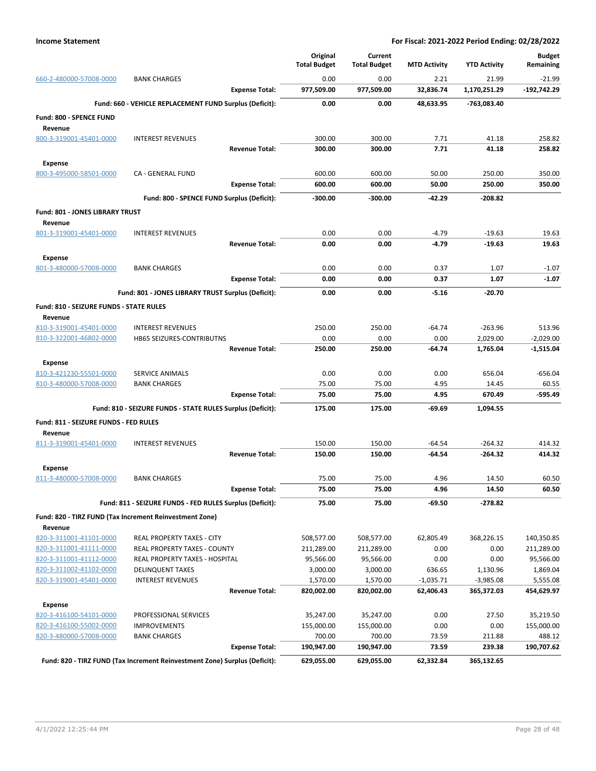**Income Statement** — **For Fiscal: 2021-2022 Period Ending: 02/28/2022**

| | | Original Total Budget | Current Total Budget | MTD Activity | YTD Activity | Budget Remaining |
|---|---|---|---|---|---|---|
| 660-2-480000-57008-0000 | BANK CHARGES | 0.00 | 0.00 | 2.21 | 21.99 | -21.99 |
| | **Expense Total:** | **977,509.00** | **977,509.00** | **32,836.74** | **1,170,251.29** | **-192,742.29** |
| | **Fund: 660 - VEHICLE REPLACEMENT FUND Surplus (Deficit):** | **0.00** | **0.00** | **48,633.95** | **-763,083.40** | |
| **Fund: 800 - SPENCE FUND** | | | | | | |
| **Revenue** | | | | | | |
| 800-3-319001-45401-0000 | INTEREST REVENUES | 300.00 | 300.00 | 7.71 | 41.18 | 258.82 |
| | **Revenue Total:** | **300.00** | **300.00** | **7.71** | **41.18** | **258.82** |
| **Expense** | | | | | | |
| 800-3-495000-58501-0000 | CA - GENERAL FUND | 600.00 | 600.00 | 50.00 | 250.00 | 350.00 |
| | **Expense Total:** | **600.00** | **600.00** | **50.00** | **250.00** | **350.00** |
| | **Fund: 800 - SPENCE FUND Surplus (Deficit):** | **-300.00** | **-300.00** | **-42.29** | **-208.82** | |
| **Fund: 801 - JONES LIBRARY TRUST** | | | | | | |
| **Revenue** | | | | | | |
| 801-3-319001-45401-0000 | INTEREST REVENUES | 0.00 | 0.00 | -4.79 | -19.63 | 19.63 |
| | **Revenue Total:** | **0.00** | **0.00** | **-4.79** | **-19.63** | **19.63** |
| **Expense** | | | | | | |
| 801-3-480000-57008-0000 | BANK CHARGES | 0.00 | 0.00 | 0.37 | 1.07 | -1.07 |
| | **Expense Total:** | **0.00** | **0.00** | **0.37** | **1.07** | **-1.07** |
| | **Fund: 801 - JONES LIBRARY TRUST Surplus (Deficit):** | **0.00** | **0.00** | **-5.16** | **-20.70** | |
| **Fund: 810 - SEIZURE FUNDS - STATE RULES** | | | | | | |
| **Revenue** | | | | | | |
| 810-3-319001-45401-0000 | INTEREST REVENUES | 250.00 | 250.00 | -64.74 | -263.96 | 513.96 |
| 810-3-322001-46802-0000 | HB65 SEIZURES-CONTRIBUTNS | 0.00 | 0.00 | 0.00 | 2,029.00 | -2,029.00 |
| | **Revenue Total:** | **250.00** | **250.00** | **-64.74** | **1,765.04** | **-1,515.04** |
| **Expense** | | | | | | |
| 810-3-421230-55501-0000 | SERVICE ANIMALS | 0.00 | 0.00 | 0.00 | 656.04 | -656.04 |
| 810-3-480000-57008-0000 | BANK CHARGES | 75.00 | 75.00 | 4.95 | 14.45 | 60.55 |
| | **Expense Total:** | **75.00** | **75.00** | **4.95** | **670.49** | **-595.49** |
| | **Fund: 810 - SEIZURE FUNDS - STATE RULES Surplus (Deficit):** | **175.00** | **175.00** | **-69.69** | **1,094.55** | |
| **Fund: 811 - SEIZURE FUNDS - FED RULES** | | | | | | |
| **Revenue** | | | | | | |
| 811-3-319001-45401-0000 | INTEREST REVENUES | 150.00 | 150.00 | -64.54 | -264.32 | 414.32 |
| | **Revenue Total:** | **150.00** | **150.00** | **-64.54** | **-264.32** | **414.32** |
| **Expense** | | | | | | |
| 811-3-480000-57008-0000 | BANK CHARGES | 75.00 | 75.00 | 4.96 | 14.50 | 60.50 |
| | **Expense Total:** | **75.00** | **75.00** | **4.96** | **14.50** | **60.50** |
| | **Fund: 811 - SEIZURE FUNDS - FED RULES Surplus (Deficit):** | **75.00** | **75.00** | **-69.50** | **-278.82** | |
| **Fund: 820 - TIRZ FUND (Tax Increment Reinvestment Zone)** | | | | | | |
| **Revenue** | | | | | | |
| 820-3-311001-41101-0000 | REAL PROPERTY TAXES - CITY | 508,577.00 | 508,577.00 | 62,805.49 | 368,226.15 | 140,350.85 |
| 820-3-311001-41111-0000 | REAL PROPERTY TAXES - COUNTY | 211,289.00 | 211,289.00 | 0.00 | 0.00 | 211,289.00 |
| 820-3-311001-41112-0000 | REAL PROPERTY TAXES - HOSPITAL | 95,566.00 | 95,566.00 | 0.00 | 0.00 | 95,566.00 |
| 820-3-311002-41102-0000 | DELINQUENT TAXES | 3,000.00 | 3,000.00 | 636.65 | 1,130.96 | 1,869.04 |
| 820-3-319001-45401-0000 | INTEREST REVENUES | 1,570.00 | 1,570.00 | -1,035.71 | -3,985.08 | 5,555.08 |
| | **Revenue Total:** | **820,002.00** | **820,002.00** | **62,406.43** | **365,372.03** | **454,629.97** |
| **Expense** | | | | | | |
| 820-3-416100-54101-0000 | PROFESSIONAL SERVICES | 35,247.00 | 35,247.00 | 0.00 | 27.50 | 35,219.50 |
| 820-3-416100-55002-0000 | IMPROVEMENTS | 155,000.00 | 155,000.00 | 0.00 | 0.00 | 155,000.00 |
| 820-3-480000-57008-0000 | BANK CHARGES | 700.00 | 700.00 | 73.59 | 211.88 | 488.12 |
| | **Expense Total:** | **190,947.00** | **190,947.00** | **73.59** | **239.38** | **190,707.62** |
| | **Fund: 820 - TIRZ FUND (Tax Increment Reinvestment Zone) Surplus (Deficit):** | **629,055.00** | **629,055.00** | **62,332.84** | **365,132.65** | |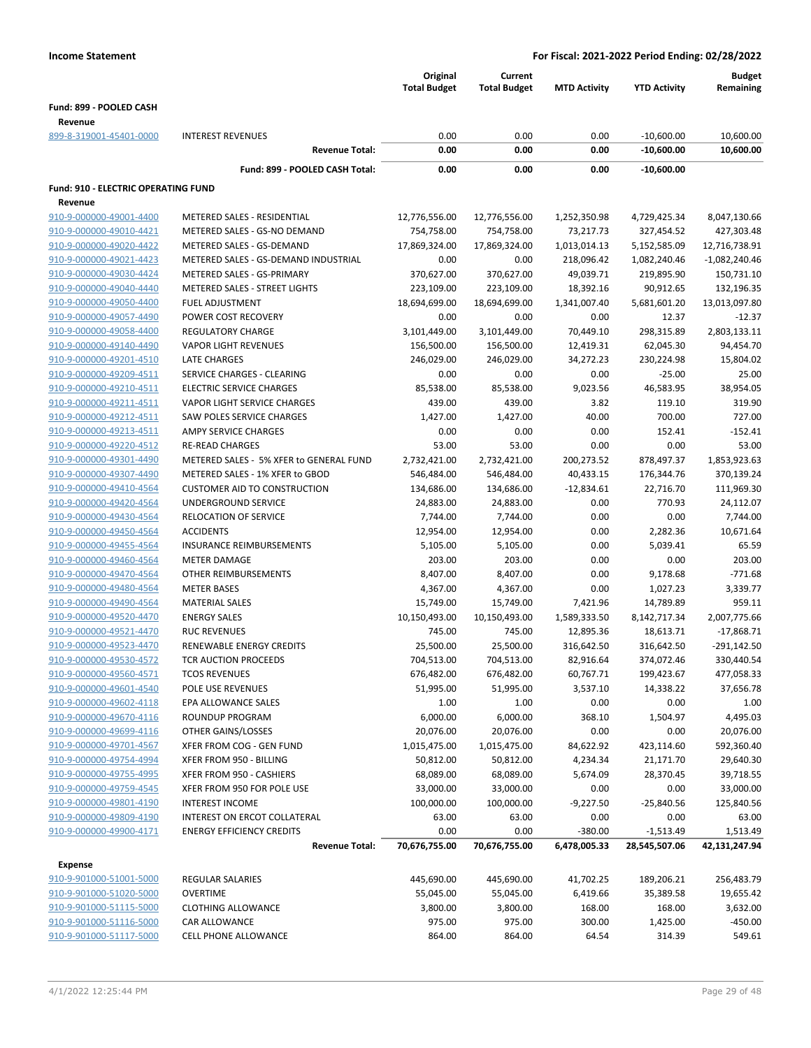**Income Statement** — For Fiscal: 2021-2022 Period Ending: 02/28/2022

| | | Original Total Budget | Current Total Budget | MTD Activity | YTD Activity | Budget Remaining |
|---|---|---|---|---|---|---|
| **Fund: 899 - POOLED CASH** | | | | | | |
| **Revenue** | | | | | | |
| 899-8-319001-45401-0000 | INTEREST REVENUES | 0.00 | 0.00 | 0.00 | -10,600.00 | 10,600.00 |
| | **Revenue Total:** | **0.00** | **0.00** | **0.00** | **-10,600.00** | **10,600.00** |
| | **Fund: 899 - POOLED CASH Total:** | **0.00** | **0.00** | **0.00** | **-10,600.00** | |
| **Fund: 910 - ELECTRIC OPERATING FUND** | | | | | | |
| **Revenue** | | | | | | |
| 910-9-000000-49001-4400 | METERED SALES - RESIDENTIAL | 12,776,556.00 | 12,776,556.00 | 1,252,350.98 | 4,729,425.34 | 8,047,130.66 |
| 910-9-000000-49010-4421 | METERED SALES - GS-NO DEMAND | 754,758.00 | 754,758.00 | 73,217.73 | 327,454.52 | 427,303.48 |
| 910-9-000000-49020-4422 | METERED SALES - GS-DEMAND | 17,869,324.00 | 17,869,324.00 | 1,013,014.13 | 5,152,585.09 | 12,716,738.91 |
| 910-9-000000-49021-4423 | METERED SALES - GS-DEMAND INDUSTRIAL | 0.00 | 0.00 | 218,096.42 | 1,082,240.46 | -1,082,240.46 |
| 910-9-000000-49030-4424 | METERED SALES - GS-PRIMARY | 370,627.00 | 370,627.00 | 49,039.71 | 219,895.90 | 150,731.10 |
| 910-9-000000-49040-4440 | METERED SALES - STREET LIGHTS | 223,109.00 | 223,109.00 | 18,392.16 | 90,912.65 | 132,196.35 |
| 910-9-000000-49050-4400 | FUEL ADJUSTMENT | 18,694,699.00 | 18,694,699.00 | 1,341,007.40 | 5,681,601.20 | 13,013,097.80 |
| 910-9-000000-49057-4490 | POWER COST RECOVERY | 0.00 | 0.00 | 0.00 | 12.37 | -12.37 |
| 910-9-000000-49058-4400 | REGULATORY CHARGE | 3,101,449.00 | 3,101,449.00 | 70,449.10 | 298,315.89 | 2,803,133.11 |
| 910-9-000000-49140-4490 | VAPOR LIGHT REVENUES | 156,500.00 | 156,500.00 | 12,419.31 | 62,045.30 | 94,454.70 |
| 910-9-000000-49201-4510 | LATE CHARGES | 246,029.00 | 246,029.00 | 34,272.23 | 230,224.98 | 15,804.02 |
| 910-9-000000-49209-4511 | SERVICE CHARGES - CLEARING | 0.00 | 0.00 | 0.00 | -25.00 | 25.00 |
| 910-9-000000-49210-4511 | ELECTRIC SERVICE CHARGES | 85,538.00 | 85,538.00 | 9,023.56 | 46,583.95 | 38,954.05 |
| 910-9-000000-49211-4511 | VAPOR LIGHT SERVICE CHARGES | 439.00 | 439.00 | 3.82 | 119.10 | 319.90 |
| 910-9-000000-49212-4511 | SAW POLES SERVICE CHARGES | 1,427.00 | 1,427.00 | 40.00 | 700.00 | 727.00 |
| 910-9-000000-49213-4511 | AMPY SERVICE CHARGES | 0.00 | 0.00 | 0.00 | 152.41 | -152.41 |
| 910-9-000000-49220-4512 | RE-READ CHARGES | 53.00 | 53.00 | 0.00 | 0.00 | 53.00 |
| 910-9-000000-49301-4490 | METERED SALES - 5% XFER to GENERAL FUND | 2,732,421.00 | 2,732,421.00 | 200,273.52 | 878,497.37 | 1,853,923.63 |
| 910-9-000000-49307-4490 | METERED SALES - 1% XFER to GBOD | 546,484.00 | 546,484.00 | 40,433.15 | 176,344.76 | 370,139.24 |
| 910-9-000000-49410-4564 | CUSTOMER AID TO CONSTRUCTION | 134,686.00 | 134,686.00 | -12,834.61 | 22,716.70 | 111,969.30 |
| 910-9-000000-49420-4564 | UNDERGROUND SERVICE | 24,883.00 | 24,883.00 | 0.00 | 770.93 | 24,112.07 |
| 910-9-000000-49430-4564 | RELOCATION OF SERVICE | 7,744.00 | 7,744.00 | 0.00 | 0.00 | 7,744.00 |
| 910-9-000000-49450-4564 | ACCIDENTS | 12,954.00 | 12,954.00 | 0.00 | 2,282.36 | 10,671.64 |
| 910-9-000000-49455-4564 | INSURANCE REIMBURSEMENTS | 5,105.00 | 5,105.00 | 0.00 | 5,039.41 | 65.59 |
| 910-9-000000-49460-4564 | METER DAMAGE | 203.00 | 203.00 | 0.00 | 0.00 | 203.00 |
| 910-9-000000-49470-4564 | OTHER REIMBURSEMENTS | 8,407.00 | 8,407.00 | 0.00 | 9,178.68 | -771.68 |
| 910-9-000000-49480-4564 | METER BASES | 4,367.00 | 4,367.00 | 0.00 | 1,027.23 | 3,339.77 |
| 910-9-000000-49490-4564 | MATERIAL SALES | 15,749.00 | 15,749.00 | 7,421.96 | 14,789.89 | 959.11 |
| 910-9-000000-49520-4470 | ENERGY SALES | 10,150,493.00 | 10,150,493.00 | 1,589,333.50 | 8,142,717.34 | 2,007,775.66 |
| 910-9-000000-49521-4470 | RUC REVENUES | 745.00 | 745.00 | 12,895.36 | 18,613.71 | -17,868.71 |
| 910-9-000000-49523-4470 | RENEWABLE ENERGY CREDITS | 25,500.00 | 25,500.00 | 316,642.50 | 316,642.50 | -291,142.50 |
| 910-9-000000-49530-4572 | TCR AUCTION PROCEEDS | 704,513.00 | 704,513.00 | 82,916.64 | 374,072.46 | 330,440.54 |
| 910-9-000000-49560-4571 | TCOS REVENUES | 676,482.00 | 676,482.00 | 60,767.71 | 199,423.67 | 477,058.33 |
| 910-9-000000-49601-4540 | POLE USE REVENUES | 51,995.00 | 51,995.00 | 3,537.10 | 14,338.22 | 37,656.78 |
| 910-9-000000-49602-4118 | EPA ALLOWANCE SALES | 1.00 | 1.00 | 0.00 | 0.00 | 1.00 |
| 910-9-000000-49670-4116 | ROUNDUP PROGRAM | 6,000.00 | 6,000.00 | 368.10 | 1,504.97 | 4,495.03 |
| 910-9-000000-49699-4116 | OTHER GAINS/LOSSES | 20,076.00 | 20,076.00 | 0.00 | 0.00 | 20,076.00 |
| 910-9-000000-49701-4567 | XFER FROM COG - GEN FUND | 1,015,475.00 | 1,015,475.00 | 84,622.92 | 423,114.60 | 592,360.40 |
| 910-9-000000-49754-4994 | XFER FROM 950 - BILLING | 50,812.00 | 50,812.00 | 4,234.34 | 21,171.70 | 29,640.30 |
| 910-9-000000-49755-4995 | XFER FROM 950 - CASHIERS | 68,089.00 | 68,089.00 | 5,674.09 | 28,370.45 | 39,718.55 |
| 910-9-000000-49759-4545 | XFER FROM 950 FOR POLE USE | 33,000.00 | 33,000.00 | 0.00 | 0.00 | 33,000.00 |
| 910-9-000000-49801-4190 | INTEREST INCOME | 100,000.00 | 100,000.00 | -9,227.50 | -25,840.56 | 125,840.56 |
| 910-9-000000-49809-4190 | INTEREST ON ERCOT COLLATERAL | 63.00 | 63.00 | 0.00 | 0.00 | 63.00 |
| 910-9-000000-49900-4171 | ENERGY EFFICIENCY CREDITS | 0.00 | 0.00 | -380.00 | -1,513.49 | 1,513.49 |
| | **Revenue Total:** | **70,676,755.00** | **70,676,755.00** | **6,478,005.33** | **28,545,507.06** | **42,131,247.94** |
| **Expense** | | | | | | |
| 910-9-901000-51001-5000 | REGULAR SALARIES | 445,690.00 | 445,690.00 | 41,702.25 | 189,206.21 | 256,483.79 |
| 910-9-901000-51020-5000 | OVERTIME | 55,045.00 | 55,045.00 | 6,419.66 | 35,389.58 | 19,655.42 |
| 910-9-901000-51115-5000 | CLOTHING ALLOWANCE | 3,800.00 | 3,800.00 | 168.00 | 168.00 | 3,632.00 |
| 910-9-901000-51116-5000 | CAR ALLOWANCE | 975.00 | 975.00 | 300.00 | 1,425.00 | -450.00 |
| 910-9-901000-51117-5000 | CELL PHONE ALLOWANCE | 864.00 | 864.00 | 64.54 | 314.39 | 549.61 |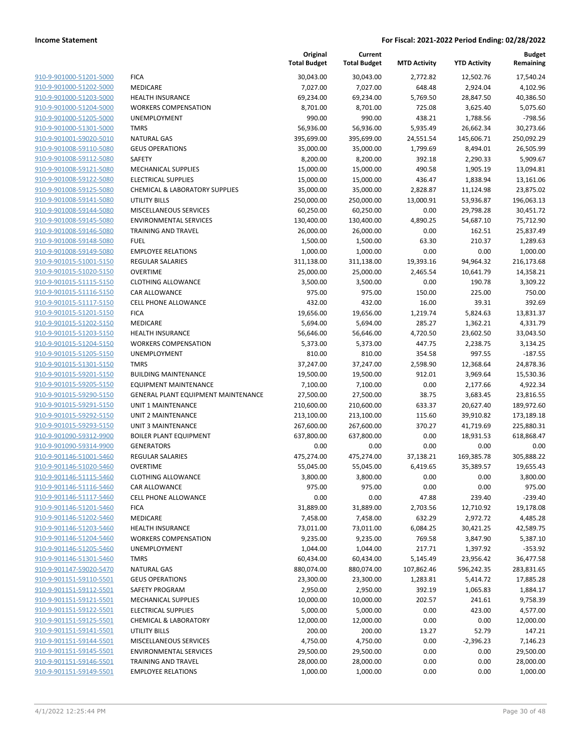| | | Original Total Budget | Current Total Budget | MTD Activity | YTD Activity | Budget Remaining |
|---|---|---|---|---|---|---|
| 910-9-901000-51201-5000 | FICA | 30,043.00 | 30,043.00 | 2,772.82 | 12,502.76 | 17,540.24 |
| 910-9-901000-51202-5000 | MEDICARE | 7,027.00 | 7,027.00 | 648.48 | 2,924.04 | 4,102.96 |
| 910-9-901000-51203-5000 | HEALTH INSURANCE | 69,234.00 | 69,234.00 | 5,769.50 | 28,847.50 | 40,386.50 |
| 910-9-901000-51204-5000 | WORKERS COMPENSATION | 8,701.00 | 8,701.00 | 725.08 | 3,625.40 | 5,075.60 |
| 910-9-901000-51205-5000 | UNEMPLOYMENT | 990.00 | 990.00 | 438.21 | 1,788.56 | -798.56 |
| 910-9-901000-51301-5000 | TMRS | 56,936.00 | 56,936.00 | 5,935.49 | 26,662.34 | 30,273.66 |
| 910-9-901001-59020-5010 | NATURAL GAS | 395,699.00 | 395,699.00 | 24,551.54 | 145,606.71 | 250,092.29 |
| 910-9-901008-59110-5080 | GEUS OPERATIONS | 35,000.00 | 35,000.00 | 1,799.69 | 8,494.01 | 26,505.99 |
| 910-9-901008-59112-5080 | SAFETY | 8,200.00 | 8,200.00 | 392.18 | 2,290.33 | 5,909.67 |
| 910-9-901008-59121-5080 | MECHANICAL SUPPLIES | 15,000.00 | 15,000.00 | 490.58 | 1,905.19 | 13,094.81 |
| 910-9-901008-59122-5080 | ELECTRICAL SUPPLIES | 15,000.00 | 15,000.00 | 436.47 | 1,838.94 | 13,161.06 |
| 910-9-901008-59125-5080 | CHEMICAL & LABORATORY SUPPLIES | 35,000.00 | 35,000.00 | 2,828.87 | 11,124.98 | 23,875.02 |
| 910-9-901008-59141-5080 | UTILITY BILLS | 250,000.00 | 250,000.00 | 13,000.91 | 53,936.87 | 196,063.13 |
| 910-9-901008-59144-5080 | MISCELLANEOUS SERVICES | 60,250.00 | 60,250.00 | 0.00 | 29,798.28 | 30,451.72 |
| 910-9-901008-59145-5080 | ENVIRONMENTAL SERVICES | 130,400.00 | 130,400.00 | 4,890.25 | 54,687.10 | 75,712.90 |
| 910-9-901008-59146-5080 | TRAINING AND TRAVEL | 26,000.00 | 26,000.00 | 0.00 | 162.51 | 25,837.49 |
| 910-9-901008-59148-5080 | FUEL | 1,500.00 | 1,500.00 | 63.30 | 210.37 | 1,289.63 |
| 910-9-901008-59149-5080 | EMPLOYEE RELATIONS | 1,000.00 | 1,000.00 | 0.00 | 0.00 | 1,000.00 |
| 910-9-901015-51001-5150 | REGULAR SALARIES | 311,138.00 | 311,138.00 | 19,393.16 | 94,964.32 | 216,173.68 |
| 910-9-901015-51020-5150 | OVERTIME | 25,000.00 | 25,000.00 | 2,465.54 | 10,641.79 | 14,358.21 |
| 910-9-901015-51115-5150 | CLOTHING ALLOWANCE | 3,500.00 | 3,500.00 | 0.00 | 190.78 | 3,309.22 |
| 910-9-901015-51116-5150 | CAR ALLOWANCE | 975.00 | 975.00 | 150.00 | 225.00 | 750.00 |
| 910-9-901015-51117-5150 | CELL PHONE ALLOWANCE | 432.00 | 432.00 | 16.00 | 39.31 | 392.69 |
| 910-9-901015-51201-5150 | FICA | 19,656.00 | 19,656.00 | 1,219.74 | 5,824.63 | 13,831.37 |
| 910-9-901015-51202-5150 | MEDICARE | 5,694.00 | 5,694.00 | 285.27 | 1,362.21 | 4,331.79 |
| 910-9-901015-51203-5150 | HEALTH INSURANCE | 56,646.00 | 56,646.00 | 4,720.50 | 23,602.50 | 33,043.50 |
| 910-9-901015-51204-5150 | WORKERS COMPENSATION | 5,373.00 | 5,373.00 | 447.75 | 2,238.75 | 3,134.25 |
| 910-9-901015-51205-5150 | UNEMPLOYMENT | 810.00 | 810.00 | 354.58 | 997.55 | -187.55 |
| 910-9-901015-51301-5150 | TMRS | 37,247.00 | 37,247.00 | 2,598.90 | 12,368.64 | 24,878.36 |
| 910-9-901015-59201-5150 | BUILDING MAINTENANCE | 19,500.00 | 19,500.00 | 912.01 | 3,969.64 | 15,530.36 |
| 910-9-901015-59205-5150 | EQUIPMENT MAINTENANCE | 7,100.00 | 7,100.00 | 0.00 | 2,177.66 | 4,922.34 |
| 910-9-901015-59290-5150 | GENERAL PLANT EQUIPMENT MAINTENANCE | 27,500.00 | 27,500.00 | 38.75 | 3,683.45 | 23,816.55 |
| 910-9-901015-59291-5150 | UNIT 1 MAINTENANCE | 210,600.00 | 210,600.00 | 633.37 | 20,627.40 | 189,972.60 |
| 910-9-901015-59292-5150 | UNIT 2 MAINTENANCE | 213,100.00 | 213,100.00 | 115.60 | 39,910.82 | 173,189.18 |
| 910-9-901015-59293-5150 | UNIT 3 MAINTENANCE | 267,600.00 | 267,600.00 | 370.27 | 41,719.69 | 225,880.31 |
| 910-9-901090-59312-9900 | BOILER PLANT EQUIPMENT | 637,800.00 | 637,800.00 | 0.00 | 18,931.53 | 618,868.47 |
| 910-9-901090-59314-9900 | GENERATORS | 0.00 | 0.00 | 0.00 | 0.00 | 0.00 |
| 910-9-901146-51001-5460 | REGULAR SALARIES | 475,274.00 | 475,274.00 | 37,138.21 | 169,385.78 | 305,888.22 |
| 910-9-901146-51020-5460 | OVERTIME | 55,045.00 | 55,045.00 | 6,419.65 | 35,389.57 | 19,655.43 |
| 910-9-901146-51115-5460 | CLOTHING ALLOWANCE | 3,800.00 | 3,800.00 | 0.00 | 0.00 | 3,800.00 |
| 910-9-901146-51116-5460 | CAR ALLOWANCE | 975.00 | 975.00 | 0.00 | 0.00 | 975.00 |
| 910-9-901146-51117-5460 | CELL PHONE ALLOWANCE | 0.00 | 0.00 | 47.88 | 239.40 | -239.40 |
| 910-9-901146-51201-5460 | FICA | 31,889.00 | 31,889.00 | 2,703.56 | 12,710.92 | 19,178.08 |
| 910-9-901146-51202-5460 | MEDICARE | 7,458.00 | 7,458.00 | 632.29 | 2,972.72 | 4,485.28 |
| 910-9-901146-51203-5460 | HEALTH INSURANCE | 73,011.00 | 73,011.00 | 6,084.25 | 30,421.25 | 42,589.75 |
| 910-9-901146-51204-5460 | WORKERS COMPENSATION | 9,235.00 | 9,235.00 | 769.58 | 3,847.90 | 5,387.10 |
| 910-9-901146-51205-5460 | UNEMPLOYMENT | 1,044.00 | 1,044.00 | 217.71 | 1,397.92 | -353.92 |
| 910-9-901146-51301-5460 | TMRS | 60,434.00 | 60,434.00 | 5,145.49 | 23,956.42 | 36,477.58 |
| 910-9-901147-59020-5470 | NATURAL GAS | 880,074.00 | 880,074.00 | 107,862.46 | 596,242.35 | 283,831.65 |
| 910-9-901151-59110-5501 | GEUS OPERATIONS | 23,300.00 | 23,300.00 | 1,283.81 | 5,414.72 | 17,885.28 |
| 910-9-901151-59112-5501 | SAFETY PROGRAM | 2,950.00 | 2,950.00 | 392.19 | 1,065.83 | 1,884.17 |
| 910-9-901151-59121-5501 | MECHANICAL SUPPLIES | 10,000.00 | 10,000.00 | 202.57 | 241.61 | 9,758.39 |
| 910-9-901151-59122-5501 | ELECTRICAL SUPPLIES | 5,000.00 | 5,000.00 | 0.00 | 423.00 | 4,577.00 |
| 910-9-901151-59125-5501 | CHEMICAL & LABORATORY | 12,000.00 | 12,000.00 | 0.00 | 0.00 | 12,000.00 |
| 910-9-901151-59141-5501 | UTILITY BILLS | 200.00 | 200.00 | 13.27 | 52.79 | 147.21 |
| 910-9-901151-59144-5501 | MISCELLANEOUS SERVICES | 4,750.00 | 4,750.00 | 0.00 | -2,396.23 | 7,146.23 |
| 910-9-901151-59145-5501 | ENVIRONMENTAL SERVICES | 29,500.00 | 29,500.00 | 0.00 | 0.00 | 29,500.00 |
| 910-9-901151-59146-5501 | TRAINING AND TRAVEL | 28,000.00 | 28,000.00 | 0.00 | 0.00 | 28,000.00 |
| 910-9-901151-59149-5501 | EMPLOYEE RELATIONS | 1,000.00 | 1,000.00 | 0.00 | 0.00 | 1,000.00 |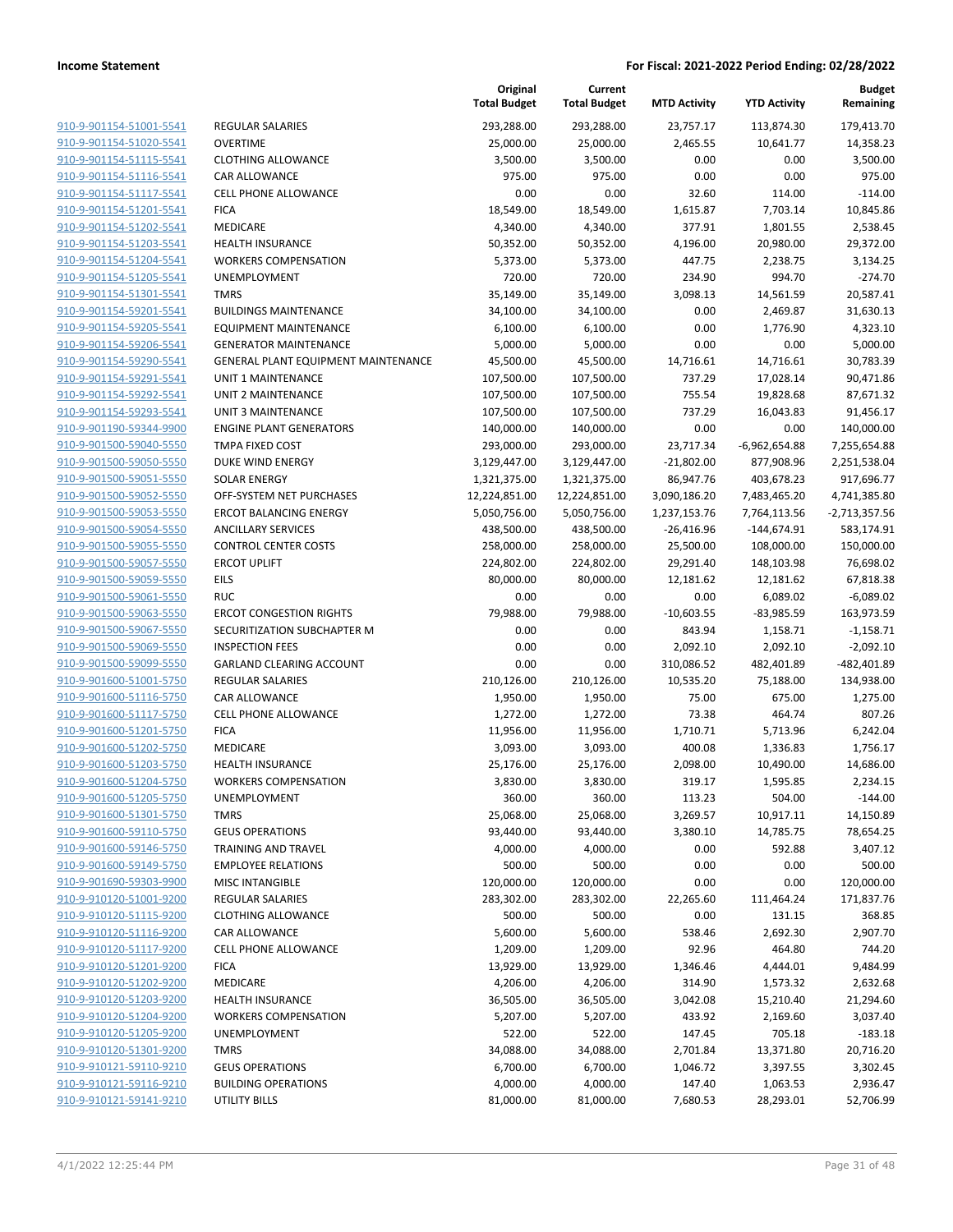**Income Statement** | **For Fiscal: 2021-2022 Period Ending: 02/28/2022**

| | | Original Total Budget | Current Total Budget | MTD Activity | YTD Activity | Budget Remaining |
|---|---|---|---|---|---|---|
| 910-9-901154-51001-5541 | REGULAR SALARIES | 293,288.00 | 293,288.00 | 23,757.17 | 113,874.30 | 179,413.70 |
| 910-9-901154-51020-5541 | OVERTIME | 25,000.00 | 25,000.00 | 2,465.55 | 10,641.77 | 14,358.23 |
| 910-9-901154-51115-5541 | CLOTHING ALLOWANCE | 3,500.00 | 3,500.00 | 0.00 | 0.00 | 3,500.00 |
| 910-9-901154-51116-5541 | CAR ALLOWANCE | 975.00 | 975.00 | 0.00 | 0.00 | 975.00 |
| 910-9-901154-51117-5541 | CELL PHONE ALLOWANCE | 0.00 | 0.00 | 32.60 | 114.00 | -114.00 |
| 910-9-901154-51201-5541 | FICA | 18,549.00 | 18,549.00 | 1,615.87 | 7,703.14 | 10,845.86 |
| 910-9-901154-51202-5541 | MEDICARE | 4,340.00 | 4,340.00 | 377.91 | 1,801.55 | 2,538.45 |
| 910-9-901154-51203-5541 | HEALTH INSURANCE | 50,352.00 | 50,352.00 | 4,196.00 | 20,980.00 | 29,372.00 |
| 910-9-901154-51204-5541 | WORKERS COMPENSATION | 5,373.00 | 5,373.00 | 447.75 | 2,238.75 | 3,134.25 |
| 910-9-901154-51205-5541 | UNEMPLOYMENT | 720.00 | 720.00 | 234.90 | 994.70 | -274.70 |
| 910-9-901154-51301-5541 | TMRS | 35,149.00 | 35,149.00 | 3,098.13 | 14,561.59 | 20,587.41 |
| 910-9-901154-59201-5541 | BUILDINGS MAINTENANCE | 34,100.00 | 34,100.00 | 0.00 | 2,469.87 | 31,630.13 |
| 910-9-901154-59205-5541 | EQUIPMENT MAINTENANCE | 6,100.00 | 6,100.00 | 0.00 | 1,776.90 | 4,323.10 |
| 910-9-901154-59206-5541 | GENERATOR MAINTENANCE | 5,000.00 | 5,000.00 | 0.00 | 0.00 | 5,000.00 |
| 910-9-901154-59290-5541 | GENERAL PLANT EQUIPMENT MAINTENANCE | 45,500.00 | 45,500.00 | 14,716.61 | 14,716.61 | 30,783.39 |
| 910-9-901154-59291-5541 | UNIT 1 MAINTENANCE | 107,500.00 | 107,500.00 | 737.29 | 17,028.14 | 90,471.86 |
| 910-9-901154-59292-5541 | UNIT 2 MAINTENANCE | 107,500.00 | 107,500.00 | 755.54 | 19,828.68 | 87,671.32 |
| 910-9-901154-59293-5541 | UNIT 3 MAINTENANCE | 107,500.00 | 107,500.00 | 737.29 | 16,043.83 | 91,456.17 |
| 910-9-901190-59344-9900 | ENGINE PLANT GENERATORS | 140,000.00 | 140,000.00 | 0.00 | 0.00 | 140,000.00 |
| 910-9-901500-59040-5550 | TMPA FIXED COST | 293,000.00 | 293,000.00 | 23,717.34 | -6,962,654.88 | 7,255,654.88 |
| 910-9-901500-59050-5550 | DUKE WIND ENERGY | 3,129,447.00 | 3,129,447.00 | -21,802.00 | 877,908.96 | 2,251,538.04 |
| 910-9-901500-59051-5550 | SOLAR ENERGY | 1,321,375.00 | 1,321,375.00 | 86,947.76 | 403,678.23 | 917,696.77 |
| 910-9-901500-59052-5550 | OFF-SYSTEM NET PURCHASES | 12,224,851.00 | 12,224,851.00 | 3,090,186.20 | 7,483,465.20 | 4,741,385.80 |
| 910-9-901500-59053-5550 | ERCOT BALANCING ENERGY | 5,050,756.00 | 5,050,756.00 | 1,237,153.76 | 7,764,113.56 | -2,713,357.56 |
| 910-9-901500-59054-5550 | ANCILLARY SERVICES | 438,500.00 | 438,500.00 | -26,416.96 | -144,674.91 | 583,174.91 |
| 910-9-901500-59055-5550 | CONTROL CENTER COSTS | 258,000.00 | 258,000.00 | 25,500.00 | 108,000.00 | 150,000.00 |
| 910-9-901500-59057-5550 | ERCOT UPLIFT | 224,802.00 | 224,802.00 | 29,291.40 | 148,103.98 | 76,698.02 |
| 910-9-901500-59059-5550 | EILS | 80,000.00 | 80,000.00 | 12,181.62 | 12,181.62 | 67,818.38 |
| 910-9-901500-59061-5550 | RUC | 0.00 | 0.00 | 0.00 | 6,089.02 | -6,089.02 |
| 910-9-901500-59063-5550 | ERCOT CONGESTION RIGHTS | 79,988.00 | 79,988.00 | -10,603.55 | -83,985.59 | 163,973.59 |
| 910-9-901500-59067-5550 | SECURITIZATION SUBCHAPTER M | 0.00 | 0.00 | 843.94 | 1,158.71 | -1,158.71 |
| 910-9-901500-59069-5550 | INSPECTION FEES | 0.00 | 0.00 | 2,092.10 | 2,092.10 | -2,092.10 |
| 910-9-901500-59099-5550 | GARLAND CLEARING ACCOUNT | 0.00 | 0.00 | 310,086.52 | 482,401.89 | -482,401.89 |
| 910-9-901600-51001-5750 | REGULAR SALARIES | 210,126.00 | 210,126.00 | 10,535.20 | 75,188.00 | 134,938.00 |
| 910-9-901600-51116-5750 | CAR ALLOWANCE | 1,950.00 | 1,950.00 | 75.00 | 675.00 | 1,275.00 |
| 910-9-901600-51117-5750 | CELL PHONE ALLOWANCE | 1,272.00 | 1,272.00 | 73.38 | 464.74 | 807.26 |
| 910-9-901600-51201-5750 | FICA | 11,956.00 | 11,956.00 | 1,710.71 | 5,713.96 | 6,242.04 |
| 910-9-901600-51202-5750 | MEDICARE | 3,093.00 | 3,093.00 | 400.08 | 1,336.83 | 1,756.17 |
| 910-9-901600-51203-5750 | HEALTH INSURANCE | 25,176.00 | 25,176.00 | 2,098.00 | 10,490.00 | 14,686.00 |
| 910-9-901600-51204-5750 | WORKERS COMPENSATION | 3,830.00 | 3,830.00 | 319.17 | 1,595.85 | 2,234.15 |
| 910-9-901600-51205-5750 | UNEMPLOYMENT | 360.00 | 360.00 | 113.23 | 504.00 | -144.00 |
| 910-9-901600-51301-5750 | TMRS | 25,068.00 | 25,068.00 | 3,269.57 | 10,917.11 | 14,150.89 |
| 910-9-901600-59110-5750 | GEUS OPERATIONS | 93,440.00 | 93,440.00 | 3,380.10 | 14,785.75 | 78,654.25 |
| 910-9-901600-59146-5750 | TRAINING AND TRAVEL | 4,000.00 | 4,000.00 | 0.00 | 592.88 | 3,407.12 |
| 910-9-901600-59149-5750 | EMPLOYEE RELATIONS | 500.00 | 500.00 | 0.00 | 0.00 | 500.00 |
| 910-9-901690-59303-9900 | MISC INTANGIBLE | 120,000.00 | 120,000.00 | 0.00 | 0.00 | 120,000.00 |
| 910-9-910120-51001-9200 | REGULAR SALARIES | 283,302.00 | 283,302.00 | 22,265.60 | 111,464.24 | 171,837.76 |
| 910-9-910120-51115-9200 | CLOTHING ALLOWANCE | 500.00 | 500.00 | 0.00 | 131.15 | 368.85 |
| 910-9-910120-51116-9200 | CAR ALLOWANCE | 5,600.00 | 5,600.00 | 538.46 | 2,692.30 | 2,907.70 |
| 910-9-910120-51117-9200 | CELL PHONE ALLOWANCE | 1,209.00 | 1,209.00 | 92.96 | 464.80 | 744.20 |
| 910-9-910120-51201-9200 | FICA | 13,929.00 | 13,929.00 | 1,346.46 | 4,444.01 | 9,484.99 |
| 910-9-910120-51202-9200 | MEDICARE | 4,206.00 | 4,206.00 | 314.90 | 1,573.32 | 2,632.68 |
| 910-9-910120-51203-9200 | HEALTH INSURANCE | 36,505.00 | 36,505.00 | 3,042.08 | 15,210.40 | 21,294.60 |
| 910-9-910120-51204-9200 | WORKERS COMPENSATION | 5,207.00 | 5,207.00 | 433.92 | 2,169.60 | 3,037.40 |
| 910-9-910120-51205-9200 | UNEMPLOYMENT | 522.00 | 522.00 | 147.45 | 705.18 | -183.18 |
| 910-9-910120-51301-9200 | TMRS | 34,088.00 | 34,088.00 | 2,701.84 | 13,371.80 | 20,716.20 |
| 910-9-910121-59110-9210 | GEUS OPERATIONS | 6,700.00 | 6,700.00 | 1,046.72 | 3,397.55 | 3,302.45 |
| 910-9-910121-59116-9210 | BUILDING OPERATIONS | 4,000.00 | 4,000.00 | 147.40 | 1,063.53 | 2,936.47 |
| 910-9-910121-59141-9210 | UTILITY BILLS | 81,000.00 | 81,000.00 | 7,680.53 | 28,293.01 | 52,706.99 |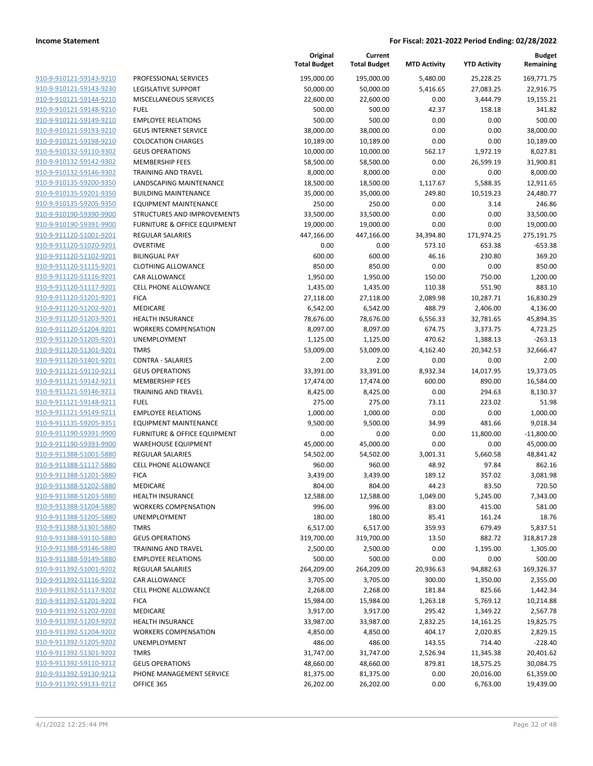**Income Statement** | **For Fiscal: 2021-2022 Period Ending: 02/28/2022**

| | | Original Total Budget | Current Total Budget | MTD Activity | YTD Activity | Budget Remaining |
|---|---|---|---|---|---|---|
| 910-9-910121-59143-9210 | PROFESSIONAL SERVICES | 195,000.00 | 195,000.00 | 5,480.00 | 25,228.25 | 169,771.75 |
| 910-9-910121-59143-9230 | LEGISLATIVE SUPPORT | 50,000.00 | 50,000.00 | 5,416.65 | 27,083.25 | 22,916.75 |
| 910-9-910121-59144-9210 | MISCELLANEOUS SERVICES | 22,600.00 | 22,600.00 | 0.00 | 3,444.79 | 19,155.21 |
| 910-9-910121-59148-9210 | FUEL | 500.00 | 500.00 | 42.37 | 158.18 | 341.82 |
| 910-9-910121-59149-9210 | EMPLOYEE RELATIONS | 500.00 | 500.00 | 0.00 | 0.00 | 500.00 |
| 910-9-910121-59193-9210 | GEUS INTERNET SERVICE | 38,000.00 | 38,000.00 | 0.00 | 0.00 | 38,000.00 |
| 910-9-910121-59198-9210 | COLOCATION CHARGES | 10,189.00 | 10,189.00 | 0.00 | 0.00 | 10,189.00 |
| 910-9-910132-59110-9302 | GEUS OPERATIONS | 10,000.00 | 10,000.00 | 562.17 | 1,972.19 | 8,027.81 |
| 910-9-910132-59142-9302 | MEMBERSHIP FEES | 58,500.00 | 58,500.00 | 0.00 | 26,599.19 | 31,900.81 |
| 910-9-910132-59146-9302 | TRAINING AND TRAVEL | 8,000.00 | 8,000.00 | 0.00 | 0.00 | 8,000.00 |
| 910-9-910135-59200-9350 | LANDSCAPING MAINTENANCE | 18,500.00 | 18,500.00 | 1,117.67 | 5,588.35 | 12,911.65 |
| 910-9-910135-59201-9350 | BUILDING MAINTENANCE | 35,000.00 | 35,000.00 | 249.80 | 10,519.23 | 24,480.77 |
| 910-9-910135-59205-9350 | EQUIPMENT MAINTENANCE | 250.00 | 250.00 | 0.00 | 3.14 | 246.86 |
| 910-9-910190-59390-9900 | STRUCTURES AND IMPROVEMENTS | 33,500.00 | 33,500.00 | 0.00 | 0.00 | 33,500.00 |
| 910-9-910190-59391-9900 | FURNITURE & OFFICE EQUIPMENT | 19,000.00 | 19,000.00 | 0.00 | 0.00 | 19,000.00 |
| 910-9-911120-51001-9201 | REGULAR SALARIES | 447,166.00 | 447,166.00 | 34,394.80 | 171,974.25 | 275,191.75 |
| 910-9-911120-51020-9201 | OVERTIME | 0.00 | 0.00 | 573.10 | 653.38 | -653.38 |
| 910-9-911120-51102-9201 | BILINGUAL PAY | 600.00 | 600.00 | 46.16 | 230.80 | 369.20 |
| 910-9-911120-51115-9201 | CLOTHING ALLOWANCE | 850.00 | 850.00 | 0.00 | 0.00 | 850.00 |
| 910-9-911120-51116-9201 | CAR ALLOWANCE | 1,950.00 | 1,950.00 | 150.00 | 750.00 | 1,200.00 |
| 910-9-911120-51117-9201 | CELL PHONE ALLOWANCE | 1,435.00 | 1,435.00 | 110.38 | 551.90 | 883.10 |
| 910-9-911120-51201-9201 | FICA | 27,118.00 | 27,118.00 | 2,089.98 | 10,287.71 | 16,830.29 |
| 910-9-911120-51202-9201 | MEDICARE | 6,542.00 | 6,542.00 | 488.79 | 2,406.00 | 4,136.00 |
| 910-9-911120-51203-9201 | HEALTH INSURANCE | 78,676.00 | 78,676.00 | 6,556.33 | 32,781.65 | 45,894.35 |
| 910-9-911120-51204-9201 | WORKERS COMPENSATION | 8,097.00 | 8,097.00 | 674.75 | 3,373.75 | 4,723.25 |
| 910-9-911120-51205-9201 | UNEMPLOYMENT | 1,125.00 | 1,125.00 | 470.62 | 1,388.13 | -263.13 |
| 910-9-911120-51301-9201 | TMRS | 53,009.00 | 53,009.00 | 4,162.40 | 20,342.53 | 32,666.47 |
| 910-9-911120-51401-9201 | CONTRA - SALARIES | 2.00 | 2.00 | 0.00 | 0.00 | 2.00 |
| 910-9-911121-59110-9211 | GEUS OPERATIONS | 33,391.00 | 33,391.00 | 8,932.34 | 14,017.95 | 19,373.05 |
| 910-9-911121-59142-9211 | MEMBERSHIP FEES | 17,474.00 | 17,474.00 | 600.00 | 890.00 | 16,584.00 |
| 910-9-911121-59146-9211 | TRAINING AND TRAVEL | 8,425.00 | 8,425.00 | 0.00 | 294.63 | 8,130.37 |
| 910-9-911121-59148-9211 | FUEL | 275.00 | 275.00 | 73.11 | 223.02 | 51.98 |
| 910-9-911121-59149-9211 | EMPLOYEE RELATIONS | 1,000.00 | 1,000.00 | 0.00 | 0.00 | 1,000.00 |
| 910-9-911135-59205-9351 | EQUIPMENT MAINTENANCE | 9,500.00 | 9,500.00 | 34.99 | 481.66 | 9,018.34 |
| 910-9-911190-59391-9900 | FURNITURE & OFFICE EQUIPMENT | 0.00 | 0.00 | 0.00 | 11,800.00 | -11,800.00 |
| 910-9-911190-59393-9900 | WAREHOUSE EQUIPMENT | 45,000.00 | 45,000.00 | 0.00 | 0.00 | 45,000.00 |
| 910-9-911388-51001-5880 | REGULAR SALARIES | 54,502.00 | 54,502.00 | 3,001.31 | 5,660.58 | 48,841.42 |
| 910-9-911388-51117-5880 | CELL PHONE ALLOWANCE | 960.00 | 960.00 | 48.92 | 97.84 | 862.16 |
| 910-9-911388-51201-5880 | FICA | 3,439.00 | 3,439.00 | 189.12 | 357.02 | 3,081.98 |
| 910-9-911388-51202-5880 | MEDICARE | 804.00 | 804.00 | 44.23 | 83.50 | 720.50 |
| 910-9-911388-51203-5880 | HEALTH INSURANCE | 12,588.00 | 12,588.00 | 1,049.00 | 5,245.00 | 7,343.00 |
| 910-9-911388-51204-5880 | WORKERS COMPENSATION | 996.00 | 996.00 | 83.00 | 415.00 | 581.00 |
| 910-9-911388-51205-5880 | UNEMPLOYMENT | 180.00 | 180.00 | 85.41 | 161.24 | 18.76 |
| 910-9-911388-51301-5880 | TMRS | 6,517.00 | 6,517.00 | 359.93 | 679.49 | 5,837.51 |
| 910-9-911388-59110-5880 | GEUS OPERATIONS | 319,700.00 | 319,700.00 | 13.50 | 882.72 | 318,817.28 |
| 910-9-911388-59146-5880 | TRAINING AND TRAVEL | 2,500.00 | 2,500.00 | 0.00 | 1,195.00 | 1,305.00 |
| 910-9-911388-59149-5880 | EMPLOYEE RELATIONS | 500.00 | 500.00 | 0.00 | 0.00 | 500.00 |
| 910-9-911392-51001-9202 | REGULAR SALARIES | 264,209.00 | 264,209.00 | 20,936.63 | 94,882.63 | 169,326.37 |
| 910-9-911392-51116-9202 | CAR ALLOWANCE | 3,705.00 | 3,705.00 | 300.00 | 1,350.00 | 2,355.00 |
| 910-9-911392-51117-9202 | CELL PHONE ALLOWANCE | 2,268.00 | 2,268.00 | 181.84 | 825.66 | 1,442.34 |
| 910-9-911392-51201-9202 | FICA | 15,984.00 | 15,984.00 | 1,263.18 | 5,769.12 | 10,214.88 |
| 910-9-911392-51202-9202 | MEDICARE | 3,917.00 | 3,917.00 | 295.42 | 1,349.22 | 2,567.78 |
| 910-9-911392-51203-9202 | HEALTH INSURANCE | 33,987.00 | 33,987.00 | 2,832.25 | 14,161.25 | 19,825.75 |
| 910-9-911392-51204-9202 | WORKERS COMPENSATION | 4,850.00 | 4,850.00 | 404.17 | 2,020.85 | 2,829.15 |
| 910-9-911392-51205-9202 | UNEMPLOYMENT | 486.00 | 486.00 | 143.55 | 714.40 | -228.40 |
| 910-9-911392-51301-9202 | TMRS | 31,747.00 | 31,747.00 | 2,526.94 | 11,345.38 | 20,401.62 |
| 910-9-911392-59110-9212 | GEUS OPERATIONS | 48,660.00 | 48,660.00 | 879.81 | 18,575.25 | 30,084.75 |
| 910-9-911392-59130-9212 | PHONE MANAGEMENT SERVICE | 81,375.00 | 81,375.00 | 0.00 | 20,016.00 | 61,359.00 |
| 910-9-911392-59133-9212 | OFFICE 365 | 26,202.00 | 26,202.00 | 0.00 | 6,763.00 | 19,439.00 |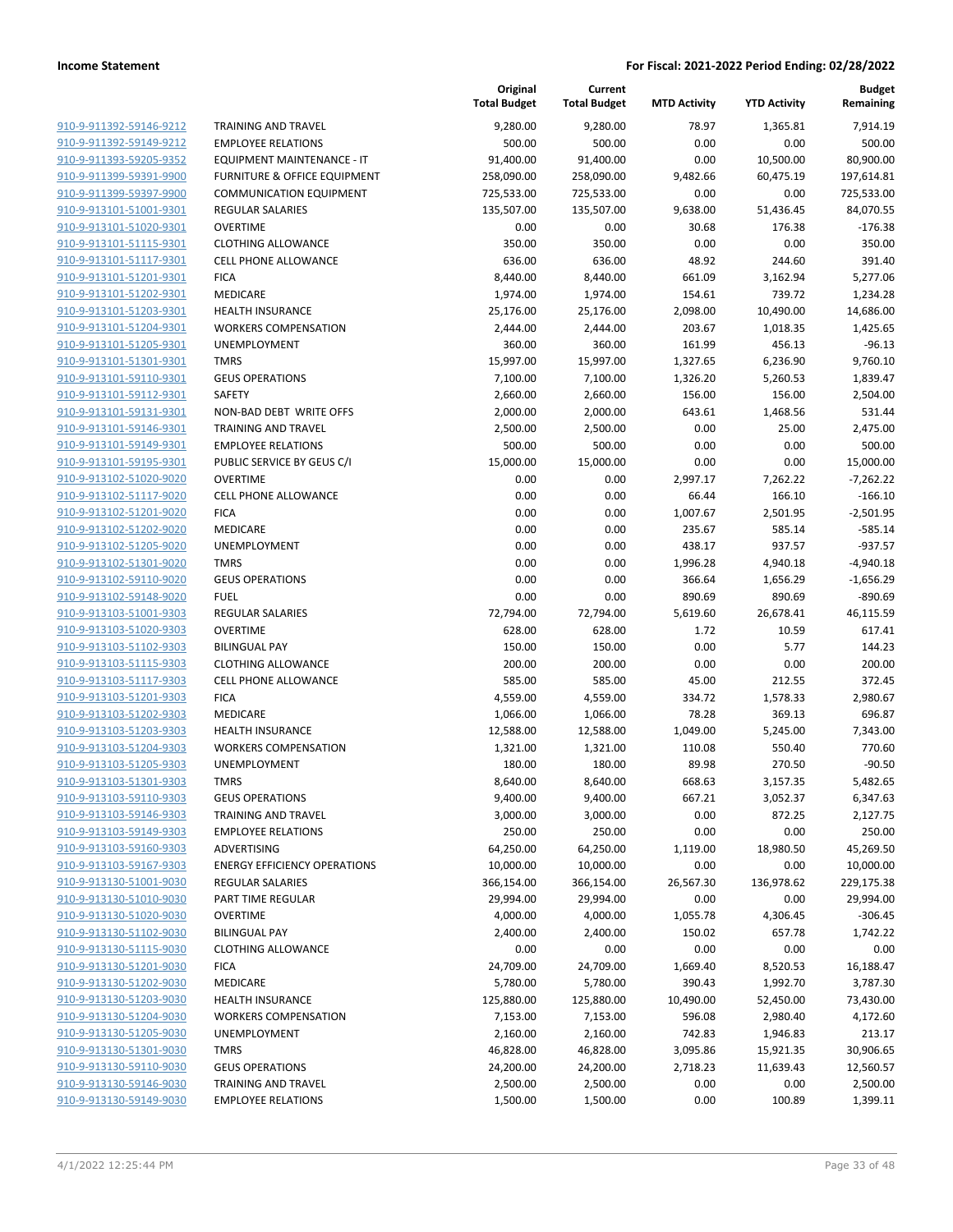**Income Statement** **For Fiscal: 2021-2022 Period Ending: 02/28/2022**

| | | Original Total Budget | Current Total Budget | MTD Activity | YTD Activity | Budget Remaining |
|---|---|---|---|---|---|---|
| 910-9-911392-59146-9212 | TRAINING AND TRAVEL | 9,280.00 | 9,280.00 | 78.97 | 1,365.81 | 7,914.19 |
| 910-9-911392-59149-9212 | EMPLOYEE RELATIONS | 500.00 | 500.00 | 0.00 | 0.00 | 500.00 |
| 910-9-911393-59205-9352 | EQUIPMENT MAINTENANCE - IT | 91,400.00 | 91,400.00 | 0.00 | 10,500.00 | 80,900.00 |
| 910-9-911399-59391-9900 | FURNITURE & OFFICE EQUIPMENT | 258,090.00 | 258,090.00 | 9,482.66 | 60,475.19 | 197,614.81 |
| 910-9-911399-59397-9900 | COMMUNICATION EQUIPMENT | 725,533.00 | 725,533.00 | 0.00 | 0.00 | 725,533.00 |
| 910-9-913101-51001-9301 | REGULAR SALARIES | 135,507.00 | 135,507.00 | 9,638.00 | 51,436.45 | 84,070.55 |
| 910-9-913101-51020-9301 | OVERTIME | 0.00 | 0.00 | 30.68 | 176.38 | -176.38 |
| 910-9-913101-51115-9301 | CLOTHING ALLOWANCE | 350.00 | 350.00 | 0.00 | 0.00 | 350.00 |
| 910-9-913101-51117-9301 | CELL PHONE ALLOWANCE | 636.00 | 636.00 | 48.92 | 244.60 | 391.40 |
| 910-9-913101-51201-9301 | FICA | 8,440.00 | 8,440.00 | 661.09 | 3,162.94 | 5,277.06 |
| 910-9-913101-51202-9301 | MEDICARE | 1,974.00 | 1,974.00 | 154.61 | 739.72 | 1,234.28 |
| 910-9-913101-51203-9301 | HEALTH INSURANCE | 25,176.00 | 25,176.00 | 2,098.00 | 10,490.00 | 14,686.00 |
| 910-9-913101-51204-9301 | WORKERS COMPENSATION | 2,444.00 | 2,444.00 | 203.67 | 1,018.35 | 1,425.65 |
| 910-9-913101-51205-9301 | UNEMPLOYMENT | 360.00 | 360.00 | 161.99 | 456.13 | -96.13 |
| 910-9-913101-51301-9301 | TMRS | 15,997.00 | 15,997.00 | 1,327.65 | 6,236.90 | 9,760.10 |
| 910-9-913101-59110-9301 | GEUS OPERATIONS | 7,100.00 | 7,100.00 | 1,326.20 | 5,260.53 | 1,839.47 |
| 910-9-913101-59112-9301 | SAFETY | 2,660.00 | 2,660.00 | 156.00 | 156.00 | 2,504.00 |
| 910-9-913101-59131-9301 | NON-BAD DEBT WRITE OFFS | 2,000.00 | 2,000.00 | 643.61 | 1,468.56 | 531.44 |
| 910-9-913101-59146-9301 | TRAINING AND TRAVEL | 2,500.00 | 2,500.00 | 0.00 | 25.00 | 2,475.00 |
| 910-9-913101-59149-9301 | EMPLOYEE RELATIONS | 500.00 | 500.00 | 0.00 | 0.00 | 500.00 |
| 910-9-913101-59195-9301 | PUBLIC SERVICE BY GEUS C/I | 15,000.00 | 15,000.00 | 0.00 | 0.00 | 15,000.00 |
| 910-9-913102-51020-9020 | OVERTIME | 0.00 | 0.00 | 2,997.17 | 7,262.22 | -7,262.22 |
| 910-9-913102-51117-9020 | CELL PHONE ALLOWANCE | 0.00 | 0.00 | 66.44 | 166.10 | -166.10 |
| 910-9-913102-51201-9020 | FICA | 0.00 | 0.00 | 1,007.67 | 2,501.95 | -2,501.95 |
| 910-9-913102-51202-9020 | MEDICARE | 0.00 | 0.00 | 235.67 | 585.14 | -585.14 |
| 910-9-913102-51205-9020 | UNEMPLOYMENT | 0.00 | 0.00 | 438.17 | 937.57 | -937.57 |
| 910-9-913102-51301-9020 | TMRS | 0.00 | 0.00 | 1,996.28 | 4,940.18 | -4,940.18 |
| 910-9-913102-59110-9020 | GEUS OPERATIONS | 0.00 | 0.00 | 366.64 | 1,656.29 | -1,656.29 |
| 910-9-913102-59148-9020 | FUEL | 0.00 | 0.00 | 890.69 | 890.69 | -890.69 |
| 910-9-913103-51001-9303 | REGULAR SALARIES | 72,794.00 | 72,794.00 | 5,619.60 | 26,678.41 | 46,115.59 |
| 910-9-913103-51020-9303 | OVERTIME | 628.00 | 628.00 | 1.72 | 10.59 | 617.41 |
| 910-9-913103-51102-9303 | BILINGUAL PAY | 150.00 | 150.00 | 0.00 | 5.77 | 144.23 |
| 910-9-913103-51115-9303 | CLOTHING ALLOWANCE | 200.00 | 200.00 | 0.00 | 0.00 | 200.00 |
| 910-9-913103-51117-9303 | CELL PHONE ALLOWANCE | 585.00 | 585.00 | 45.00 | 212.55 | 372.45 |
| 910-9-913103-51201-9303 | FICA | 4,559.00 | 4,559.00 | 334.72 | 1,578.33 | 2,980.67 |
| 910-9-913103-51202-9303 | MEDICARE | 1,066.00 | 1,066.00 | 78.28 | 369.13 | 696.87 |
| 910-9-913103-51203-9303 | HEALTH INSURANCE | 12,588.00 | 12,588.00 | 1,049.00 | 5,245.00 | 7,343.00 |
| 910-9-913103-51204-9303 | WORKERS COMPENSATION | 1,321.00 | 1,321.00 | 110.08 | 550.40 | 770.60 |
| 910-9-913103-51205-9303 | UNEMPLOYMENT | 180.00 | 180.00 | 89.98 | 270.50 | -90.50 |
| 910-9-913103-51301-9303 | TMRS | 8,640.00 | 8,640.00 | 668.63 | 3,157.35 | 5,482.65 |
| 910-9-913103-59110-9303 | GEUS OPERATIONS | 9,400.00 | 9,400.00 | 667.21 | 3,052.37 | 6,347.63 |
| 910-9-913103-59146-9303 | TRAINING AND TRAVEL | 3,000.00 | 3,000.00 | 0.00 | 872.25 | 2,127.75 |
| 910-9-913103-59149-9303 | EMPLOYEE RELATIONS | 250.00 | 250.00 | 0.00 | 0.00 | 250.00 |
| 910-9-913103-59160-9303 | ADVERTISING | 64,250.00 | 64,250.00 | 1,119.00 | 18,980.50 | 45,269.50 |
| 910-9-913103-59167-9303 | ENERGY EFFICIENCY OPERATIONS | 10,000.00 | 10,000.00 | 0.00 | 0.00 | 10,000.00 |
| 910-9-913130-51001-9030 | REGULAR SALARIES | 366,154.00 | 366,154.00 | 26,567.30 | 136,978.62 | 229,175.38 |
| 910-9-913130-51010-9030 | PART TIME REGULAR | 29,994.00 | 29,994.00 | 0.00 | 0.00 | 29,994.00 |
| 910-9-913130-51020-9030 | OVERTIME | 4,000.00 | 4,000.00 | 1,055.78 | 4,306.45 | -306.45 |
| 910-9-913130-51102-9030 | BILINGUAL PAY | 2,400.00 | 2,400.00 | 150.02 | 657.78 | 1,742.22 |
| 910-9-913130-51115-9030 | CLOTHING ALLOWANCE | 0.00 | 0.00 | 0.00 | 0.00 | 0.00 |
| 910-9-913130-51201-9030 | FICA | 24,709.00 | 24,709.00 | 1,669.40 | 8,520.53 | 16,188.47 |
| 910-9-913130-51202-9030 | MEDICARE | 5,780.00 | 5,780.00 | 390.43 | 1,992.70 | 3,787.30 |
| 910-9-913130-51203-9030 | HEALTH INSURANCE | 125,880.00 | 125,880.00 | 10,490.00 | 52,450.00 | 73,430.00 |
| 910-9-913130-51204-9030 | WORKERS COMPENSATION | 7,153.00 | 7,153.00 | 596.08 | 2,980.40 | 4,172.60 |
| 910-9-913130-51205-9030 | UNEMPLOYMENT | 2,160.00 | 2,160.00 | 742.83 | 1,946.83 | 213.17 |
| 910-9-913130-51301-9030 | TMRS | 46,828.00 | 46,828.00 | 3,095.86 | 15,921.35 | 30,906.65 |
| 910-9-913130-59110-9030 | GEUS OPERATIONS | 24,200.00 | 24,200.00 | 2,718.23 | 11,639.43 | 12,560.57 |
| 910-9-913130-59146-9030 | TRAINING AND TRAVEL | 2,500.00 | 2,500.00 | 0.00 | 0.00 | 2,500.00 |
| 910-9-913130-59149-9030 | EMPLOYEE RELATIONS | 1,500.00 | 1,500.00 | 0.00 | 100.89 | 1,399.11 |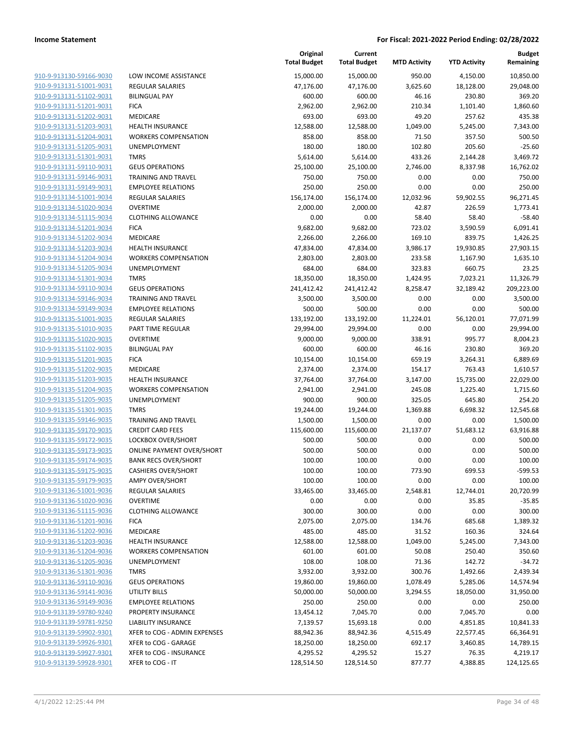**Income Statement** | **For Fiscal: 2021-2022 Period Ending: 02/28/2022**

| | | Original Total Budget | Current Total Budget | MTD Activity | YTD Activity | Budget Remaining |
|---|---|---|---|---|---|---|
| 910-9-913130-59166-9030 | LOW INCOME ASSISTANCE | 15,000.00 | 15,000.00 | 950.00 | 4,150.00 | 10,850.00 |
| 910-9-913131-51001-9031 | REGULAR SALARIES | 47,176.00 | 47,176.00 | 3,625.60 | 18,128.00 | 29,048.00 |
| 910-9-913131-51102-9031 | BILINGUAL PAY | 600.00 | 600.00 | 46.16 | 230.80 | 369.20 |
| 910-9-913131-51201-9031 | FICA | 2,962.00 | 2,962.00 | 210.34 | 1,101.40 | 1,860.60 |
| 910-9-913131-51202-9031 | MEDICARE | 693.00 | 693.00 | 49.20 | 257.62 | 435.38 |
| 910-9-913131-51203-9031 | HEALTH INSURANCE | 12,588.00 | 12,588.00 | 1,049.00 | 5,245.00 | 7,343.00 |
| 910-9-913131-51204-9031 | WORKERS COMPENSATION | 858.00 | 858.00 | 71.50 | 357.50 | 500.50 |
| 910-9-913131-51205-9031 | UNEMPLOYMENT | 180.00 | 180.00 | 102.80 | 205.60 | -25.60 |
| 910-9-913131-51301-9031 | TMRS | 5,614.00 | 5,614.00 | 433.26 | 2,144.28 | 3,469.72 |
| 910-9-913131-59110-9031 | GEUS OPERATIONS | 25,100.00 | 25,100.00 | 2,746.00 | 8,337.98 | 16,762.02 |
| 910-9-913131-59146-9031 | TRAINING AND TRAVEL | 750.00 | 750.00 | 0.00 | 0.00 | 750.00 |
| 910-9-913131-59149-9031 | EMPLOYEE RELATIONS | 250.00 | 250.00 | 0.00 | 0.00 | 250.00 |
| 910-9-913134-51001-9034 | REGULAR SALARIES | 156,174.00 | 156,174.00 | 12,032.96 | 59,902.55 | 96,271.45 |
| 910-9-913134-51020-9034 | OVERTIME | 2,000.00 | 2,000.00 | 42.87 | 226.59 | 1,773.41 |
| 910-9-913134-51115-9034 | CLOTHING ALLOWANCE | 0.00 | 0.00 | 58.40 | 58.40 | -58.40 |
| 910-9-913134-51201-9034 | FICA | 9,682.00 | 9,682.00 | 723.02 | 3,590.59 | 6,091.41 |
| 910-9-913134-51202-9034 | MEDICARE | 2,266.00 | 2,266.00 | 169.10 | 839.75 | 1,426.25 |
| 910-9-913134-51203-9034 | HEALTH INSURANCE | 47,834.00 | 47,834.00 | 3,986.17 | 19,930.85 | 27,903.15 |
| 910-9-913134-51204-9034 | WORKERS COMPENSATION | 2,803.00 | 2,803.00 | 233.58 | 1,167.90 | 1,635.10 |
| 910-9-913134-51205-9034 | UNEMPLOYMENT | 684.00 | 684.00 | 323.83 | 660.75 | 23.25 |
| 910-9-913134-51301-9034 | TMRS | 18,350.00 | 18,350.00 | 1,424.95 | 7,023.21 | 11,326.79 |
| 910-9-913134-59110-9034 | GEUS OPERATIONS | 241,412.42 | 241,412.42 | 8,258.47 | 32,189.42 | 209,223.00 |
| 910-9-913134-59146-9034 | TRAINING AND TRAVEL | 3,500.00 | 3,500.00 | 0.00 | 0.00 | 3,500.00 |
| 910-9-913134-59149-9034 | EMPLOYEE RELATIONS | 500.00 | 500.00 | 0.00 | 0.00 | 500.00 |
| 910-9-913135-51001-9035 | REGULAR SALARIES | 133,192.00 | 133,192.00 | 11,224.01 | 56,120.01 | 77,071.99 |
| 910-9-913135-51010-9035 | PART TIME REGULAR | 29,994.00 | 29,994.00 | 0.00 | 0.00 | 29,994.00 |
| 910-9-913135-51020-9035 | OVERTIME | 9,000.00 | 9,000.00 | 338.91 | 995.77 | 8,004.23 |
| 910-9-913135-51102-9035 | BILINGUAL PAY | 600.00 | 600.00 | 46.16 | 230.80 | 369.20 |
| 910-9-913135-51201-9035 | FICA | 10,154.00 | 10,154.00 | 659.19 | 3,264.31 | 6,889.69 |
| 910-9-913135-51202-9035 | MEDICARE | 2,374.00 | 2,374.00 | 154.17 | 763.43 | 1,610.57 |
| 910-9-913135-51203-9035 | HEALTH INSURANCE | 37,764.00 | 37,764.00 | 3,147.00 | 15,735.00 | 22,029.00 |
| 910-9-913135-51204-9035 | WORKERS COMPENSATION | 2,941.00 | 2,941.00 | 245.08 | 1,225.40 | 1,715.60 |
| 910-9-913135-51205-9035 | UNEMPLOYMENT | 900.00 | 900.00 | 325.05 | 645.80 | 254.20 |
| 910-9-913135-51301-9035 | TMRS | 19,244.00 | 19,244.00 | 1,369.88 | 6,698.32 | 12,545.68 |
| 910-9-913135-59146-9035 | TRAINING AND TRAVEL | 1,500.00 | 1,500.00 | 0.00 | 0.00 | 1,500.00 |
| 910-9-913135-59170-9035 | CREDIT CARD FEES | 115,600.00 | 115,600.00 | 21,137.07 | 51,683.12 | 63,916.88 |
| 910-9-913135-59172-9035 | LOCKBOX OVER/SHORT | 500.00 | 500.00 | 0.00 | 0.00 | 500.00 |
| 910-9-913135-59173-9035 | ONLINE PAYMENT OVER/SHORT | 500.00 | 500.00 | 0.00 | 0.00 | 500.00 |
| 910-9-913135-59174-9035 | BANK RECS OVER/SHORT | 100.00 | 100.00 | 0.00 | 0.00 | 100.00 |
| 910-9-913135-59175-9035 | CASHIERS OVER/SHORT | 100.00 | 100.00 | 773.90 | 699.53 | -599.53 |
| 910-9-913135-59179-9035 | AMPY OVER/SHORT | 100.00 | 100.00 | 0.00 | 0.00 | 100.00 |
| 910-9-913136-51001-9036 | REGULAR SALARIES | 33,465.00 | 33,465.00 | 2,548.81 | 12,744.01 | 20,720.99 |
| 910-9-913136-51020-9036 | OVERTIME | 0.00 | 0.00 | 0.00 | 35.85 | -35.85 |
| 910-9-913136-51115-9036 | CLOTHING ALLOWANCE | 300.00 | 300.00 | 0.00 | 0.00 | 300.00 |
| 910-9-913136-51201-9036 | FICA | 2,075.00 | 2,075.00 | 134.76 | 685.68 | 1,389.32 |
| 910-9-913136-51202-9036 | MEDICARE | 485.00 | 485.00 | 31.52 | 160.36 | 324.64 |
| 910-9-913136-51203-9036 | HEALTH INSURANCE | 12,588.00 | 12,588.00 | 1,049.00 | 5,245.00 | 7,343.00 |
| 910-9-913136-51204-9036 | WORKERS COMPENSATION | 601.00 | 601.00 | 50.08 | 250.40 | 350.60 |
| 910-9-913136-51205-9036 | UNEMPLOYMENT | 108.00 | 108.00 | 71.36 | 142.72 | -34.72 |
| 910-9-913136-51301-9036 | TMRS | 3,932.00 | 3,932.00 | 300.76 | 1,492.66 | 2,439.34 |
| 910-9-913136-59110-9036 | GEUS OPERATIONS | 19,860.00 | 19,860.00 | 1,078.49 | 5,285.06 | 14,574.94 |
| 910-9-913136-59141-9036 | UTILITY BILLS | 50,000.00 | 50,000.00 | 3,294.55 | 18,050.00 | 31,950.00 |
| 910-9-913136-59149-9036 | EMPLOYEE RELATIONS | 250.00 | 250.00 | 0.00 | 0.00 | 250.00 |
| 910-9-913139-59780-9240 | PROPERTY INSURANCE | 13,454.12 | 7,045.70 | 0.00 | 7,045.70 | 0.00 |
| 910-9-913139-59781-9250 | LIABILITY INSURANCE | 7,139.57 | 15,693.18 | 0.00 | 4,851.85 | 10,841.33 |
| 910-9-913139-59902-9301 | XFER to COG - ADMIN EXPENSES | 88,942.36 | 88,942.36 | 4,515.49 | 22,577.45 | 66,364.91 |
| 910-9-913139-59926-9301 | XFER to COG - GARAGE | 18,250.00 | 18,250.00 | 692.17 | 3,460.85 | 14,789.15 |
| 910-9-913139-59927-9301 | XFER to COG - INSURANCE | 4,295.52 | 4,295.52 | 15.27 | 76.35 | 4,219.17 |
| 910-9-913139-59928-9301 | XFER to COG - IT | 128,514.50 | 128,514.50 | 877.77 | 4,388.85 | 124,125.65 |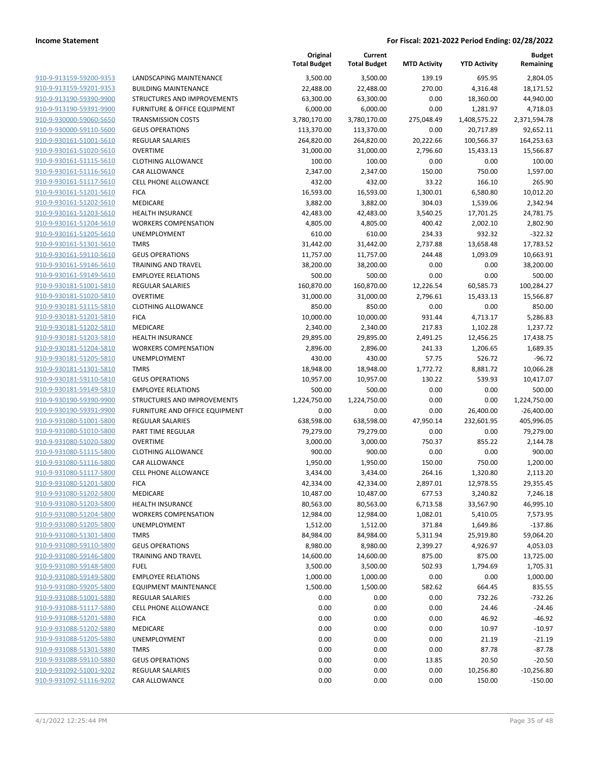**Income Statement** | **For Fiscal: 2021-2022 Period Ending: 02/28/2022**

| | | Original Total Budget | Current Total Budget | MTD Activity | YTD Activity | Budget Remaining |
|---|---|---|---|---|---|---|
| 910-9-913159-59200-9353 | LANDSCAPING MAINTENANCE | 3,500.00 | 3,500.00 | 139.19 | 695.95 | 2,804.05 |
| 910-9-913159-59201-9353 | BUILDING MAINTENANCE | 22,488.00 | 22,488.00 | 270.00 | 4,316.48 | 18,171.52 |
| 910-9-913190-59390-9900 | STRUCTURES AND IMPROVEMENTS | 63,300.00 | 63,300.00 | 0.00 | 18,360.00 | 44,940.00 |
| 910-9-913190-59391-9900 | FURNITURE & OFFICE EQUIPMENT | 6,000.00 | 6,000.00 | 0.00 | 1,281.97 | 4,718.03 |
| 910-9-930000-59060-5650 | TRANSMISSION COSTS | 3,780,170.00 | 3,780,170.00 | 275,048.49 | 1,408,575.22 | 2,371,594.78 |
| 910-9-930000-59110-5600 | GEUS OPERATIONS | 113,370.00 | 113,370.00 | 0.00 | 20,717.89 | 92,652.11 |
| 910-9-930161-51001-5610 | REGULAR SALARIES | 264,820.00 | 264,820.00 | 20,222.66 | 100,566.37 | 164,253.63 |
| 910-9-930161-51020-5610 | OVERTIME | 31,000.00 | 31,000.00 | 2,796.60 | 15,433.13 | 15,566.87 |
| 910-9-930161-51115-5610 | CLOTHING ALLOWANCE | 100.00 | 100.00 | 0.00 | 0.00 | 100.00 |
| 910-9-930161-51116-5610 | CAR ALLOWANCE | 2,347.00 | 2,347.00 | 150.00 | 750.00 | 1,597.00 |
| 910-9-930161-51117-5610 | CELL PHONE ALLOWANCE | 432.00 | 432.00 | 33.22 | 166.10 | 265.90 |
| 910-9-930161-51201-5610 | FICA | 16,593.00 | 16,593.00 | 1,300.01 | 6,580.80 | 10,012.20 |
| 910-9-930161-51202-5610 | MEDICARE | 3,882.00 | 3,882.00 | 304.03 | 1,539.06 | 2,342.94 |
| 910-9-930161-51203-5610 | HEALTH INSURANCE | 42,483.00 | 42,483.00 | 3,540.25 | 17,701.25 | 24,781.75 |
| 910-9-930161-51204-5610 | WORKERS COMPENSATION | 4,805.00 | 4,805.00 | 400.42 | 2,002.10 | 2,802.90 |
| 910-9-930161-51205-5610 | UNEMPLOYMENT | 610.00 | 610.00 | 234.33 | 932.32 | -322.32 |
| 910-9-930161-51301-5610 | TMRS | 31,442.00 | 31,442.00 | 2,737.88 | 13,658.48 | 17,783.52 |
| 910-9-930161-59110-5610 | GEUS OPERATIONS | 11,757.00 | 11,757.00 | 244.48 | 1,093.09 | 10,663.91 |
| 910-9-930161-59146-5610 | TRAINING AND TRAVEL | 38,200.00 | 38,200.00 | 0.00 | 0.00 | 38,200.00 |
| 910-9-930161-59149-5610 | EMPLOYEE RELATIONS | 500.00 | 500.00 | 0.00 | 0.00 | 500.00 |
| 910-9-930181-51001-5810 | REGULAR SALARIES | 160,870.00 | 160,870.00 | 12,226.54 | 60,585.73 | 100,284.27 |
| 910-9-930181-51020-5810 | OVERTIME | 31,000.00 | 31,000.00 | 2,796.61 | 15,433.13 | 15,566.87 |
| 910-9-930181-51115-5810 | CLOTHING ALLOWANCE | 850.00 | 850.00 | 0.00 | 0.00 | 850.00 |
| 910-9-930181-51201-5810 | FICA | 10,000.00 | 10,000.00 | 931.44 | 4,713.17 | 5,286.83 |
| 910-9-930181-51202-5810 | MEDICARE | 2,340.00 | 2,340.00 | 217.83 | 1,102.28 | 1,237.72 |
| 910-9-930181-51203-5810 | HEALTH INSURANCE | 29,895.00 | 29,895.00 | 2,491.25 | 12,456.25 | 17,438.75 |
| 910-9-930181-51204-5810 | WORKERS COMPENSATION | 2,896.00 | 2,896.00 | 241.33 | 1,206.65 | 1,689.35 |
| 910-9-930181-51205-5810 | UNEMPLOYMENT | 430.00 | 430.00 | 57.75 | 526.72 | -96.72 |
| 910-9-930181-51301-5810 | TMRS | 18,948.00 | 18,948.00 | 1,772.72 | 8,881.72 | 10,066.28 |
| 910-9-930181-59110-5810 | GEUS OPERATIONS | 10,957.00 | 10,957.00 | 130.22 | 539.93 | 10,417.07 |
| 910-9-930181-59149-5810 | EMPLOYEE RELATIONS | 500.00 | 500.00 | 0.00 | 0.00 | 500.00 |
| 910-9-930190-59390-9900 | STRUCTURES AND IMPROVEMENTS | 1,224,750.00 | 1,224,750.00 | 0.00 | 0.00 | 1,224,750.00 |
| 910-9-930190-59391-9900 | FURNITURE AND OFFICE EQUIPMENT | 0.00 | 0.00 | 0.00 | 26,400.00 | -26,400.00 |
| 910-9-931080-51001-5800 | REGULAR SALARIES | 638,598.00 | 638,598.00 | 47,950.14 | 232,601.95 | 405,996.05 |
| 910-9-931080-51010-5800 | PART TIME REGULAR | 79,279.00 | 79,279.00 | 0.00 | 0.00 | 79,279.00 |
| 910-9-931080-51020-5800 | OVERTIME | 3,000.00 | 3,000.00 | 750.37 | 855.22 | 2,144.78 |
| 910-9-931080-51115-5800 | CLOTHING ALLOWANCE | 900.00 | 900.00 | 0.00 | 0.00 | 900.00 |
| 910-9-931080-51116-5800 | CAR ALLOWANCE | 1,950.00 | 1,950.00 | 150.00 | 750.00 | 1,200.00 |
| 910-9-931080-51117-5800 | CELL PHONE ALLOWANCE | 3,434.00 | 3,434.00 | 264.16 | 1,320.80 | 2,113.20 |
| 910-9-931080-51201-5800 | FICA | 42,334.00 | 42,334.00 | 2,897.01 | 12,978.55 | 29,355.45 |
| 910-9-931080-51202-5800 | MEDICARE | 10,487.00 | 10,487.00 | 677.53 | 3,240.82 | 7,246.18 |
| 910-9-931080-51203-5800 | HEALTH INSURANCE | 80,563.00 | 80,563.00 | 6,713.58 | 33,567.90 | 46,995.10 |
| 910-9-931080-51204-5800 | WORKERS COMPENSATION | 12,984.00 | 12,984.00 | 1,082.01 | 5,410.05 | 7,573.95 |
| 910-9-931080-51205-5800 | UNEMPLOYMENT | 1,512.00 | 1,512.00 | 371.84 | 1,649.86 | -137.86 |
| 910-9-931080-51301-5800 | TMRS | 84,984.00 | 84,984.00 | 5,311.94 | 25,919.80 | 59,064.20 |
| 910-9-931080-59110-5800 | GEUS OPERATIONS | 8,980.00 | 8,980.00 | 2,399.27 | 4,926.97 | 4,053.03 |
| 910-9-931080-59146-5800 | TRAINING AND TRAVEL | 14,600.00 | 14,600.00 | 875.00 | 875.00 | 13,725.00 |
| 910-9-931080-59148-5800 | FUEL | 3,500.00 | 3,500.00 | 502.93 | 1,794.69 | 1,705.31 |
| 910-9-931080-59149-5800 | EMPLOYEE RELATIONS | 1,000.00 | 1,000.00 | 0.00 | 0.00 | 1,000.00 |
| 910-9-931080-59205-5800 | EQUIPMENT MAINTENANCE | 1,500.00 | 1,500.00 | 582.62 | 664.45 | 835.55 |
| 910-9-931088-51001-5880 | REGULAR SALARIES | 0.00 | 0.00 | 0.00 | 732.26 | -732.26 |
| 910-9-931088-51117-5880 | CELL PHONE ALLOWANCE | 0.00 | 0.00 | 0.00 | 24.46 | -24.46 |
| 910-9-931088-51201-5880 | FICA | 0.00 | 0.00 | 0.00 | 46.92 | -46.92 |
| 910-9-931088-51202-5880 | MEDICARE | 0.00 | 0.00 | 0.00 | 10.97 | -10.97 |
| 910-9-931088-51205-5880 | UNEMPLOYMENT | 0.00 | 0.00 | 0.00 | 21.19 | -21.19 |
| 910-9-931088-51301-5880 | TMRS | 0.00 | 0.00 | 0.00 | 87.78 | -87.78 |
| 910-9-931088-59110-5880 | GEUS OPERATIONS | 0.00 | 0.00 | 13.85 | 20.50 | -20.50 |
| 910-9-931092-51001-9202 | REGULAR SALARIES | 0.00 | 0.00 | 0.00 | 10,256.80 | -10,256.80 |
| 910-9-931092-51116-9202 | CAR ALLOWANCE | 0.00 | 0.00 | 0.00 | 150.00 | -150.00 |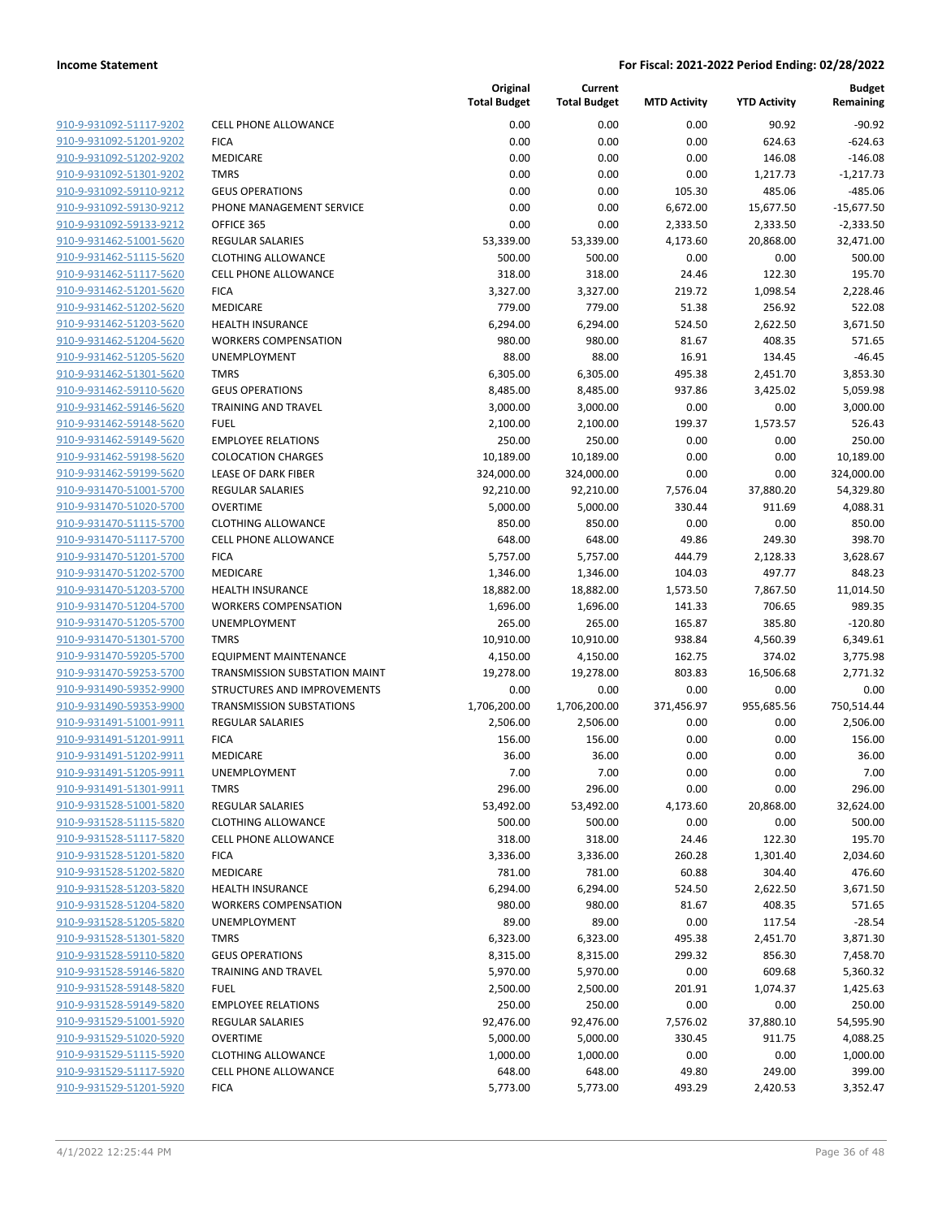## Income Statement

**For Fiscal: 2021-2022 Period Ending: 02/28/2022**

| | | Original Total Budget | Current Total Budget | MTD Activity | YTD Activity | Budget Remaining |
|---|---|---|---|---|---|---|
| 910-9-931092-51117-9202 | CELL PHONE ALLOWANCE | 0.00 | 0.00 | 0.00 | 90.92 | -90.92 |
| 910-9-931092-51201-9202 | FICA | 0.00 | 0.00 | 0.00 | 624.63 | -624.63 |
| 910-9-931092-51202-9202 | MEDICARE | 0.00 | 0.00 | 0.00 | 146.08 | -146.08 |
| 910-9-931092-51301-9202 | TMRS | 0.00 | 0.00 | 0.00 | 1,217.73 | -1,217.73 |
| 910-9-931092-59110-9212 | GEUS OPERATIONS | 0.00 | 0.00 | 105.30 | 485.06 | -485.06 |
| 910-9-931092-59130-9212 | PHONE MANAGEMENT SERVICE | 0.00 | 0.00 | 6,672.00 | 15,677.50 | -15,677.50 |
| 910-9-931092-59133-9212 | OFFICE 365 | 0.00 | 0.00 | 2,333.50 | 2,333.50 | -2,333.50 |
| 910-9-931462-51001-5620 | REGULAR SALARIES | 53,339.00 | 53,339.00 | 4,173.60 | 20,868.00 | 32,471.00 |
| 910-9-931462-51115-5620 | CLOTHING ALLOWANCE | 500.00 | 500.00 | 0.00 | 0.00 | 500.00 |
| 910-9-931462-51117-5620 | CELL PHONE ALLOWANCE | 318.00 | 318.00 | 24.46 | 122.30 | 195.70 |
| 910-9-931462-51201-5620 | FICA | 3,327.00 | 3,327.00 | 219.72 | 1,098.54 | 2,228.46 |
| 910-9-931462-51202-5620 | MEDICARE | 779.00 | 779.00 | 51.38 | 256.92 | 522.08 |
| 910-9-931462-51203-5620 | HEALTH INSURANCE | 6,294.00 | 6,294.00 | 524.50 | 2,622.50 | 3,671.50 |
| 910-9-931462-51204-5620 | WORKERS COMPENSATION | 980.00 | 980.00 | 81.67 | 408.35 | 571.65 |
| 910-9-931462-51205-5620 | UNEMPLOYMENT | 88.00 | 88.00 | 16.91 | 134.45 | -46.45 |
| 910-9-931462-51301-5620 | TMRS | 6,305.00 | 6,305.00 | 495.38 | 2,451.70 | 3,853.30 |
| 910-9-931462-59110-5620 | GEUS OPERATIONS | 8,485.00 | 8,485.00 | 937.86 | 3,425.02 | 5,059.98 |
| 910-9-931462-59146-5620 | TRAINING AND TRAVEL | 3,000.00 | 3,000.00 | 0.00 | 0.00 | 3,000.00 |
| 910-9-931462-59148-5620 | FUEL | 2,100.00 | 2,100.00 | 199.37 | 1,573.57 | 526.43 |
| 910-9-931462-59149-5620 | EMPLOYEE RELATIONS | 250.00 | 250.00 | 0.00 | 0.00 | 250.00 |
| 910-9-931462-59198-5620 | COLOCATION CHARGES | 10,189.00 | 10,189.00 | 0.00 | 0.00 | 10,189.00 |
| 910-9-931462-59199-5620 | LEASE OF DARK FIBER | 324,000.00 | 324,000.00 | 0.00 | 0.00 | 324,000.00 |
| 910-9-931470-51001-5700 | REGULAR SALARIES | 92,210.00 | 92,210.00 | 7,576.04 | 37,880.20 | 54,329.80 |
| 910-9-931470-51020-5700 | OVERTIME | 5,000.00 | 5,000.00 | 330.44 | 911.69 | 4,088.31 |
| 910-9-931470-51115-5700 | CLOTHING ALLOWANCE | 850.00 | 850.00 | 0.00 | 0.00 | 850.00 |
| 910-9-931470-51117-5700 | CELL PHONE ALLOWANCE | 648.00 | 648.00 | 49.86 | 249.30 | 398.70 |
| 910-9-931470-51201-5700 | FICA | 5,757.00 | 5,757.00 | 444.79 | 2,128.33 | 3,628.67 |
| 910-9-931470-51202-5700 | MEDICARE | 1,346.00 | 1,346.00 | 104.03 | 497.77 | 848.23 |
| 910-9-931470-51203-5700 | HEALTH INSURANCE | 18,882.00 | 18,882.00 | 1,573.50 | 7,867.50 | 11,014.50 |
| 910-9-931470-51204-5700 | WORKERS COMPENSATION | 1,696.00 | 1,696.00 | 141.33 | 706.65 | 989.35 |
| 910-9-931470-51205-5700 | UNEMPLOYMENT | 265.00 | 265.00 | 165.87 | 385.80 | -120.80 |
| 910-9-931470-51301-5700 | TMRS | 10,910.00 | 10,910.00 | 938.84 | 4,560.39 | 6,349.61 |
| 910-9-931470-59205-5700 | EQUIPMENT MAINTENANCE | 4,150.00 | 4,150.00 | 162.75 | 374.02 | 3,775.98 |
| 910-9-931470-59253-5700 | TRANSMISSION SUBSTATION MAINT | 19,278.00 | 19,278.00 | 803.83 | 16,506.68 | 2,771.32 |
| 910-9-931490-59352-9900 | STRUCTURES AND IMPROVEMENTS | 0.00 | 0.00 | 0.00 | 0.00 | 0.00 |
| 910-9-931490-59353-9900 | TRANSMISSION SUBSTATIONS | 1,706,200.00 | 1,706,200.00 | 371,456.97 | 955,685.56 | 750,514.44 |
| 910-9-931491-51001-9911 | REGULAR SALARIES | 2,506.00 | 2,506.00 | 0.00 | 0.00 | 2,506.00 |
| 910-9-931491-51201-9911 | FICA | 156.00 | 156.00 | 0.00 | 0.00 | 156.00 |
| 910-9-931491-51202-9911 | MEDICARE | 36.00 | 36.00 | 0.00 | 0.00 | 36.00 |
| 910-9-931491-51205-9911 | UNEMPLOYMENT | 7.00 | 7.00 | 0.00 | 0.00 | 7.00 |
| 910-9-931491-51301-9911 | TMRS | 296.00 | 296.00 | 0.00 | 0.00 | 296.00 |
| 910-9-931528-51001-5820 | REGULAR SALARIES | 53,492.00 | 53,492.00 | 4,173.60 | 20,868.00 | 32,624.00 |
| 910-9-931528-51115-5820 | CLOTHING ALLOWANCE | 500.00 | 500.00 | 0.00 | 0.00 | 500.00 |
| 910-9-931528-51117-5820 | CELL PHONE ALLOWANCE | 318.00 | 318.00 | 24.46 | 122.30 | 195.70 |
| 910-9-931528-51201-5820 | FICA | 3,336.00 | 3,336.00 | 260.28 | 1,301.40 | 2,034.60 |
| 910-9-931528-51202-5820 | MEDICARE | 781.00 | 781.00 | 60.88 | 304.40 | 476.60 |
| 910-9-931528-51203-5820 | HEALTH INSURANCE | 6,294.00 | 6,294.00 | 524.50 | 2,622.50 | 3,671.50 |
| 910-9-931528-51204-5820 | WORKERS COMPENSATION | 980.00 | 980.00 | 81.67 | 408.35 | 571.65 |
| 910-9-931528-51205-5820 | UNEMPLOYMENT | 89.00 | 89.00 | 0.00 | 117.54 | -28.54 |
| 910-9-931528-51301-5820 | TMRS | 6,323.00 | 6,323.00 | 495.38 | 2,451.70 | 3,871.30 |
| 910-9-931528-59110-5820 | GEUS OPERATIONS | 8,315.00 | 8,315.00 | 299.32 | 856.30 | 7,458.70 |
| 910-9-931528-59146-5820 | TRAINING AND TRAVEL | 5,970.00 | 5,970.00 | 0.00 | 609.68 | 5,360.32 |
| 910-9-931528-59148-5820 | FUEL | 2,500.00 | 2,500.00 | 201.91 | 1,074.37 | 1,425.63 |
| 910-9-931528-59149-5820 | EMPLOYEE RELATIONS | 250.00 | 250.00 | 0.00 | 0.00 | 250.00 |
| 910-9-931529-51001-5920 | REGULAR SALARIES | 92,476.00 | 92,476.00 | 7,576.02 | 37,880.10 | 54,595.90 |
| 910-9-931529-51020-5920 | OVERTIME | 5,000.00 | 5,000.00 | 330.45 | 911.75 | 4,088.25 |
| 910-9-931529-51115-5920 | CLOTHING ALLOWANCE | 1,000.00 | 1,000.00 | 0.00 | 0.00 | 1,000.00 |
| 910-9-931529-51117-5920 | CELL PHONE ALLOWANCE | 648.00 | 648.00 | 49.80 | 249.00 | 399.00 |
| 910-9-931529-51201-5920 | FICA | 5,773.00 | 5,773.00 | 493.29 | 2,420.53 | 3,352.47 |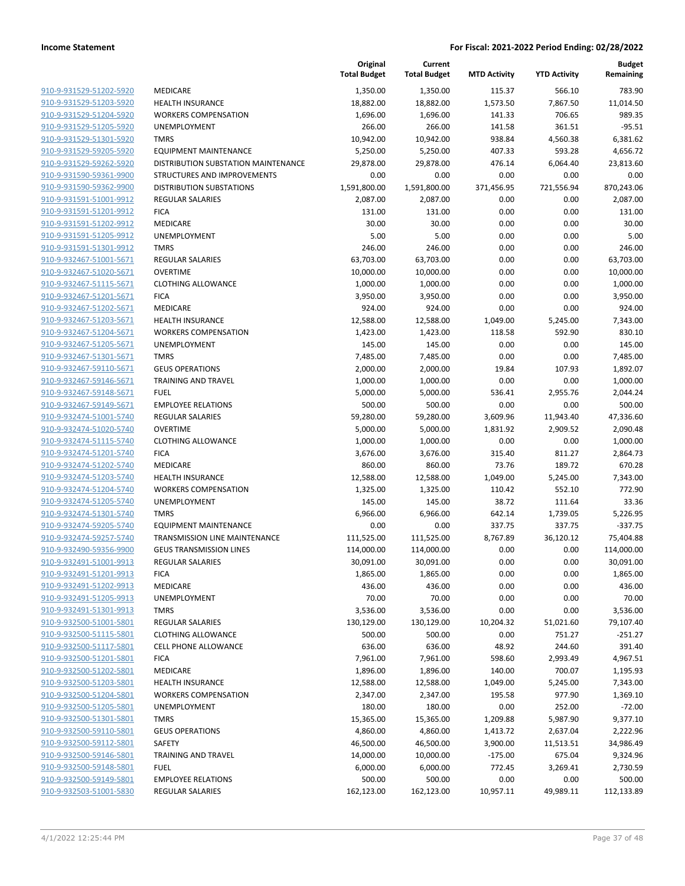| | | Original Total Budget | Current Total Budget | MTD Activity | YTD Activity | Budget Remaining |
|---|---|---|---|---|---|---|
| 910-9-931529-51202-5920 | MEDICARE | 1,350.00 | 1,350.00 | 115.37 | 566.10 | 783.90 |
| 910-9-931529-51203-5920 | HEALTH INSURANCE | 18,882.00 | 18,882.00 | 1,573.50 | 7,867.50 | 11,014.50 |
| 910-9-931529-51204-5920 | WORKERS COMPENSATION | 1,696.00 | 1,696.00 | 141.33 | 706.65 | 989.35 |
| 910-9-931529-51205-5920 | UNEMPLOYMENT | 266.00 | 266.00 | 141.58 | 361.51 | -95.51 |
| 910-9-931529-51301-5920 | TMRS | 10,942.00 | 10,942.00 | 938.84 | 4,560.38 | 6,381.62 |
| 910-9-931529-59205-5920 | EQUIPMENT MAINTENANCE | 5,250.00 | 5,250.00 | 407.33 | 593.28 | 4,656.72 |
| 910-9-931529-59262-5920 | DISTRIBUTION SUBSTATION MAINTENANCE | 29,878.00 | 29,878.00 | 476.14 | 6,064.40 | 23,813.60 |
| 910-9-931590-59361-9900 | STRUCTURES AND IMPROVEMENTS | 0.00 | 0.00 | 0.00 | 0.00 | 0.00 |
| 910-9-931590-59362-9900 | DISTRIBUTION SUBSTATIONS | 1,591,800.00 | 1,591,800.00 | 371,456.95 | 721,556.94 | 870,243.06 |
| 910-9-931591-51001-9912 | REGULAR SALARIES | 2,087.00 | 2,087.00 | 0.00 | 0.00 | 2,087.00 |
| 910-9-931591-51201-9912 | FICA | 131.00 | 131.00 | 0.00 | 0.00 | 131.00 |
| 910-9-931591-51202-9912 | MEDICARE | 30.00 | 30.00 | 0.00 | 0.00 | 30.00 |
| 910-9-931591-51205-9912 | UNEMPLOYMENT | 5.00 | 5.00 | 0.00 | 0.00 | 5.00 |
| 910-9-931591-51301-9912 | TMRS | 246.00 | 246.00 | 0.00 | 0.00 | 246.00 |
| 910-9-932467-51001-5671 | REGULAR SALARIES | 63,703.00 | 63,703.00 | 0.00 | 0.00 | 63,703.00 |
| 910-9-932467-51020-5671 | OVERTIME | 10,000.00 | 10,000.00 | 0.00 | 0.00 | 10,000.00 |
| 910-9-932467-51115-5671 | CLOTHING ALLOWANCE | 1,000.00 | 1,000.00 | 0.00 | 0.00 | 1,000.00 |
| 910-9-932467-51201-5671 | FICA | 3,950.00 | 3,950.00 | 0.00 | 0.00 | 3,950.00 |
| 910-9-932467-51202-5671 | MEDICARE | 924.00 | 924.00 | 0.00 | 0.00 | 924.00 |
| 910-9-932467-51203-5671 | HEALTH INSURANCE | 12,588.00 | 12,588.00 | 1,049.00 | 5,245.00 | 7,343.00 |
| 910-9-932467-51204-5671 | WORKERS COMPENSATION | 1,423.00 | 1,423.00 | 118.58 | 592.90 | 830.10 |
| 910-9-932467-51205-5671 | UNEMPLOYMENT | 145.00 | 145.00 | 0.00 | 0.00 | 145.00 |
| 910-9-932467-51301-5671 | TMRS | 7,485.00 | 7,485.00 | 0.00 | 0.00 | 7,485.00 |
| 910-9-932467-59110-5671 | GEUS OPERATIONS | 2,000.00 | 2,000.00 | 19.84 | 107.93 | 1,892.07 |
| 910-9-932467-59146-5671 | TRAINING AND TRAVEL | 1,000.00 | 1,000.00 | 0.00 | 0.00 | 1,000.00 |
| 910-9-932467-59148-5671 | FUEL | 5,000.00 | 5,000.00 | 536.41 | 2,955.76 | 2,044.24 |
| 910-9-932467-59149-5671 | EMPLOYEE RELATIONS | 500.00 | 500.00 | 0.00 | 0.00 | 500.00 |
| 910-9-932474-51001-5740 | REGULAR SALARIES | 59,280.00 | 59,280.00 | 3,609.96 | 11,943.40 | 47,336.60 |
| 910-9-932474-51020-5740 | OVERTIME | 5,000.00 | 5,000.00 | 1,831.92 | 2,909.52 | 2,090.48 |
| 910-9-932474-51115-5740 | CLOTHING ALLOWANCE | 1,000.00 | 1,000.00 | 0.00 | 0.00 | 1,000.00 |
| 910-9-932474-51201-5740 | FICA | 3,676.00 | 3,676.00 | 315.40 | 811.27 | 2,864.73 |
| 910-9-932474-51202-5740 | MEDICARE | 860.00 | 860.00 | 73.76 | 189.72 | 670.28 |
| 910-9-932474-51203-5740 | HEALTH INSURANCE | 12,588.00 | 12,588.00 | 1,049.00 | 5,245.00 | 7,343.00 |
| 910-9-932474-51204-5740 | WORKERS COMPENSATION | 1,325.00 | 1,325.00 | 110.42 | 552.10 | 772.90 |
| 910-9-932474-51205-5740 | UNEMPLOYMENT | 145.00 | 145.00 | 38.72 | 111.64 | 33.36 |
| 910-9-932474-51301-5740 | TMRS | 6,966.00 | 6,966.00 | 642.14 | 1,739.05 | 5,226.95 |
| 910-9-932474-59205-5740 | EQUIPMENT MAINTENANCE | 0.00 | 0.00 | 337.75 | 337.75 | -337.75 |
| 910-9-932474-59257-5740 | TRANSMISSION LINE MAINTENANCE | 111,525.00 | 111,525.00 | 8,767.89 | 36,120.12 | 75,404.88 |
| 910-9-932490-59356-9900 | GEUS TRANSMISSION LINES | 114,000.00 | 114,000.00 | 0.00 | 0.00 | 114,000.00 |
| 910-9-932491-51001-9913 | REGULAR SALARIES | 30,091.00 | 30,091.00 | 0.00 | 0.00 | 30,091.00 |
| 910-9-932491-51201-9913 | FICA | 1,865.00 | 1,865.00 | 0.00 | 0.00 | 1,865.00 |
| 910-9-932491-51202-9913 | MEDICARE | 436.00 | 436.00 | 0.00 | 0.00 | 436.00 |
| 910-9-932491-51205-9913 | UNEMPLOYMENT | 70.00 | 70.00 | 0.00 | 0.00 | 70.00 |
| 910-9-932491-51301-9913 | TMRS | 3,536.00 | 3,536.00 | 0.00 | 0.00 | 3,536.00 |
| 910-9-932500-51001-5801 | REGULAR SALARIES | 130,129.00 | 130,129.00 | 10,204.32 | 51,021.60 | 79,107.40 |
| 910-9-932500-51115-5801 | CLOTHING ALLOWANCE | 500.00 | 500.00 | 0.00 | 751.27 | -251.27 |
| 910-9-932500-51117-5801 | CELL PHONE ALLOWANCE | 636.00 | 636.00 | 48.92 | 244.60 | 391.40 |
| 910-9-932500-51201-5801 | FICA | 7,961.00 | 7,961.00 | 598.60 | 2,993.49 | 4,967.51 |
| 910-9-932500-51202-5801 | MEDICARE | 1,896.00 | 1,896.00 | 140.00 | 700.07 | 1,195.93 |
| 910-9-932500-51203-5801 | HEALTH INSURANCE | 12,588.00 | 12,588.00 | 1,049.00 | 5,245.00 | 7,343.00 |
| 910-9-932500-51204-5801 | WORKERS COMPENSATION | 2,347.00 | 2,347.00 | 195.58 | 977.90 | 1,369.10 |
| 910-9-932500-51205-5801 | UNEMPLOYMENT | 180.00 | 180.00 | 0.00 | 252.00 | -72.00 |
| 910-9-932500-51301-5801 | TMRS | 15,365.00 | 15,365.00 | 1,209.88 | 5,987.90 | 9,377.10 |
| 910-9-932500-59110-5801 | GEUS OPERATIONS | 4,860.00 | 4,860.00 | 1,413.72 | 2,637.04 | 2,222.96 |
| 910-9-932500-59112-5801 | SAFETY | 46,500.00 | 46,500.00 | 3,900.00 | 11,513.51 | 34,986.49 |
| 910-9-932500-59146-5801 | TRAINING AND TRAVEL | 14,000.00 | 10,000.00 | -175.00 | 675.04 | 9,324.96 |
| 910-9-932500-59148-5801 | FUEL | 6,000.00 | 6,000.00 | 772.45 | 3,269.41 | 2,730.59 |
| 910-9-932500-59149-5801 | EMPLOYEE RELATIONS | 500.00 | 500.00 | 0.00 | 0.00 | 500.00 |
| 910-9-932503-51001-5830 | REGULAR SALARIES | 162,123.00 | 162,123.00 | 10,957.11 | 49,989.11 | 112,133.89 |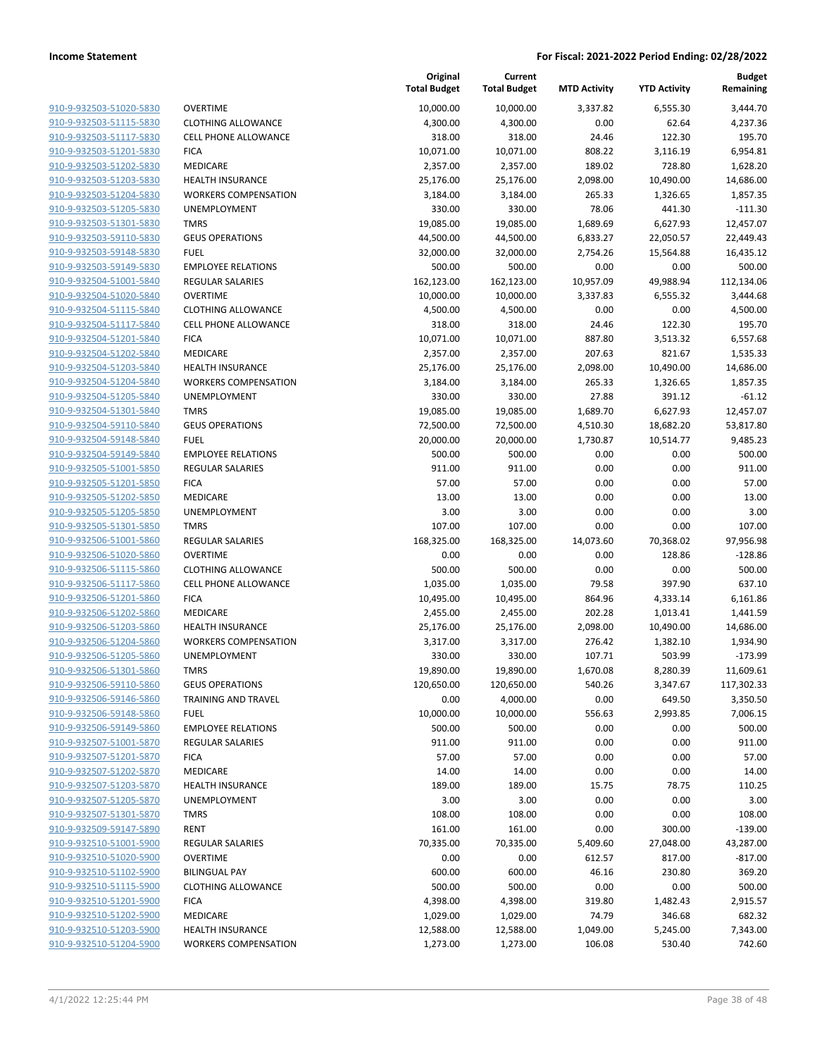**Income Statement** — For Fiscal: 2021-2022 Period Ending: 02/28/2022

| | | Original Total Budget | Current Total Budget | MTD Activity | YTD Activity | Budget Remaining |
|---|---|---|---|---|---|---|
| 910-9-932503-51020-5830 | OVERTIME | 10,000.00 | 10,000.00 | 3,337.82 | 6,555.30 | 3,444.70 |
| 910-9-932503-51115-5830 | CLOTHING ALLOWANCE | 4,300.00 | 4,300.00 | 0.00 | 62.64 | 4,237.36 |
| 910-9-932503-51117-5830 | CELL PHONE ALLOWANCE | 318.00 | 318.00 | 24.46 | 122.30 | 195.70 |
| 910-9-932503-51201-5830 | FICA | 10,071.00 | 10,071.00 | 808.22 | 3,116.19 | 6,954.81 |
| 910-9-932503-51202-5830 | MEDICARE | 2,357.00 | 2,357.00 | 189.02 | 728.80 | 1,628.20 |
| 910-9-932503-51203-5830 | HEALTH INSURANCE | 25,176.00 | 25,176.00 | 2,098.00 | 10,490.00 | 14,686.00 |
| 910-9-932503-51204-5830 | WORKERS COMPENSATION | 3,184.00 | 3,184.00 | 265.33 | 1,326.65 | 1,857.35 |
| 910-9-932503-51205-5830 | UNEMPLOYMENT | 330.00 | 330.00 | 78.06 | 441.30 | -111.30 |
| 910-9-932503-51301-5830 | TMRS | 19,085.00 | 19,085.00 | 1,689.69 | 6,627.93 | 12,457.07 |
| 910-9-932503-59110-5830 | GEUS OPERATIONS | 44,500.00 | 44,500.00 | 6,833.27 | 22,050.57 | 22,449.43 |
| 910-9-932503-59148-5830 | FUEL | 32,000.00 | 32,000.00 | 2,754.26 | 15,564.88 | 16,435.12 |
| 910-9-932503-59149-5830 | EMPLOYEE RELATIONS | 500.00 | 500.00 | 0.00 | 0.00 | 500.00 |
| 910-9-932504-51001-5840 | REGULAR SALARIES | 162,123.00 | 162,123.00 | 10,957.09 | 49,988.94 | 112,134.06 |
| 910-9-932504-51020-5840 | OVERTIME | 10,000.00 | 10,000.00 | 3,337.83 | 6,555.32 | 3,444.68 |
| 910-9-932504-51115-5840 | CLOTHING ALLOWANCE | 4,500.00 | 4,500.00 | 0.00 | 0.00 | 4,500.00 |
| 910-9-932504-51117-5840 | CELL PHONE ALLOWANCE | 318.00 | 318.00 | 24.46 | 122.30 | 195.70 |
| 910-9-932504-51201-5840 | FICA | 10,071.00 | 10,071.00 | 887.80 | 3,513.32 | 6,557.68 |
| 910-9-932504-51202-5840 | MEDICARE | 2,357.00 | 2,357.00 | 207.63 | 821.67 | 1,535.33 |
| 910-9-932504-51203-5840 | HEALTH INSURANCE | 25,176.00 | 25,176.00 | 2,098.00 | 10,490.00 | 14,686.00 |
| 910-9-932504-51204-5840 | WORKERS COMPENSATION | 3,184.00 | 3,184.00 | 265.33 | 1,326.65 | 1,857.35 |
| 910-9-932504-51205-5840 | UNEMPLOYMENT | 330.00 | 330.00 | 27.88 | 391.12 | -61.12 |
| 910-9-932504-51301-5840 | TMRS | 19,085.00 | 19,085.00 | 1,689.70 | 6,627.93 | 12,457.07 |
| 910-9-932504-59110-5840 | GEUS OPERATIONS | 72,500.00 | 72,500.00 | 4,510.30 | 18,682.20 | 53,817.80 |
| 910-9-932504-59148-5840 | FUEL | 20,000.00 | 20,000.00 | 1,730.87 | 10,514.77 | 9,485.23 |
| 910-9-932504-59149-5840 | EMPLOYEE RELATIONS | 500.00 | 500.00 | 0.00 | 0.00 | 500.00 |
| 910-9-932505-51001-5850 | REGULAR SALARIES | 911.00 | 911.00 | 0.00 | 0.00 | 911.00 |
| 910-9-932505-51201-5850 | FICA | 57.00 | 57.00 | 0.00 | 0.00 | 57.00 |
| 910-9-932505-51202-5850 | MEDICARE | 13.00 | 13.00 | 0.00 | 0.00 | 13.00 |
| 910-9-932505-51205-5850 | UNEMPLOYMENT | 3.00 | 3.00 | 0.00 | 0.00 | 3.00 |
| 910-9-932505-51301-5850 | TMRS | 107.00 | 107.00 | 0.00 | 0.00 | 107.00 |
| 910-9-932506-51001-5860 | REGULAR SALARIES | 168,325.00 | 168,325.00 | 14,073.60 | 70,368.02 | 97,956.98 |
| 910-9-932506-51020-5860 | OVERTIME | 0.00 | 0.00 | 0.00 | 128.86 | -128.86 |
| 910-9-932506-51115-5860 | CLOTHING ALLOWANCE | 500.00 | 500.00 | 0.00 | 0.00 | 500.00 |
| 910-9-932506-51117-5860 | CELL PHONE ALLOWANCE | 1,035.00 | 1,035.00 | 79.58 | 397.90 | 637.10 |
| 910-9-932506-51201-5860 | FICA | 10,495.00 | 10,495.00 | 864.96 | 4,333.14 | 6,161.86 |
| 910-9-932506-51202-5860 | MEDICARE | 2,455.00 | 2,455.00 | 202.28 | 1,013.41 | 1,441.59 |
| 910-9-932506-51203-5860 | HEALTH INSURANCE | 25,176.00 | 25,176.00 | 2,098.00 | 10,490.00 | 14,686.00 |
| 910-9-932506-51204-5860 | WORKERS COMPENSATION | 3,317.00 | 3,317.00 | 276.42 | 1,382.10 | 1,934.90 |
| 910-9-932506-51205-5860 | UNEMPLOYMENT | 330.00 | 330.00 | 107.71 | 503.99 | -173.99 |
| 910-9-932506-51301-5860 | TMRS | 19,890.00 | 19,890.00 | 1,670.08 | 8,280.39 | 11,609.61 |
| 910-9-932506-59110-5860 | GEUS OPERATIONS | 120,650.00 | 120,650.00 | 540.26 | 3,347.67 | 117,302.33 |
| 910-9-932506-59146-5860 | TRAINING AND TRAVEL | 0.00 | 4,000.00 | 0.00 | 649.50 | 3,350.50 |
| 910-9-932506-59148-5860 | FUEL | 10,000.00 | 10,000.00 | 556.63 | 2,993.85 | 7,006.15 |
| 910-9-932506-59149-5860 | EMPLOYEE RELATIONS | 500.00 | 500.00 | 0.00 | 0.00 | 500.00 |
| 910-9-932507-51001-5870 | REGULAR SALARIES | 911.00 | 911.00 | 0.00 | 0.00 | 911.00 |
| 910-9-932507-51201-5870 | FICA | 57.00 | 57.00 | 0.00 | 0.00 | 57.00 |
| 910-9-932507-51202-5870 | MEDICARE | 14.00 | 14.00 | 0.00 | 0.00 | 14.00 |
| 910-9-932507-51203-5870 | HEALTH INSURANCE | 189.00 | 189.00 | 15.75 | 78.75 | 110.25 |
| 910-9-932507-51205-5870 | UNEMPLOYMENT | 3.00 | 3.00 | 0.00 | 0.00 | 3.00 |
| 910-9-932507-51301-5870 | TMRS | 108.00 | 108.00 | 0.00 | 0.00 | 108.00 |
| 910-9-932509-59147-5890 | RENT | 161.00 | 161.00 | 0.00 | 300.00 | -139.00 |
| 910-9-932510-51001-5900 | REGULAR SALARIES | 70,335.00 | 70,335.00 | 5,409.60 | 27,048.00 | 43,287.00 |
| 910-9-932510-51020-5900 | OVERTIME | 0.00 | 0.00 | 612.57 | 817.00 | -817.00 |
| 910-9-932510-51102-5900 | BILINGUAL PAY | 600.00 | 600.00 | 46.16 | 230.80 | 369.20 |
| 910-9-932510-51115-5900 | CLOTHING ALLOWANCE | 500.00 | 500.00 | 0.00 | 0.00 | 500.00 |
| 910-9-932510-51201-5900 | FICA | 4,398.00 | 4,398.00 | 319.80 | 1,482.43 | 2,915.57 |
| 910-9-932510-51202-5900 | MEDICARE | 1,029.00 | 1,029.00 | 74.79 | 346.68 | 682.32 |
| 910-9-932510-51203-5900 | HEALTH INSURANCE | 12,588.00 | 12,588.00 | 1,049.00 | 5,245.00 | 7,343.00 |
| 910-9-932510-51204-5900 | WORKERS COMPENSATION | 1,273.00 | 1,273.00 | 106.08 | 530.40 | 742.60 |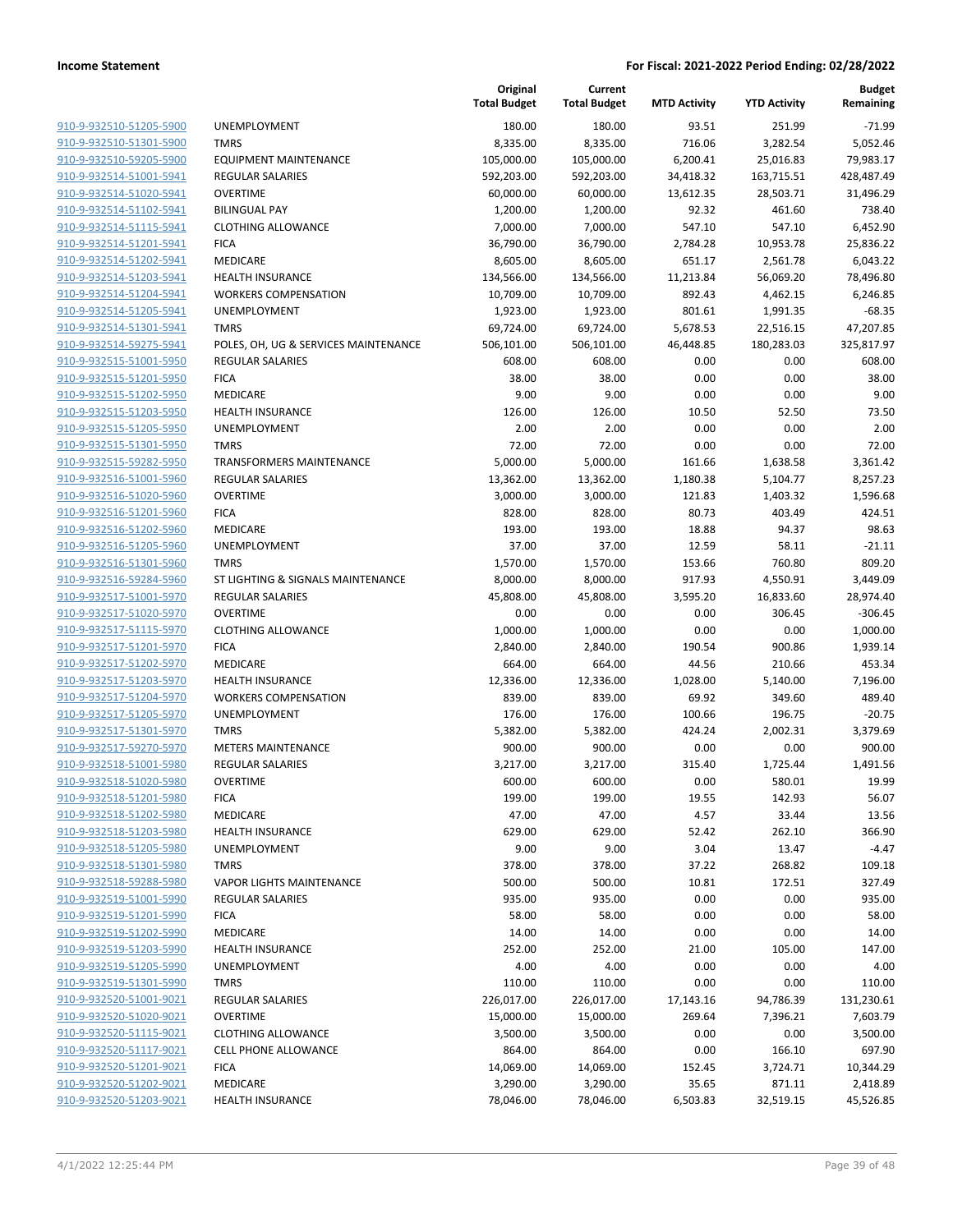**Income Statement** — For Fiscal: 2021-2022 Period Ending: 02/28/2022

| | | Original Total Budget | Current Total Budget | MTD Activity | YTD Activity | Budget Remaining |
|---|---|---|---|---|---|---|
| 910-9-932510-51205-5900 | UNEMPLOYMENT | 180.00 | 180.00 | 93.51 | 251.99 | -71.99 |
| 910-9-932510-51301-5900 | TMRS | 8,335.00 | 8,335.00 | 716.06 | 3,282.54 | 5,052.46 |
| 910-9-932510-59205-5900 | EQUIPMENT MAINTENANCE | 105,000.00 | 105,000.00 | 6,200.41 | 25,016.83 | 79,983.17 |
| 910-9-932514-51001-5941 | REGULAR SALARIES | 592,203.00 | 592,203.00 | 34,418.32 | 163,715.51 | 428,487.49 |
| 910-9-932514-51020-5941 | OVERTIME | 60,000.00 | 60,000.00 | 13,612.35 | 28,503.71 | 31,496.29 |
| 910-9-932514-51102-5941 | BILINGUAL PAY | 1,200.00 | 1,200.00 | 92.32 | 461.60 | 738.40 |
| 910-9-932514-51115-5941 | CLOTHING ALLOWANCE | 7,000.00 | 7,000.00 | 547.10 | 547.10 | 6,452.90 |
| 910-9-932514-51201-5941 | FICA | 36,790.00 | 36,790.00 | 2,784.28 | 10,953.78 | 25,836.22 |
| 910-9-932514-51202-5941 | MEDICARE | 8,605.00 | 8,605.00 | 651.17 | 2,561.78 | 6,043.22 |
| 910-9-932514-51203-5941 | HEALTH INSURANCE | 134,566.00 | 134,566.00 | 11,213.84 | 56,069.20 | 78,496.80 |
| 910-9-932514-51204-5941 | WORKERS COMPENSATION | 10,709.00 | 10,709.00 | 892.43 | 4,462.15 | 6,246.85 |
| 910-9-932514-51205-5941 | UNEMPLOYMENT | 1,923.00 | 1,923.00 | 801.61 | 1,991.35 | -68.35 |
| 910-9-932514-51301-5941 | TMRS | 69,724.00 | 69,724.00 | 5,678.53 | 22,516.15 | 47,207.85 |
| 910-9-932514-59275-5941 | POLES, OH, UG & SERVICES MAINTENANCE | 506,101.00 | 506,101.00 | 46,448.85 | 180,283.03 | 325,817.97 |
| 910-9-932515-51001-5950 | REGULAR SALARIES | 608.00 | 608.00 | 0.00 | 0.00 | 608.00 |
| 910-9-932515-51201-5950 | FICA | 38.00 | 38.00 | 0.00 | 0.00 | 38.00 |
| 910-9-932515-51202-5950 | MEDICARE | 9.00 | 9.00 | 0.00 | 0.00 | 9.00 |
| 910-9-932515-51203-5950 | HEALTH INSURANCE | 126.00 | 126.00 | 10.50 | 52.50 | 73.50 |
| 910-9-932515-51205-5950 | UNEMPLOYMENT | 2.00 | 2.00 | 0.00 | 0.00 | 2.00 |
| 910-9-932515-51301-5950 | TMRS | 72.00 | 72.00 | 0.00 | 0.00 | 72.00 |
| 910-9-932515-59282-5950 | TRANSFORMERS MAINTENANCE | 5,000.00 | 5,000.00 | 161.66 | 1,638.58 | 3,361.42 |
| 910-9-932516-51001-5960 | REGULAR SALARIES | 13,362.00 | 13,362.00 | 1,180.38 | 5,104.77 | 8,257.23 |
| 910-9-932516-51020-5960 | OVERTIME | 3,000.00 | 3,000.00 | 121.83 | 1,403.32 | 1,596.68 |
| 910-9-932516-51201-5960 | FICA | 828.00 | 828.00 | 80.73 | 403.49 | 424.51 |
| 910-9-932516-51202-5960 | MEDICARE | 193.00 | 193.00 | 18.88 | 94.37 | 98.63 |
| 910-9-932516-51205-5960 | UNEMPLOYMENT | 37.00 | 37.00 | 12.59 | 58.11 | -21.11 |
| 910-9-932516-51301-5960 | TMRS | 1,570.00 | 1,570.00 | 153.66 | 760.80 | 809.20 |
| 910-9-932516-59284-5960 | ST LIGHTING & SIGNALS MAINTENANCE | 8,000.00 | 8,000.00 | 917.93 | 4,550.91 | 3,449.09 |
| 910-9-932517-51001-5970 | REGULAR SALARIES | 45,808.00 | 45,808.00 | 3,595.20 | 16,833.60 | 28,974.40 |
| 910-9-932517-51020-5970 | OVERTIME | 0.00 | 0.00 | 0.00 | 306.45 | -306.45 |
| 910-9-932517-51115-5970 | CLOTHING ALLOWANCE | 1,000.00 | 1,000.00 | 0.00 | 0.00 | 1,000.00 |
| 910-9-932517-51201-5970 | FICA | 2,840.00 | 2,840.00 | 190.54 | 900.86 | 1,939.14 |
| 910-9-932517-51202-5970 | MEDICARE | 664.00 | 664.00 | 44.56 | 210.66 | 453.34 |
| 910-9-932517-51203-5970 | HEALTH INSURANCE | 12,336.00 | 12,336.00 | 1,028.00 | 5,140.00 | 7,196.00 |
| 910-9-932517-51204-5970 | WORKERS COMPENSATION | 839.00 | 839.00 | 69.92 | 349.60 | 489.40 |
| 910-9-932517-51205-5970 | UNEMPLOYMENT | 176.00 | 176.00 | 100.66 | 196.75 | -20.75 |
| 910-9-932517-51301-5970 | TMRS | 5,382.00 | 5,382.00 | 424.24 | 2,002.31 | 3,379.69 |
| 910-9-932517-59270-5970 | METERS MAINTENANCE | 900.00 | 900.00 | 0.00 | 0.00 | 900.00 |
| 910-9-932518-51001-5980 | REGULAR SALARIES | 3,217.00 | 3,217.00 | 315.40 | 1,725.44 | 1,491.56 |
| 910-9-932518-51020-5980 | OVERTIME | 600.00 | 600.00 | 0.00 | 580.01 | 19.99 |
| 910-9-932518-51201-5980 | FICA | 199.00 | 199.00 | 19.55 | 142.93 | 56.07 |
| 910-9-932518-51202-5980 | MEDICARE | 47.00 | 47.00 | 4.57 | 33.44 | 13.56 |
| 910-9-932518-51203-5980 | HEALTH INSURANCE | 629.00 | 629.00 | 52.42 | 262.10 | 366.90 |
| 910-9-932518-51205-5980 | UNEMPLOYMENT | 9.00 | 9.00 | 3.04 | 13.47 | -4.47 |
| 910-9-932518-51301-5980 | TMRS | 378.00 | 378.00 | 37.22 | 268.82 | 109.18 |
| 910-9-932518-59288-5980 | VAPOR LIGHTS MAINTENANCE | 500.00 | 500.00 | 10.81 | 172.51 | 327.49 |
| 910-9-932519-51001-5990 | REGULAR SALARIES | 935.00 | 935.00 | 0.00 | 0.00 | 935.00 |
| 910-9-932519-51201-5990 | FICA | 58.00 | 58.00 | 0.00 | 0.00 | 58.00 |
| 910-9-932519-51202-5990 | MEDICARE | 14.00 | 14.00 | 0.00 | 0.00 | 14.00 |
| 910-9-932519-51203-5990 | HEALTH INSURANCE | 252.00 | 252.00 | 21.00 | 105.00 | 147.00 |
| 910-9-932519-51205-5990 | UNEMPLOYMENT | 4.00 | 4.00 | 0.00 | 0.00 | 4.00 |
| 910-9-932519-51301-5990 | TMRS | 110.00 | 110.00 | 0.00 | 0.00 | 110.00 |
| 910-9-932520-51001-9021 | REGULAR SALARIES | 226,017.00 | 226,017.00 | 17,143.16 | 94,786.39 | 131,230.61 |
| 910-9-932520-51020-9021 | OVERTIME | 15,000.00 | 15,000.00 | 269.64 | 7,396.21 | 7,603.79 |
| 910-9-932520-51115-9021 | CLOTHING ALLOWANCE | 3,500.00 | 3,500.00 | 0.00 | 0.00 | 3,500.00 |
| 910-9-932520-51117-9021 | CELL PHONE ALLOWANCE | 864.00 | 864.00 | 0.00 | 166.10 | 697.90 |
| 910-9-932520-51201-9021 | FICA | 14,069.00 | 14,069.00 | 152.45 | 3,724.71 | 10,344.29 |
| 910-9-932520-51202-9021 | MEDICARE | 3,290.00 | 3,290.00 | 35.65 | 871.11 | 2,418.89 |
| 910-9-932520-51203-9021 | HEALTH INSURANCE | 78,046.00 | 78,046.00 | 6,503.83 | 32,519.15 | 45,526.85 |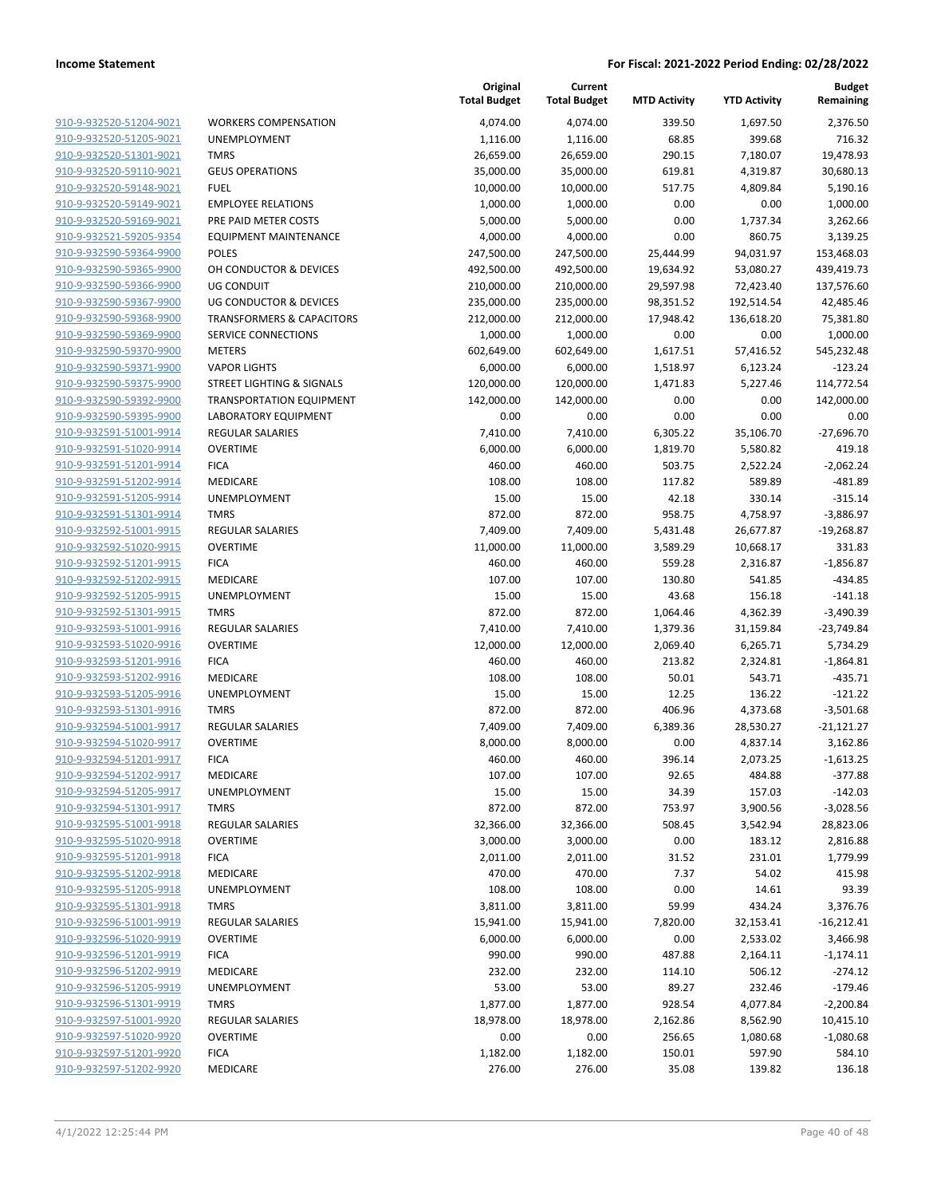| | | Original Total Budget | Current Total Budget | MTD Activity | YTD Activity | Budget Remaining |
|---|---|---|---|---|---|---|
| 910-9-932520-51204-9021 | WORKERS COMPENSATION | 4,074.00 | 4,074.00 | 339.50 | 1,697.50 | 2,376.50 |
| 910-9-932520-51205-9021 | UNEMPLOYMENT | 1,116.00 | 1,116.00 | 68.85 | 399.68 | 716.32 |
| 910-9-932520-51301-9021 | TMRS | 26,659.00 | 26,659.00 | 290.15 | 7,180.07 | 19,478.93 |
| 910-9-932520-59110-9021 | GEUS OPERATIONS | 35,000.00 | 35,000.00 | 619.81 | 4,319.87 | 30,680.13 |
| 910-9-932520-59148-9021 | FUEL | 10,000.00 | 10,000.00 | 517.75 | 4,809.84 | 5,190.16 |
| 910-9-932520-59149-9021 | EMPLOYEE RELATIONS | 1,000.00 | 1,000.00 | 0.00 | 0.00 | 1,000.00 |
| 910-9-932520-59169-9021 | PRE PAID METER COSTS | 5,000.00 | 5,000.00 | 0.00 | 1,737.34 | 3,262.66 |
| 910-9-932521-59205-9354 | EQUIPMENT MAINTENANCE | 4,000.00 | 4,000.00 | 0.00 | 860.75 | 3,139.25 |
| 910-9-932590-59364-9900 | POLES | 247,500.00 | 247,500.00 | 25,444.99 | 94,031.97 | 153,468.03 |
| 910-9-932590-59365-9900 | OH CONDUCTOR & DEVICES | 492,500.00 | 492,500.00 | 19,634.92 | 53,080.27 | 439,419.73 |
| 910-9-932590-59366-9900 | UG CONDUIT | 210,000.00 | 210,000.00 | 29,597.98 | 72,423.40 | 137,576.60 |
| 910-9-932590-59367-9900 | UG CONDUCTOR & DEVICES | 235,000.00 | 235,000.00 | 98,351.52 | 192,514.54 | 42,485.46 |
| 910-9-932590-59368-9900 | TRANSFORMERS & CAPACITORS | 212,000.00 | 212,000.00 | 17,948.42 | 136,618.20 | 75,381.80 |
| 910-9-932590-59369-9900 | SERVICE CONNECTIONS | 1,000.00 | 1,000.00 | 0.00 | 0.00 | 1,000.00 |
| 910-9-932590-59370-9900 | METERS | 602,649.00 | 602,649.00 | 1,617.51 | 57,416.52 | 545,232.48 |
| 910-9-932590-59371-9900 | VAPOR LIGHTS | 6,000.00 | 6,000.00 | 1,518.97 | 6,123.24 | -123.24 |
| 910-9-932590-59375-9900 | STREET LIGHTING & SIGNALS | 120,000.00 | 120,000.00 | 1,471.83 | 5,227.46 | 114,772.54 |
| 910-9-932590-59392-9900 | TRANSPORTATION EQUIPMENT | 142,000.00 | 142,000.00 | 0.00 | 0.00 | 142,000.00 |
| 910-9-932590-59395-9900 | LABORATORY EQUIPMENT | 0.00 | 0.00 | 0.00 | 0.00 | 0.00 |
| 910-9-932591-51001-9914 | REGULAR SALARIES | 7,410.00 | 7,410.00 | 6,305.22 | 35,106.70 | -27,696.70 |
| 910-9-932591-51020-9914 | OVERTIME | 6,000.00 | 6,000.00 | 1,819.70 | 5,580.82 | 419.18 |
| 910-9-932591-51201-9914 | FICA | 460.00 | 460.00 | 503.75 | 2,522.24 | -2,062.24 |
| 910-9-932591-51202-9914 | MEDICARE | 108.00 | 108.00 | 117.82 | 589.89 | -481.89 |
| 910-9-932591-51205-9914 | UNEMPLOYMENT | 15.00 | 15.00 | 42.18 | 330.14 | -315.14 |
| 910-9-932591-51301-9914 | TMRS | 872.00 | 872.00 | 958.75 | 4,758.97 | -3,886.97 |
| 910-9-932592-51001-9915 | REGULAR SALARIES | 7,409.00 | 7,409.00 | 5,431.48 | 26,677.87 | -19,268.87 |
| 910-9-932592-51020-9915 | OVERTIME | 11,000.00 | 11,000.00 | 3,589.29 | 10,668.17 | 331.83 |
| 910-9-932592-51201-9915 | FICA | 460.00 | 460.00 | 559.28 | 2,316.87 | -1,856.87 |
| 910-9-932592-51202-9915 | MEDICARE | 107.00 | 107.00 | 130.80 | 541.85 | -434.85 |
| 910-9-932592-51205-9915 | UNEMPLOYMENT | 15.00 | 15.00 | 43.68 | 156.18 | -141.18 |
| 910-9-932592-51301-9915 | TMRS | 872.00 | 872.00 | 1,064.46 | 4,362.39 | -3,490.39 |
| 910-9-932593-51001-9916 | REGULAR SALARIES | 7,410.00 | 7,410.00 | 1,379.36 | 31,159.84 | -23,749.84 |
| 910-9-932593-51020-9916 | OVERTIME | 12,000.00 | 12,000.00 | 2,069.40 | 6,265.71 | 5,734.29 |
| 910-9-932593-51201-9916 | FICA | 460.00 | 460.00 | 213.82 | 2,324.81 | -1,864.81 |
| 910-9-932593-51202-9916 | MEDICARE | 108.00 | 108.00 | 50.01 | 543.71 | -435.71 |
| 910-9-932593-51205-9916 | UNEMPLOYMENT | 15.00 | 15.00 | 12.25 | 136.22 | -121.22 |
| 910-9-932593-51301-9916 | TMRS | 872.00 | 872.00 | 406.96 | 4,373.68 | -3,501.68 |
| 910-9-932594-51001-9917 | REGULAR SALARIES | 7,409.00 | 7,409.00 | 6,389.36 | 28,530.27 | -21,121.27 |
| 910-9-932594-51020-9917 | OVERTIME | 8,000.00 | 8,000.00 | 0.00 | 4,837.14 | 3,162.86 |
| 910-9-932594-51201-9917 | FICA | 460.00 | 460.00 | 396.14 | 2,073.25 | -1,613.25 |
| 910-9-932594-51202-9917 | MEDICARE | 107.00 | 107.00 | 92.65 | 484.88 | -377.88 |
| 910-9-932594-51205-9917 | UNEMPLOYMENT | 15.00 | 15.00 | 34.39 | 157.03 | -142.03 |
| 910-9-932594-51301-9917 | TMRS | 872.00 | 872.00 | 753.97 | 3,900.56 | -3,028.56 |
| 910-9-932595-51001-9918 | REGULAR SALARIES | 32,366.00 | 32,366.00 | 508.45 | 3,542.94 | 28,823.06 |
| 910-9-932595-51020-9918 | OVERTIME | 3,000.00 | 3,000.00 | 0.00 | 183.12 | 2,816.88 |
| 910-9-932595-51201-9918 | FICA | 2,011.00 | 2,011.00 | 31.52 | 231.01 | 1,779.99 |
| 910-9-932595-51202-9918 | MEDICARE | 470.00 | 470.00 | 7.37 | 54.02 | 415.98 |
| 910-9-932595-51205-9918 | UNEMPLOYMENT | 108.00 | 108.00 | 0.00 | 14.61 | 93.39 |
| 910-9-932595-51301-9918 | TMRS | 3,811.00 | 3,811.00 | 59.99 | 434.24 | 3,376.76 |
| 910-9-932596-51001-9919 | REGULAR SALARIES | 15,941.00 | 15,941.00 | 7,820.00 | 32,153.41 | -16,212.41 |
| 910-9-932596-51020-9919 | OVERTIME | 6,000.00 | 6,000.00 | 0.00 | 2,533.02 | 3,466.98 |
| 910-9-932596-51201-9919 | FICA | 990.00 | 990.00 | 487.88 | 2,164.11 | -1,174.11 |
| 910-9-932596-51202-9919 | MEDICARE | 232.00 | 232.00 | 114.10 | 506.12 | -274.12 |
| 910-9-932596-51205-9919 | UNEMPLOYMENT | 53.00 | 53.00 | 89.27 | 232.46 | -179.46 |
| 910-9-932596-51301-9919 | TMRS | 1,877.00 | 1,877.00 | 928.54 | 4,077.84 | -2,200.84 |
| 910-9-932597-51001-9920 | REGULAR SALARIES | 18,978.00 | 18,978.00 | 2,162.86 | 8,562.90 | 10,415.10 |
| 910-9-932597-51020-9920 | OVERTIME | 0.00 | 0.00 | 256.65 | 1,080.68 | -1,080.68 |
| 910-9-932597-51201-9920 | FICA | 1,182.00 | 1,182.00 | 150.01 | 597.90 | 584.10 |
| 910-9-932597-51202-9920 | MEDICARE | 276.00 | 276.00 | 35.08 | 139.82 | 136.18 |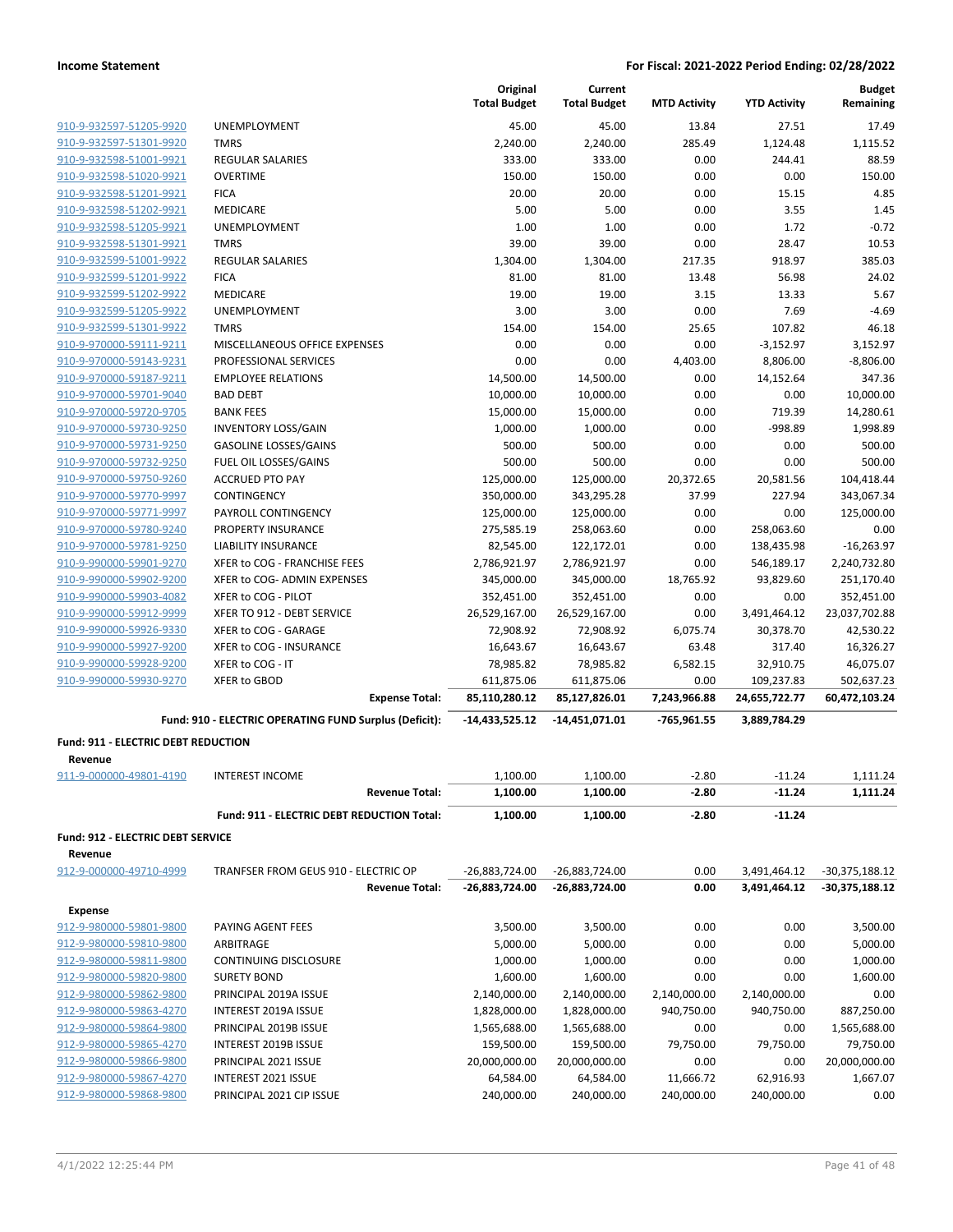| | | Original Total Budget | Current Total Budget | MTD Activity | YTD Activity | Budget Remaining |
|---|---|---|---|---|---|---|
| 910-9-932597-51205-9920 | UNEMPLOYMENT | 45.00 | 45.00 | 13.84 | 27.51 | 17.49 |
| 910-9-932597-51301-9920 | TMRS | 2,240.00 | 2,240.00 | 285.49 | 1,124.48 | 1,115.52 |
| 910-9-932598-51001-9921 | REGULAR SALARIES | 333.00 | 333.00 | 0.00 | 244.41 | 88.59 |
| 910-9-932598-51020-9921 | OVERTIME | 150.00 | 150.00 | 0.00 | 0.00 | 150.00 |
| 910-9-932598-51201-9921 | FICA | 20.00 | 20.00 | 0.00 | 15.15 | 4.85 |
| 910-9-932598-51202-9921 | MEDICARE | 5.00 | 5.00 | 0.00 | 3.55 | 1.45 |
| 910-9-932598-51205-9921 | UNEMPLOYMENT | 1.00 | 1.00 | 0.00 | 1.72 | -0.72 |
| 910-9-932598-51301-9921 | TMRS | 39.00 | 39.00 | 0.00 | 28.47 | 10.53 |
| 910-9-932599-51001-9922 | REGULAR SALARIES | 1,304.00 | 1,304.00 | 217.35 | 918.97 | 385.03 |
| 910-9-932599-51201-9922 | FICA | 81.00 | 81.00 | 13.48 | 56.98 | 24.02 |
| 910-9-932599-51202-9922 | MEDICARE | 19.00 | 19.00 | 3.15 | 13.33 | 5.67 |
| 910-9-932599-51205-9922 | UNEMPLOYMENT | 3.00 | 3.00 | 0.00 | 7.69 | -4.69 |
| 910-9-932599-51301-9922 | TMRS | 154.00 | 154.00 | 25.65 | 107.82 | 46.18 |
| 910-9-970000-59111-9211 | MISCELLANEOUS OFFICE EXPENSES | 0.00 | 0.00 | 0.00 | -3,152.97 | 3,152.97 |
| 910-9-970000-59143-9231 | PROFESSIONAL SERVICES | 0.00 | 0.00 | 4,403.00 | 8,806.00 | -8,806.00 |
| 910-9-970000-59187-9211 | EMPLOYEE RELATIONS | 14,500.00 | 14,500.00 | 0.00 | 14,152.64 | 347.36 |
| 910-9-970000-59701-9040 | BAD DEBT | 10,000.00 | 10,000.00 | 0.00 | 0.00 | 10,000.00 |
| 910-9-970000-59720-9705 | BANK FEES | 15,000.00 | 15,000.00 | 0.00 | 719.39 | 14,280.61 |
| 910-9-970000-59730-9250 | INVENTORY LOSS/GAIN | 1,000.00 | 1,000.00 | 0.00 | -998.89 | 1,998.89 |
| 910-9-970000-59731-9250 | GASOLINE LOSSES/GAINS | 500.00 | 500.00 | 0.00 | 0.00 | 500.00 |
| 910-9-970000-59732-9250 | FUEL OIL LOSSES/GAINS | 500.00 | 500.00 | 0.00 | 0.00 | 500.00 |
| 910-9-970000-59750-9260 | ACCRUED PTO PAY | 125,000.00 | 125,000.00 | 20,372.65 | 20,581.56 | 104,418.44 |
| 910-9-970000-59770-9997 | CONTINGENCY | 350,000.00 | 343,295.28 | 37.99 | 227.94 | 343,067.34 |
| 910-9-970000-59771-9997 | PAYROLL CONTINGENCY | 125,000.00 | 125,000.00 | 0.00 | 0.00 | 125,000.00 |
| 910-9-970000-59780-9240 | PROPERTY INSURANCE | 275,585.19 | 258,063.60 | 0.00 | 258,063.60 | 0.00 |
| 910-9-970000-59781-9250 | LIABILITY INSURANCE | 82,545.00 | 122,172.01 | 0.00 | 138,435.98 | -16,263.97 |
| 910-9-990000-59901-9270 | XFER to COG - FRANCHISE FEES | 2,786,921.97 | 2,786,921.97 | 0.00 | 546,189.17 | 2,240,732.80 |
| 910-9-990000-59902-9200 | XFER to COG- ADMIN EXPENSES | 345,000.00 | 345,000.00 | 18,765.92 | 93,829.60 | 251,170.40 |
| 910-9-990000-59903-4082 | XFER to COG - PILOT | 352,451.00 | 352,451.00 | 0.00 | 0.00 | 352,451.00 |
| 910-9-990000-59912-9999 | XFER TO 912 - DEBT SERVICE | 26,529,167.00 | 26,529,167.00 | 0.00 | 3,491,464.12 | 23,037,702.88 |
| 910-9-990000-59926-9330 | XFER to COG - GARAGE | 72,908.92 | 72,908.92 | 6,075.74 | 30,378.70 | 42,530.22 |
| 910-9-990000-59927-9200 | XFER to COG - INSURANCE | 16,643.67 | 16,643.67 | 63.48 | 317.40 | 16,326.27 |
| 910-9-990000-59928-9200 | XFER to COG - IT | 78,985.82 | 78,985.82 | 6,582.15 | 32,910.75 | 46,075.07 |
| 910-9-990000-59930-9270 | XFER to GBOD | 611,875.06 | 611,875.06 | 0.00 | 109,237.83 | 502,637.23 |
| | **Expense Total:** | **85,110,280.12** | **85,127,826.01** | **7,243,966.88** | **24,655,722.77** | **60,472,103.24** |
| | **Fund: 910 - ELECTRIC OPERATING FUND Surplus (Deficit):** | **-14,433,525.12** | **-14,451,071.01** | **-765,961.55** | **3,889,784.29** | |

**Fund: 911 - ELECTRIC DEBT REDUCTION**

**Revenue**

| | | Original Total Budget | Current Total Budget | MTD Activity | YTD Activity | Budget Remaining |
|---|---|---|---|---|---|---|
| 911-9-000000-49801-4190 | INTEREST INCOME | 1,100.00 | 1,100.00 | -2.80 | -11.24 | 1,111.24 |
| | **Revenue Total:** | **1,100.00** | **1,100.00** | **-2.80** | **-11.24** | **1,111.24** |
| | **Fund: 911 - ELECTRIC DEBT REDUCTION Total:** | **1,100.00** | **1,100.00** | **-2.80** | **-11.24** | |

**Fund: 912 - ELECTRIC DEBT SERVICE**

**Revenue**

| | | Original Total Budget | Current Total Budget | MTD Activity | YTD Activity | Budget Remaining |
|---|---|---|---|---|---|---|
| 912-9-000000-49710-4999 | TRANFSER FROM GEUS 910 - ELECTRIC OP | -26,883,724.00 | -26,883,724.00 | 0.00 | 3,491,464.12 | -30,375,188.12 |
| | **Revenue Total:** | **-26,883,724.00** | **-26,883,724.00** | **0.00** | **3,491,464.12** | **-30,375,188.12** |

**Expense**

| | | Original Total Budget | Current Total Budget | MTD Activity | YTD Activity | Budget Remaining |
|---|---|---|---|---|---|---|
| 912-9-980000-59801-9800 | PAYING AGENT FEES | 3,500.00 | 3,500.00 | 0.00 | 0.00 | 3,500.00 |
| 912-9-980000-59810-9800 | ARBITRAGE | 5,000.00 | 5,000.00 | 0.00 | 0.00 | 5,000.00 |
| 912-9-980000-59811-9800 | CONTINUING DISCLOSURE | 1,000.00 | 1,000.00 | 0.00 | 0.00 | 1,000.00 |
| 912-9-980000-59820-9800 | SURETY BOND | 1,600.00 | 1,600.00 | 0.00 | 0.00 | 1,600.00 |
| 912-9-980000-59862-9800 | PRINCIPAL 2019A ISSUE | 2,140,000.00 | 2,140,000.00 | 2,140,000.00 | 2,140,000.00 | 0.00 |
| 912-9-980000-59863-4270 | INTEREST 2019A ISSUE | 1,828,000.00 | 1,828,000.00 | 940,750.00 | 940,750.00 | 887,250.00 |
| 912-9-980000-59864-9800 | PRINCIPAL 2019B ISSUE | 1,565,688.00 | 1,565,688.00 | 0.00 | 0.00 | 1,565,688.00 |
| 912-9-980000-59865-4270 | INTEREST 2019B ISSUE | 159,500.00 | 159,500.00 | 79,750.00 | 79,750.00 | 79,750.00 |
| 912-9-980000-59866-9800 | PRINCIPAL 2021 ISSUE | 20,000,000.00 | 20,000,000.00 | 0.00 | 0.00 | 20,000,000.00 |
| 912-9-980000-59867-4270 | INTEREST 2021 ISSUE | 64,584.00 | 64,584.00 | 11,666.72 | 62,916.93 | 1,667.07 |
| 912-9-980000-59868-9800 | PRINCIPAL 2021 CIP ISSUE | 240,000.00 | 240,000.00 | 240,000.00 | 240,000.00 | 0.00 |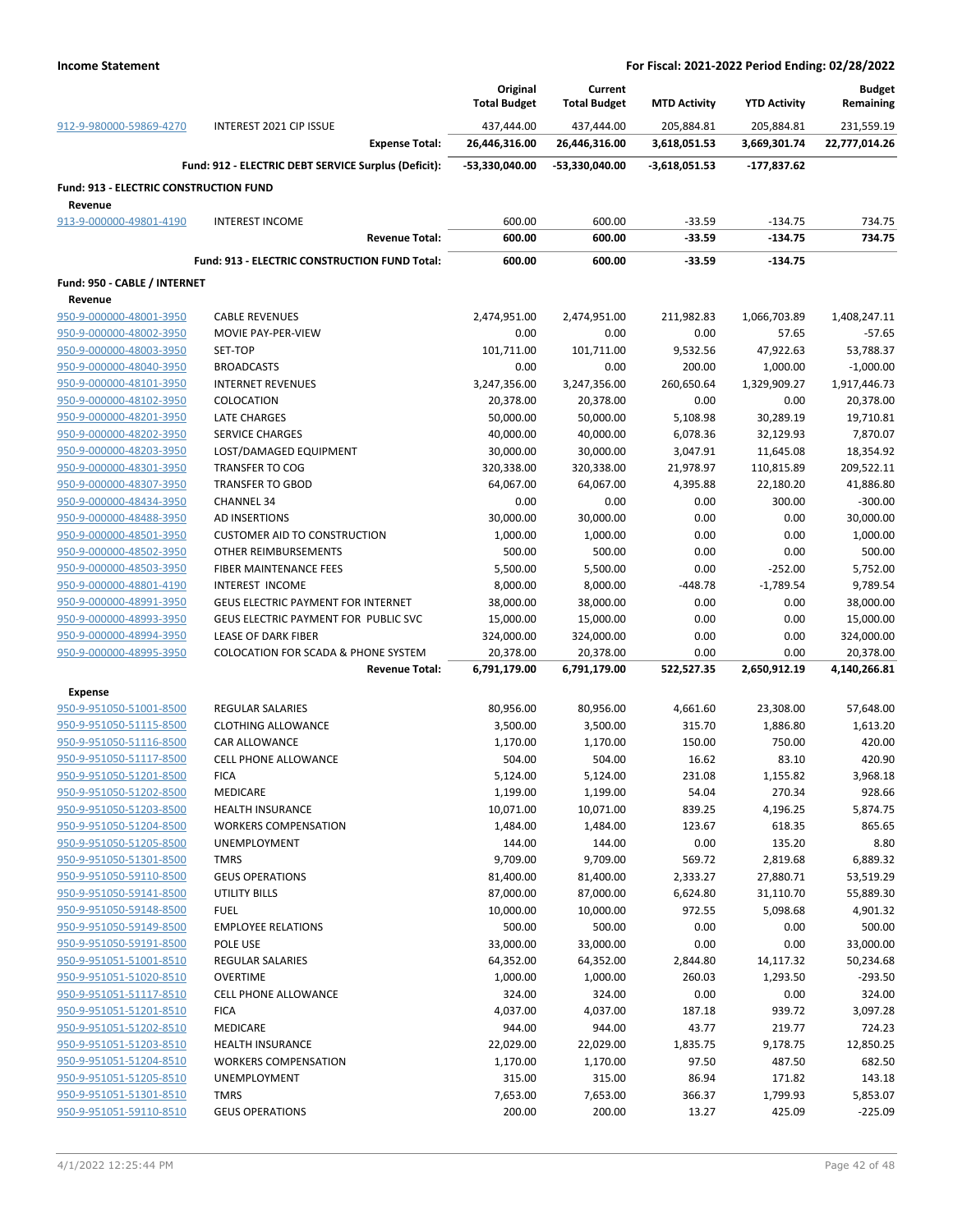**Income Statement** — **For Fiscal: 2021-2022 Period Ending: 02/28/2022**

| | | Original Total Budget | Current Total Budget | MTD Activity | YTD Activity | Budget Remaining |
|---|---|---|---|---|---|---|
| 912-9-980000-59869-4270 | INTEREST 2021 CIP ISSUE | 437,444.00 | 437,444.00 | 205,884.81 | 205,884.81 | 231,559.19 |
| | **Expense Total:** | **26,446,316.00** | **26,446,316.00** | **3,618,051.53** | **3,669,301.74** | **22,777,014.26** |
| | **Fund: 912 - ELECTRIC DEBT SERVICE Surplus (Deficit):** | **-53,330,040.00** | **-53,330,040.00** | **-3,618,051.53** | **-177,837.62** | |
| **Fund: 913 - ELECTRIC CONSTRUCTION FUND** | | | | | | |
| **Revenue** | | | | | | |
| 913-9-000000-49801-4190 | INTEREST INCOME | 600.00 | 600.00 | -33.59 | -134.75 | 734.75 |
| | **Revenue Total:** | **600.00** | **600.00** | **-33.59** | **-134.75** | **734.75** |
| | **Fund: 913 - ELECTRIC CONSTRUCTION FUND Total:** | **600.00** | **600.00** | **-33.59** | **-134.75** | |
| **Fund: 950 - CABLE / INTERNET** | | | | | | |
| **Revenue** | | | | | | |
| 950-9-000000-48001-3950 | CABLE REVENUES | 2,474,951.00 | 2,474,951.00 | 211,982.83 | 1,066,703.89 | 1,408,247.11 |
| 950-9-000000-48002-3950 | MOVIE PAY-PER-VIEW | 0.00 | 0.00 | 0.00 | 57.65 | -57.65 |
| 950-9-000000-48003-3950 | SET-TOP | 101,711.00 | 101,711.00 | 9,532.56 | 47,922.63 | 53,788.37 |
| 950-9-000000-48040-3950 | BROADCASTS | 0.00 | 0.00 | 200.00 | 1,000.00 | -1,000.00 |
| 950-9-000000-48101-3950 | INTERNET REVENUES | 3,247,356.00 | 3,247,356.00 | 260,650.64 | 1,329,909.27 | 1,917,446.73 |
| 950-9-000000-48102-3950 | COLOCATION | 20,378.00 | 20,378.00 | 0.00 | 0.00 | 20,378.00 |
| 950-9-000000-48201-3950 | LATE CHARGES | 50,000.00 | 50,000.00 | 5,108.98 | 30,289.19 | 19,710.81 |
| 950-9-000000-48202-3950 | SERVICE CHARGES | 40,000.00 | 40,000.00 | 6,078.36 | 32,129.93 | 7,870.07 |
| 950-9-000000-48203-3950 | LOST/DAMAGED EQUIPMENT | 30,000.00 | 30,000.00 | 3,047.91 | 11,645.08 | 18,354.92 |
| 950-9-000000-48301-3950 | TRANSFER TO COG | 320,338.00 | 320,338.00 | 21,978.97 | 110,815.89 | 209,522.11 |
| 950-9-000000-48307-3950 | TRANSFER TO GBOD | 64,067.00 | 64,067.00 | 4,395.88 | 22,180.20 | 41,886.80 |
| 950-9-000000-48434-3950 | CHANNEL 34 | 0.00 | 0.00 | 0.00 | 300.00 | -300.00 |
| 950-9-000000-48488-3950 | AD INSERTIONS | 30,000.00 | 30,000.00 | 0.00 | 0.00 | 30,000.00 |
| 950-9-000000-48501-3950 | CUSTOMER AID TO CONSTRUCTION | 1,000.00 | 1,000.00 | 0.00 | 0.00 | 1,000.00 |
| 950-9-000000-48502-3950 | OTHER REIMBURSEMENTS | 500.00 | 500.00 | 0.00 | 0.00 | 500.00 |
| 950-9-000000-48503-3950 | FIBER MAINTENANCE FEES | 5,500.00 | 5,500.00 | 0.00 | -252.00 | 5,752.00 |
| 950-9-000000-48801-4190 | INTEREST INCOME | 8,000.00 | 8,000.00 | -448.78 | -1,789.54 | 9,789.54 |
| 950-9-000000-48991-3950 | GEUS ELECTRIC PAYMENT FOR INTERNET | 38,000.00 | 38,000.00 | 0.00 | 0.00 | 38,000.00 |
| 950-9-000000-48993-3950 | GEUS ELECTRIC PAYMENT FOR PUBLIC SVC | 15,000.00 | 15,000.00 | 0.00 | 0.00 | 15,000.00 |
| 950-9-000000-48994-3950 | LEASE OF DARK FIBER | 324,000.00 | 324,000.00 | 0.00 | 0.00 | 324,000.00 |
| 950-9-000000-48995-3950 | COLOCATION FOR SCADA & PHONE SYSTEM | 20,378.00 | 20,378.00 | 0.00 | 0.00 | 20,378.00 |
| | **Revenue Total:** | **6,791,179.00** | **6,791,179.00** | **522,527.35** | **2,650,912.19** | **4,140,266.81** |
| **Expense** | | | | | | |
| 950-9-951050-51001-8500 | REGULAR SALARIES | 80,956.00 | 80,956.00 | 4,661.60 | 23,308.00 | 57,648.00 |
| 950-9-951050-51115-8500 | CLOTHING ALLOWANCE | 3,500.00 | 3,500.00 | 315.70 | 1,886.80 | 1,613.20 |
| 950-9-951050-51116-8500 | CAR ALLOWANCE | 1,170.00 | 1,170.00 | 150.00 | 750.00 | 420.00 |
| 950-9-951050-51117-8500 | CELL PHONE ALLOWANCE | 504.00 | 504.00 | 16.62 | 83.10 | 420.90 |
| 950-9-951050-51201-8500 | FICA | 5,124.00 | 5,124.00 | 231.08 | 1,155.82 | 3,968.18 |
| 950-9-951050-51202-8500 | MEDICARE | 1,199.00 | 1,199.00 | 54.04 | 270.34 | 928.66 |
| 950-9-951050-51203-8500 | HEALTH INSURANCE | 10,071.00 | 10,071.00 | 839.25 | 4,196.25 | 5,874.75 |
| 950-9-951050-51204-8500 | WORKERS COMPENSATION | 1,484.00 | 1,484.00 | 123.67 | 618.35 | 865.65 |
| 950-9-951050-51205-8500 | UNEMPLOYMENT | 144.00 | 144.00 | 0.00 | 135.20 | 8.80 |
| 950-9-951050-51301-8500 | TMRS | 9,709.00 | 9,709.00 | 569.72 | 2,819.68 | 6,889.32 |
| 950-9-951050-59110-8500 | GEUS OPERATIONS | 81,400.00 | 81,400.00 | 2,333.27 | 27,880.71 | 53,519.29 |
| 950-9-951050-59141-8500 | UTILITY BILLS | 87,000.00 | 87,000.00 | 6,624.80 | 31,110.70 | 55,889.30 |
| 950-9-951050-59148-8500 | FUEL | 10,000.00 | 10,000.00 | 972.55 | 5,098.68 | 4,901.32 |
| 950-9-951050-59149-8500 | EMPLOYEE RELATIONS | 500.00 | 500.00 | 0.00 | 0.00 | 500.00 |
| 950-9-951050-59191-8500 | POLE USE | 33,000.00 | 33,000.00 | 0.00 | 0.00 | 33,000.00 |
| 950-9-951051-51001-8510 | REGULAR SALARIES | 64,352.00 | 64,352.00 | 2,844.80 | 14,117.32 | 50,234.68 |
| 950-9-951051-51020-8510 | OVERTIME | 1,000.00 | 1,000.00 | 260.03 | 1,293.50 | -293.50 |
| 950-9-951051-51117-8510 | CELL PHONE ALLOWANCE | 324.00 | 324.00 | 0.00 | 0.00 | 324.00 |
| 950-9-951051-51201-8510 | FICA | 4,037.00 | 4,037.00 | 187.18 | 939.72 | 3,097.28 |
| 950-9-951051-51202-8510 | MEDICARE | 944.00 | 944.00 | 43.77 | 219.77 | 724.23 |
| 950-9-951051-51203-8510 | HEALTH INSURANCE | 22,029.00 | 22,029.00 | 1,835.75 | 9,178.75 | 12,850.25 |
| 950-9-951051-51204-8510 | WORKERS COMPENSATION | 1,170.00 | 1,170.00 | 97.50 | 487.50 | 682.50 |
| 950-9-951051-51205-8510 | UNEMPLOYMENT | 315.00 | 315.00 | 86.94 | 171.82 | 143.18 |
| 950-9-951051-51301-8510 | TMRS | 7,653.00 | 7,653.00 | 366.37 | 1,799.93 | 5,853.07 |
| 950-9-951051-59110-8510 | GEUS OPERATIONS | 200.00 | 200.00 | 13.27 | 425.09 | -225.09 |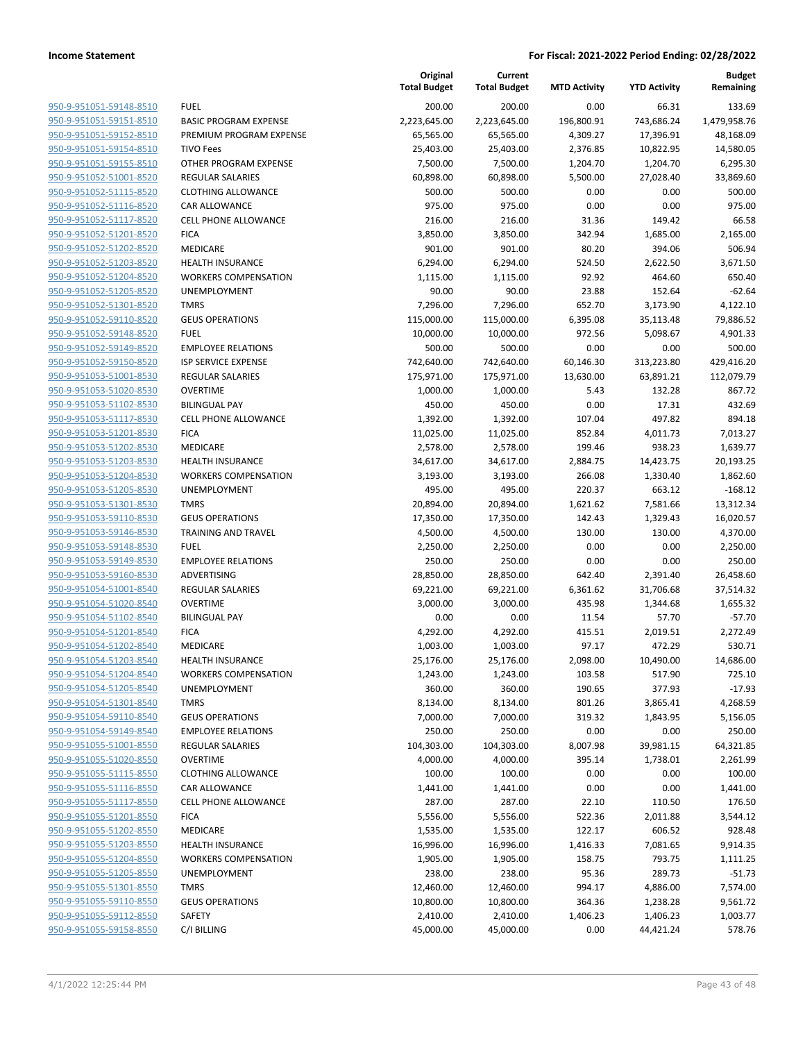**Income Statement** — **For Fiscal: 2021-2022 Period Ending: 02/28/2022**

| | | Original Total Budget | Current Total Budget | MTD Activity | YTD Activity | Budget Remaining |
|---|---|---|---|---|---|---|
| 950-9-951051-59148-8510 | FUEL | 200.00 | 200.00 | 0.00 | 66.31 | 133.69 |
| 950-9-951051-59151-8510 | BASIC PROGRAM EXPENSE | 2,223,645.00 | 2,223,645.00 | 196,800.91 | 743,686.24 | 1,479,958.76 |
| 950-9-951051-59152-8510 | PREMIUM PROGRAM EXPENSE | 65,565.00 | 65,565.00 | 4,309.27 | 17,396.91 | 48,168.09 |
| 950-9-951051-59154-8510 | TIVO Fees | 25,403.00 | 25,403.00 | 2,376.85 | 10,822.95 | 14,580.05 |
| 950-9-951051-59155-8510 | OTHER PROGRAM EXPENSE | 7,500.00 | 7,500.00 | 1,204.70 | 1,204.70 | 6,295.30 |
| 950-9-951052-51001-8520 | REGULAR SALARIES | 60,898.00 | 60,898.00 | 5,500.00 | 27,028.40 | 33,869.60 |
| 950-9-951052-51115-8520 | CLOTHING ALLOWANCE | 500.00 | 500.00 | 0.00 | 0.00 | 500.00 |
| 950-9-951052-51116-8520 | CAR ALLOWANCE | 975.00 | 975.00 | 0.00 | 0.00 | 975.00 |
| 950-9-951052-51117-8520 | CELL PHONE ALLOWANCE | 216.00 | 216.00 | 31.36 | 149.42 | 66.58 |
| 950-9-951052-51201-8520 | FICA | 3,850.00 | 3,850.00 | 342.94 | 1,685.00 | 2,165.00 |
| 950-9-951052-51202-8520 | MEDICARE | 901.00 | 901.00 | 80.20 | 394.06 | 506.94 |
| 950-9-951052-51203-8520 | HEALTH INSURANCE | 6,294.00 | 6,294.00 | 524.50 | 2,622.50 | 3,671.50 |
| 950-9-951052-51204-8520 | WORKERS COMPENSATION | 1,115.00 | 1,115.00 | 92.92 | 464.60 | 650.40 |
| 950-9-951052-51205-8520 | UNEMPLOYMENT | 90.00 | 90.00 | 23.88 | 152.64 | -62.64 |
| 950-9-951052-51301-8520 | TMRS | 7,296.00 | 7,296.00 | 652.70 | 3,173.90 | 4,122.10 |
| 950-9-951052-59110-8520 | GEUS OPERATIONS | 115,000.00 | 115,000.00 | 6,395.08 | 35,113.48 | 79,886.52 |
| 950-9-951052-59148-8520 | FUEL | 10,000.00 | 10,000.00 | 972.56 | 5,098.67 | 4,901.33 |
| 950-9-951052-59149-8520 | EMPLOYEE RELATIONS | 500.00 | 500.00 | 0.00 | 0.00 | 500.00 |
| 950-9-951052-59150-8520 | ISP SERVICE EXPENSE | 742,640.00 | 742,640.00 | 60,146.30 | 313,223.80 | 429,416.20 |
| 950-9-951053-51001-8530 | REGULAR SALARIES | 175,971.00 | 175,971.00 | 13,630.00 | 63,891.21 | 112,079.79 |
| 950-9-951053-51020-8530 | OVERTIME | 1,000.00 | 1,000.00 | 5.43 | 132.28 | 867.72 |
| 950-9-951053-51102-8530 | BILINGUAL PAY | 450.00 | 450.00 | 0.00 | 17.31 | 432.69 |
| 950-9-951053-51117-8530 | CELL PHONE ALLOWANCE | 1,392.00 | 1,392.00 | 107.04 | 497.82 | 894.18 |
| 950-9-951053-51201-8530 | FICA | 11,025.00 | 11,025.00 | 852.84 | 4,011.73 | 7,013.27 |
| 950-9-951053-51202-8530 | MEDICARE | 2,578.00 | 2,578.00 | 199.46 | 938.23 | 1,639.77 |
| 950-9-951053-51203-8530 | HEALTH INSURANCE | 34,617.00 | 34,617.00 | 2,884.75 | 14,423.75 | 20,193.25 |
| 950-9-951053-51204-8530 | WORKERS COMPENSATION | 3,193.00 | 3,193.00 | 266.08 | 1,330.40 | 1,862.60 |
| 950-9-951053-51205-8530 | UNEMPLOYMENT | 495.00 | 495.00 | 220.37 | 663.12 | -168.12 |
| 950-9-951053-51301-8530 | TMRS | 20,894.00 | 20,894.00 | 1,621.62 | 7,581.66 | 13,312.34 |
| 950-9-951053-59110-8530 | GEUS OPERATIONS | 17,350.00 | 17,350.00 | 142.43 | 1,329.43 | 16,020.57 |
| 950-9-951053-59146-8530 | TRAINING AND TRAVEL | 4,500.00 | 4,500.00 | 130.00 | 130.00 | 4,370.00 |
| 950-9-951053-59148-8530 | FUEL | 2,250.00 | 2,250.00 | 0.00 | 0.00 | 2,250.00 |
| 950-9-951053-59149-8530 | EMPLOYEE RELATIONS | 250.00 | 250.00 | 0.00 | 0.00 | 250.00 |
| 950-9-951053-59160-8530 | ADVERTISING | 28,850.00 | 28,850.00 | 642.40 | 2,391.40 | 26,458.60 |
| 950-9-951054-51001-8540 | REGULAR SALARIES | 69,221.00 | 69,221.00 | 6,361.62 | 31,706.68 | 37,514.32 |
| 950-9-951054-51020-8540 | OVERTIME | 3,000.00 | 3,000.00 | 435.98 | 1,344.68 | 1,655.32 |
| 950-9-951054-51102-8540 | BILINGUAL PAY | 0.00 | 0.00 | 11.54 | 57.70 | -57.70 |
| 950-9-951054-51201-8540 | FICA | 4,292.00 | 4,292.00 | 415.51 | 2,019.51 | 2,272.49 |
| 950-9-951054-51202-8540 | MEDICARE | 1,003.00 | 1,003.00 | 97.17 | 472.29 | 530.71 |
| 950-9-951054-51203-8540 | HEALTH INSURANCE | 25,176.00 | 25,176.00 | 2,098.00 | 10,490.00 | 14,686.00 |
| 950-9-951054-51204-8540 | WORKERS COMPENSATION | 1,243.00 | 1,243.00 | 103.58 | 517.90 | 725.10 |
| 950-9-951054-51205-8540 | UNEMPLOYMENT | 360.00 | 360.00 | 190.65 | 377.93 | -17.93 |
| 950-9-951054-51301-8540 | TMRS | 8,134.00 | 8,134.00 | 801.26 | 3,865.41 | 4,268.59 |
| 950-9-951054-59110-8540 | GEUS OPERATIONS | 7,000.00 | 7,000.00 | 319.32 | 1,843.95 | 5,156.05 |
| 950-9-951054-59149-8540 | EMPLOYEE RELATIONS | 250.00 | 250.00 | 0.00 | 0.00 | 250.00 |
| 950-9-951055-51001-8550 | REGULAR SALARIES | 104,303.00 | 104,303.00 | 8,007.98 | 39,981.15 | 64,321.85 |
| 950-9-951055-51020-8550 | OVERTIME | 4,000.00 | 4,000.00 | 395.14 | 1,738.01 | 2,261.99 |
| 950-9-951055-51115-8550 | CLOTHING ALLOWANCE | 100.00 | 100.00 | 0.00 | 0.00 | 100.00 |
| 950-9-951055-51116-8550 | CAR ALLOWANCE | 1,441.00 | 1,441.00 | 0.00 | 0.00 | 1,441.00 |
| 950-9-951055-51117-8550 | CELL PHONE ALLOWANCE | 287.00 | 287.00 | 22.10 | 110.50 | 176.50 |
| 950-9-951055-51201-8550 | FICA | 5,556.00 | 5,556.00 | 522.36 | 2,011.88 | 3,544.12 |
| 950-9-951055-51202-8550 | MEDICARE | 1,535.00 | 1,535.00 | 122.17 | 606.52 | 928.48 |
| 950-9-951055-51203-8550 | HEALTH INSURANCE | 16,996.00 | 16,996.00 | 1,416.33 | 7,081.65 | 9,914.35 |
| 950-9-951055-51204-8550 | WORKERS COMPENSATION | 1,905.00 | 1,905.00 | 158.75 | 793.75 | 1,111.25 |
| 950-9-951055-51205-8550 | UNEMPLOYMENT | 238.00 | 238.00 | 95.36 | 289.73 | -51.73 |
| 950-9-951055-51301-8550 | TMRS | 12,460.00 | 12,460.00 | 994.17 | 4,886.00 | 7,574.00 |
| 950-9-951055-59110-8550 | GEUS OPERATIONS | 10,800.00 | 10,800.00 | 364.36 | 1,238.28 | 9,561.72 |
| 950-9-951055-59112-8550 | SAFETY | 2,410.00 | 2,410.00 | 1,406.23 | 1,406.23 | 1,003.77 |
| 950-9-951055-59158-8550 | C/I BILLING | 45,000.00 | 45,000.00 | 0.00 | 44,421.24 | 578.76 |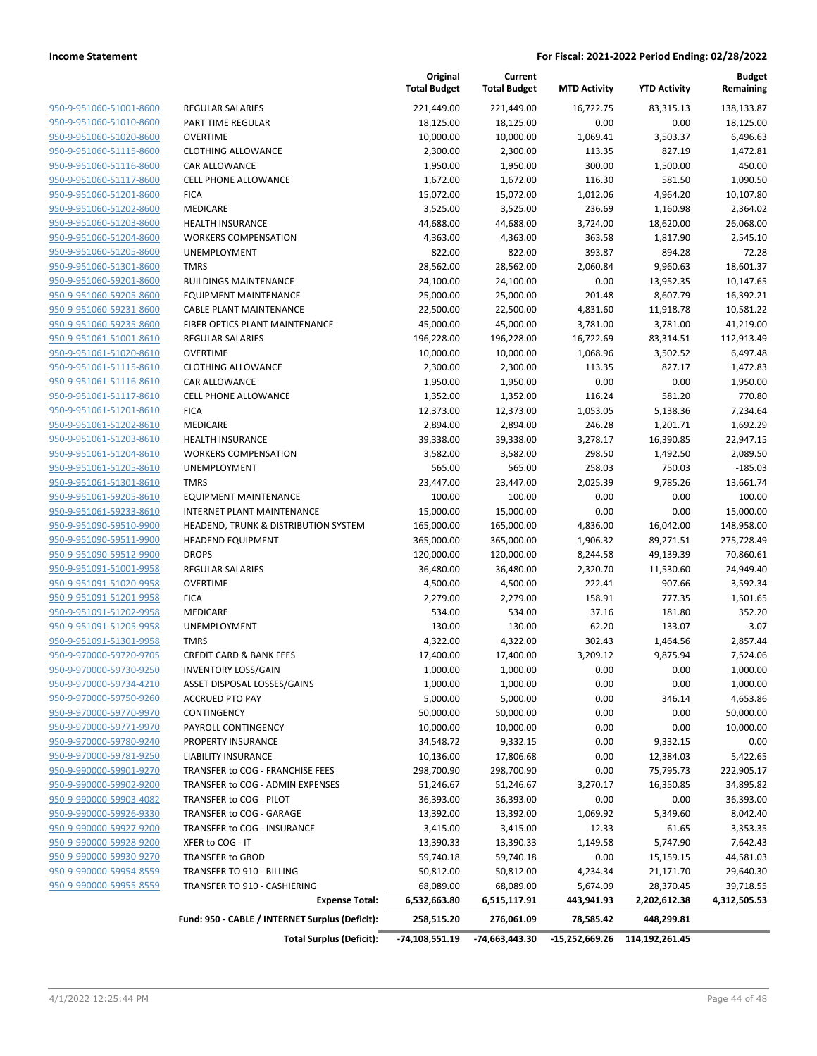**Income Statement** | **For Fiscal: 2021-2022 Period Ending: 02/28/2022**

| | | Original Total Budget | Current Total Budget | MTD Activity | YTD Activity | Budget Remaining |
|---|---|---|---|---|---|---|
| 950-9-951060-51001-8600 | REGULAR SALARIES | 221,449.00 | 221,449.00 | 16,722.75 | 83,315.13 | 138,133.87 |
| 950-9-951060-51010-8600 | PART TIME REGULAR | 18,125.00 | 18,125.00 | 0.00 | 0.00 | 18,125.00 |
| 950-9-951060-51020-8600 | OVERTIME | 10,000.00 | 10,000.00 | 1,069.41 | 3,503.37 | 6,496.63 |
| 950-9-951060-51115-8600 | CLOTHING ALLOWANCE | 2,300.00 | 2,300.00 | 113.35 | 827.19 | 1,472.81 |
| 950-9-951060-51116-8600 | CAR ALLOWANCE | 1,950.00 | 1,950.00 | 300.00 | 1,500.00 | 450.00 |
| 950-9-951060-51117-8600 | CELL PHONE ALLOWANCE | 1,672.00 | 1,672.00 | 116.30 | 581.50 | 1,090.50 |
| 950-9-951060-51201-8600 | FICA | 15,072.00 | 15,072.00 | 1,012.06 | 4,964.20 | 10,107.80 |
| 950-9-951060-51202-8600 | MEDICARE | 3,525.00 | 3,525.00 | 236.69 | 1,160.98 | 2,364.02 |
| 950-9-951060-51203-8600 | HEALTH INSURANCE | 44,688.00 | 44,688.00 | 3,724.00 | 18,620.00 | 26,068.00 |
| 950-9-951060-51204-8600 | WORKERS COMPENSATION | 4,363.00 | 4,363.00 | 363.58 | 1,817.90 | 2,545.10 |
| 950-9-951060-51205-8600 | UNEMPLOYMENT | 822.00 | 822.00 | 393.87 | 894.28 | -72.28 |
| 950-9-951060-51301-8600 | TMRS | 28,562.00 | 28,562.00 | 2,060.84 | 9,960.63 | 18,601.37 |
| 950-9-951060-59201-8600 | BUILDINGS MAINTENANCE | 24,100.00 | 24,100.00 | 0.00 | 13,952.35 | 10,147.65 |
| 950-9-951060-59205-8600 | EQUIPMENT MAINTENANCE | 25,000.00 | 25,000.00 | 201.48 | 8,607.79 | 16,392.21 |
| 950-9-951060-59231-8600 | CABLE PLANT MAINTENANCE | 22,500.00 | 22,500.00 | 4,831.60 | 11,918.78 | 10,581.22 |
| 950-9-951060-59235-8600 | FIBER OPTICS PLANT MAINTENANCE | 45,000.00 | 45,000.00 | 3,781.00 | 3,781.00 | 41,219.00 |
| 950-9-951061-51001-8610 | REGULAR SALARIES | 196,228.00 | 196,228.00 | 16,722.69 | 83,314.51 | 112,913.49 |
| 950-9-951061-51020-8610 | OVERTIME | 10,000.00 | 10,000.00 | 1,068.96 | 3,502.52 | 6,497.48 |
| 950-9-951061-51115-8610 | CLOTHING ALLOWANCE | 2,300.00 | 2,300.00 | 113.35 | 827.17 | 1,472.83 |
| 950-9-951061-51116-8610 | CAR ALLOWANCE | 1,950.00 | 1,950.00 | 0.00 | 0.00 | 1,950.00 |
| 950-9-951061-51117-8610 | CELL PHONE ALLOWANCE | 1,352.00 | 1,352.00 | 116.24 | 581.20 | 770.80 |
| 950-9-951061-51201-8610 | FICA | 12,373.00 | 12,373.00 | 1,053.05 | 5,138.36 | 7,234.64 |
| 950-9-951061-51202-8610 | MEDICARE | 2,894.00 | 2,894.00 | 246.28 | 1,201.71 | 1,692.29 |
| 950-9-951061-51203-8610 | HEALTH INSURANCE | 39,338.00 | 39,338.00 | 3,278.17 | 16,390.85 | 22,947.15 |
| 950-9-951061-51204-8610 | WORKERS COMPENSATION | 3,582.00 | 3,582.00 | 298.50 | 1,492.50 | 2,089.50 |
| 950-9-951061-51205-8610 | UNEMPLOYMENT | 565.00 | 565.00 | 258.03 | 750.03 | -185.03 |
| 950-9-951061-51301-8610 | TMRS | 23,447.00 | 23,447.00 | 2,025.39 | 9,785.26 | 13,661.74 |
| 950-9-951061-59205-8610 | EQUIPMENT MAINTENANCE | 100.00 | 100.00 | 0.00 | 0.00 | 100.00 |
| 950-9-951061-59233-8610 | INTERNET PLANT MAINTENANCE | 15,000.00 | 15,000.00 | 0.00 | 0.00 | 15,000.00 |
| 950-9-951090-59510-9900 | HEADEND, TRUNK & DISTRIBUTION SYSTEM | 165,000.00 | 165,000.00 | 4,836.00 | 16,042.00 | 148,958.00 |
| 950-9-951090-59511-9900 | HEADEND EQUIPMENT | 365,000.00 | 365,000.00 | 1,906.32 | 89,271.51 | 275,728.49 |
| 950-9-951090-59512-9900 | DROPS | 120,000.00 | 120,000.00 | 8,244.58 | 49,139.39 | 70,860.61 |
| 950-9-951091-51001-9958 | REGULAR SALARIES | 36,480.00 | 36,480.00 | 2,320.70 | 11,530.60 | 24,949.40 |
| 950-9-951091-51020-9958 | OVERTIME | 4,500.00 | 4,500.00 | 222.41 | 907.66 | 3,592.34 |
| 950-9-951091-51201-9958 | FICA | 2,279.00 | 2,279.00 | 158.91 | 777.35 | 1,501.65 |
| 950-9-951091-51202-9958 | MEDICARE | 534.00 | 534.00 | 37.16 | 181.80 | 352.20 |
| 950-9-951091-51205-9958 | UNEMPLOYMENT | 130.00 | 130.00 | 62.20 | 133.07 | -3.07 |
| 950-9-951091-51301-9958 | TMRS | 4,322.00 | 4,322.00 | 302.43 | 1,464.56 | 2,857.44 |
| 950-9-950000-59720-9705 | CREDIT CARD & BANK FEES | 17,400.00 | 17,400.00 | 3,209.12 | 9,875.94 | 7,524.06 |
| 950-9-970000-59730-9250 | INVENTORY LOSS/GAIN | 1,000.00 | 1,000.00 | 0.00 | 0.00 | 1,000.00 |
| 950-9-970000-59734-4210 | ASSET DISPOSAL LOSSES/GAINS | 1,000.00 | 1,000.00 | 0.00 | 0.00 | 1,000.00 |
| 950-9-970000-59750-9260 | ACCRUED PTO PAY | 5,000.00 | 5,000.00 | 0.00 | 346.14 | 4,653.86 |
| 950-9-970000-59770-9970 | CONTINGENCY | 50,000.00 | 50,000.00 | 0.00 | 0.00 | 50,000.00 |
| 950-9-970000-59771-9970 | PAYROLL CONTINGENCY | 10,000.00 | 10,000.00 | 0.00 | 0.00 | 10,000.00 |
| 950-9-970000-59780-9240 | PROPERTY INSURANCE | 34,548.72 | 9,332.15 | 0.00 | 9,332.15 | 0.00 |
| 950-9-970000-59781-9250 | LIABILITY INSURANCE | 10,136.00 | 17,806.68 | 0.00 | 12,384.03 | 5,422.65 |
| 950-9-990000-59901-9270 | TRANSFER to COG - FRANCHISE FEES | 298,700.90 | 298,700.90 | 0.00 | 75,795.73 | 222,905.17 |
| 950-9-990000-59902-9200 | TRANSFER to COG - ADMIN EXPENSES | 51,246.67 | 51,246.67 | 3,270.17 | 16,350.85 | 34,895.82 |
| 950-9-990000-59903-4082 | TRANSFER to COG - PILOT | 36,393.00 | 36,393.00 | 0.00 | 0.00 | 36,393.00 |
| 950-9-990000-59926-9330 | TRANSFER to COG - GARAGE | 13,392.00 | 13,392.00 | 1,069.92 | 5,349.60 | 8,042.40 |
| 950-9-990000-59927-9200 | TRANSFER to COG - INSURANCE | 3,415.00 | 3,415.00 | 12.33 | 61.65 | 3,353.35 |
| 950-9-990000-59928-9200 | XFER to COG - IT | 13,390.33 | 13,390.33 | 1,149.58 | 5,747.90 | 7,642.43 |
| 950-9-990000-59930-9270 | TRANSFER to GBOD | 59,740.18 | 59,740.18 | 0.00 | 15,159.15 | 44,581.03 |
| 950-9-990000-59954-8559 | TRANSFER TO 910 - BILLING | 50,812.00 | 50,812.00 | 4,234.34 | 21,171.70 | 29,640.30 |
| 950-9-990000-59955-8559 | TRANSFER TO 910 - CASHIERING | 68,089.00 | 68,089.00 | 5,674.09 | 28,370.45 | 39,718.55 |
| | **Expense Total:** | **6,532,663.80** | **6,515,117.91** | **443,941.93** | **2,202,612.38** | **4,312,505.53** |
| | **Fund: 950 - CABLE / INTERNET Surplus (Deficit):** | **258,515.20** | **276,061.09** | **78,585.42** | **448,299.81** | |
| | **Total Surplus (Deficit):** | **-74,108,551.19** | **-74,663,443.30** | **-15,252,669.26** | **114,192,261.45** | |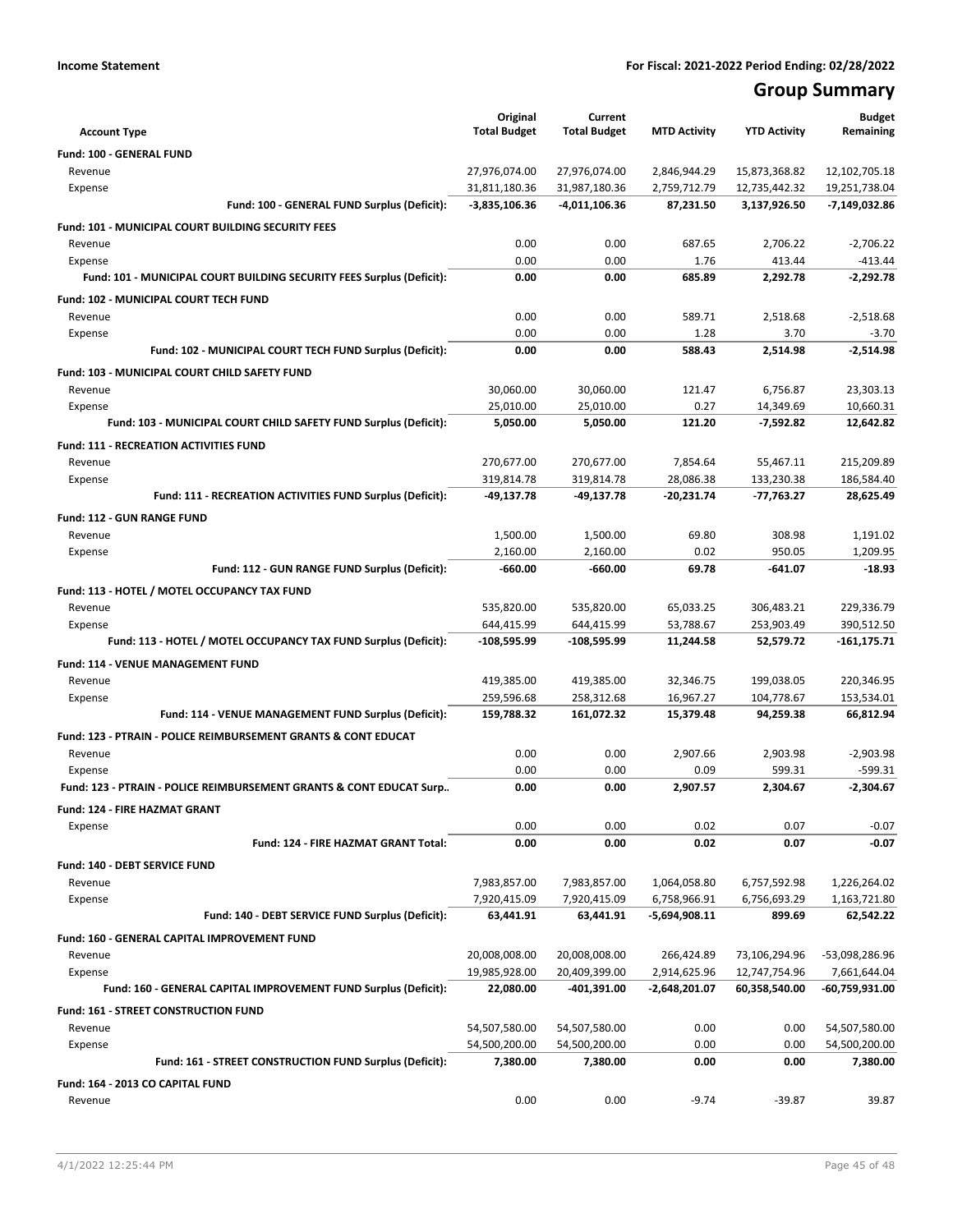**Income Statement** **For Fiscal: 2021-2022 Period Ending: 02/28/2022**

# Group Summary

| Account Type | Original Total Budget | Current Total Budget | MTD Activity | YTD Activity | Budget Remaining |
|---|---|---|---|---|---|
| **Fund: 100 - GENERAL FUND** | | | | | |
| Revenue | 27,976,074.00 | 27,976,074.00 | 2,846,944.29 | 15,873,368.82 | 12,102,705.18 |
| Expense | 31,811,180.36 | 31,987,180.36 | 2,759,712.79 | 12,735,442.32 | 19,251,738.04 |
| **Fund: 100 - GENERAL FUND Surplus (Deficit):** | **-3,835,106.36** | **-4,011,106.36** | **87,231.50** | **3,137,926.50** | **-7,149,032.86** |
| **Fund: 101 - MUNICIPAL COURT BUILDING SECURITY FEES** | | | | | |
| Revenue | 0.00 | 0.00 | 687.65 | 2,706.22 | -2,706.22 |
| Expense | 0.00 | 0.00 | 1.76 | 413.44 | -413.44 |
| **Fund: 101 - MUNICIPAL COURT BUILDING SECURITY FEES Surplus (Deficit):** | **0.00** | **0.00** | **685.89** | **2,292.78** | **-2,292.78** |
| **Fund: 102 - MUNICIPAL COURT TECH FUND** | | | | | |
| Revenue | 0.00 | 0.00 | 589.71 | 2,518.68 | -2,518.68 |
| Expense | 0.00 | 0.00 | 1.28 | 3.70 | -3.70 |
| **Fund: 102 - MUNICIPAL COURT TECH FUND Surplus (Deficit):** | **0.00** | **0.00** | **588.43** | **2,514.98** | **-2,514.98** |
| **Fund: 103 - MUNICIPAL COURT CHILD SAFETY FUND** | | | | | |
| Revenue | 30,060.00 | 30,060.00 | 121.47 | 6,756.87 | 23,303.13 |
| Expense | 25,010.00 | 25,010.00 | 0.27 | 14,349.69 | 10,660.31 |
| **Fund: 103 - MUNICIPAL COURT CHILD SAFETY FUND Surplus (Deficit):** | **5,050.00** | **5,050.00** | **121.20** | **-7,592.82** | **12,642.82** |
| **Fund: 111 - RECREATION ACTIVITIES FUND** | | | | | |
| Revenue | 270,677.00 | 270,677.00 | 7,854.64 | 55,467.11 | 215,209.89 |
| Expense | 319,814.78 | 319,814.78 | 28,086.38 | 133,230.38 | 186,584.40 |
| **Fund: 111 - RECREATION ACTIVITIES FUND Surplus (Deficit):** | **-49,137.78** | **-49,137.78** | **-20,231.74** | **-77,763.27** | **28,625.49** |
| **Fund: 112 - GUN RANGE FUND** | | | | | |
| Revenue | 1,500.00 | 1,500.00 | 69.80 | 308.98 | 1,191.02 |
| Expense | 2,160.00 | 2,160.00 | 0.02 | 950.05 | 1,209.95 |
| **Fund: 112 - GUN RANGE FUND Surplus (Deficit):** | **-660.00** | **-660.00** | **69.78** | **-641.07** | **-18.93** |
| **Fund: 113 - HOTEL / MOTEL OCCUPANCY TAX FUND** | | | | | |
| Revenue | 535,820.00 | 535,820.00 | 65,033.25 | 306,483.21 | 229,336.79 |
| Expense | 644,415.99 | 644,415.99 | 53,788.67 | 253,903.49 | 390,512.50 |
| **Fund: 113 - HOTEL / MOTEL OCCUPANCY TAX FUND Surplus (Deficit):** | **-108,595.99** | **-108,595.99** | **11,244.58** | **52,579.72** | **-161,175.71** |
| **Fund: 114 - VENUE MANAGEMENT FUND** | | | | | |
| Revenue | 419,385.00 | 419,385.00 | 32,346.75 | 199,038.05 | 220,346.95 |
| Expense | 259,596.68 | 258,312.68 | 16,967.27 | 104,778.67 | 153,534.01 |
| **Fund: 114 - VENUE MANAGEMENT FUND Surplus (Deficit):** | **159,788.32** | **161,072.32** | **15,379.48** | **94,259.38** | **66,812.94** |
| **Fund: 123 - PTRAIN - POLICE REIMBURSEMENT GRANTS & CONT EDUCAT** | | | | | |
| Revenue | 0.00 | 0.00 | 2,907.66 | 2,903.98 | -2,903.98 |
| Expense | 0.00 | 0.00 | 0.09 | 599.31 | -599.31 |
| **Fund: 123 - PTRAIN - POLICE REIMBURSEMENT GRANTS & CONT EDUCAT Surp..** | **0.00** | **0.00** | **2,907.57** | **2,304.67** | **-2,304.67** |
| **Fund: 124 - FIRE HAZMAT GRANT** | | | | | |
| Expense | 0.00 | 0.00 | 0.02 | 0.07 | -0.07 |
| **Fund: 124 - FIRE HAZMAT GRANT Total:** | **0.00** | **0.00** | **0.02** | **0.07** | **-0.07** |
| **Fund: 140 - DEBT SERVICE FUND** | | | | | |
| Revenue | 7,983,857.00 | 7,983,857.00 | 1,064,058.80 | 6,757,592.98 | 1,226,264.02 |
| Expense | 7,920,415.09 | 7,920,415.09 | 6,758,966.91 | 6,756,693.29 | 1,163,721.80 |
| **Fund: 140 - DEBT SERVICE FUND Surplus (Deficit):** | **63,441.91** | **63,441.91** | **-5,694,908.11** | **899.69** | **62,542.22** |
| **Fund: 160 - GENERAL CAPITAL IMPROVEMENT FUND** | | | | | |
| Revenue | 20,008,008.00 | 20,008,008.00 | 266,424.89 | 73,106,294.96 | -53,098,286.96 |
| Expense | 19,985,928.00 | 20,409,399.00 | 2,914,625.96 | 12,747,754.96 | 7,661,644.04 |
| **Fund: 160 - GENERAL CAPITAL IMPROVEMENT FUND Surplus (Deficit):** | **22,080.00** | **-401,391.00** | **-2,648,201.07** | **60,358,540.00** | **-60,759,931.00** |
| **Fund: 161 - STREET CONSTRUCTION FUND** | | | | | |
| Revenue | 54,507,580.00 | 54,507,580.00 | 0.00 | 0.00 | 54,507,580.00 |
| Expense | 54,500,200.00 | 54,500,200.00 | 0.00 | 0.00 | 54,500,200.00 |
| **Fund: 161 - STREET CONSTRUCTION FUND Surplus (Deficit):** | **7,380.00** | **7,380.00** | **0.00** | **0.00** | **7,380.00** |
| **Fund: 164 - 2013 CO CAPITAL FUND** | | | | | |
| Revenue | 0.00 | 0.00 | -9.74 | -39.87 | 39.87 |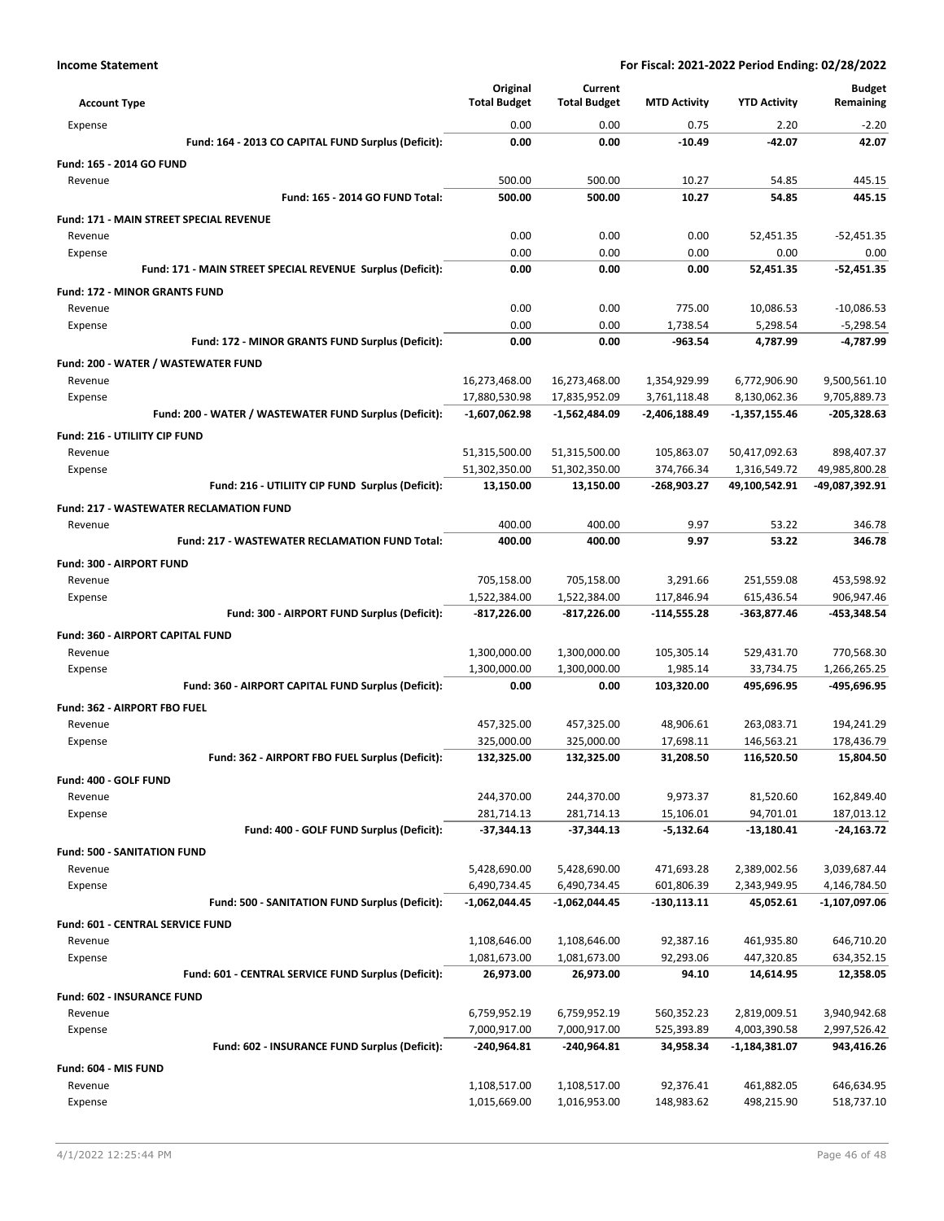**Income Statement** | **For Fiscal: 2021-2022 Period Ending: 02/28/2022**

| Account Type | Original Total Budget | Current Total Budget | MTD Activity | YTD Activity | Budget Remaining |
|---|---|---|---|---|---|
| Expense | 0.00 | 0.00 | 0.75 | 2.20 | -2.20 |
| **Fund: 164 - 2013 CO CAPITAL FUND Surplus (Deficit):** | **0.00** | **0.00** | **-10.49** | **-42.07** | **42.07** |
| **Fund: 165 - 2014 GO FUND** | | | | | |
| Revenue | 500.00 | 500.00 | 10.27 | 54.85 | 445.15 |
| **Fund: 165 - 2014 GO FUND Total:** | **500.00** | **500.00** | **10.27** | **54.85** | **445.15** |
| **Fund: 171 - MAIN STREET SPECIAL REVENUE** | | | | | |
| Revenue | 0.00 | 0.00 | 0.00 | 52,451.35 | -52,451.35 |
| Expense | 0.00 | 0.00 | 0.00 | 0.00 | 0.00 |
| **Fund: 171 - MAIN STREET SPECIAL REVENUE Surplus (Deficit):** | **0.00** | **0.00** | **0.00** | **52,451.35** | **-52,451.35** |
| **Fund: 172 - MINOR GRANTS FUND** | | | | | |
| Revenue | 0.00 | 0.00 | 775.00 | 10,086.53 | -10,086.53 |
| Expense | 0.00 | 0.00 | 1,738.54 | 5,298.54 | -5,298.54 |
| **Fund: 172 - MINOR GRANTS FUND Surplus (Deficit):** | **0.00** | **0.00** | **-963.54** | **4,787.99** | **-4,787.99** |
| **Fund: 200 - WATER / WASTEWATER FUND** | | | | | |
| Revenue | 16,273,468.00 | 16,273,468.00 | 1,354,929.99 | 6,772,906.90 | 9,500,561.10 |
| Expense | 17,880,530.98 | 17,835,952.09 | 3,761,118.48 | 8,130,062.36 | 9,705,889.73 |
| **Fund: 200 - WATER / WASTEWATER FUND Surplus (Deficit):** | **-1,607,062.98** | **-1,562,484.09** | **-2,406,188.49** | **-1,357,155.46** | **-205,328.63** |
| **Fund: 216 - UTILIITY CIP FUND** | | | | | |
| Revenue | 51,315,500.00 | 51,315,500.00 | 105,863.07 | 50,417,092.63 | 898,407.37 |
| Expense | 51,302,350.00 | 51,302,350.00 | 374,766.34 | 1,316,549.72 | 49,985,800.28 |
| **Fund: 216 - UTILIITY CIP FUND Surplus (Deficit):** | **13,150.00** | **13,150.00** | **-268,903.27** | **49,100,542.91** | **-49,087,392.91** |
| **Fund: 217 - WASTEWATER RECLAMATION FUND** | | | | | |
| Revenue | 400.00 | 400.00 | 9.97 | 53.22 | 346.78 |
| **Fund: 217 - WASTEWATER RECLAMATION FUND Total:** | **400.00** | **400.00** | **9.97** | **53.22** | **346.78** |
| **Fund: 300 - AIRPORT FUND** | | | | | |
| Revenue | 705,158.00 | 705,158.00 | 3,291.66 | 251,559.08 | 453,598.92 |
| Expense | 1,522,384.00 | 1,522,384.00 | 117,846.94 | 615,436.54 | 906,947.46 |
| **Fund: 300 - AIRPORT FUND Surplus (Deficit):** | **-817,226.00** | **-817,226.00** | **-114,555.28** | **-363,877.46** | **-453,348.54** |
| **Fund: 360 - AIRPORT CAPITAL FUND** | | | | | |
| Revenue | 1,300,000.00 | 1,300,000.00 | 105,305.14 | 529,431.70 | 770,568.30 |
| Expense | 1,300,000.00 | 1,300,000.00 | 1,985.14 | 33,734.75 | 1,266,265.25 |
| **Fund: 360 - AIRPORT CAPITAL FUND Surplus (Deficit):** | **0.00** | **0.00** | **103,320.00** | **495,696.95** | **-495,696.95** |
| **Fund: 362 - AIRPORT FBO FUEL** | | | | | |
| Revenue | 457,325.00 | 457,325.00 | 48,906.61 | 263,083.71 | 194,241.29 |
| Expense | 325,000.00 | 325,000.00 | 17,698.11 | 146,563.21 | 178,436.79 |
| **Fund: 362 - AIRPORT FBO FUEL Surplus (Deficit):** | **132,325.00** | **132,325.00** | **31,208.50** | **116,520.50** | **15,804.50** |
| **Fund: 400 - GOLF FUND** | | | | | |
| Revenue | 244,370.00 | 244,370.00 | 9,973.37 | 81,520.60 | 162,849.40 |
| Expense | 281,714.13 | 281,714.13 | 15,106.01 | 94,701.01 | 187,013.12 |
| **Fund: 400 - GOLF FUND Surplus (Deficit):** | **-37,344.13** | **-37,344.13** | **-5,132.64** | **-13,180.41** | **-24,163.72** |
| **Fund: 500 - SANITATION FUND** | | | | | |
| Revenue | 5,428,690.00 | 5,428,690.00 | 471,693.28 | 2,389,002.56 | 3,039,687.44 |
| Expense | 6,490,734.45 | 6,490,734.45 | 601,806.39 | 2,343,949.95 | 4,146,784.50 |
| **Fund: 500 - SANITATION FUND Surplus (Deficit):** | **-1,062,044.45** | **-1,062,044.45** | **-130,113.11** | **45,052.61** | **-1,107,097.06** |
| **Fund: 601 - CENTRAL SERVICE FUND** | | | | | |
| Revenue | 1,108,646.00 | 1,108,646.00 | 92,387.16 | 461,935.80 | 646,710.20 |
| Expense | 1,081,673.00 | 1,081,673.00 | 92,293.06 | 447,320.85 | 634,352.15 |
| **Fund: 601 - CENTRAL SERVICE FUND Surplus (Deficit):** | **26,973.00** | **26,973.00** | **94.10** | **14,614.95** | **12,358.05** |
| **Fund: 602 - INSURANCE FUND** | | | | | |
| Revenue | 6,759,952.19 | 6,759,952.19 | 560,352.23 | 2,819,009.51 | 3,940,942.68 |
| Expense | 7,000,917.00 | 7,000,917.00 | 525,393.89 | 4,003,390.58 | 2,997,526.42 |
| **Fund: 602 - INSURANCE FUND Surplus (Deficit):** | **-240,964.81** | **-240,964.81** | **34,958.34** | **-1,184,381.07** | **943,416.26** |
| **Fund: 604 - MIS FUND** | | | | | |
| Revenue | 1,108,517.00 | 1,108,517.00 | 92,376.41 | 461,882.05 | 646,634.95 |
| Expense | 1,015,669.00 | 1,016,953.00 | 148,983.62 | 498,215.90 | 518,737.10 |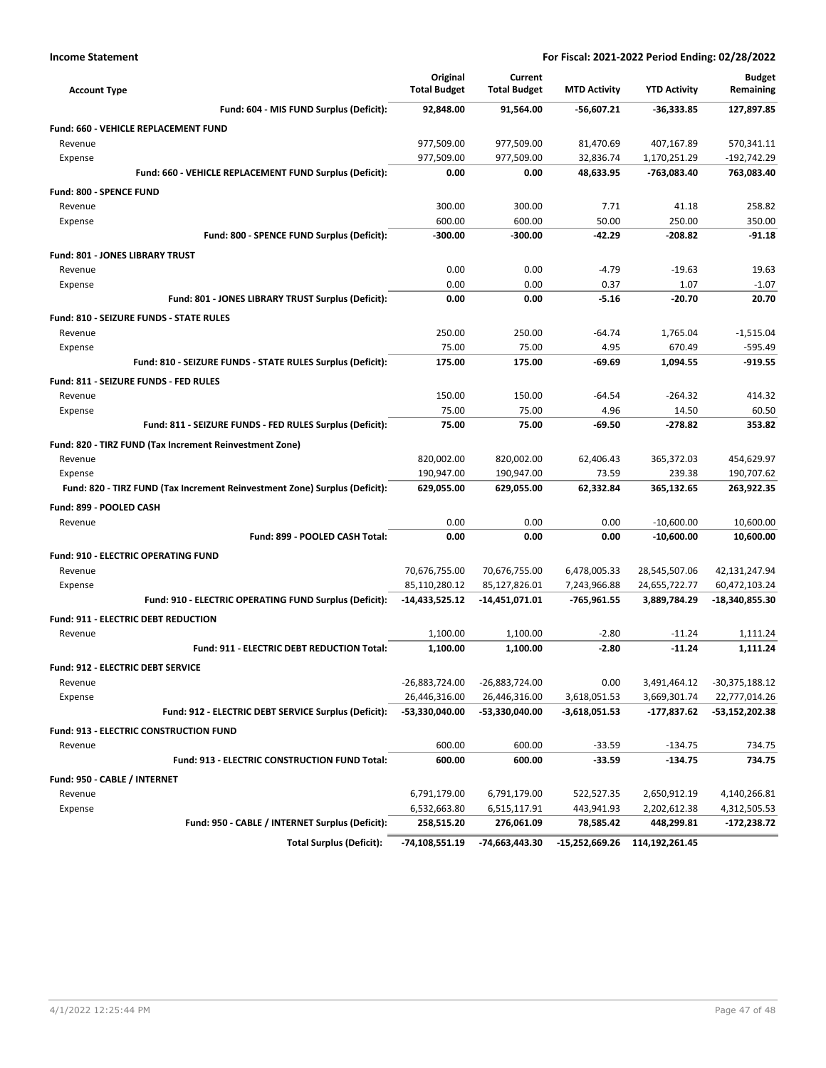**Income Statement** | **For Fiscal: 2021-2022 Period Ending: 02/28/2022**

| Account Type | Original Total Budget | Current Total Budget | MTD Activity | YTD Activity | Budget Remaining |
|---|---|---|---|---|---|
| **Fund: 604 - MIS FUND Surplus (Deficit):** | **92,848.00** | **91,564.00** | **-56,607.21** | **-36,333.85** | **127,897.85** |
| **Fund: 660 - VEHICLE REPLACEMENT FUND** | | | | | |
| Revenue | 977,509.00 | 977,509.00 | 81,470.69 | 407,167.89 | 570,341.11 |
| Expense | 977,509.00 | 977,509.00 | 32,836.74 | 1,170,251.29 | -192,742.29 |
| **Fund: 660 - VEHICLE REPLACEMENT FUND Surplus (Deficit):** | **0.00** | **0.00** | **48,633.95** | **-763,083.40** | **763,083.40** |
| **Fund: 800 - SPENCE FUND** | | | | | |
| Revenue | 300.00 | 300.00 | 7.71 | 41.18 | 258.82 |
| Expense | 600.00 | 600.00 | 50.00 | 250.00 | 350.00 |
| **Fund: 800 - SPENCE FUND Surplus (Deficit):** | **-300.00** | **-300.00** | **-42.29** | **-208.82** | **-91.18** |
| **Fund: 801 - JONES LIBRARY TRUST** | | | | | |
| Revenue | 0.00 | 0.00 | -4.79 | -19.63 | 19.63 |
| Expense | 0.00 | 0.00 | 0.37 | 1.07 | -1.07 |
| **Fund: 801 - JONES LIBRARY TRUST Surplus (Deficit):** | **0.00** | **0.00** | **-5.16** | **-20.70** | **20.70** |
| **Fund: 810 - SEIZURE FUNDS - STATE RULES** | | | | | |
| Revenue | 250.00 | 250.00 | -64.74 | 1,765.04 | -1,515.04 |
| Expense | 75.00 | 75.00 | 4.95 | 670.49 | -595.49 |
| **Fund: 810 - SEIZURE FUNDS - STATE RULES Surplus (Deficit):** | **175.00** | **175.00** | **-69.69** | **1,094.55** | **-919.55** |
| **Fund: 811 - SEIZURE FUNDS - FED RULES** | | | | | |
| Revenue | 150.00 | 150.00 | -64.54 | -264.32 | 414.32 |
| Expense | 75.00 | 75.00 | 4.96 | 14.50 | 60.50 |
| **Fund: 811 - SEIZURE FUNDS - FED RULES Surplus (Deficit):** | **75.00** | **75.00** | **-69.50** | **-278.82** | **353.82** |
| **Fund: 820 - TIRZ FUND (Tax Increment Reinvestment Zone)** | | | | | |
| Revenue | 820,002.00 | 820,002.00 | 62,406.43 | 365,372.03 | 454,629.97 |
| Expense | 190,947.00 | 190,947.00 | 73.59 | 239.38 | 190,707.62 |
| **Fund: 820 - TIRZ FUND (Tax Increment Reinvestment Zone) Surplus (Deficit):** | **629,055.00** | **629,055.00** | **62,332.84** | **365,132.65** | **263,922.35** |
| **Fund: 899 - POOLED CASH** | | | | | |
| Revenue | 0.00 | 0.00 | 0.00 | -10,600.00 | 10,600.00 |
| **Fund: 899 - POOLED CASH Total:** | **0.00** | **0.00** | **0.00** | **-10,600.00** | **10,600.00** |
| **Fund: 910 - ELECTRIC OPERATING FUND** | | | | | |
| Revenue | 70,676,755.00 | 70,676,755.00 | 6,478,005.33 | 28,545,507.06 | 42,131,247.94 |
| Expense | 85,110,280.12 | 85,127,826.01 | 7,243,966.88 | 24,655,722.77 | 60,472,103.24 |
| **Fund: 910 - ELECTRIC OPERATING FUND Surplus (Deficit):** | **-14,433,525.12** | **-14,451,071.01** | **-765,961.55** | **3,889,784.29** | **-18,340,855.30** |
| **Fund: 911 - ELECTRIC DEBT REDUCTION** | | | | | |
| Revenue | 1,100.00 | 1,100.00 | -2.80 | -11.24 | 1,111.24 |
| **Fund: 911 - ELECTRIC DEBT REDUCTION Total:** | **1,100.00** | **1,100.00** | **-2.80** | **-11.24** | **1,111.24** |
| **Fund: 912 - ELECTRIC DEBT SERVICE** | | | | | |
| Revenue | -26,883,724.00 | -26,883,724.00 | 0.00 | 3,491,464.12 | -30,375,188.12 |
| Expense | 26,446,316.00 | 26,446,316.00 | 3,618,051.53 | 3,669,301.74 | 22,777,014.26 |
| **Fund: 912 - ELECTRIC DEBT SERVICE Surplus (Deficit):** | **-53,330,040.00** | **-53,330,040.00** | **-3,618,051.53** | **-177,837.62** | **-53,152,202.38** |
| **Fund: 913 - ELECTRIC CONSTRUCTION FUND** | | | | | |
| Revenue | 600.00 | 600.00 | -33.59 | -134.75 | 734.75 |
| **Fund: 913 - ELECTRIC CONSTRUCTION FUND Total:** | **600.00** | **600.00** | **-33.59** | **-134.75** | **734.75** |
| **Fund: 950 - CABLE / INTERNET** | | | | | |
| Revenue | 6,791,179.00 | 6,791,179.00 | 522,527.35 | 2,650,912.19 | 4,140,266.81 |
| Expense | 6,532,663.80 | 6,515,117.91 | 443,941.93 | 2,202,612.38 | 4,312,505.53 |
| **Fund: 950 - CABLE / INTERNET Surplus (Deficit):** | **258,515.20** | **276,061.09** | **78,585.42** | **448,299.81** | **-172,238.72** |
| **Total Surplus (Deficit):** | **-74,108,551.19** | **-74,663,443.30** | **-15,252,669.26** | **114,192,261.45** | |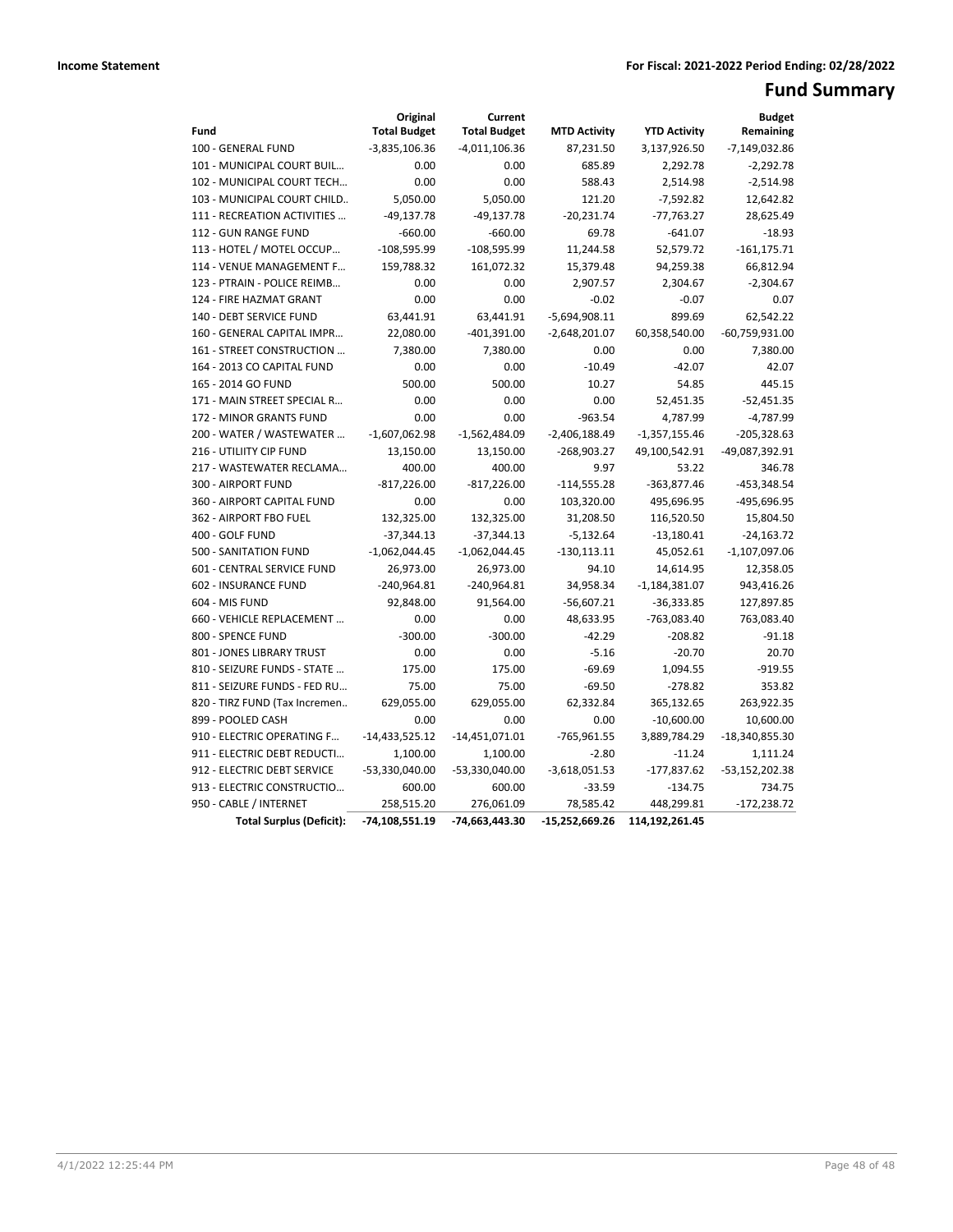**Income Statement** **For Fiscal: 2021-2022 Period Ending: 02/28/2022**

# Fund Summary

| Fund | Original Total Budget | Current Total Budget | MTD Activity | YTD Activity | Budget Remaining |
|---|---|---|---|---|---|
| 100 - GENERAL FUND | -3,835,106.36 | -4,011,106.36 | 87,231.50 | 3,137,926.50 | -7,149,032.86 |
| 101 - MUNICIPAL COURT BUIL… | 0.00 | 0.00 | 685.89 | 2,292.78 | -2,292.78 |
| 102 - MUNICIPAL COURT TECH… | 0.00 | 0.00 | 588.43 | 2,514.98 | -2,514.98 |
| 103 - MUNICIPAL COURT CHILD.. | 5,050.00 | 5,050.00 | 121.20 | -7,592.82 | 12,642.82 |
| 111 - RECREATION ACTIVITIES … | -49,137.78 | -49,137.78 | -20,231.74 | -77,763.27 | 28,625.49 |
| 112 - GUN RANGE FUND | -660.00 | -660.00 | 69.78 | -641.07 | -18.93 |
| 113 - HOTEL / MOTEL OCCUP… | -108,595.99 | -108,595.99 | 11,244.58 | 52,579.72 | -161,175.71 |
| 114 - VENUE MANAGEMENT F… | 159,788.32 | 161,072.32 | 15,379.48 | 94,259.38 | 66,812.94 |
| 123 - PTRAIN - POLICE REIMB… | 0.00 | 0.00 | 2,907.57 | 2,304.67 | -2,304.67 |
| 124 - FIRE HAZMAT GRANT | 0.00 | 0.00 | -0.02 | -0.07 | 0.07 |
| 140 - DEBT SERVICE FUND | 63,441.91 | 63,441.91 | -5,694,908.11 | 899.69 | 62,542.22 |
| 160 - GENERAL CAPITAL IMPR… | 22,080.00 | -401,391.00 | -2,648,201.07 | 60,358,540.00 | -60,759,931.00 |
| 161 - STREET CONSTRUCTION … | 7,380.00 | 7,380.00 | 0.00 | 0.00 | 7,380.00 |
| 164 - 2013 CO CAPITAL FUND | 0.00 | 0.00 | -10.49 | -42.07 | 42.07 |
| 165 - 2014 GO FUND | 500.00 | 500.00 | 10.27 | 54.85 | 445.15 |
| 171 - MAIN STREET SPECIAL R… | 0.00 | 0.00 | 0.00 | 52,451.35 | -52,451.35 |
| 172 - MINOR GRANTS FUND | 0.00 | 0.00 | -963.54 | 4,787.99 | -4,787.99 |
| 200 - WATER / WASTEWATER … | -1,607,062.98 | -1,562,484.09 | -2,406,188.49 | -1,357,155.46 | -205,328.63 |
| 216 - UTILIITY CIP FUND | 13,150.00 | 13,150.00 | -268,903.27 | 49,100,542.91 | -49,087,392.91 |
| 217 - WASTEWATER RECLAMA… | 400.00 | 400.00 | 9.97 | 53.22 | 346.78 |
| 300 - AIRPORT FUND | -817,226.00 | -817,226.00 | -114,555.28 | -363,877.46 | -453,348.54 |
| 360 - AIRPORT CAPITAL FUND | 0.00 | 0.00 | 103,320.00 | 495,696.95 | -495,696.95 |
| 362 - AIRPORT FBO FUEL | 132,325.00 | 132,325.00 | 31,208.50 | 116,520.50 | 15,804.50 |
| 400 - GOLF FUND | -37,344.13 | -37,344.13 | -5,132.64 | -13,180.41 | -24,163.72 |
| 500 - SANITATION FUND | -1,062,044.45 | -1,062,044.45 | -130,113.11 | 45,052.61 | -1,107,097.06 |
| 601 - CENTRAL SERVICE FUND | 26,973.00 | 26,973.00 | 94.10 | 14,614.95 | 12,358.05 |
| 602 - INSURANCE FUND | -240,964.81 | -240,964.81 | 34,958.34 | -1,184,381.07 | 943,416.26 |
| 604 - MIS FUND | 92,848.00 | 91,564.00 | -56,607.21 | -36,333.85 | 127,897.85 |
| 660 - VEHICLE REPLACEMENT … | 0.00 | 0.00 | 48,633.95 | -763,083.40 | 763,083.40 |
| 800 - SPENCE FUND | -300.00 | -300.00 | -42.29 | -208.82 | -91.18 |
| 801 - JONES LIBRARY TRUST | 0.00 | 0.00 | -5.16 | -20.70 | 20.70 |
| 810 - SEIZURE FUNDS - STATE … | 175.00 | 175.00 | -69.69 | 1,094.55 | -919.55 |
| 811 - SEIZURE FUNDS - FED RU… | 75.00 | 75.00 | -69.50 | -278.82 | 353.82 |
| 820 - TIRZ FUND (Tax Incremen.. | 629,055.00 | 629,055.00 | 62,332.84 | 365,132.65 | 263,922.35 |
| 899 - POOLED CASH | 0.00 | 0.00 | 0.00 | -10,600.00 | 10,600.00 |
| 910 - ELECTRIC OPERATING F… | -14,433,525.12 | -14,451,071.01 | -765,961.55 | 3,889,784.29 | -18,340,855.30 |
| 911 - ELECTRIC DEBT REDUCTI… | 1,100.00 | 1,100.00 | -2.80 | -11.24 | 1,111.24 |
| 912 - ELECTRIC DEBT SERVICE | -53,330,040.00 | -53,330,040.00 | -3,618,051.53 | -177,837.62 | -53,152,202.38 |
| 913 - ELECTRIC CONSTRUCTIO… | 600.00 | 600.00 | -33.59 | -134.75 | 734.75 |
| 950 - CABLE / INTERNET | 258,515.20 | 276,061.09 | 78,585.42 | 448,299.81 | -172,238.72 |
| **Total Surplus (Deficit):** | **-74,108,551.19** | **-74,663,443.30** | **-15,252,669.26** | **114,192,261.45** | |